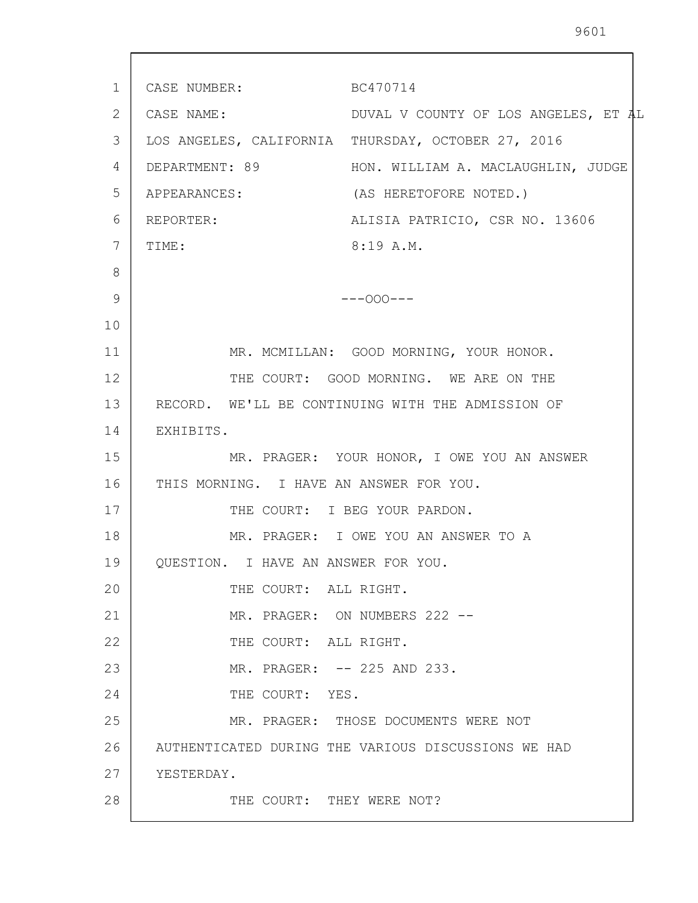CASE NUMBER: BC470714

CASE NAME: DUVAL V COUNTY OF LOS ANGELES, ET AL

LOS ANGELES, CALIFORNIA THURSDAY, OCTOBER 27, 2016

DEPARTMENT: 89 HON. WILLIAM A. MACLAUGHLIN, JUDGE

APPEARANCES: (AS HERETOFORE NOTED.)

REPORTER: ALISIA PATRICIO, CSR NO. 13606

TIME: 8:19 A.M.

---OOO---

MR. MCMILLAN: GOOD MORNING, YOUR HONOR.

THE COURT: GOOD MORNING. WE ARE ON THE RECORD. WE'LL BE CONTINUING WITH THE ADMISSION OF EXHIBITS.

MR. PRAGER: YOUR HONOR, I OWE YOU AN ANSWER THIS MORNING. I HAVE AN ANSWER FOR YOU.

THE COURT: I BEG YOUR PARDON.

MR. PRAGER: I OWE YOU AN ANSWER TO A QUESTION. I HAVE AN ANSWER FOR YOU.

THE COURT: ALL RIGHT.

MR. PRAGER: ON NUMBERS 222 --

THE COURT: ALL RIGHT.

MR. PRAGER: -- 225 AND 233.

THE COURT: YES.

MR. PRAGER: THOSE DOCUMENTS WERE NOT AUTHENTICATED DURING THE VARIOUS DISCUSSIONS WE HAD YESTERDAY.

THE COURT: THEY WERE NOT?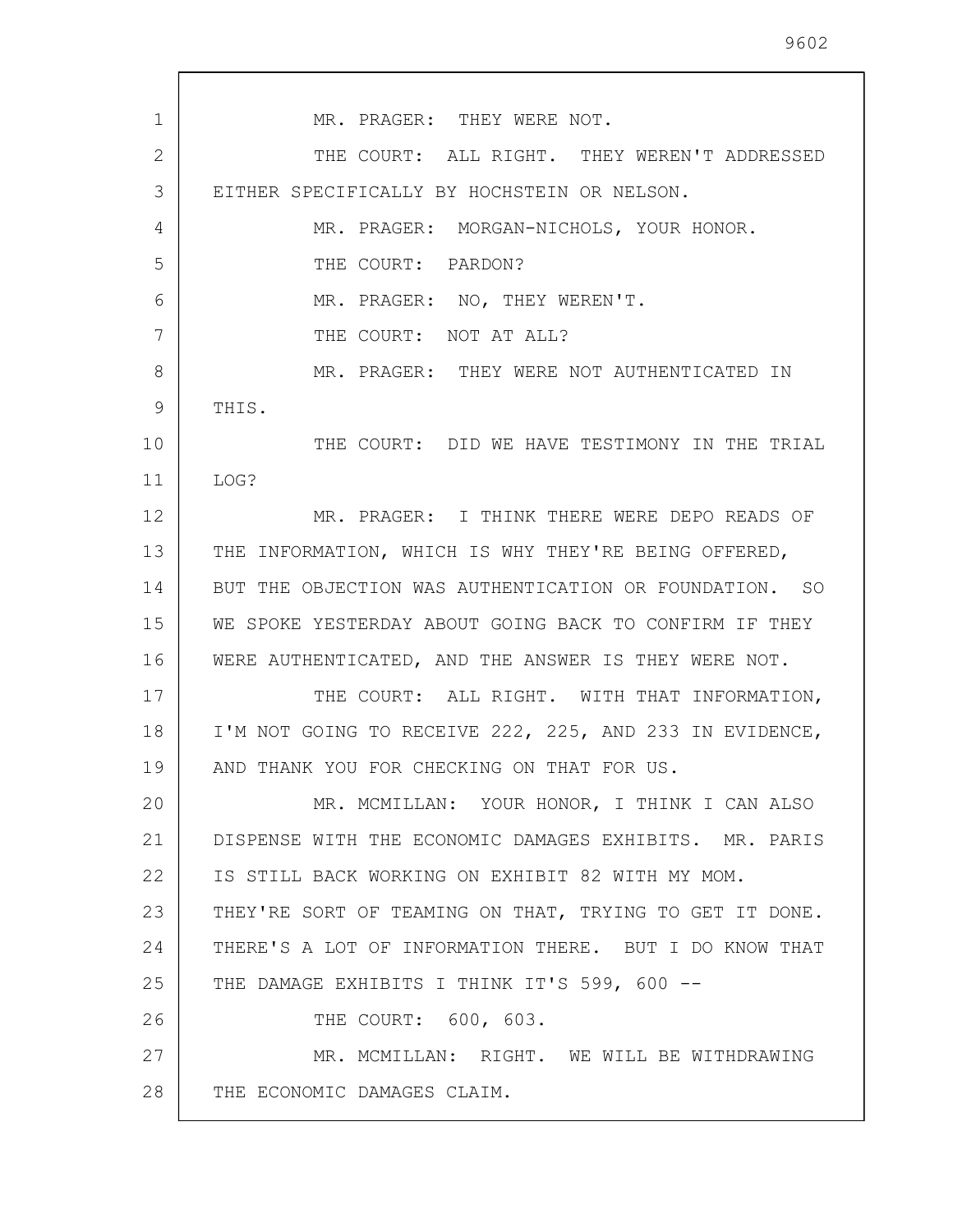MR. PRAGER: THEY WERE NOT.

THE COURT: ALL RIGHT. THEY WEREN'T ADDRESSED EITHER SPECIFICALLY BY HOCHSTEIN OR NELSON.

MR. PRAGER: MORGAN-NICHOLS, YOUR HONOR.

THE COURT: PARDON?

MR. PRAGER: NO, THEY WEREN'T.

THE COURT: NOT AT ALL?

MR. PRAGER: THEY WERE NOT AUTHENTICATED IN THIS.

THE COURT: DID WE HAVE TESTIMONY IN THE TRIAL LOG?

MR. PRAGER: I THINK THERE WERE DEPO READS OF THE INFORMATION, WHICH IS WHY THEY'RE BEING OFFERED, BUT THE OBJECTION WAS AUTHENTICATION OR FOUNDATION. SO WE SPOKE YESTERDAY ABOUT GOING BACK TO CONFIRM IF THEY WERE AUTHENTICATED, AND THE ANSWER IS THEY WERE NOT.

THE COURT: ALL RIGHT. WITH THAT INFORMATION, I'M NOT GOING TO RECEIVE 222, 225, AND 233 IN EVIDENCE, AND THANK YOU FOR CHECKING ON THAT FOR US.

MR. MCMILLAN: YOUR HONOR, I THINK I CAN ALSO DISPENSE WITH THE ECONOMIC DAMAGES EXHIBITS. MR. PARIS IS STILL BACK WORKING ON EXHIBIT 82 WITH MY MOM. THEY'RE SORT OF TEAMING ON THAT, TRYING TO GET IT DONE. THERE'S A LOT OF INFORMATION THERE. BUT I DO KNOW THAT THE DAMAGE EXHIBITS I THINK IT'S 599, 600 --

THE COURT: 600, 603.

MR. MCMILLAN: RIGHT. WE WILL BE WITHDRAWING THE ECONOMIC DAMAGES CLAIM.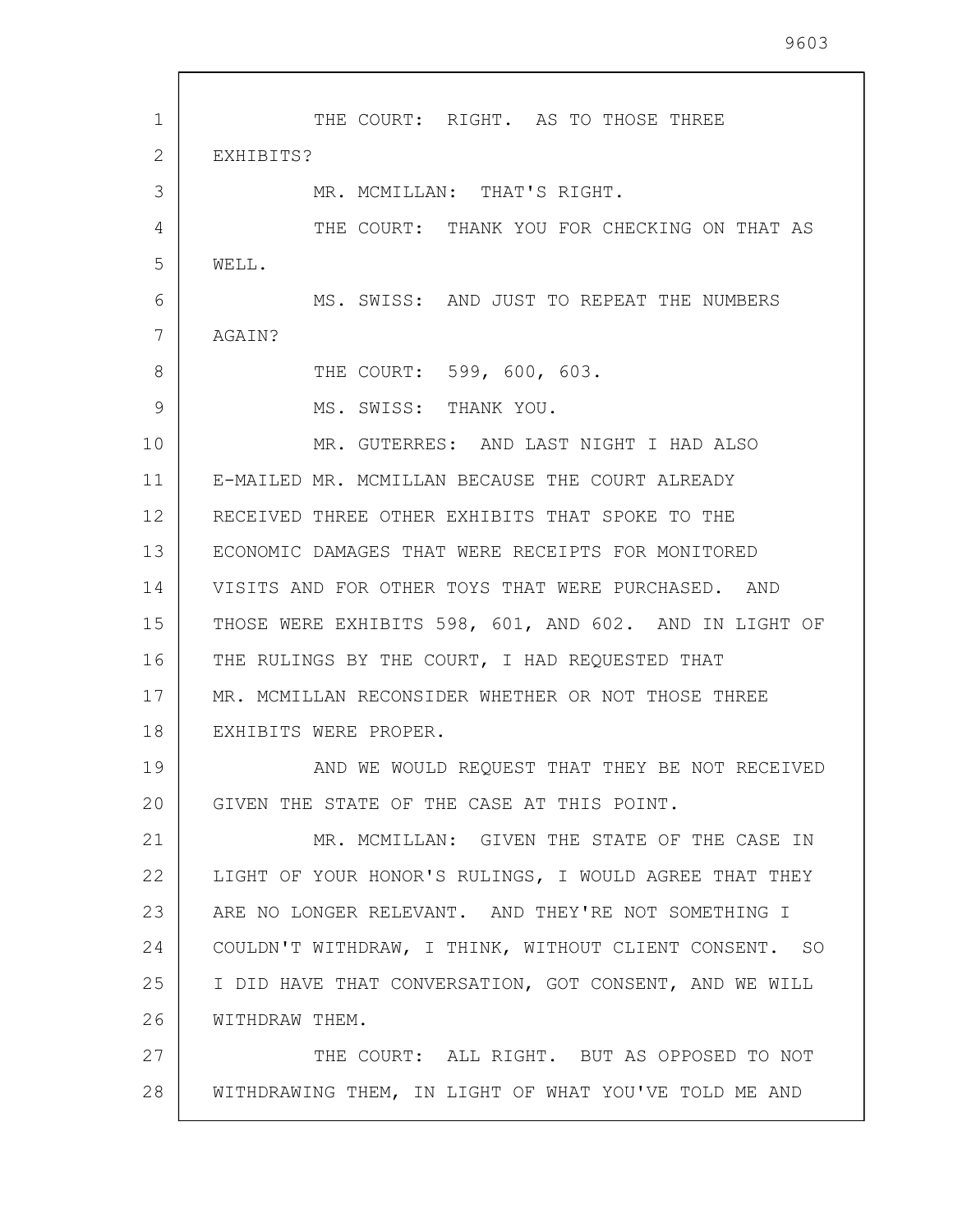THE COURT: RIGHT. AS TO THOSE THREE EXHIBITS?

MR. MCMILLAN: THAT'S RIGHT.

THE COURT: THANK YOU FOR CHECKING ON THAT AS WELL.

MS. SWISS: AND JUST TO REPEAT THE NUMBERS AGAIN?

THE COURT: 599, 600, 603.

MS. SWISS: THANK YOU.

MR. GUTERRES: AND LAST NIGHT I HAD ALSO E-MAILED MR. MCMILLAN BECAUSE THE COURT ALREADY RECEIVED THREE OTHER EXHIBITS THAT SPOKE TO THE ECONOMIC DAMAGES THAT WERE RECEIPTS FOR MONITORED VISITS AND FOR OTHER TOYS THAT WERE PURCHASED. AND THOSE WERE EXHIBITS 598, 601, AND 602. AND IN LIGHT OF THE RULINGS BY THE COURT, I HAD REQUESTED THAT MR. MCMILLAN RECONSIDER WHETHER OR NOT THOSE THREE EXHIBITS WERE PROPER.

AND WE WOULD REQUEST THAT THEY BE NOT RECEIVED GIVEN THE STATE OF THE CASE AT THIS POINT.

MR. MCMILLAN: GIVEN THE STATE OF THE CASE IN LIGHT OF YOUR HONOR'S RULINGS, I WOULD AGREE THAT THEY ARE NO LONGER RELEVANT. AND THEY'RE NOT SOMETHING I COULDN'T WITHDRAW, I THINK, WITHOUT CLIENT CONSENT. SO I DID HAVE THAT CONVERSATION, GOT CONSENT, AND WE WILL WITHDRAW THEM.

THE COURT: ALL RIGHT. BUT AS OPPOSED TO NOT WITHDRAWING THEM, IN LIGHT OF WHAT YOU'VE TOLD ME AND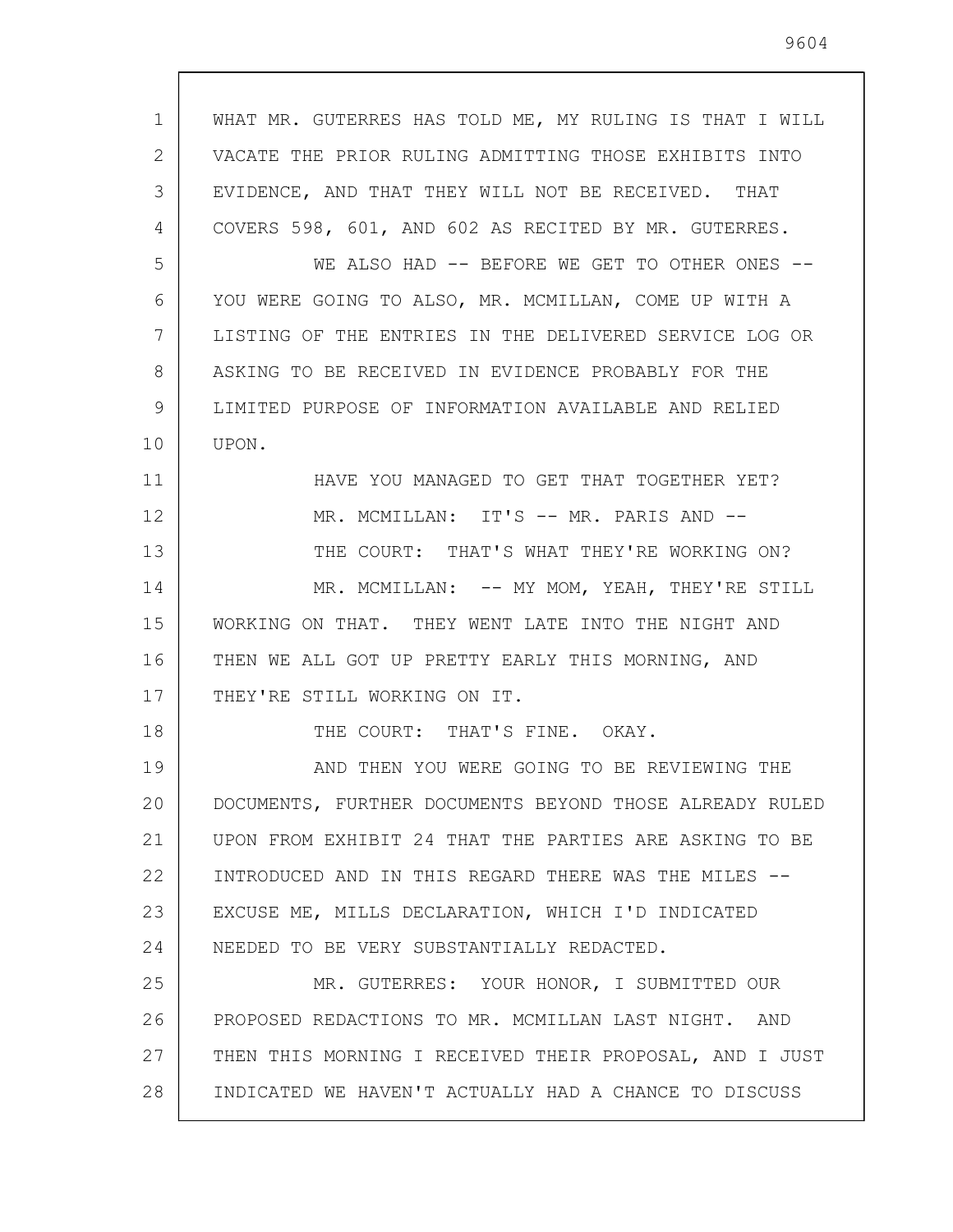WHAT MR. GUTERRES HAS TOLD ME, MY RULING IS THAT I WILL VACATE THE PRIOR RULING ADMITTING THOSE EXHIBITS INTO EVIDENCE, AND THAT THEY WILL NOT BE RECEIVED. THAT COVERS 598, 601, AND 602 AS RECITED BY MR. GUTERRES.

WE ALSO HAD -- BEFORE WE GET TO OTHER ONES -- YOU WERE GOING TO ALSO, MR. MCMILLAN, COME UP WITH A LISTING OF THE ENTRIES IN THE DELIVERED SERVICE LOG OR ASKING TO BE RECEIVED IN EVIDENCE PROBABLY FOR THE LIMITED PURPOSE OF INFORMATION AVAILABLE AND RELIED UPON.

HAVE YOU MANAGED TO GET THAT TOGETHER YET?

MR. MCMILLAN: IT'S -- MR. PARIS AND --

THE COURT: THAT'S WHAT THEY'RE WORKING ON?

MR. MCMILLAN: -- MY MOM, YEAH, THEY'RE STILL WORKING ON THAT. THEY WENT LATE INTO THE NIGHT AND THEN WE ALL GOT UP PRETTY EARLY THIS MORNING, AND THEY'RE STILL WORKING ON IT.

THE COURT: THAT'S FINE. OKAY.

AND THEN YOU WERE GOING TO BE REVIEWING THE DOCUMENTS, FURTHER DOCUMENTS BEYOND THOSE ALREADY RULED UPON FROM EXHIBIT 24 THAT THE PARTIES ARE ASKING TO BE INTRODUCED AND IN THIS REGARD THERE WAS THE MILES -- EXCUSE ME, MILLS DECLARATION, WHICH I'D INDICATED NEEDED TO BE VERY SUBSTANTIALLY REDACTED.

MR. GUTERRES: YOUR HONOR, I SUBMITTED OUR PROPOSED REDACTIONS TO MR. MCMILLAN LAST NIGHT. AND THEN THIS MORNING I RECEIVED THEIR PROPOSAL, AND I JUST INDICATED WE HAVEN'T ACTUALLY HAD A CHANCE TO DISCUSS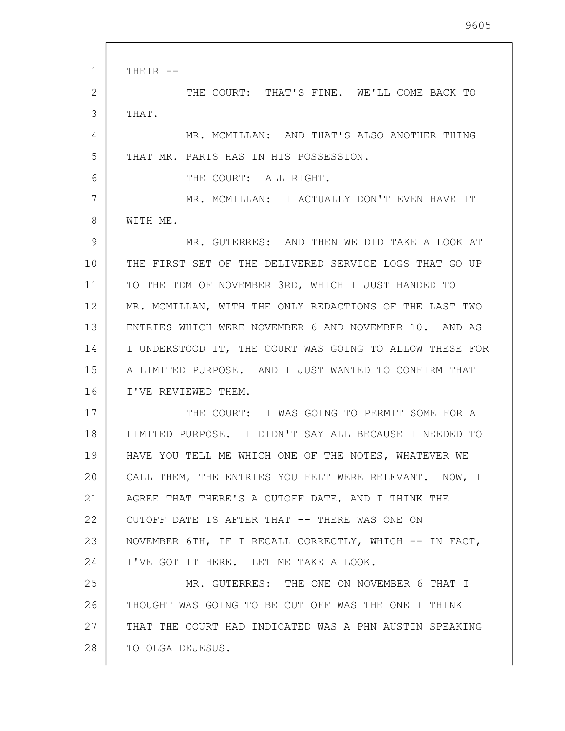THEIR --

THE COURT: THAT'S FINE. WE'LL COME BACK TO THAT.

MR. MCMILLAN: AND THAT'S ALSO ANOTHER THING THAT MR. PARIS HAS IN HIS POSSESSION.

THE COURT: ALL RIGHT.

MR. MCMILLAN: I ACTUALLY DON'T EVEN HAVE IT WITH ME.

MR. GUTERRES: AND THEN WE DID TAKE A LOOK AT THE FIRST SET OF THE DELIVERED SERVICE LOGS THAT GO UP TO THE TDM OF NOVEMBER 3RD, WHICH I JUST HANDED TO MR. MCMILLAN, WITH THE ONLY REDACTIONS OF THE LAST TWO ENTRIES WHICH WERE NOVEMBER 6 AND NOVEMBER 10. AND AS I UNDERSTOOD IT, THE COURT WAS GOING TO ALLOW THESE FOR A LIMITED PURPOSE. AND I JUST WANTED TO CONFIRM THAT I'VE REVIEWED THEM.

THE COURT: I WAS GOING TO PERMIT SOME FOR A LIMITED PURPOSE. I DIDN'T SAY ALL BECAUSE I NEEDED TO HAVE YOU TELL ME WHICH ONE OF THE NOTES, WHATEVER WE CALL THEM, THE ENTRIES YOU FELT WERE RELEVANT. NOW, I AGREE THAT THERE'S A CUTOFF DATE, AND I THINK THE CUTOFF DATE IS AFTER THAT -- THERE WAS ONE ON NOVEMBER 6TH, IF I RECALL CORRECTLY, WHICH -- IN FACT, I'VE GOT IT HERE. LET ME TAKE A LOOK.

MR. GUTERRES: THE ONE ON NOVEMBER 6 THAT I THOUGHT WAS GOING TO BE CUT OFF WAS THE ONE I THINK THAT THE COURT HAD INDICATED WAS A PHN AUSTIN SPEAKING TO OLGA DEJESUS.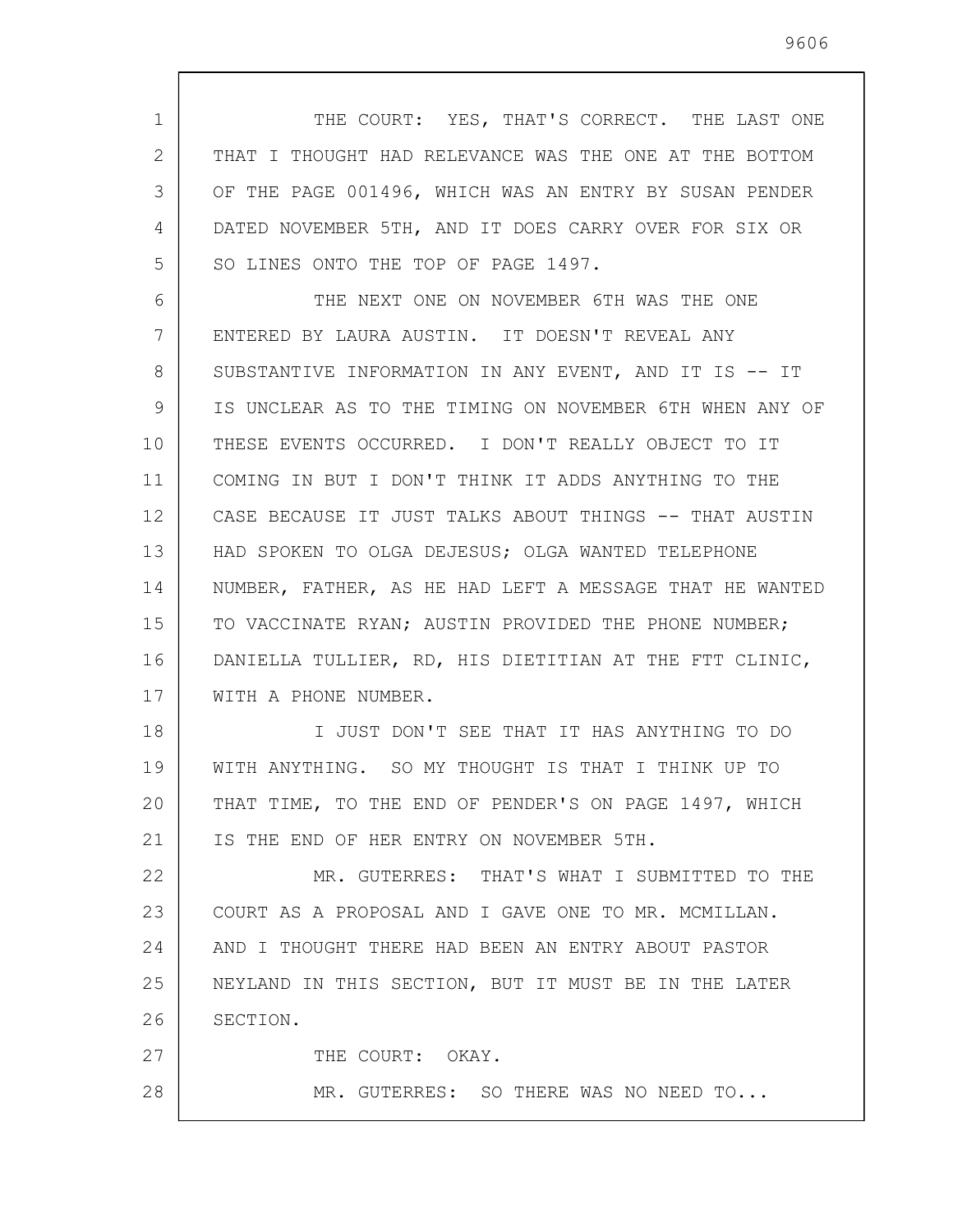THE COURT: YES, THAT'S CORRECT. THE LAST ONE THAT I THOUGHT HAD RELEVANCE WAS THE ONE AT THE BOTTOM OF THE PAGE 001496, WHICH WAS AN ENTRY BY SUSAN PENDER DATED NOVEMBER 5TH, AND IT DOES CARRY OVER FOR SIX OR SO LINES ONTO THE TOP OF PAGE 1497.

THE NEXT ONE ON NOVEMBER 6TH WAS THE ONE ENTERED BY LAURA AUSTIN. IT DOESN'T REVEAL ANY SUBSTANTIVE INFORMATION IN ANY EVENT, AND IT IS -- IT IS UNCLEAR AS TO THE TIMING ON NOVEMBER 6TH WHEN ANY OF THESE EVENTS OCCURRED. I DON'T REALLY OBJECT TO IT COMING IN BUT I DON'T THINK IT ADDS ANYTHING TO THE CASE BECAUSE IT JUST TALKS ABOUT THINGS -- THAT AUSTIN HAD SPOKEN TO OLGA DEJESUS; OLGA WANTED TELEPHONE NUMBER, FATHER, AS HE HAD LEFT A MESSAGE THAT HE WANTED TO VACCINATE RYAN; AUSTIN PROVIDED THE PHONE NUMBER; DANIELLA TULLIER, RD, HIS DIETITIAN AT THE FTT CLINIC, WITH A PHONE NUMBER.

I JUST DON'T SEE THAT IT HAS ANYTHING TO DO WITH ANYTHING. SO MY THOUGHT IS THAT I THINK UP TO THAT TIME, TO THE END OF PENDER'S ON PAGE 1497, WHICH IS THE END OF HER ENTRY ON NOVEMBER 5TH.

MR. GUTERRES: THAT'S WHAT I SUBMITTED TO THE COURT AS A PROPOSAL AND I GAVE ONE TO MR. MCMILLAN. AND I THOUGHT THERE HAD BEEN AN ENTRY ABOUT PASTOR NEYLAND IN THIS SECTION, BUT IT MUST BE IN THE LATER SECTION.

THE COURT: OKAY.

MR. GUTERRES: SO THERE WAS NO NEED TO...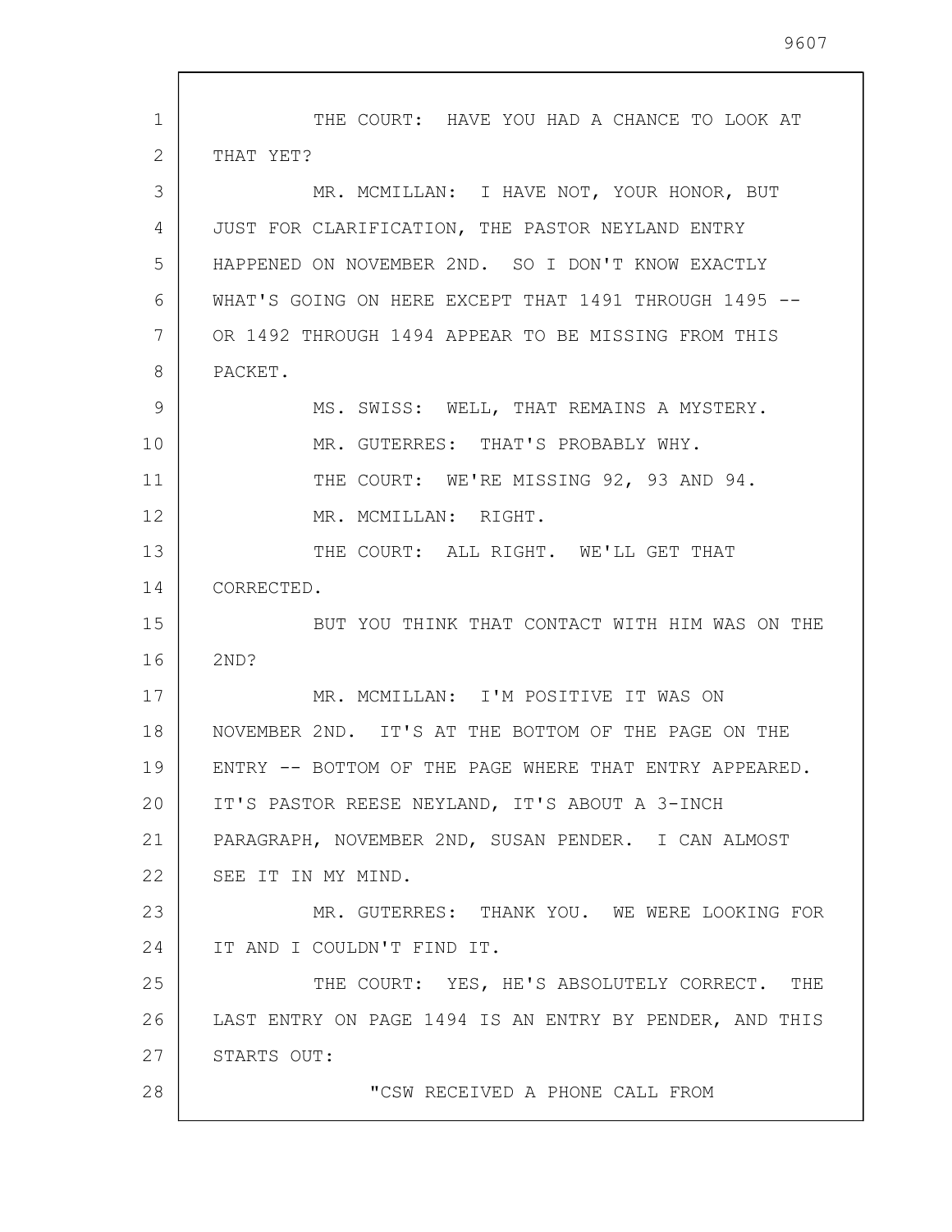THE COURT: HAVE YOU HAD A CHANCE TO LOOK AT THAT YET?

MR. MCMILLAN: I HAVE NOT, YOUR HONOR, BUT JUST FOR CLARIFICATION, THE PASTOR NEYLAND ENTRY HAPPENED ON NOVEMBER 2ND. SO I DON'T KNOW EXACTLY WHAT'S GOING ON HERE EXCEPT THAT 1491 THROUGH 1495 -- OR 1492 THROUGH 1494 APPEAR TO BE MISSING FROM THIS PACKET.

MS. SWISS: WELL, THAT REMAINS A MYSTERY.

MR. GUTERRES: THAT'S PROBABLY WHY.

THE COURT: WE'RE MISSING 92, 93 AND 94.

MR. MCMILLAN: RIGHT.

THE COURT: ALL RIGHT. WE'LL GET THAT CORRECTED.

BUT YOU THINK THAT CONTACT WITH HIM WAS ON THE 2ND?

MR. MCMILLAN: I'M POSITIVE IT WAS ON NOVEMBER 2ND. IT'S AT THE BOTTOM OF THE PAGE ON THE ENTRY -- BOTTOM OF THE PAGE WHERE THAT ENTRY APPEARED. IT'S PASTOR REESE NEYLAND, IT'S ABOUT A 3-INCH PARAGRAPH, NOVEMBER 2ND, SUSAN PENDER. I CAN ALMOST SEE IT IN MY MIND.

MR. GUTERRES: THANK YOU. WE WERE LOOKING FOR IT AND I COULDN'T FIND IT.

THE COURT: YES, HE'S ABSOLUTELY CORRECT. THE LAST ENTRY ON PAGE 1494 IS AN ENTRY BY PENDER, AND THIS STARTS OUT:

"CSW RECEIVED A PHONE CALL FROM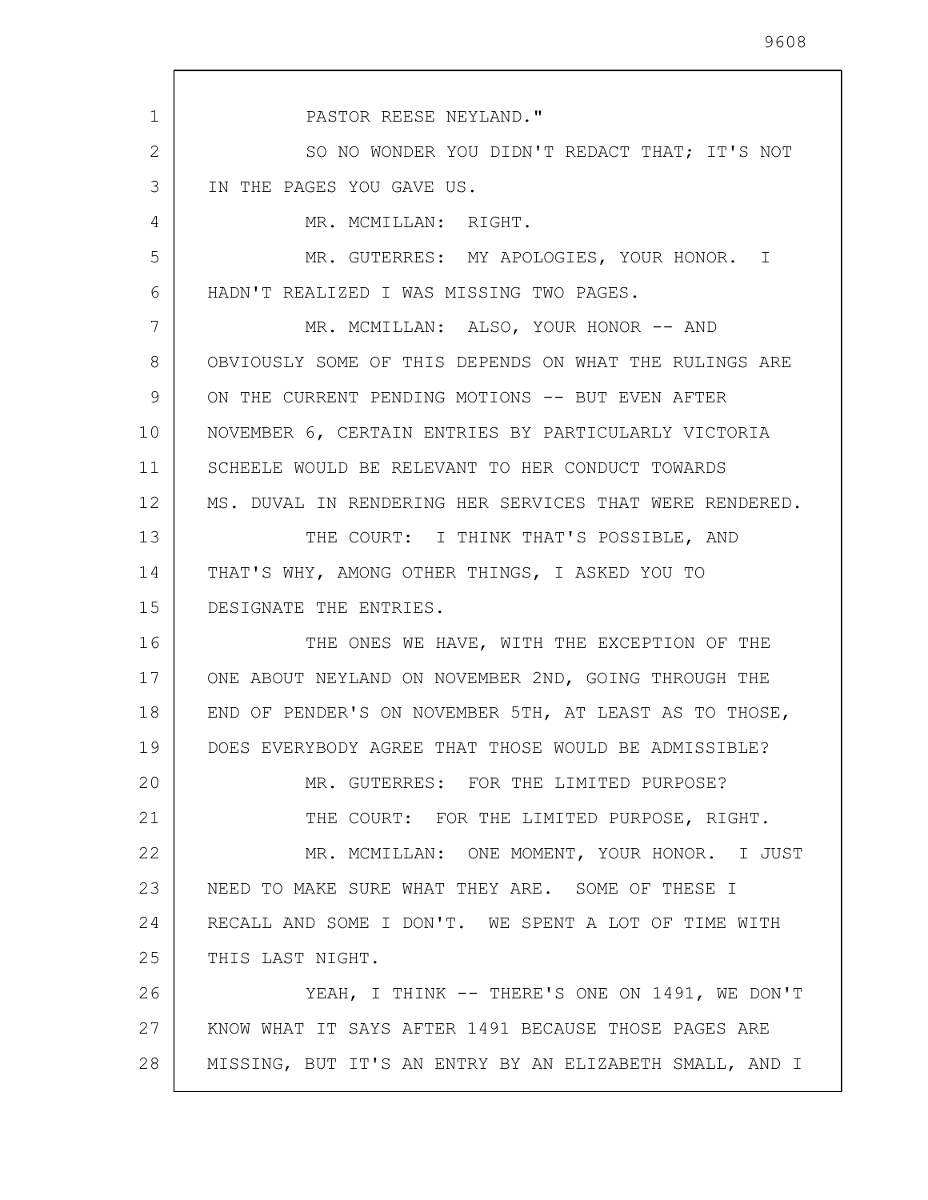PASTOR REESE NEYLAND."

SO NO WONDER YOU DIDN'T REDACT THAT; IT'S NOT IN THE PAGES YOU GAVE US.

MR. MCMILLAN: RIGHT.

MR. GUTERRES: MY APOLOGIES, YOUR HONOR. I HADN'T REALIZED I WAS MISSING TWO PAGES.

MR. MCMILLAN: ALSO, YOUR HONOR -- AND OBVIOUSLY SOME OF THIS DEPENDS ON WHAT THE RULINGS ARE ON THE CURRENT PENDING MOTIONS -- BUT EVEN AFTER NOVEMBER 6, CERTAIN ENTRIES BY PARTICULARLY VICTORIA SCHEELE WOULD BE RELEVANT TO HER CONDUCT TOWARDS MS. DUVAL IN RENDERING HER SERVICES THAT WERE RENDERED.

THE COURT: I THINK THAT'S POSSIBLE, AND THAT'S WHY, AMONG OTHER THINGS, I ASKED YOU TO DESIGNATE THE ENTRIES.

THE ONES WE HAVE, WITH THE EXCEPTION OF THE ONE ABOUT NEYLAND ON NOVEMBER 2ND, GOING THROUGH THE END OF PENDER'S ON NOVEMBER 5TH, AT LEAST AS TO THOSE, DOES EVERYBODY AGREE THAT THOSE WOULD BE ADMISSIBLE?

MR. GUTERRES: FOR THE LIMITED PURPOSE?

THE COURT: FOR THE LIMITED PURPOSE, RIGHT.

MR. MCMILLAN: ONE MOMENT, YOUR HONOR. I JUST NEED TO MAKE SURE WHAT THEY ARE. SOME OF THESE I RECALL AND SOME I DON'T. WE SPENT A LOT OF TIME WITH THIS LAST NIGHT.

YEAH, I THINK -- THERE'S ONE ON 1491, WE DON'T KNOW WHAT IT SAYS AFTER 1491 BECAUSE THOSE PAGES ARE MISSING, BUT IT'S AN ENTRY BY AN ELIZABETH SMALL, AND I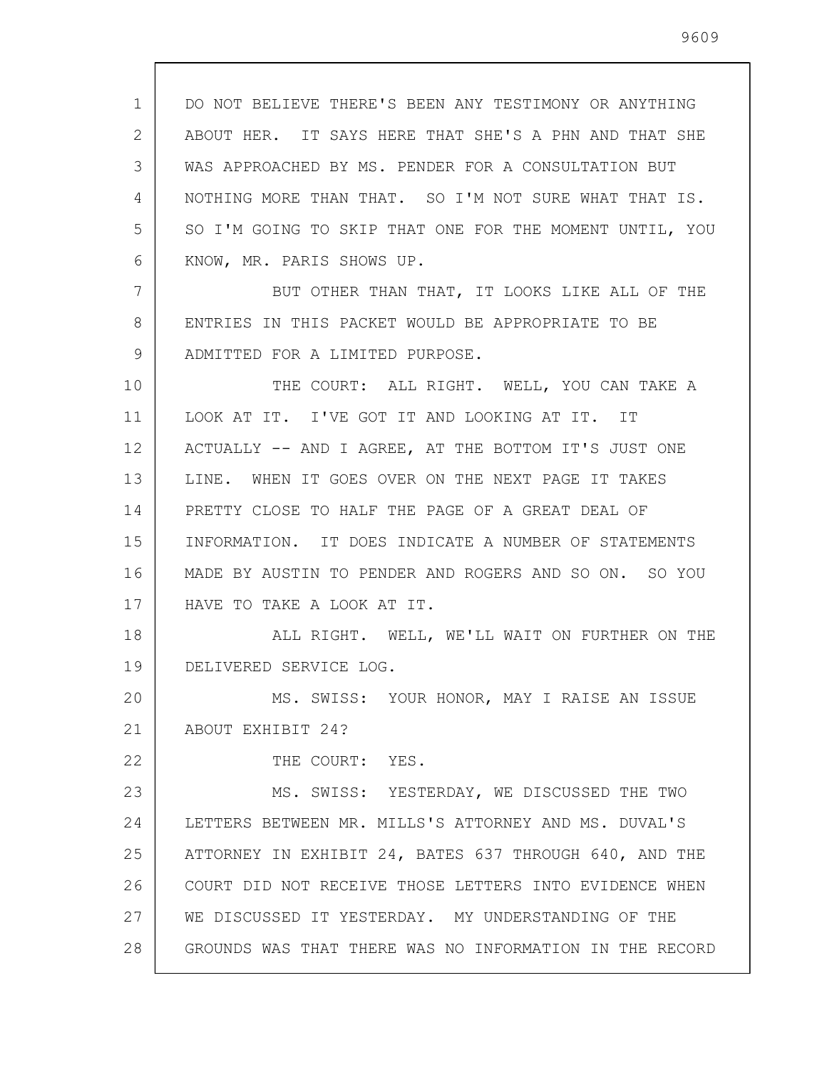DO NOT BELIEVE THERE'S BEEN ANY TESTIMONY OR ANYTHING ABOUT HER. IT SAYS HERE THAT SHE'S A PHN AND THAT SHE WAS APPROACHED BY MS. PENDER FOR A CONSULTATION BUT NOTHING MORE THAN THAT. SO I'M NOT SURE WHAT THAT IS. SO I'M GOING TO SKIP THAT ONE FOR THE MOMENT UNTIL, YOU KNOW, MR. PARIS SHOWS UP.

BUT OTHER THAN THAT, IT LOOKS LIKE ALL OF THE ENTRIES IN THIS PACKET WOULD BE APPROPRIATE TO BE ADMITTED FOR A LIMITED PURPOSE.

THE COURT: ALL RIGHT. WELL, YOU CAN TAKE A LOOK AT IT. I'VE GOT IT AND LOOKING AT IT. IT ACTUALLY -- AND I AGREE, AT THE BOTTOM IT'S JUST ONE LINE. WHEN IT GOES OVER ON THE NEXT PAGE IT TAKES PRETTY CLOSE TO HALF THE PAGE OF A GREAT DEAL OF INFORMATION. IT DOES INDICATE A NUMBER OF STATEMENTS MADE BY AUSTIN TO PENDER AND ROGERS AND SO ON. SO YOU HAVE TO TAKE A LOOK AT IT.

ALL RIGHT. WELL, WE'LL WAIT ON FURTHER ON THE DELIVERED SERVICE LOG.

MS. SWISS: YOUR HONOR, MAY I RAISE AN ISSUE ABOUT EXHIBIT 24?

THE COURT: YES.

MS. SWISS: YESTERDAY, WE DISCUSSED THE TWO LETTERS BETWEEN MR. MILLS'S ATTORNEY AND MS. DUVAL'S ATTORNEY IN EXHIBIT 24, BATES 637 THROUGH 640, AND THE COURT DID NOT RECEIVE THOSE LETTERS INTO EVIDENCE WHEN WE DISCUSSED IT YESTERDAY. MY UNDERSTANDING OF THE GROUNDS WAS THAT THERE WAS NO INFORMATION IN THE RECORD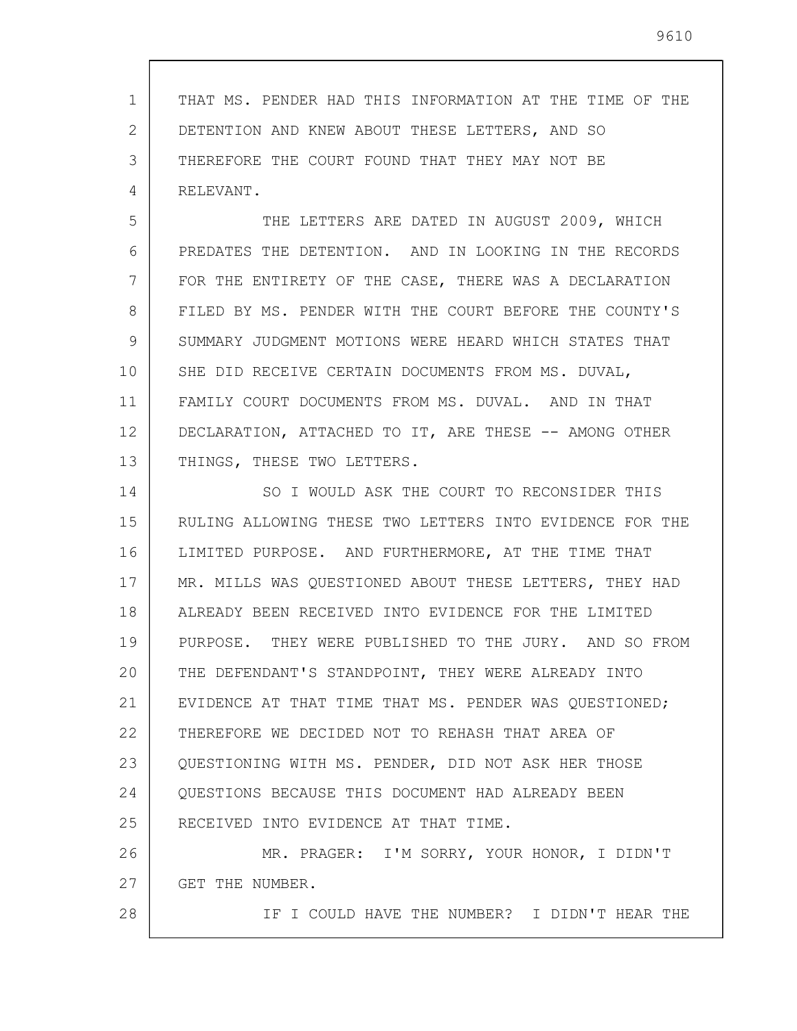THAT MS. PENDER HAD THIS INFORMATION AT THE TIME OF THE DETENTION AND KNEW ABOUT THESE LETTERS, AND SO THEREFORE THE COURT FOUND THAT THEY MAY NOT BE RELEVANT.

THE LETTERS ARE DATED IN AUGUST 2009, WHICH PREDATES THE DETENTION. AND IN LOOKING IN THE RECORDS FOR THE ENTIRETY OF THE CASE, THERE WAS A DECLARATION FILED BY MS. PENDER WITH THE COURT BEFORE THE COUNTY'S SUMMARY JUDGMENT MOTIONS WERE HEARD WHICH STATES THAT SHE DID RECEIVE CERTAIN DOCUMENTS FROM MS. DUVAL, FAMILY COURT DOCUMENTS FROM MS. DUVAL. AND IN THAT DECLARATION, ATTACHED TO IT, ARE THESE -- AMONG OTHER THINGS, THESE TWO LETTERS.

SO I WOULD ASK THE COURT TO RECONSIDER THIS RULING ALLOWING THESE TWO LETTERS INTO EVIDENCE FOR THE LIMITED PURPOSE. AND FURTHERMORE, AT THE TIME THAT MR. MILLS WAS QUESTIONED ABOUT THESE LETTERS, THEY HAD ALREADY BEEN RECEIVED INTO EVIDENCE FOR THE LIMITED PURPOSE. THEY WERE PUBLISHED TO THE JURY. AND SO FROM THE DEFENDANT'S STANDPOINT, THEY WERE ALREADY INTO EVIDENCE AT THAT TIME THAT MS. PENDER WAS QUESTIONED; THEREFORE WE DECIDED NOT TO REHASH THAT AREA OF QUESTIONING WITH MS. PENDER, DID NOT ASK HER THOSE QUESTIONS BECAUSE THIS DOCUMENT HAD ALREADY BEEN RECEIVED INTO EVIDENCE AT THAT TIME.

MR. PRAGER: I'M SORRY, YOUR HONOR, I DIDN'T GET THE NUMBER.

IF I COULD HAVE THE NUMBER? I DIDN'T HEAR THE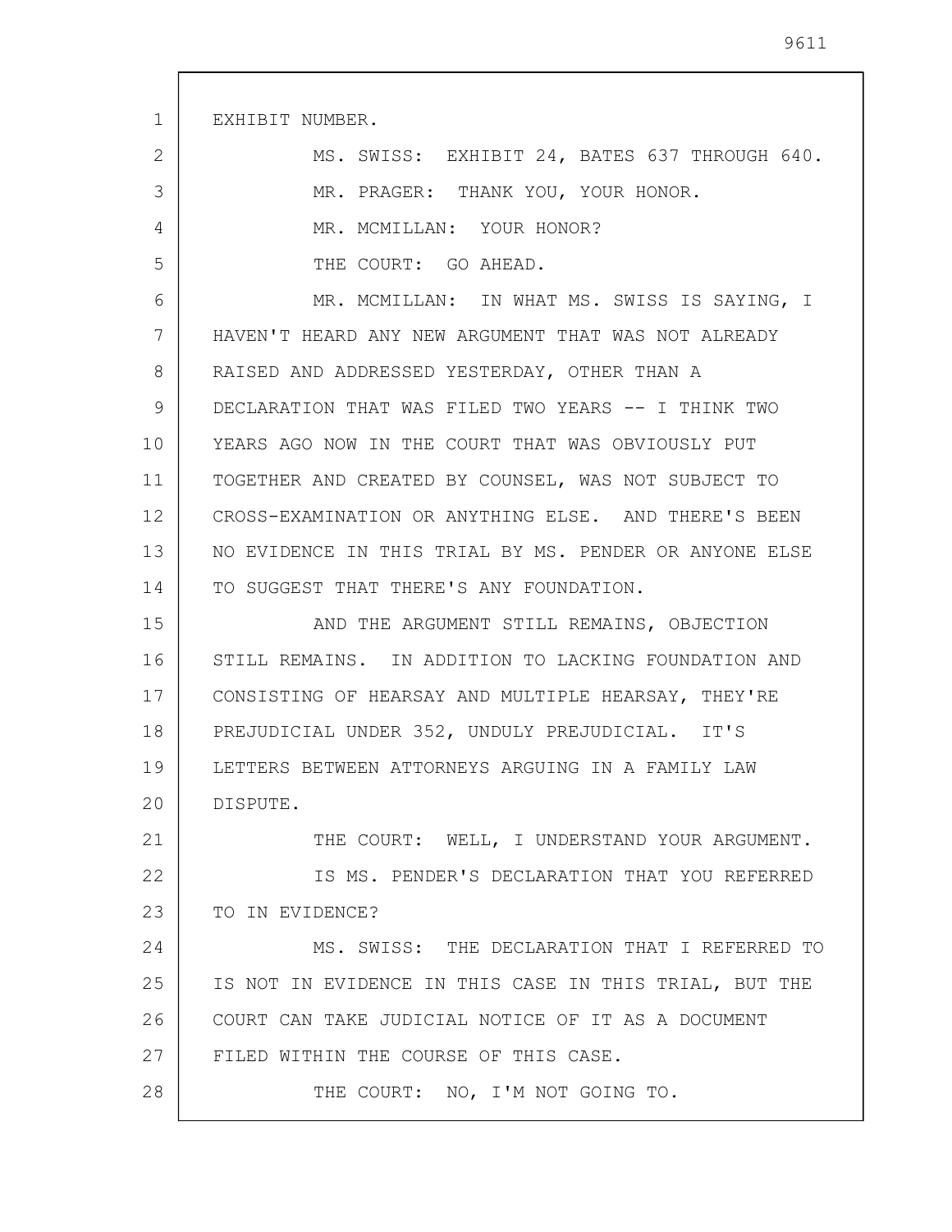EXHIBIT NUMBER.

MS. SWISS: EXHIBIT 24, BATES 637 THROUGH 640.

MR. PRAGER: THANK YOU, YOUR HONOR.

MR. MCMILLAN: YOUR HONOR?

THE COURT: GO AHEAD.

MR. MCMILLAN: IN WHAT MS. SWISS IS SAYING, I HAVEN'T HEARD ANY NEW ARGUMENT THAT WAS NOT ALREADY RAISED AND ADDRESSED YESTERDAY, OTHER THAN A DECLARATION THAT WAS FILED TWO YEARS -- I THINK TWO YEARS AGO NOW IN THE COURT THAT WAS OBVIOUSLY PUT TOGETHER AND CREATED BY COUNSEL, WAS NOT SUBJECT TO CROSS-EXAMINATION OR ANYTHING ELSE. AND THERE'S BEEN NO EVIDENCE IN THIS TRIAL BY MS. PENDER OR ANYONE ELSE TO SUGGEST THAT THERE'S ANY FOUNDATION.

AND THE ARGUMENT STILL REMAINS, OBJECTION STILL REMAINS. IN ADDITION TO LACKING FOUNDATION AND CONSISTING OF HEARSAY AND MULTIPLE HEARSAY, THEY'RE PREJUDICIAL UNDER 352, UNDULY PREJUDICIAL. IT'S LETTERS BETWEEN ATTORNEYS ARGUING IN A FAMILY LAW DISPUTE.

THE COURT: WELL, I UNDERSTAND YOUR ARGUMENT.

IS MS. PENDER'S DECLARATION THAT YOU REFERRED TO IN EVIDENCE?

MS. SWISS: THE DECLARATION THAT I REFERRED TO IS NOT IN EVIDENCE IN THIS CASE IN THIS TRIAL, BUT THE COURT CAN TAKE JUDICIAL NOTICE OF IT AS A DOCUMENT FILED WITHIN THE COURSE OF THIS CASE.

THE COURT: NO, I'M NOT GOING TO.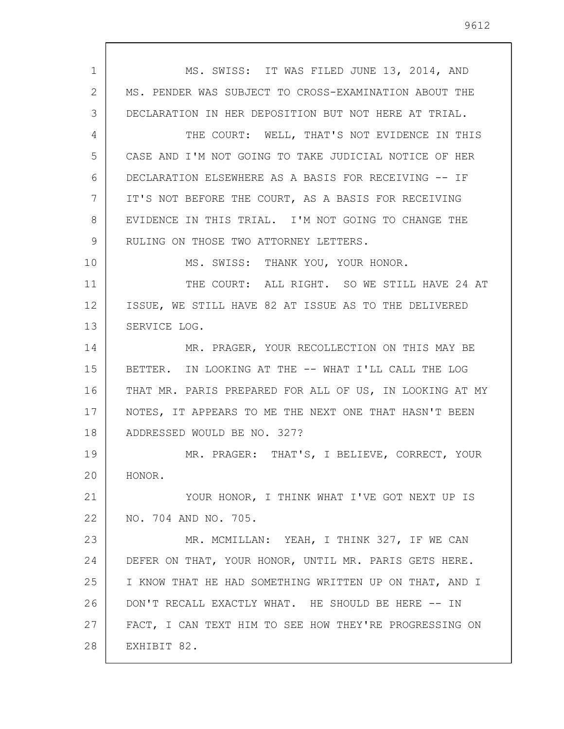MS. SWISS: IT WAS FILED JUNE 13, 2014, AND MS. PENDER WAS SUBJECT TO CROSS-EXAMINATION ABOUT THE DECLARATION IN HER DEPOSITION BUT NOT HERE AT TRIAL.

THE COURT: WELL, THAT'S NOT EVIDENCE IN THIS CASE AND I'M NOT GOING TO TAKE JUDICIAL NOTICE OF HER DECLARATION ELSEWHERE AS A BASIS FOR RECEIVING -- IF IT'S NOT BEFORE THE COURT, AS A BASIS FOR RECEIVING EVIDENCE IN THIS TRIAL. I'M NOT GOING TO CHANGE THE RULING ON THOSE TWO ATTORNEY LETTERS.

MS. SWISS: THANK YOU, YOUR HONOR.

THE COURT: ALL RIGHT. SO WE STILL HAVE 24 AT ISSUE, WE STILL HAVE 82 AT ISSUE AS TO THE DELIVERED SERVICE LOG.

MR. PRAGER, YOUR RECOLLECTION ON THIS MAY BE BETTER. IN LOOKING AT THE -- WHAT I'LL CALL THE LOG THAT MR. PARIS PREPARED FOR ALL OF US, IN LOOKING AT MY NOTES, IT APPEARS TO ME THE NEXT ONE THAT HASN'T BEEN ADDRESSED WOULD BE NO. 327?

MR. PRAGER: THAT'S, I BELIEVE, CORRECT, YOUR HONOR.

YOUR HONOR, I THINK WHAT I'VE GOT NEXT UP IS NO. 704 AND NO. 705.

MR. MCMILLAN: YEAH, I THINK 327, IF WE CAN DEFER ON THAT, YOUR HONOR, UNTIL MR. PARIS GETS HERE. I KNOW THAT HE HAD SOMETHING WRITTEN UP ON THAT, AND I DON'T RECALL EXACTLY WHAT. HE SHOULD BE HERE -- IN FACT, I CAN TEXT HIM TO SEE HOW THEY'RE PROGRESSING ON EXHIBIT 82.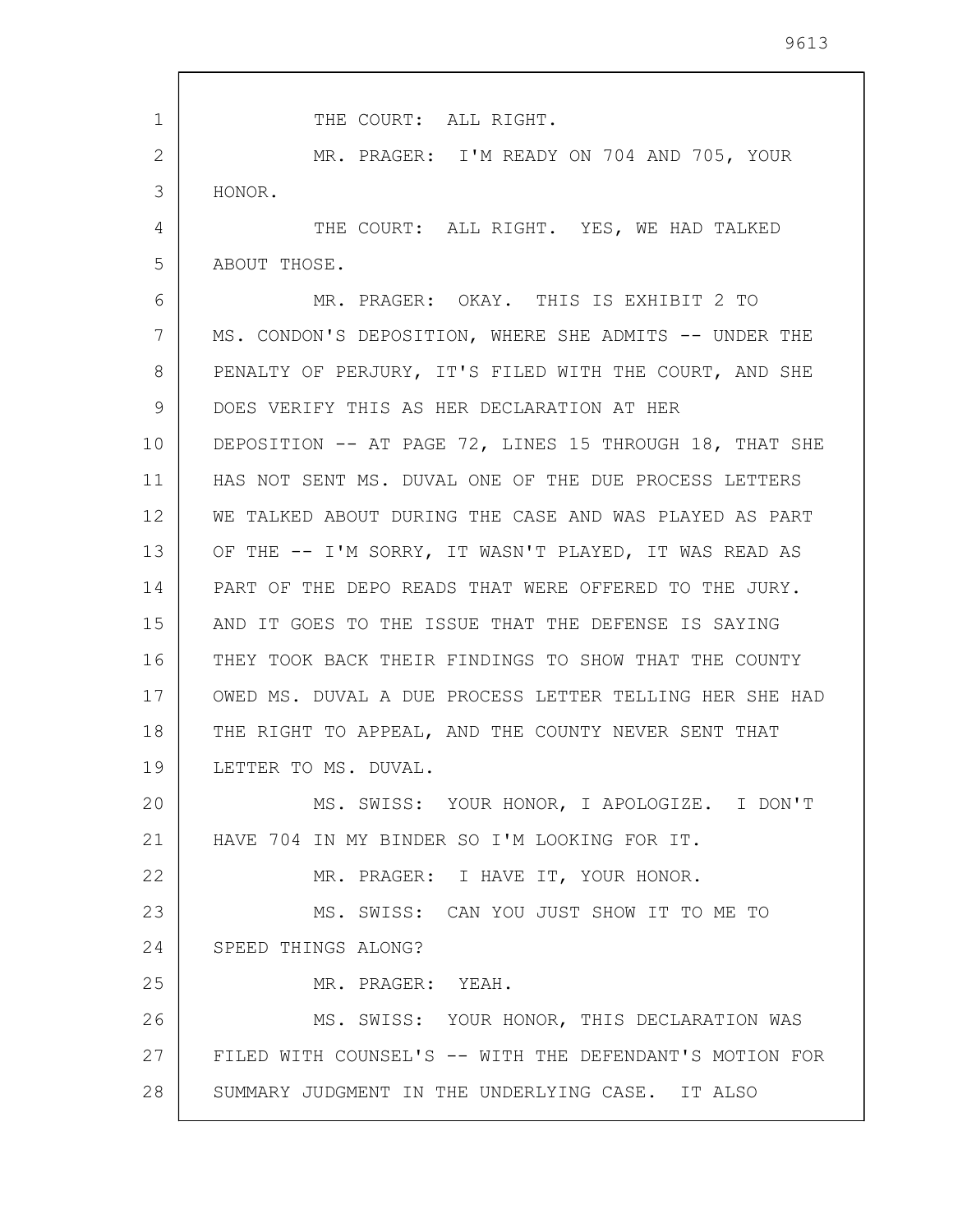THE COURT: ALL RIGHT.

MR. PRAGER: I'M READY ON 704 AND 705, YOUR HONOR.

THE COURT: ALL RIGHT. YES, WE HAD TALKED ABOUT THOSE.

MR. PRAGER: OKAY. THIS IS EXHIBIT 2 TO MS. CONDON'S DEPOSITION, WHERE SHE ADMITS -- UNDER THE PENALTY OF PERJURY, IT'S FILED WITH THE COURT, AND SHE DOES VERIFY THIS AS HER DECLARATION AT HER DEPOSITION -- AT PAGE 72, LINES 15 THROUGH 18, THAT SHE HAS NOT SENT MS. DUVAL ONE OF THE DUE PROCESS LETTERS WE TALKED ABOUT DURING THE CASE AND WAS PLAYED AS PART OF THE -- I'M SORRY, IT WASN'T PLAYED, IT WAS READ AS PART OF THE DEPO READS THAT WERE OFFERED TO THE JURY. AND IT GOES TO THE ISSUE THAT THE DEFENSE IS SAYING THEY TOOK BACK THEIR FINDINGS TO SHOW THAT THE COUNTY OWED MS. DUVAL A DUE PROCESS LETTER TELLING HER SHE HAD THE RIGHT TO APPEAL, AND THE COUNTY NEVER SENT THAT LETTER TO MS. DUVAL.

MS. SWISS: YOUR HONOR, I APOLOGIZE. I DON'T HAVE 704 IN MY BINDER SO I'M LOOKING FOR IT.

MR. PRAGER: I HAVE IT, YOUR HONOR.

MS. SWISS: CAN YOU JUST SHOW IT TO ME TO SPEED THINGS ALONG?

MR. PRAGER: YEAH.

MS. SWISS: YOUR HONOR, THIS DECLARATION WAS FILED WITH COUNSEL'S -- WITH THE DEFENDANT'S MOTION FOR SUMMARY JUDGMENT IN THE UNDERLYING CASE. IT ALSO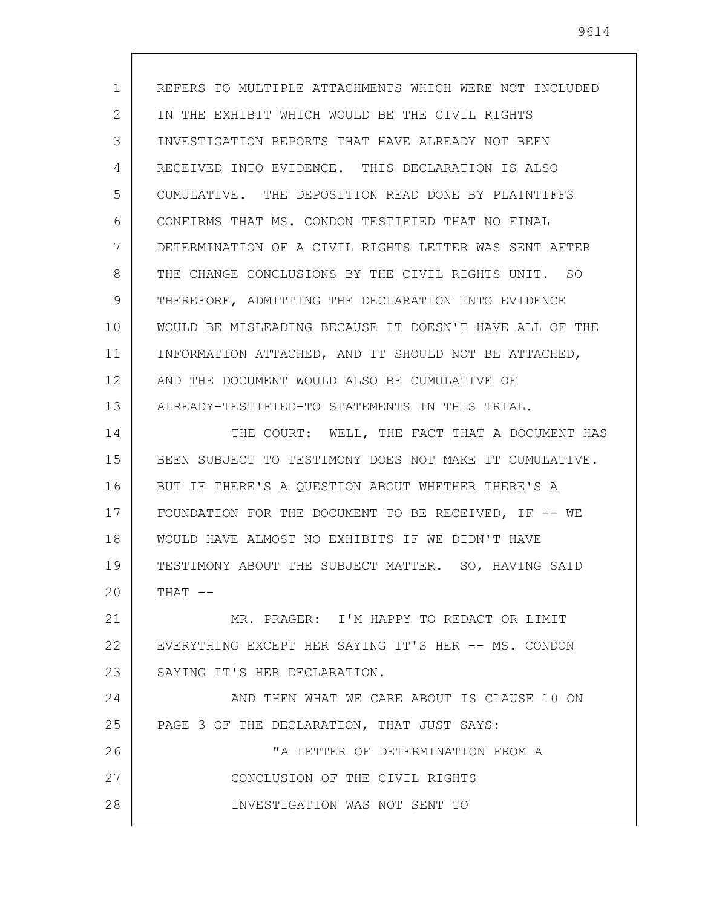REFERS TO MULTIPLE ATTACHMENTS WHICH WERE NOT INCLUDED IN THE EXHIBIT WHICH WOULD BE THE CIVIL RIGHTS INVESTIGATION REPORTS THAT HAVE ALREADY NOT BEEN RECEIVED INTO EVIDENCE. THIS DECLARATION IS ALSO CUMULATIVE. THE DEPOSITION READ DONE BY PLAINTIFFS CONFIRMS THAT MS. CONDON TESTIFIED THAT NO FINAL DETERMINATION OF A CIVIL RIGHTS LETTER WAS SENT AFTER THE CHANGE CONCLUSIONS BY THE CIVIL RIGHTS UNIT. SO THEREFORE, ADMITTING THE DECLARATION INTO EVIDENCE WOULD BE MISLEADING BECAUSE IT DOESN'T HAVE ALL OF THE INFORMATION ATTACHED, AND IT SHOULD NOT BE ATTACHED, AND THE DOCUMENT WOULD ALSO BE CUMULATIVE OF ALREADY-TESTIFIED-TO STATEMENTS IN THIS TRIAL.

THE COURT: WELL, THE FACT THAT A DOCUMENT HAS BEEN SUBJECT TO TESTIMONY DOES NOT MAKE IT CUMULATIVE. BUT IF THERE'S A QUESTION ABOUT WHETHER THERE'S A FOUNDATION FOR THE DOCUMENT TO BE RECEIVED, IF -- WE WOULD HAVE ALMOST NO EXHIBITS IF WE DIDN'T HAVE TESTIMONY ABOUT THE SUBJECT MATTER. SO, HAVING SAID THAT --

MR. PRAGER: I'M HAPPY TO REDACT OR LIMIT EVERYTHING EXCEPT HER SAYING IT'S HER -- MS. CONDON SAYING IT'S HER DECLARATION.

AND THEN WHAT WE CARE ABOUT IS CLAUSE 10 ON PAGE 3 OF THE DECLARATION, THAT JUST SAYS:

"A LETTER OF DETERMINATION FROM A CONCLUSION OF THE CIVIL RIGHTS INVESTIGATION WAS NOT SENT TO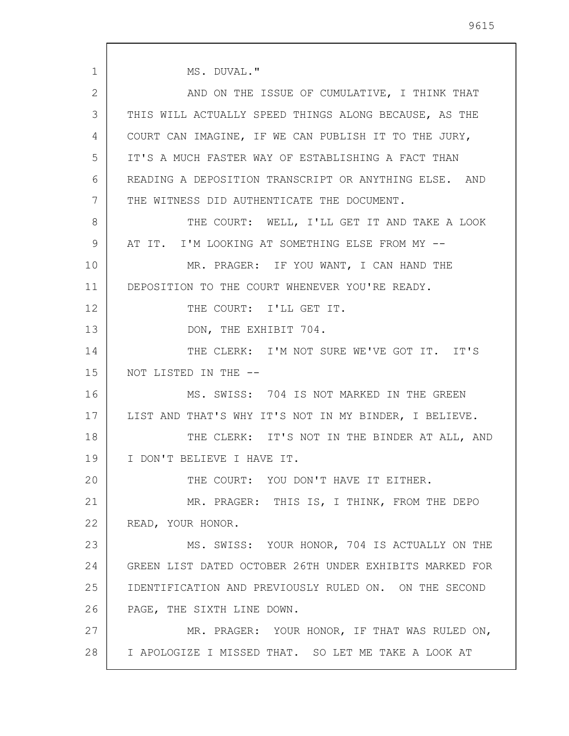MS. DUVAL."

AND ON THE ISSUE OF CUMULATIVE, I THINK THAT THIS WILL ACTUALLY SPEED THINGS ALONG BECAUSE, AS THE COURT CAN IMAGINE, IF WE CAN PUBLISH IT TO THE JURY, IT'S A MUCH FASTER WAY OF ESTABLISHING A FACT THAN READING A DEPOSITION TRANSCRIPT OR ANYTHING ELSE. AND THE WITNESS DID AUTHENTICATE THE DOCUMENT.

THE COURT: WELL, I'LL GET IT AND TAKE A LOOK AT IT. I'M LOOKING AT SOMETHING ELSE FROM MY --

MR. PRAGER: IF YOU WANT, I CAN HAND THE DEPOSITION TO THE COURT WHENEVER YOU'RE READY.

THE COURT: I'LL GET IT.

DON, THE EXHIBIT 704.

THE CLERK: I'M NOT SURE WE'VE GOT IT. IT'S NOT LISTED IN THE --

MS. SWISS: 704 IS NOT MARKED IN THE GREEN LIST AND THAT'S WHY IT'S NOT IN MY BINDER, I BELIEVE.

THE CLERK: IT'S NOT IN THE BINDER AT ALL, AND I DON'T BELIEVE I HAVE IT.

THE COURT: YOU DON'T HAVE IT EITHER.

MR. PRAGER: THIS IS, I THINK, FROM THE DEPO READ, YOUR HONOR.

MS. SWISS: YOUR HONOR, 704 IS ACTUALLY ON THE GREEN LIST DATED OCTOBER 26TH UNDER EXHIBITS MARKED FOR IDENTIFICATION AND PREVIOUSLY RULED ON. ON THE SECOND PAGE, THE SIXTH LINE DOWN.

MR. PRAGER: YOUR HONOR, IF THAT WAS RULED ON, I APOLOGIZE I MISSED THAT. SO LET ME TAKE A LOOK AT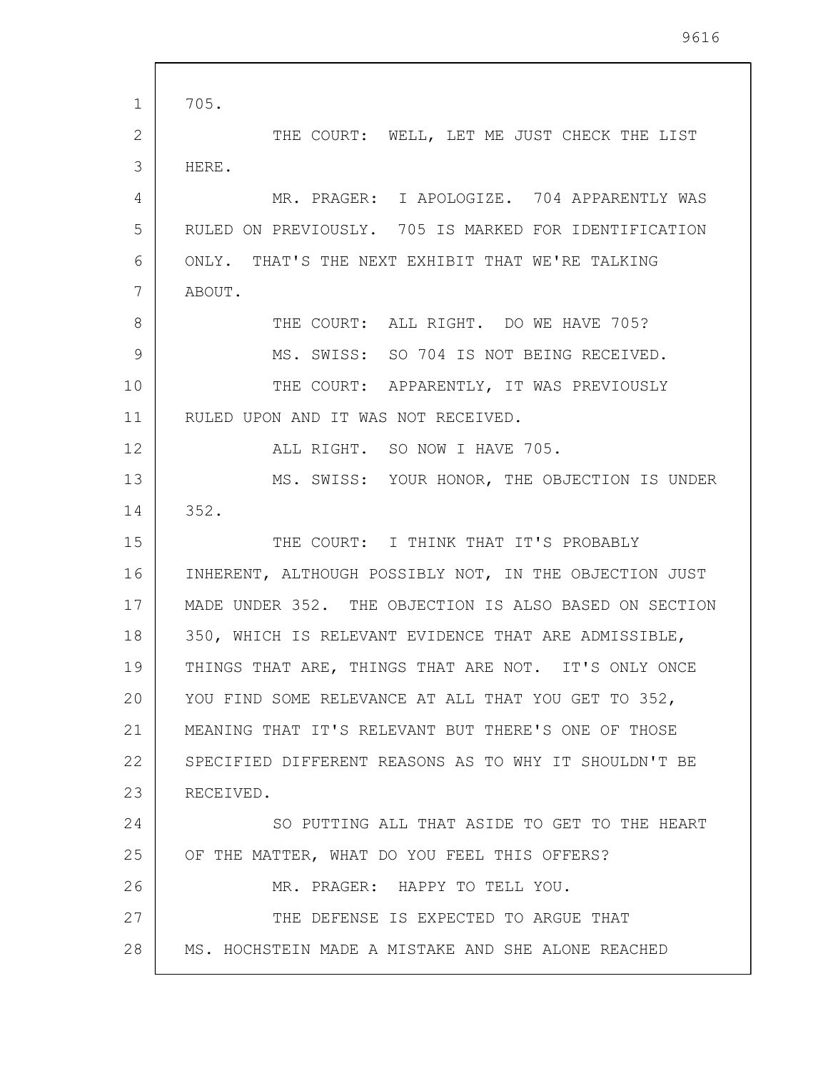705.

THE COURT: WELL, LET ME JUST CHECK THE LIST HERE.

MR. PRAGER: I APOLOGIZE. 704 APPARENTLY WAS RULED ON PREVIOUSLY. 705 IS MARKED FOR IDENTIFICATION ONLY. THAT'S THE NEXT EXHIBIT THAT WE'RE TALKING ABOUT.

THE COURT: ALL RIGHT. DO WE HAVE 705?

MS. SWISS: SO 704 IS NOT BEING RECEIVED.

THE COURT: APPARENTLY, IT WAS PREVIOUSLY RULED UPON AND IT WAS NOT RECEIVED.

ALL RIGHT. SO NOW I HAVE 705.

MS. SWISS: YOUR HONOR, THE OBJECTION IS UNDER 352.

THE COURT: I THINK THAT IT'S PROBABLY INHERENT, ALTHOUGH POSSIBLY NOT, IN THE OBJECTION JUST MADE UNDER 352. THE OBJECTION IS ALSO BASED ON SECTION 350, WHICH IS RELEVANT EVIDENCE THAT ARE ADMISSIBLE, THINGS THAT ARE, THINGS THAT ARE NOT. IT'S ONLY ONCE YOU FIND SOME RELEVANCE AT ALL THAT YOU GET TO 352, MEANING THAT IT'S RELEVANT BUT THERE'S ONE OF THOSE SPECIFIED DIFFERENT REASONS AS TO WHY IT SHOULDN'T BE RECEIVED.

SO PUTTING ALL THAT ASIDE TO GET TO THE HEART OF THE MATTER, WHAT DO YOU FEEL THIS OFFERS?

MR. PRAGER: HAPPY TO TELL YOU.

THE DEFENSE IS EXPECTED TO ARGUE THAT MS. HOCHSTEIN MADE A MISTAKE AND SHE ALONE REACHED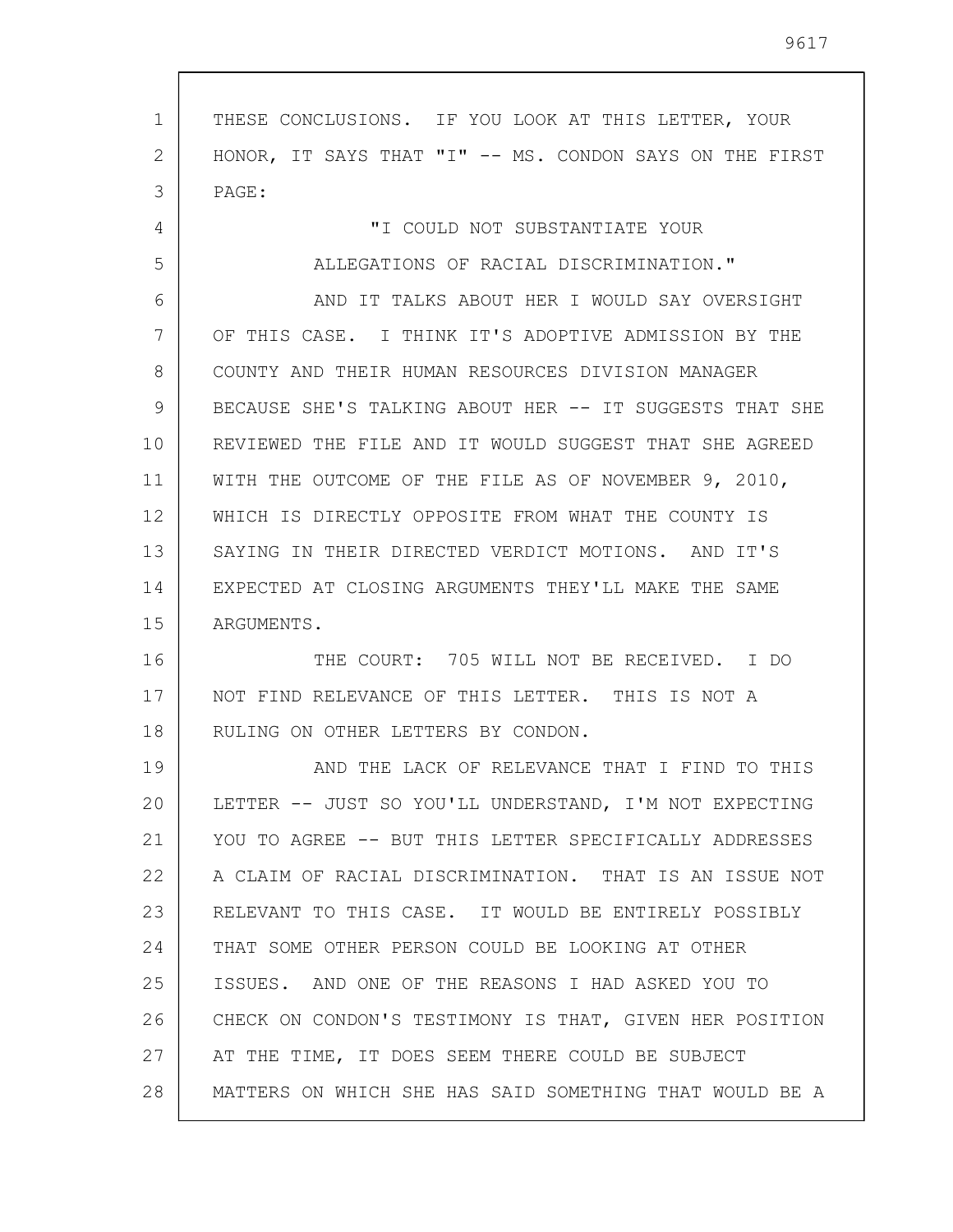THESE CONCLUSIONS. IF YOU LOOK AT THIS LETTER, YOUR HONOR, IT SAYS THAT "I" -- MS. CONDON SAYS ON THE FIRST PAGE:

"I COULD NOT SUBSTANTIATE YOUR ALLEGATIONS OF RACIAL DISCRIMINATION."

AND IT TALKS ABOUT HER I WOULD SAY OVERSIGHT OF THIS CASE. I THINK IT'S ADOPTIVE ADMISSION BY THE COUNTY AND THEIR HUMAN RESOURCES DIVISION MANAGER BECAUSE SHE'S TALKING ABOUT HER -- IT SUGGESTS THAT SHE REVIEWED THE FILE AND IT WOULD SUGGEST THAT SHE AGREED WITH THE OUTCOME OF THE FILE AS OF NOVEMBER 9, 2010, WHICH IS DIRECTLY OPPOSITE FROM WHAT THE COUNTY IS SAYING IN THEIR DIRECTED VERDICT MOTIONS. AND IT'S EXPECTED AT CLOSING ARGUMENTS THEY'LL MAKE THE SAME ARGUMENTS.

THE COURT: 705 WILL NOT BE RECEIVED. I DO NOT FIND RELEVANCE OF THIS LETTER. THIS IS NOT A RULING ON OTHER LETTERS BY CONDON.

AND THE LACK OF RELEVANCE THAT I FIND TO THIS LETTER -- JUST SO YOU'LL UNDERSTAND, I'M NOT EXPECTING YOU TO AGREE -- BUT THIS LETTER SPECIFICALLY ADDRESSES A CLAIM OF RACIAL DISCRIMINATION. THAT IS AN ISSUE NOT RELEVANT TO THIS CASE. IT WOULD BE ENTIRELY POSSIBLY THAT SOME OTHER PERSON COULD BE LOOKING AT OTHER ISSUES. AND ONE OF THE REASONS I HAD ASKED YOU TO CHECK ON CONDON'S TESTIMONY IS THAT, GIVEN HER POSITION AT THE TIME, IT DOES SEEM THERE COULD BE SUBJECT MATTERS ON WHICH SHE HAS SAID SOMETHING THAT WOULD BE A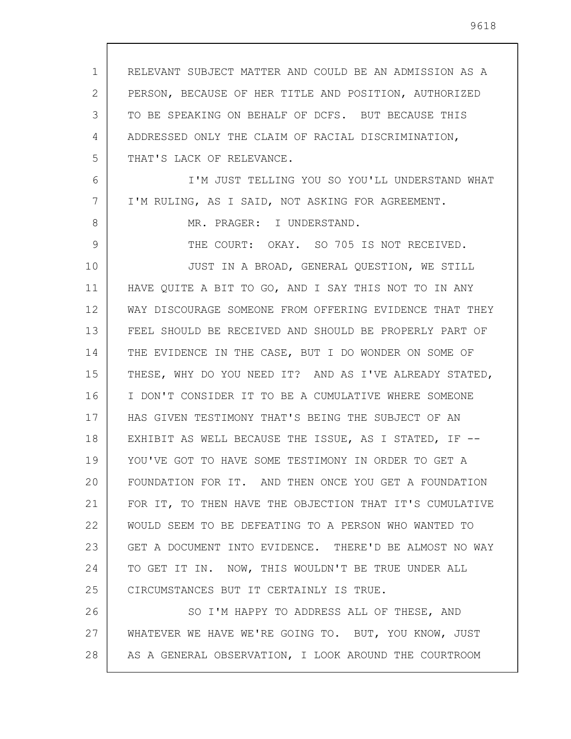RELEVANT SUBJECT MATTER AND COULD BE AN ADMISSION AS A PERSON, BECAUSE OF HER TITLE AND POSITION, AUTHORIZED TO BE SPEAKING ON BEHALF OF DCFS. BUT BECAUSE THIS ADDRESSED ONLY THE CLAIM OF RACIAL DISCRIMINATION, THAT'S LACK OF RELEVANCE.

I'M JUST TELLING YOU SO YOU'LL UNDERSTAND WHAT I'M RULING, AS I SAID, NOT ASKING FOR AGREEMENT.

MR. PRAGER: I UNDERSTAND.

THE COURT: OKAY. SO 705 IS NOT RECEIVED.

JUST IN A BROAD, GENERAL QUESTION, WE STILL HAVE QUITE A BIT TO GO, AND I SAY THIS NOT TO IN ANY WAY DISCOURAGE SOMEONE FROM OFFERING EVIDENCE THAT THEY FEEL SHOULD BE RECEIVED AND SHOULD BE PROPERLY PART OF THE EVIDENCE IN THE CASE, BUT I DO WONDER ON SOME OF THESE, WHY DO YOU NEED IT? AND AS I'VE ALREADY STATED, I DON'T CONSIDER IT TO BE A CUMULATIVE WHERE SOMEONE HAS GIVEN TESTIMONY THAT'S BEING THE SUBJECT OF AN EXHIBIT AS WELL BECAUSE THE ISSUE, AS I STATED, IF -- YOU'VE GOT TO HAVE SOME TESTIMONY IN ORDER TO GET A FOUNDATION FOR IT. AND THEN ONCE YOU GET A FOUNDATION FOR IT, TO THEN HAVE THE OBJECTION THAT IT'S CUMULATIVE WOULD SEEM TO BE DEFEATING TO A PERSON WHO WANTED TO GET A DOCUMENT INTO EVIDENCE. THERE'D BE ALMOST NO WAY TO GET IT IN. NOW, THIS WOULDN'T BE TRUE UNDER ALL CIRCUMSTANCES BUT IT CERTAINLY IS TRUE.

SO I'M HAPPY TO ADDRESS ALL OF THESE, AND WHATEVER WE HAVE WE'RE GOING TO. BUT, YOU KNOW, JUST AS A GENERAL OBSERVATION, I LOOK AROUND THE COURTROOM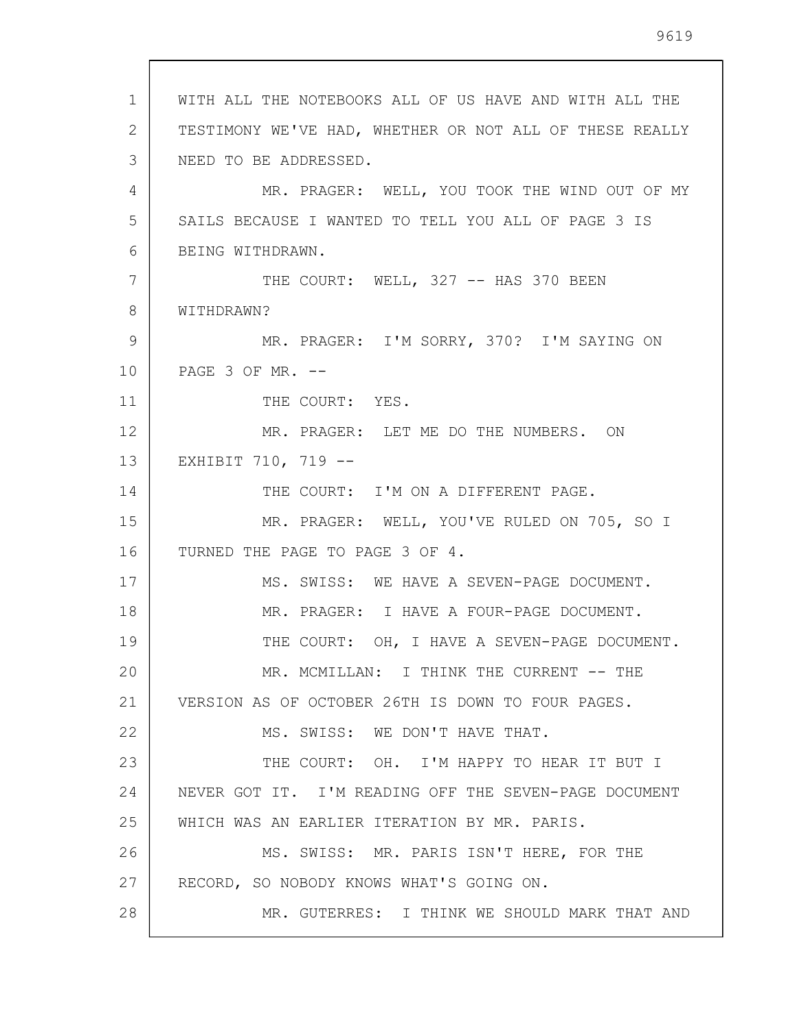WITH ALL THE NOTEBOOKS ALL OF US HAVE AND WITH ALL THE TESTIMONY WE'VE HAD, WHETHER OR NOT ALL OF THESE REALLY NEED TO BE ADDRESSED.

MR. PRAGER: WELL, YOU TOOK THE WIND OUT OF MY SAILS BECAUSE I WANTED TO TELL YOU ALL OF PAGE 3 IS BEING WITHDRAWN.

THE COURT: WELL, 327 -- HAS 370 BEEN WITHDRAWN?

MR. PRAGER: I'M SORRY, 370? I'M SAYING ON PAGE 3 OF MR. --

THE COURT: YES.

MR. PRAGER: LET ME DO THE NUMBERS. ON EXHIBIT 710, 719 --

THE COURT: I'M ON A DIFFERENT PAGE.

MR. PRAGER: WELL, YOU'VE RULED ON 705, SO I TURNED THE PAGE TO PAGE 3 OF 4.

MS. SWISS: WE HAVE A SEVEN-PAGE DOCUMENT.

MR. PRAGER: I HAVE A FOUR-PAGE DOCUMENT.

THE COURT: OH, I HAVE A SEVEN-PAGE DOCUMENT.

MR. MCMILLAN: I THINK THE CURRENT -- THE VERSION AS OF OCTOBER 26TH IS DOWN TO FOUR PAGES.

MS. SWISS: WE DON'T HAVE THAT.

THE COURT: OH. I'M HAPPY TO HEAR IT BUT I NEVER GOT IT. I'M READING OFF THE SEVEN-PAGE DOCUMENT WHICH WAS AN EARLIER ITERATION BY MR. PARIS.

MS. SWISS: MR. PARIS ISN'T HERE, FOR THE RECORD, SO NOBODY KNOWS WHAT'S GOING ON.

MR. GUTERRES: I THINK WE SHOULD MARK THAT AND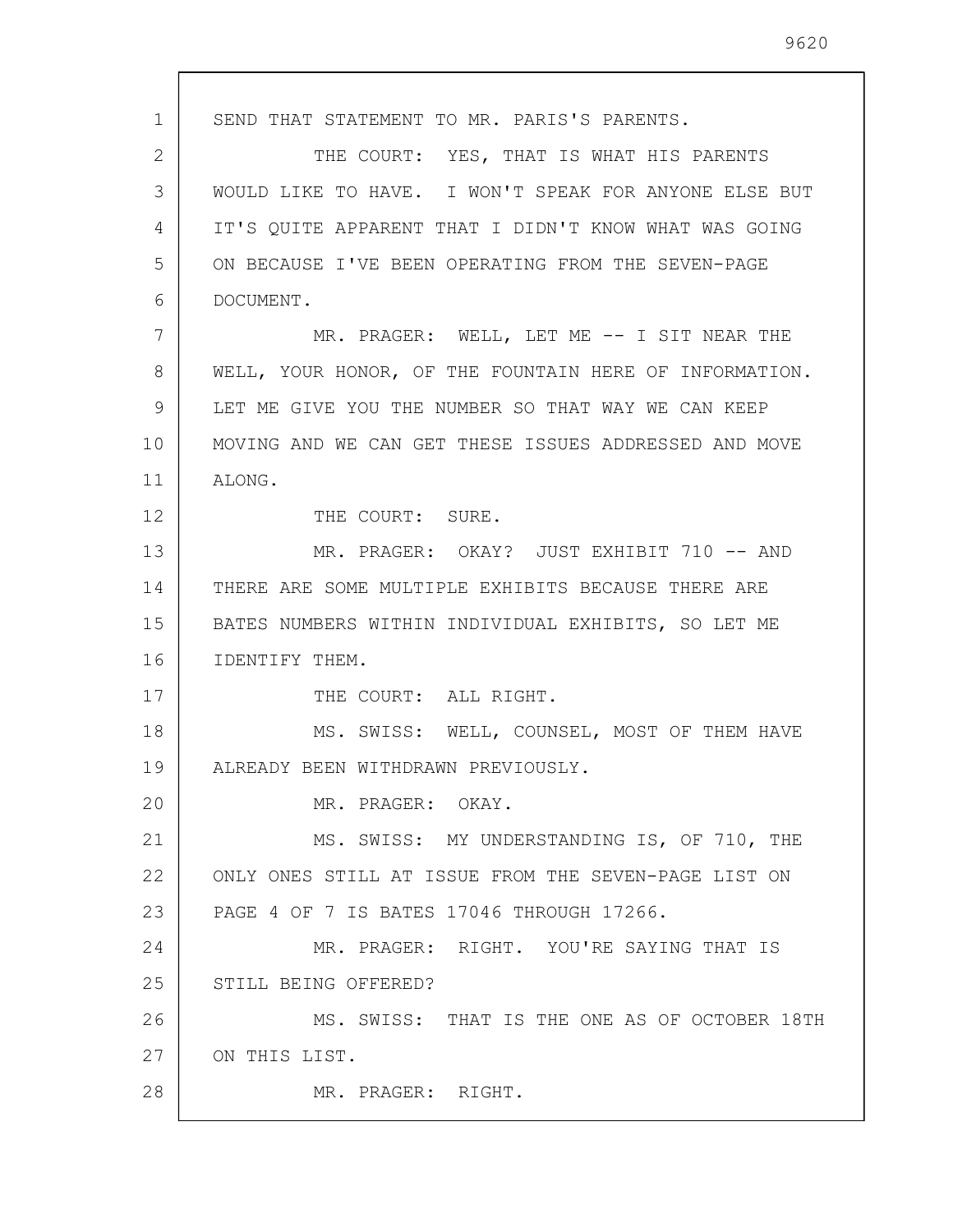SEND THAT STATEMENT TO MR. PARIS'S PARENTS.

THE COURT: YES, THAT IS WHAT HIS PARENTS WOULD LIKE TO HAVE. I WON'T SPEAK FOR ANYONE ELSE BUT IT'S QUITE APPARENT THAT I DIDN'T KNOW WHAT WAS GOING ON BECAUSE I'VE BEEN OPERATING FROM THE SEVEN-PAGE DOCUMENT.

MR. PRAGER: WELL, LET ME -- I SIT NEAR THE WELL, YOUR HONOR, OF THE FOUNTAIN HERE OF INFORMATION. LET ME GIVE YOU THE NUMBER SO THAT WAY WE CAN KEEP MOVING AND WE CAN GET THESE ISSUES ADDRESSED AND MOVE ALONG.

THE COURT: SURE.

MR. PRAGER: OKAY? JUST EXHIBIT 710 -- AND THERE ARE SOME MULTIPLE EXHIBITS BECAUSE THERE ARE BATES NUMBERS WITHIN INDIVIDUAL EXHIBITS, SO LET ME IDENTIFY THEM.

THE COURT: ALL RIGHT.

MS. SWISS: WELL, COUNSEL, MOST OF THEM HAVE ALREADY BEEN WITHDRAWN PREVIOUSLY.

MR. PRAGER: OKAY.

MS. SWISS: MY UNDERSTANDING IS, OF 710, THE ONLY ONES STILL AT ISSUE FROM THE SEVEN-PAGE LIST ON PAGE 4 OF 7 IS BATES 17046 THROUGH 17266.

MR. PRAGER: RIGHT. YOU'RE SAYING THAT IS STILL BEING OFFERED?

MS. SWISS: THAT IS THE ONE AS OF OCTOBER 18TH ON THIS LIST.

MR. PRAGER: RIGHT.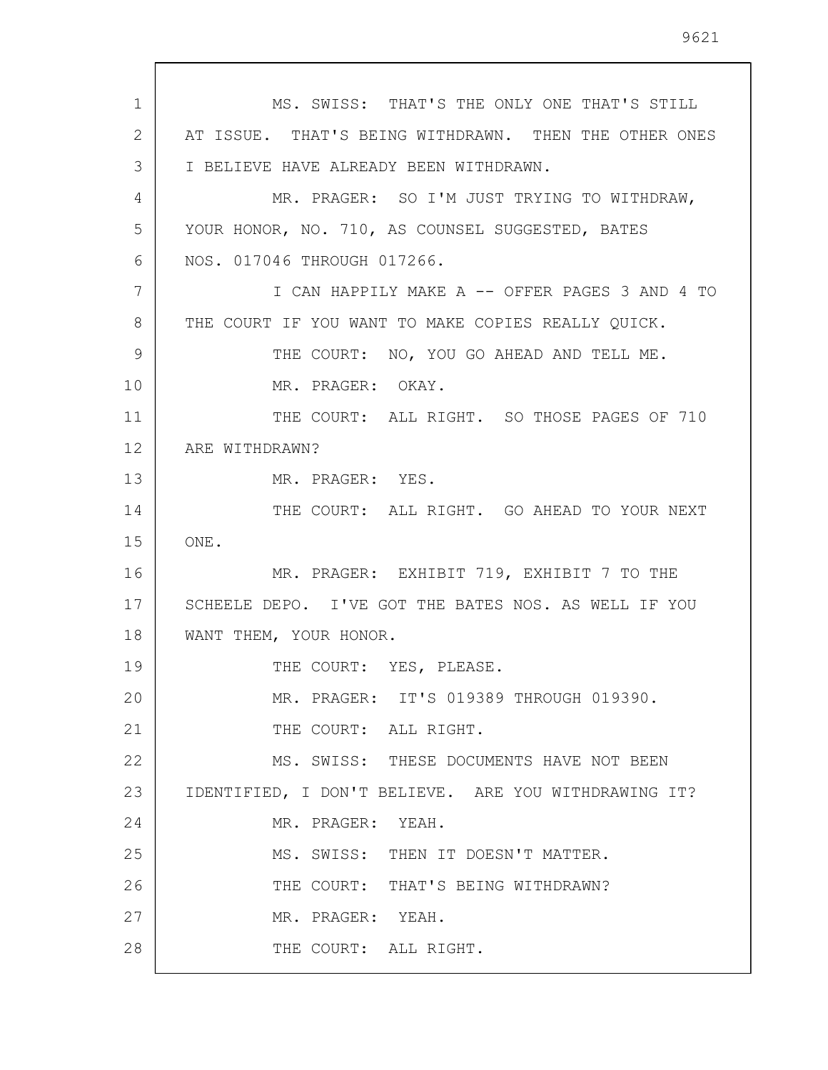MS. SWISS: THAT'S THE ONLY ONE THAT'S STILL AT ISSUE. THAT'S BEING WITHDRAWN. THEN THE OTHER ONES I BELIEVE HAVE ALREADY BEEN WITHDRAWN.

MR. PRAGER: SO I'M JUST TRYING TO WITHDRAW, YOUR HONOR, NO. 710, AS COUNSEL SUGGESTED, BATES NOS. 017046 THROUGH 017266.

I CAN HAPPILY MAKE A -- OFFER PAGES 3 AND 4 TO THE COURT IF YOU WANT TO MAKE COPIES REALLY QUICK.

THE COURT: NO, YOU GO AHEAD AND TELL ME.

MR. PRAGER: OKAY.

THE COURT: ALL RIGHT. SO THOSE PAGES OF 710 ARE WITHDRAWN?

MR. PRAGER: YES.

THE COURT: ALL RIGHT. GO AHEAD TO YOUR NEXT ONE.

MR. PRAGER: EXHIBIT 719, EXHIBIT 7 TO THE SCHEELE DEPO. I'VE GOT THE BATES NOS. AS WELL IF YOU WANT THEM, YOUR HONOR.

THE COURT: YES, PLEASE.

MR. PRAGER: IT'S 019389 THROUGH 019390.

THE COURT: ALL RIGHT.

MS. SWISS: THESE DOCUMENTS HAVE NOT BEEN IDENTIFIED, I DON'T BELIEVE. ARE YOU WITHDRAWING IT?

MR. PRAGER: YEAH.

MS. SWISS: THEN IT DOESN'T MATTER.

THE COURT: THAT'S BEING WITHDRAWN?

MR. PRAGER: YEAH.

THE COURT: ALL RIGHT.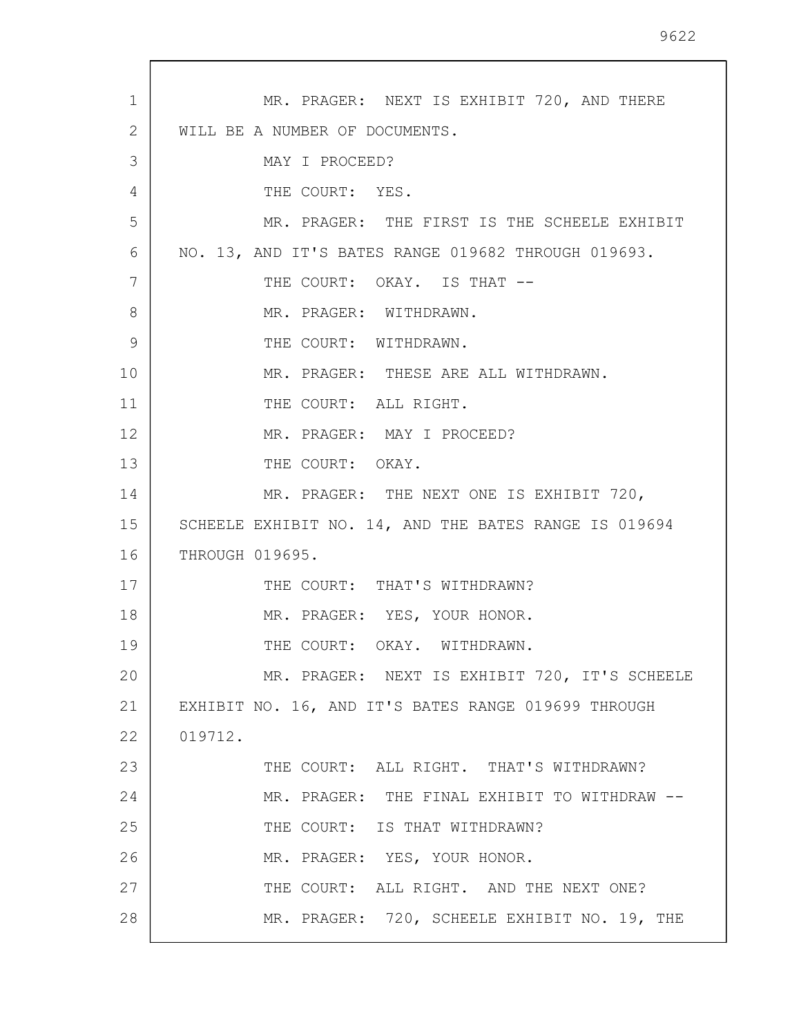MR. PRAGER: NEXT IS EXHIBIT 720, AND THERE WILL BE A NUMBER OF DOCUMENTS.

MAY I PROCEED?

THE COURT: YES.

MR. PRAGER: THE FIRST IS THE SCHEELE EXHIBIT NO. 13, AND IT'S BATES RANGE 019682 THROUGH 019693.

THE COURT: OKAY. IS THAT --

MR. PRAGER: WITHDRAWN.

THE COURT: WITHDRAWN.

MR. PRAGER: THESE ARE ALL WITHDRAWN.

THE COURT: ALL RIGHT.

MR. PRAGER: MAY I PROCEED?

THE COURT: OKAY.

MR. PRAGER: THE NEXT ONE IS EXHIBIT 720, SCHEELE EXHIBIT NO. 14, AND THE BATES RANGE IS 019694 THROUGH 019695.

THE COURT: THAT'S WITHDRAWN?

MR. PRAGER: YES, YOUR HONOR.

THE COURT: OKAY. WITHDRAWN.

MR. PRAGER: NEXT IS EXHIBIT 720, IT'S SCHEELE EXHIBIT NO. 16, AND IT'S BATES RANGE 019699 THROUGH 019712.

THE COURT: ALL RIGHT. THAT'S WITHDRAWN?

MR. PRAGER: THE FINAL EXHIBIT TO WITHDRAW --

THE COURT: IS THAT WITHDRAWN?

MR. PRAGER: YES, YOUR HONOR.

THE COURT: ALL RIGHT. AND THE NEXT ONE?

MR. PRAGER: 720, SCHEELE EXHIBIT NO. 19, THE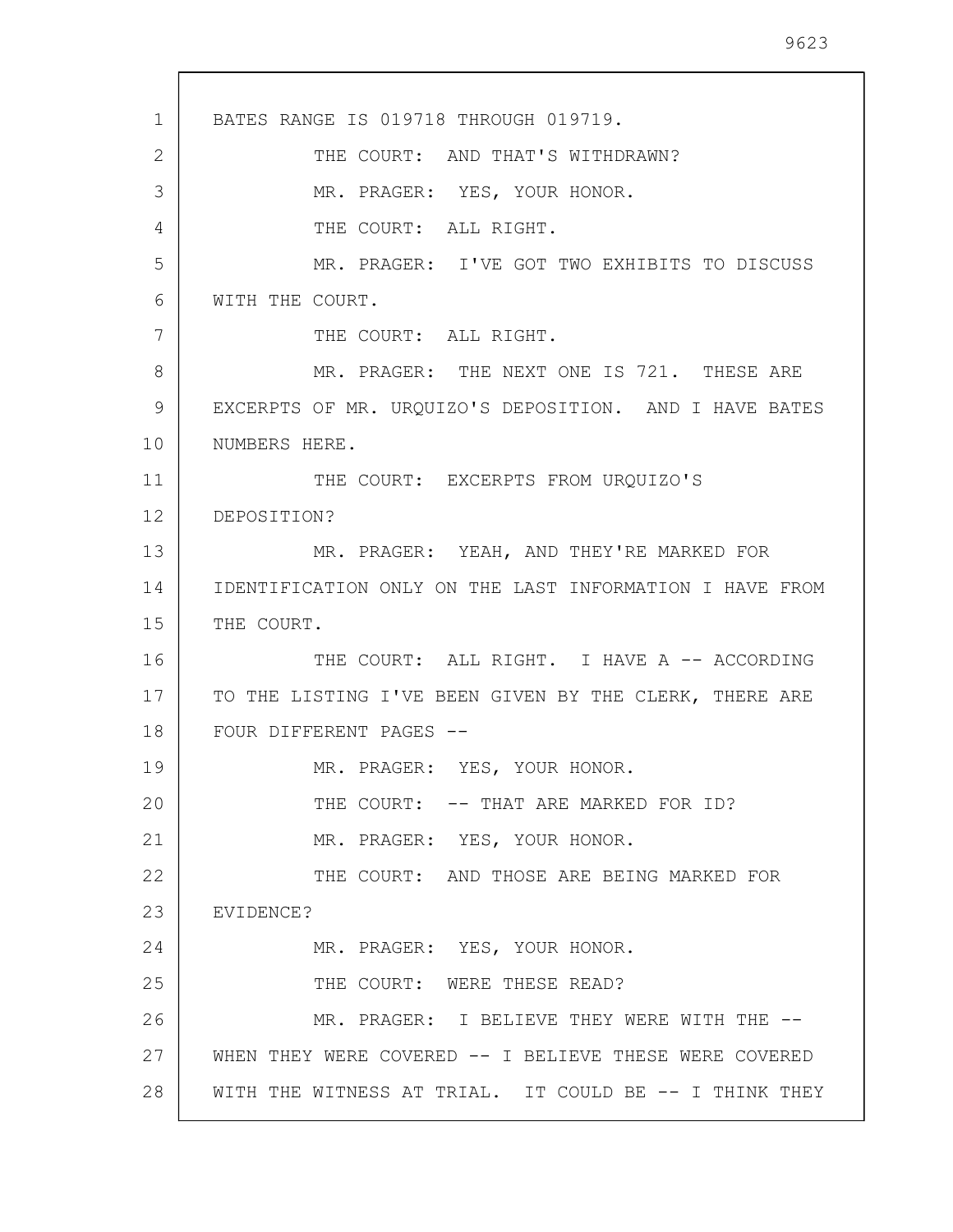BATES RANGE IS 019718 THROUGH 019719.

THE COURT: AND THAT'S WITHDRAWN?

MR. PRAGER: YES, YOUR HONOR.

THE COURT: ALL RIGHT.

MR. PRAGER: I'VE GOT TWO EXHIBITS TO DISCUSS WITH THE COURT.

THE COURT: ALL RIGHT.

MR. PRAGER: THE NEXT ONE IS 721. THESE ARE EXCERPTS OF MR. URQUIZO'S DEPOSITION. AND I HAVE BATES NUMBERS HERE.

THE COURT: EXCERPTS FROM URQUIZO'S DEPOSITION?

MR. PRAGER: YEAH, AND THEY'RE MARKED FOR IDENTIFICATION ONLY ON THE LAST INFORMATION I HAVE FROM THE COURT.

THE COURT: ALL RIGHT. I HAVE A -- ACCORDING TO THE LISTING I'VE BEEN GIVEN BY THE CLERK, THERE ARE FOUR DIFFERENT PAGES --

MR. PRAGER: YES, YOUR HONOR.

THE COURT: -- THAT ARE MARKED FOR ID?

MR. PRAGER: YES, YOUR HONOR.

THE COURT: AND THOSE ARE BEING MARKED FOR EVIDENCE?

MR. PRAGER: YES, YOUR HONOR.

THE COURT: WERE THESE READ?

MR. PRAGER: I BELIEVE THEY WERE WITH THE -- WHEN THEY WERE COVERED -- I BELIEVE THESE WERE COVERED WITH THE WITNESS AT TRIAL. IT COULD BE -- I THINK THEY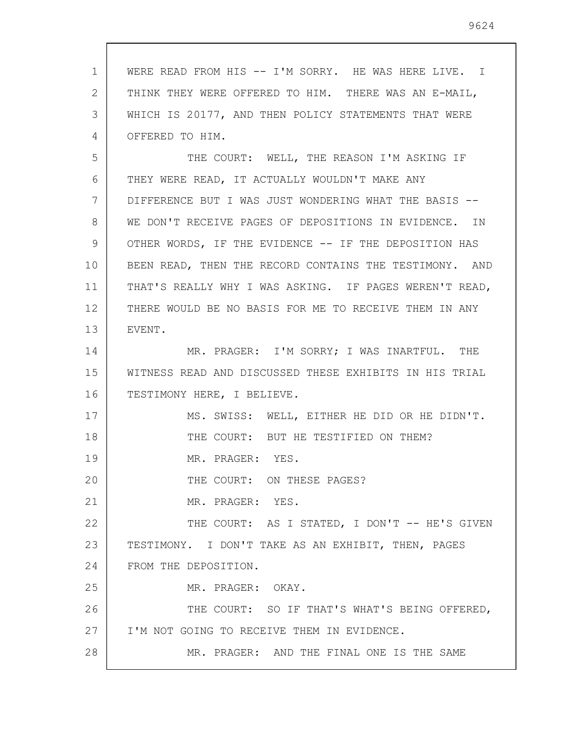WERE READ FROM HIS -- I'M SORRY. HE WAS HERE LIVE. I THINK THEY WERE OFFERED TO HIM. THERE WAS AN E-MAIL, WHICH IS 20177, AND THEN POLICY STATEMENTS THAT WERE OFFERED TO HIM.

THE COURT: WELL, THE REASON I'M ASKING IF THEY WERE READ, IT ACTUALLY WOULDN'T MAKE ANY DIFFERENCE BUT I WAS JUST WONDERING WHAT THE BASIS -- WE DON'T RECEIVE PAGES OF DEPOSITIONS IN EVIDENCE. IN OTHER WORDS, IF THE EVIDENCE -- IF THE DEPOSITION HAS BEEN READ, THEN THE RECORD CONTAINS THE TESTIMONY. AND THAT'S REALLY WHY I WAS ASKING. IF PAGES WEREN'T READ, THERE WOULD BE NO BASIS FOR ME TO RECEIVE THEM IN ANY EVENT.

MR. PRAGER: I'M SORRY; I WAS INARTFUL. THE WITNESS READ AND DISCUSSED THESE EXHIBITS IN HIS TRIAL TESTIMONY HERE, I BELIEVE.

MS. SWISS: WELL, EITHER HE DID OR HE DIDN'T.

THE COURT: BUT HE TESTIFIED ON THEM?

MR. PRAGER: YES.

THE COURT: ON THESE PAGES?

MR. PRAGER: YES.

THE COURT: AS I STATED, I DON'T -- HE'S GIVEN TESTIMONY. I DON'T TAKE AS AN EXHIBIT, THEN, PAGES FROM THE DEPOSITION.

MR. PRAGER: OKAY.

THE COURT: SO IF THAT'S WHAT'S BEING OFFERED, I'M NOT GOING TO RECEIVE THEM IN EVIDENCE.

MR. PRAGER: AND THE FINAL ONE IS THE SAME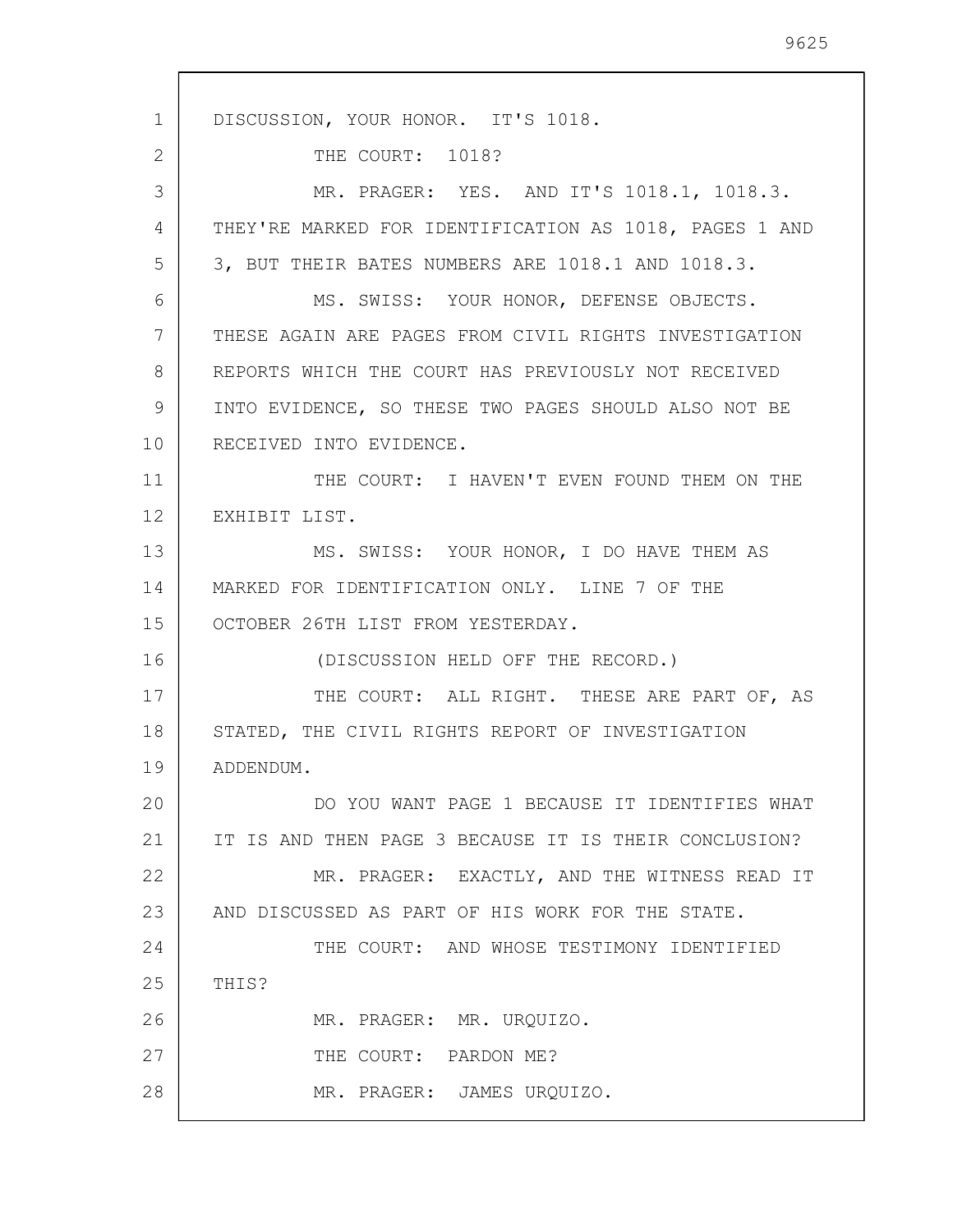DISCUSSION, YOUR HONOR. IT'S 1018.

THE COURT: 1018?

MR. PRAGER: YES. AND IT'S 1018.1, 1018.3. THEY'RE MARKED FOR IDENTIFICATION AS 1018, PAGES 1 AND 3, BUT THEIR BATES NUMBERS ARE 1018.1 AND 1018.3.

MS. SWISS: YOUR HONOR, DEFENSE OBJECTS. THESE AGAIN ARE PAGES FROM CIVIL RIGHTS INVESTIGATION REPORTS WHICH THE COURT HAS PREVIOUSLY NOT RECEIVED INTO EVIDENCE, SO THESE TWO PAGES SHOULD ALSO NOT BE RECEIVED INTO EVIDENCE.

THE COURT: I HAVEN'T EVEN FOUND THEM ON THE EXHIBIT LIST.

MS. SWISS: YOUR HONOR, I DO HAVE THEM AS MARKED FOR IDENTIFICATION ONLY. LINE 7 OF THE OCTOBER 26TH LIST FROM YESTERDAY.

(DISCUSSION HELD OFF THE RECORD.)

THE COURT: ALL RIGHT. THESE ARE PART OF, AS STATED, THE CIVIL RIGHTS REPORT OF INVESTIGATION ADDENDUM.

DO YOU WANT PAGE 1 BECAUSE IT IDENTIFIES WHAT IT IS AND THEN PAGE 3 BECAUSE IT IS THEIR CONCLUSION?

MR. PRAGER: EXACTLY, AND THE WITNESS READ IT AND DISCUSSED AS PART OF HIS WORK FOR THE STATE.

THE COURT: AND WHOSE TESTIMONY IDENTIFIED THIS?

MR. PRAGER: MR. URQUIZO.

THE COURT: PARDON ME?

MR. PRAGER: JAMES URQUIZO.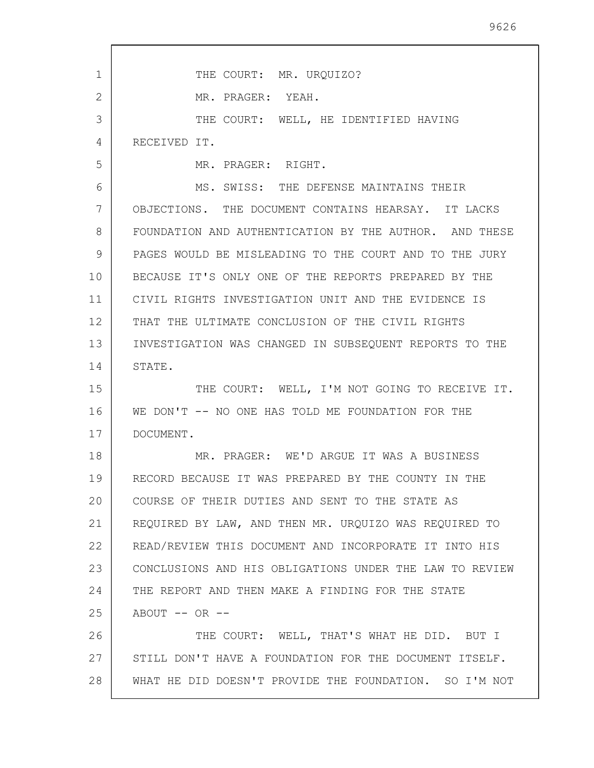THE COURT: MR. URQUIZO?

MR. PRAGER: YEAH.

THE COURT: WELL, HE IDENTIFIED HAVING RECEIVED IT.

MR. PRAGER: RIGHT.

MS. SWISS: THE DEFENSE MAINTAINS THEIR OBJECTIONS. THE DOCUMENT CONTAINS HEARSAY. IT LACKS FOUNDATION AND AUTHENTICATION BY THE AUTHOR. AND THESE PAGES WOULD BE MISLEADING TO THE COURT AND TO THE JURY BECAUSE IT'S ONLY ONE OF THE REPORTS PREPARED BY THE CIVIL RIGHTS INVESTIGATION UNIT AND THE EVIDENCE IS THAT THE ULTIMATE CONCLUSION OF THE CIVIL RIGHTS INVESTIGATION WAS CHANGED IN SUBSEQUENT REPORTS TO THE STATE.

THE COURT: WELL, I'M NOT GOING TO RECEIVE IT. WE DON'T -- NO ONE HAS TOLD ME FOUNDATION FOR THE DOCUMENT.

MR. PRAGER: WE'D ARGUE IT WAS A BUSINESS RECORD BECAUSE IT WAS PREPARED BY THE COUNTY IN THE COURSE OF THEIR DUTIES AND SENT TO THE STATE AS REQUIRED BY LAW, AND THEN MR. URQUIZO WAS REQUIRED TO READ/REVIEW THIS DOCUMENT AND INCORPORATE IT INTO HIS CONCLUSIONS AND HIS OBLIGATIONS UNDER THE LAW TO REVIEW THE REPORT AND THEN MAKE A FINDING FOR THE STATE ABOUT -- OR --

THE COURT: WELL, THAT'S WHAT HE DID. BUT I STILL DON'T HAVE A FOUNDATION FOR THE DOCUMENT ITSELF. WHAT HE DID DOESN'T PROVIDE THE FOUNDATION. SO I'M NOT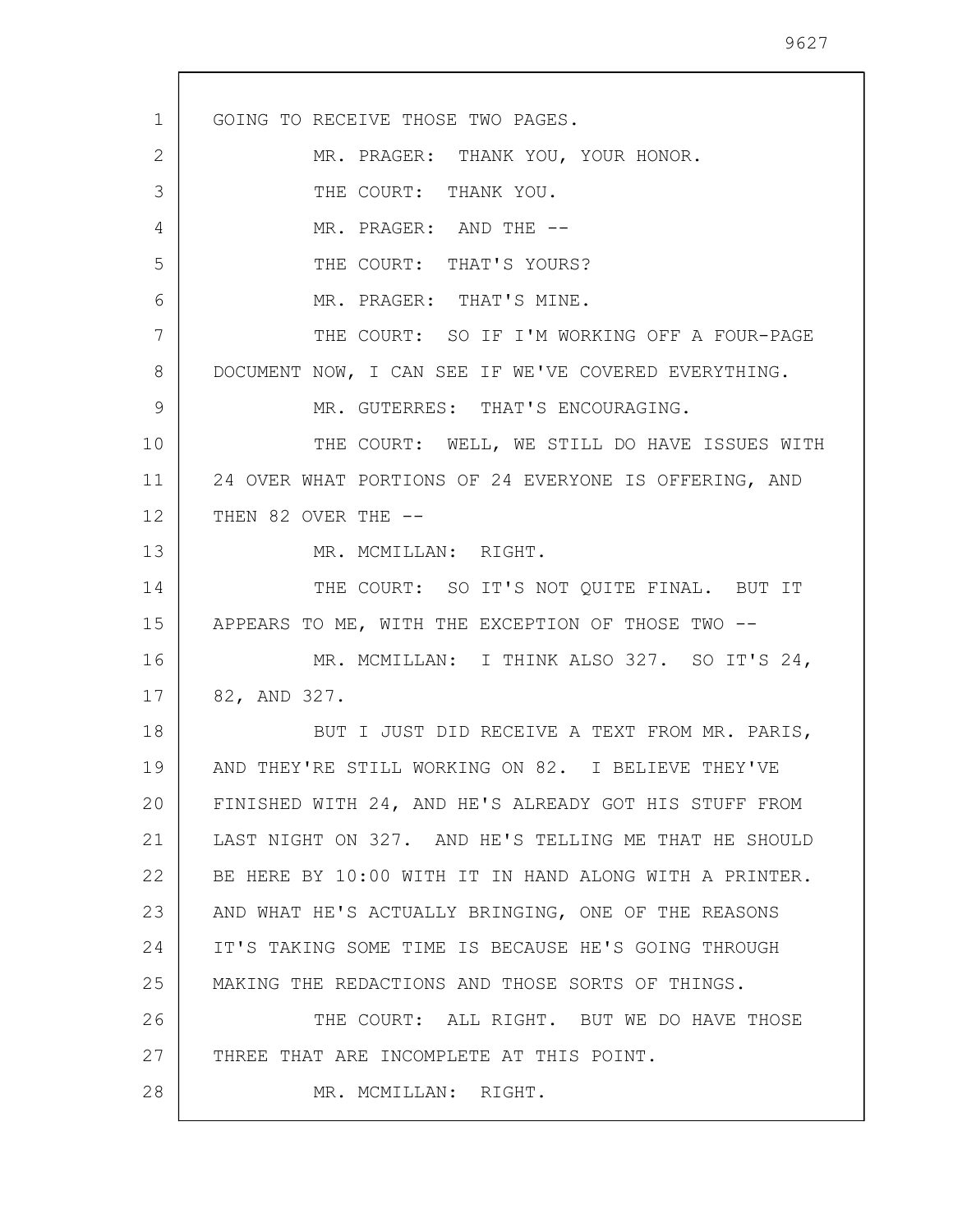GOING TO RECEIVE THOSE TWO PAGES.

MR. PRAGER: THANK YOU, YOUR HONOR.

THE COURT: THANK YOU.

MR. PRAGER: AND THE --

THE COURT: THAT'S YOURS?

MR. PRAGER: THAT'S MINE.

THE COURT: SO IF I'M WORKING OFF A FOUR-PAGE DOCUMENT NOW, I CAN SEE IF WE'VE COVERED EVERYTHING.

MR. GUTERRES: THAT'S ENCOURAGING.

THE COURT: WELL, WE STILL DO HAVE ISSUES WITH 24 OVER WHAT PORTIONS OF 24 EVERYONE IS OFFERING, AND THEN 82 OVER THE --

MR. MCMILLAN: RIGHT.

THE COURT: SO IT'S NOT QUITE FINAL. BUT IT APPEARS TO ME, WITH THE EXCEPTION OF THOSE TWO --

MR. MCMILLAN: I THINK ALSO 327. SO IT'S 24, 82, AND 327.

BUT I JUST DID RECEIVE A TEXT FROM MR. PARIS, AND THEY'RE STILL WORKING ON 82. I BELIEVE THEY'VE FINISHED WITH 24, AND HE'S ALREADY GOT HIS STUFF FROM LAST NIGHT ON 327. AND HE'S TELLING ME THAT HE SHOULD BE HERE BY 10:00 WITH IT IN HAND ALONG WITH A PRINTER. AND WHAT HE'S ACTUALLY BRINGING, ONE OF THE REASONS IT'S TAKING SOME TIME IS BECAUSE HE'S GOING THROUGH MAKING THE REDACTIONS AND THOSE SORTS OF THINGS.

THE COURT: ALL RIGHT. BUT WE DO HAVE THOSE THREE THAT ARE INCOMPLETE AT THIS POINT.

MR. MCMILLAN: RIGHT.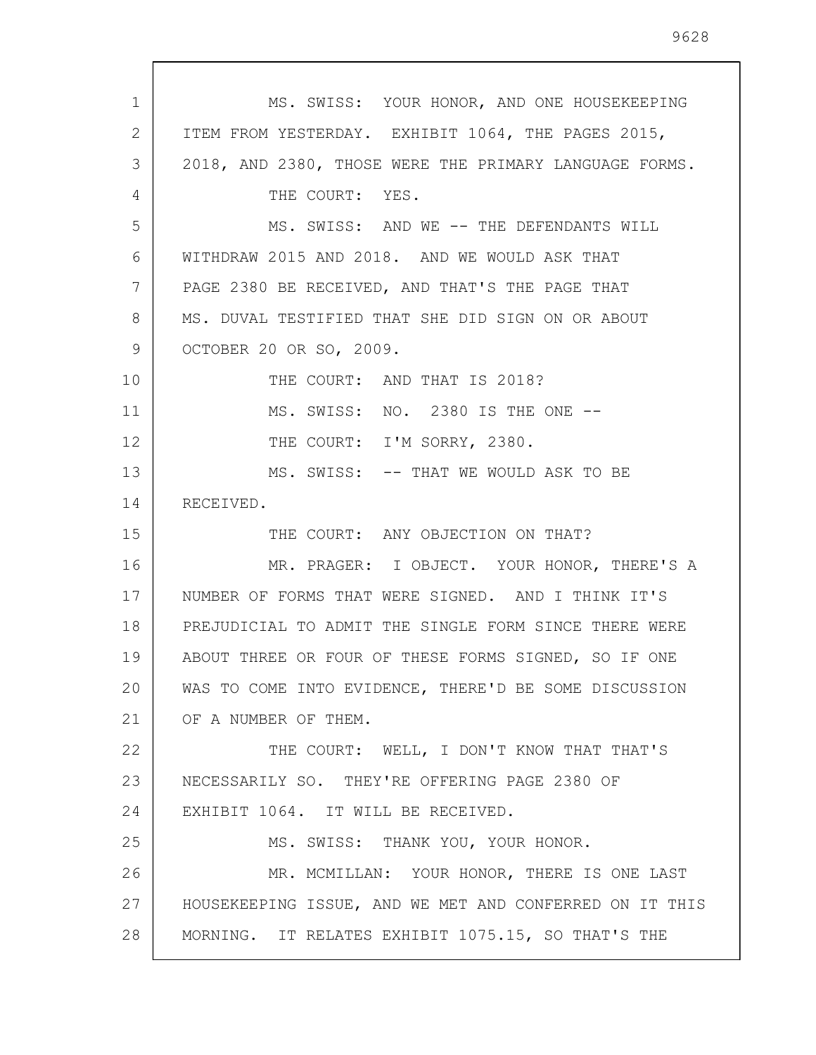MS. SWISS: YOUR HONOR, AND ONE HOUSEKEEPING ITEM FROM YESTERDAY. EXHIBIT 1064, THE PAGES 2015, 2018, AND 2380, THOSE WERE THE PRIMARY LANGUAGE FORMS.

THE COURT: YES.

MS. SWISS: AND WE -- THE DEFENDANTS WILL WITHDRAW 2015 AND 2018. AND WE WOULD ASK THAT PAGE 2380 BE RECEIVED, AND THAT'S THE PAGE THAT MS. DUVAL TESTIFIED THAT SHE DID SIGN ON OR ABOUT OCTOBER 20 OR SO, 2009.

THE COURT: AND THAT IS 2018?

MS. SWISS: NO. 2380 IS THE ONE --

THE COURT: I'M SORRY, 2380.

MS. SWISS: -- THAT WE WOULD ASK TO BE RECEIVED.

THE COURT: ANY OBJECTION ON THAT?

MR. PRAGER: I OBJECT. YOUR HONOR, THERE'S A NUMBER OF FORMS THAT WERE SIGNED. AND I THINK IT'S PREJUDICIAL TO ADMIT THE SINGLE FORM SINCE THERE WERE ABOUT THREE OR FOUR OF THESE FORMS SIGNED, SO IF ONE WAS TO COME INTO EVIDENCE, THERE'D BE SOME DISCUSSION OF A NUMBER OF THEM.

THE COURT: WELL, I DON'T KNOW THAT THAT'S NECESSARILY SO. THEY'RE OFFERING PAGE 2380 OF EXHIBIT 1064. IT WILL BE RECEIVED.

MS. SWISS: THANK YOU, YOUR HONOR.

MR. MCMILLAN: YOUR HONOR, THERE IS ONE LAST HOUSEKEEPING ISSUE, AND WE MET AND CONFERRED ON IT THIS MORNING. IT RELATES EXHIBIT 1075.15, SO THAT'S THE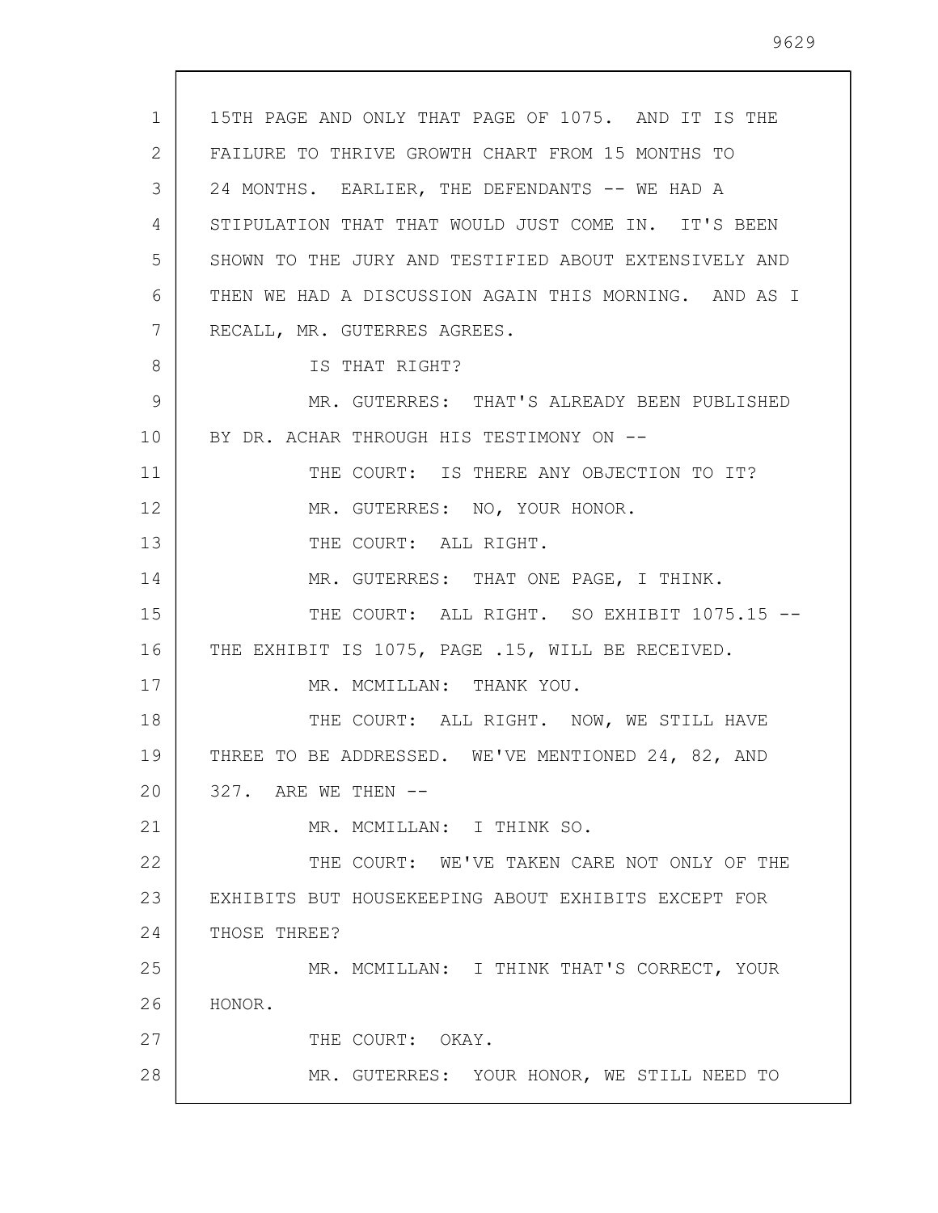15TH PAGE AND ONLY THAT PAGE OF 1075. AND IT IS THE FAILURE TO THRIVE GROWTH CHART FROM 15 MONTHS TO 24 MONTHS. EARLIER, THE DEFENDANTS -- WE HAD A STIPULATION THAT THAT WOULD JUST COME IN. IT'S BEEN SHOWN TO THE JURY AND TESTIFIED ABOUT EXTENSIVELY AND THEN WE HAD A DISCUSSION AGAIN THIS MORNING. AND AS I RECALL, MR. GUTERRES AGREES.

IS THAT RIGHT?

MR. GUTERRES: THAT'S ALREADY BEEN PUBLISHED BY DR. ACHAR THROUGH HIS TESTIMONY ON --

THE COURT: IS THERE ANY OBJECTION TO IT?

MR. GUTERRES: NO, YOUR HONOR.

THE COURT: ALL RIGHT.

MR. GUTERRES: THAT ONE PAGE, I THINK.

THE COURT: ALL RIGHT. SO EXHIBIT 1075.15 -- THE EXHIBIT IS 1075, PAGE .15, WILL BE RECEIVED.

MR. MCMILLAN: THANK YOU.

THE COURT: ALL RIGHT. NOW, WE STILL HAVE THREE TO BE ADDRESSED. WE'VE MENTIONED 24, 82, AND 327. ARE WE THEN --

MR. MCMILLAN: I THINK SO.

THE COURT: WE'VE TAKEN CARE NOT ONLY OF THE EXHIBITS BUT HOUSEKEEPING ABOUT EXHIBITS EXCEPT FOR THOSE THREE?

MR. MCMILLAN: I THINK THAT'S CORRECT, YOUR HONOR.

THE COURT: OKAY.

MR. GUTERRES: YOUR HONOR, WE STILL NEED TO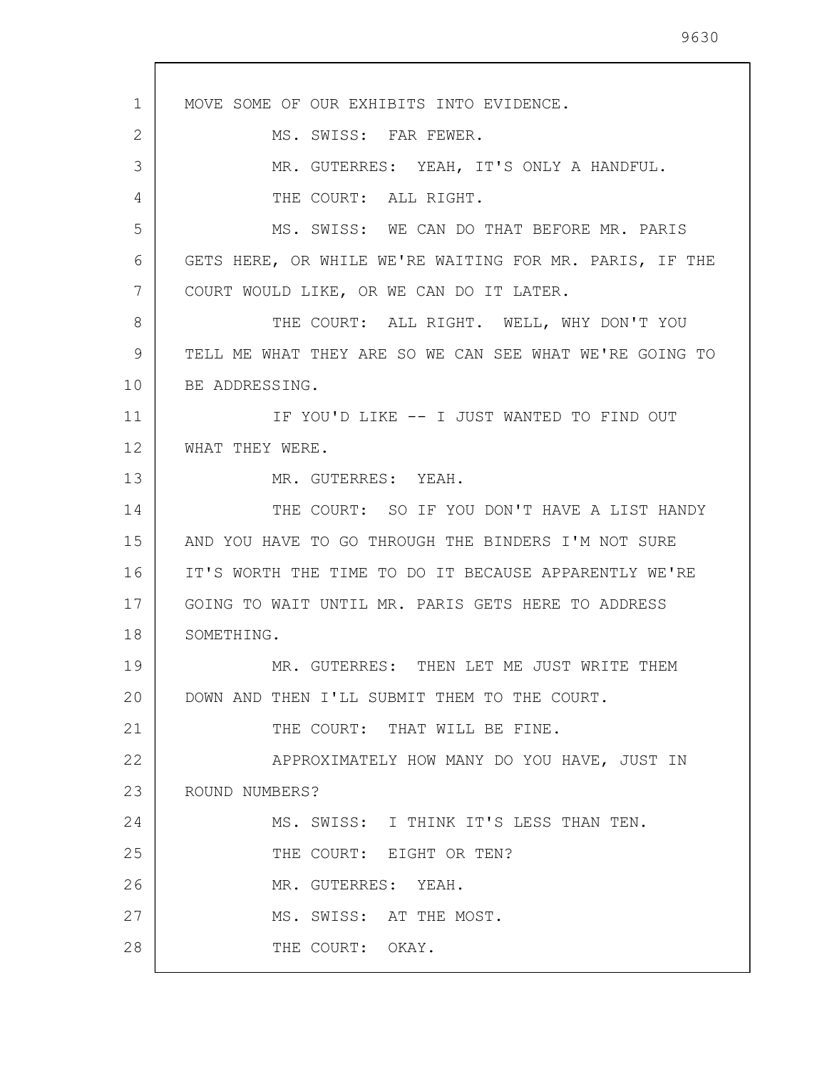MOVE SOME OF OUR EXHIBITS INTO EVIDENCE.

MS. SWISS: FAR FEWER.

MR. GUTERRES: YEAH, IT'S ONLY A HANDFUL.

THE COURT: ALL RIGHT.

MS. SWISS: WE CAN DO THAT BEFORE MR. PARIS GETS HERE, OR WHILE WE'RE WAITING FOR MR. PARIS, IF THE COURT WOULD LIKE, OR WE CAN DO IT LATER.

THE COURT: ALL RIGHT. WELL, WHY DON'T YOU TELL ME WHAT THEY ARE SO WE CAN SEE WHAT WE'RE GOING TO BE ADDRESSING.

IF YOU'D LIKE -- I JUST WANTED TO FIND OUT WHAT THEY WERE.

MR. GUTERRES: YEAH.

THE COURT: SO IF YOU DON'T HAVE A LIST HANDY AND YOU HAVE TO GO THROUGH THE BINDERS I'M NOT SURE IT'S WORTH THE TIME TO DO IT BECAUSE APPARENTLY WE'RE GOING TO WAIT UNTIL MR. PARIS GETS HERE TO ADDRESS SOMETHING.

MR. GUTERRES: THEN LET ME JUST WRITE THEM DOWN AND THEN I'LL SUBMIT THEM TO THE COURT.

THE COURT: THAT WILL BE FINE.

APPROXIMATELY HOW MANY DO YOU HAVE, JUST IN ROUND NUMBERS?

MS. SWISS: I THINK IT'S LESS THAN TEN.

THE COURT: EIGHT OR TEN?

MR. GUTERRES: YEAH.

MS. SWISS: AT THE MOST.

THE COURT: OKAY.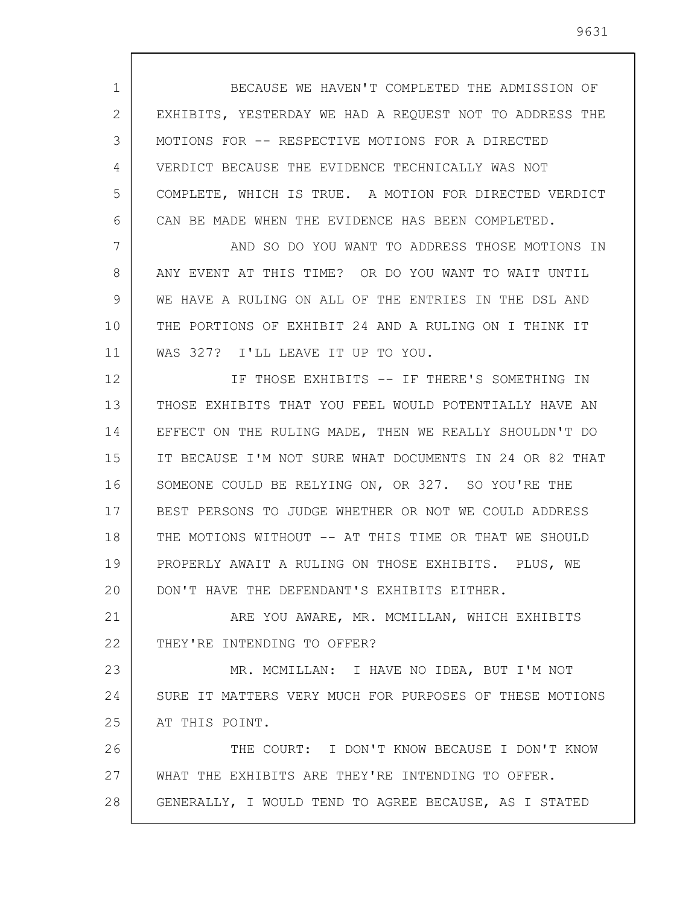BECAUSE WE HAVEN'T COMPLETED THE ADMISSION OF EXHIBITS, YESTERDAY WE HAD A REQUEST NOT TO ADDRESS THE MOTIONS FOR -- RESPECTIVE MOTIONS FOR A DIRECTED VERDICT BECAUSE THE EVIDENCE TECHNICALLY WAS NOT COMPLETE, WHICH IS TRUE. A MOTION FOR DIRECTED VERDICT CAN BE MADE WHEN THE EVIDENCE HAS BEEN COMPLETED.

AND SO DO YOU WANT TO ADDRESS THOSE MOTIONS IN ANY EVENT AT THIS TIME? OR DO YOU WANT TO WAIT UNTIL WE HAVE A RULING ON ALL OF THE ENTRIES IN THE DSL AND THE PORTIONS OF EXHIBIT 24 AND A RULING ON I THINK IT WAS 327? I'LL LEAVE IT UP TO YOU.

IF THOSE EXHIBITS -- IF THERE'S SOMETHING IN THOSE EXHIBITS THAT YOU FEEL WOULD POTENTIALLY HAVE AN EFFECT ON THE RULING MADE, THEN WE REALLY SHOULDN'T DO IT BECAUSE I'M NOT SURE WHAT DOCUMENTS IN 24 OR 82 THAT SOMEONE COULD BE RELYING ON, OR 327. SO YOU'RE THE BEST PERSONS TO JUDGE WHETHER OR NOT WE COULD ADDRESS THE MOTIONS WITHOUT -- AT THIS TIME OR THAT WE SHOULD PROPERLY AWAIT A RULING ON THOSE EXHIBITS. PLUS, WE DON'T HAVE THE DEFENDANT'S EXHIBITS EITHER.

ARE YOU AWARE, MR. MCMILLAN, WHICH EXHIBITS THEY'RE INTENDING TO OFFER?

MR. MCMILLAN: I HAVE NO IDEA, BUT I'M NOT SURE IT MATTERS VERY MUCH FOR PURPOSES OF THESE MOTIONS AT THIS POINT.

THE COURT: I DON'T KNOW BECAUSE I DON'T KNOW WHAT THE EXHIBITS ARE THEY'RE INTENDING TO OFFER. GENERALLY, I WOULD TEND TO AGREE BECAUSE, AS I STATED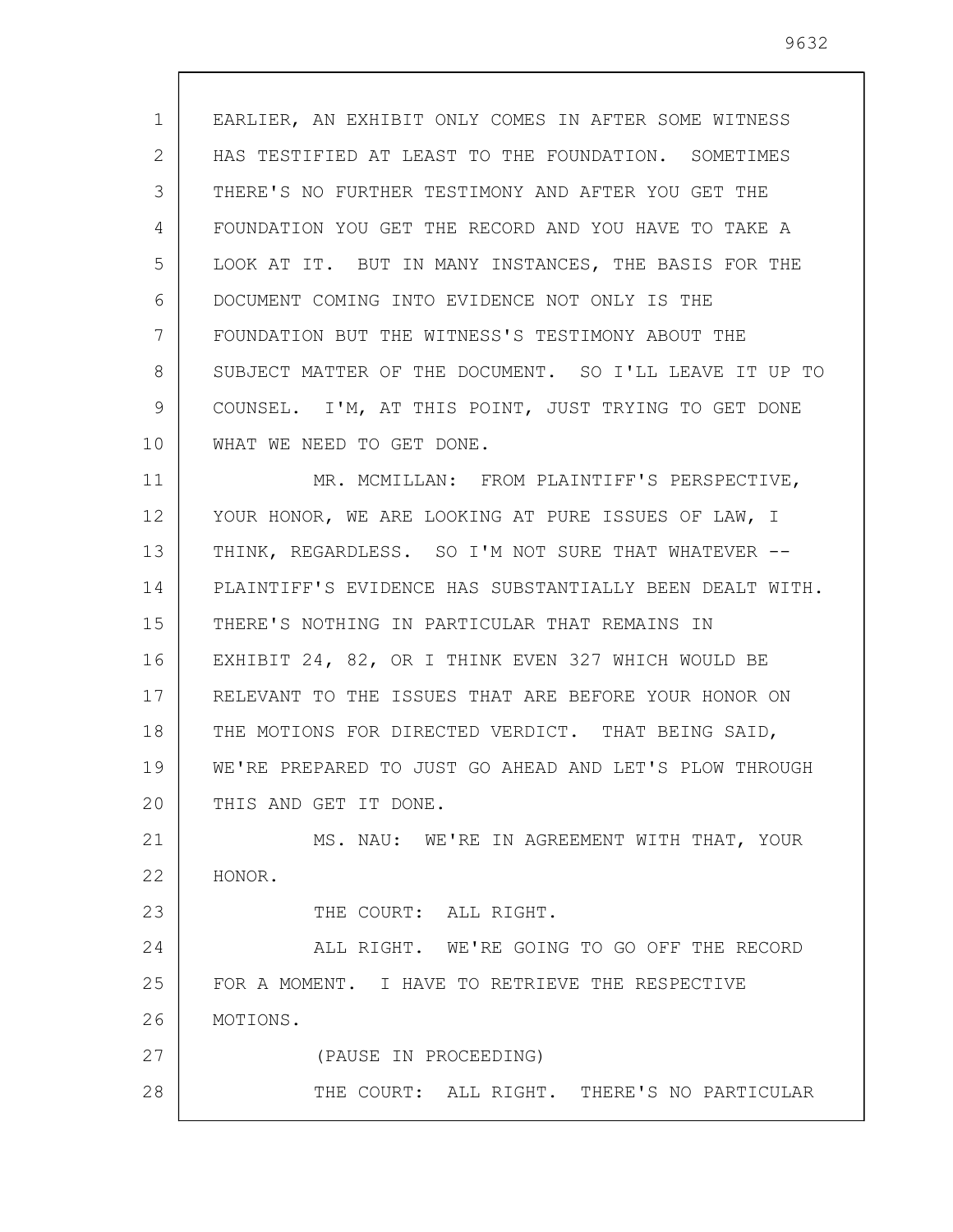EARLIER, AN EXHIBIT ONLY COMES IN AFTER SOME WITNESS HAS TESTIFIED AT LEAST TO THE FOUNDATION. SOMETIMES THERE'S NO FURTHER TESTIMONY AND AFTER YOU GET THE FOUNDATION YOU GET THE RECORD AND YOU HAVE TO TAKE A LOOK AT IT. BUT IN MANY INSTANCES, THE BASIS FOR THE DOCUMENT COMING INTO EVIDENCE NOT ONLY IS THE FOUNDATION BUT THE WITNESS'S TESTIMONY ABOUT THE SUBJECT MATTER OF THE DOCUMENT. SO I'LL LEAVE IT UP TO COUNSEL. I'M, AT THIS POINT, JUST TRYING TO GET DONE WHAT WE NEED TO GET DONE.

MR. MCMILLAN: FROM PLAINTIFF'S PERSPECTIVE, YOUR HONOR, WE ARE LOOKING AT PURE ISSUES OF LAW, I THINK, REGARDLESS. SO I'M NOT SURE THAT WHATEVER -- PLAINTIFF'S EVIDENCE HAS SUBSTANTIALLY BEEN DEALT WITH. THERE'S NOTHING IN PARTICULAR THAT REMAINS IN EXHIBIT 24, 82, OR I THINK EVEN 327 WHICH WOULD BE RELEVANT TO THE ISSUES THAT ARE BEFORE YOUR HONOR ON THE MOTIONS FOR DIRECTED VERDICT. THAT BEING SAID, WE'RE PREPARED TO JUST GO AHEAD AND LET'S PLOW THROUGH THIS AND GET IT DONE.

MS. NAU: WE'RE IN AGREEMENT WITH THAT, YOUR HONOR.

THE COURT: ALL RIGHT.

ALL RIGHT. WE'RE GOING TO GO OFF THE RECORD FOR A MOMENT. I HAVE TO RETRIEVE THE RESPECTIVE MOTIONS.

(PAUSE IN PROCEEDING)

THE COURT: ALL RIGHT. THERE'S NO PARTICULAR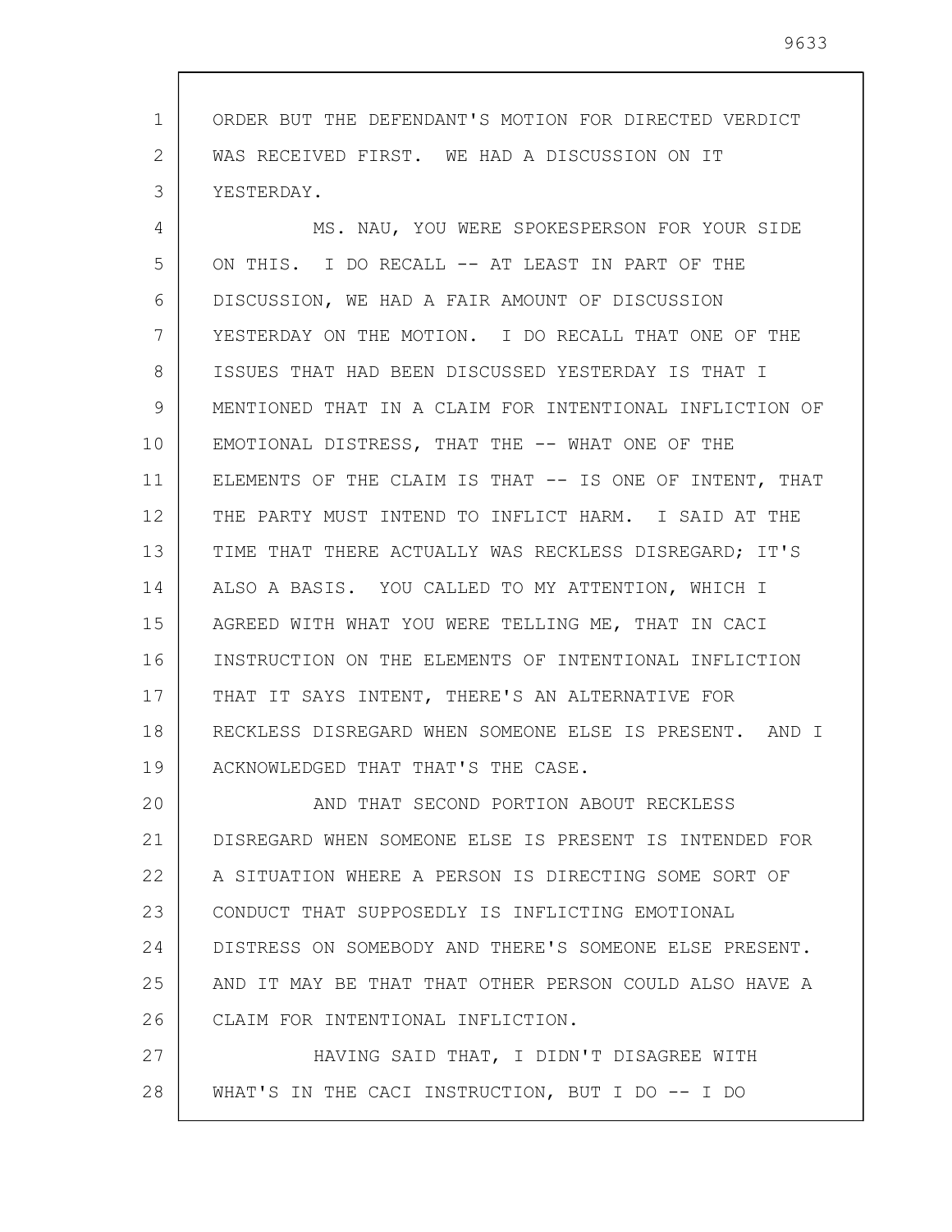ORDER BUT THE DEFENDANT'S MOTION FOR DIRECTED VERDICT WAS RECEIVED FIRST. WE HAD A DISCUSSION ON IT YESTERDAY.

MS. NAU, YOU WERE SPOKESPERSON FOR YOUR SIDE ON THIS. I DO RECALL -- AT LEAST IN PART OF THE DISCUSSION, WE HAD A FAIR AMOUNT OF DISCUSSION YESTERDAY ON THE MOTION. I DO RECALL THAT ONE OF THE ISSUES THAT HAD BEEN DISCUSSED YESTERDAY IS THAT I MENTIONED THAT IN A CLAIM FOR INTENTIONAL INFLICTION OF EMOTIONAL DISTRESS, THAT THE -- WHAT ONE OF THE ELEMENTS OF THE CLAIM IS THAT -- IS ONE OF INTENT, THAT THE PARTY MUST INTEND TO INFLICT HARM. I SAID AT THE TIME THAT THERE ACTUALLY WAS RECKLESS DISREGARD; IT'S ALSO A BASIS. YOU CALLED TO MY ATTENTION, WHICH I AGREED WITH WHAT YOU WERE TELLING ME, THAT IN CACI INSTRUCTION ON THE ELEMENTS OF INTENTIONAL INFLICTION THAT IT SAYS INTENT, THERE'S AN ALTERNATIVE FOR RECKLESS DISREGARD WHEN SOMEONE ELSE IS PRESENT. AND I ACKNOWLEDGED THAT THAT'S THE CASE.

AND THAT SECOND PORTION ABOUT RECKLESS DISREGARD WHEN SOMEONE ELSE IS PRESENT IS INTENDED FOR A SITUATION WHERE A PERSON IS DIRECTING SOME SORT OF CONDUCT THAT SUPPOSEDLY IS INFLICTING EMOTIONAL DISTRESS ON SOMEBODY AND THERE'S SOMEONE ELSE PRESENT. AND IT MAY BE THAT THAT OTHER PERSON COULD ALSO HAVE A CLAIM FOR INTENTIONAL INFLICTION.

HAVING SAID THAT, I DIDN'T DISAGREE WITH WHAT'S IN THE CACI INSTRUCTION, BUT I DO -- I DO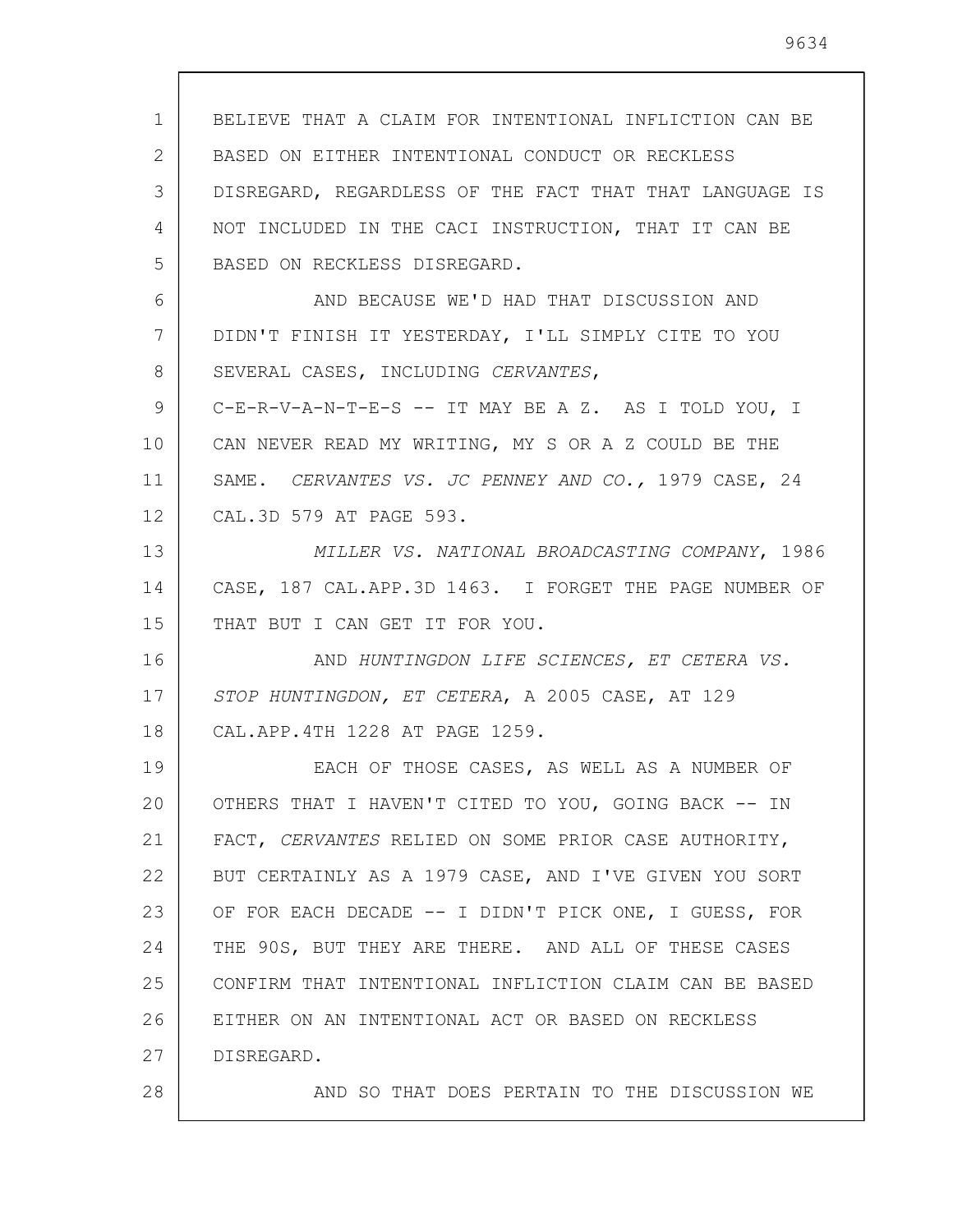BELIEVE THAT A CLAIM FOR INTENTIONAL INFLICTION CAN BE BASED ON EITHER INTENTIONAL CONDUCT OR RECKLESS DISREGARD, REGARDLESS OF THE FACT THAT THAT LANGUAGE IS NOT INCLUDED IN THE CACI INSTRUCTION, THAT IT CAN BE BASED ON RECKLESS DISREGARD.

AND BECAUSE WE'D HAD THAT DISCUSSION AND DIDN'T FINISH IT YESTERDAY, I'LL SIMPLY CITE TO YOU SEVERAL CASES, INCLUDING *CERVANTES*, C-E-R-V-A-N-T-E-S -- IT MAY BE A Z. AS I TOLD YOU, I CAN NEVER READ MY WRITING, MY S OR A Z COULD BE THE SAME. *CERVANTES VS. JC PENNEY AND CO.*, 1979 CASE, 24 CAL.3D 579 AT PAGE 593.

*MILLER VS. NATIONAL BROADCASTING COMPANY*, 1986 CASE, 187 CAL.APP.3D 1463. I FORGET THE PAGE NUMBER OF THAT BUT I CAN GET IT FOR YOU.

AND *HUNTINGDON LIFE SCIENCES, ET CETERA VS. STOP HUNTINGDON, ET CETERA*, A 2005 CASE, AT 129 CAL.APP.4TH 1228 AT PAGE 1259.

EACH OF THOSE CASES, AS WELL AS A NUMBER OF OTHERS THAT I HAVEN'T CITED TO YOU, GOING BACK -- IN FACT, *CERVANTES* RELIED ON SOME PRIOR CASE AUTHORITY, BUT CERTAINLY AS A 1979 CASE, AND I'VE GIVEN YOU SORT OF FOR EACH DECADE -- I DIDN'T PICK ONE, I GUESS, FOR THE 90S, BUT THEY ARE THERE. AND ALL OF THESE CASES CONFIRM THAT INTENTIONAL INFLICTION CLAIM CAN BE BASED EITHER ON AN INTENTIONAL ACT OR BASED ON RECKLESS DISREGARD.

AND SO THAT DOES PERTAIN TO THE DISCUSSION WE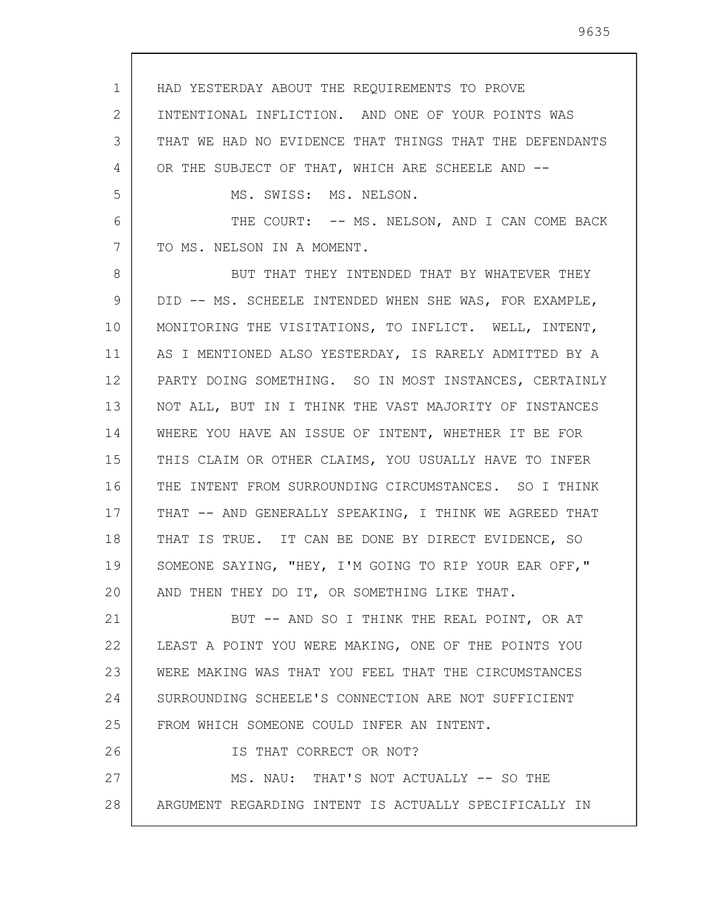HAD YESTERDAY ABOUT THE REQUIREMENTS TO PROVE INTENTIONAL INFLICTION. AND ONE OF YOUR POINTS WAS THAT WE HAD NO EVIDENCE THAT THINGS THAT THE DEFENDANTS OR THE SUBJECT OF THAT, WHICH ARE SCHEELE AND --

MS. SWISS: MS. NELSON.

THE COURT: -- MS. NELSON, AND I CAN COME BACK TO MS. NELSON IN A MOMENT.

BUT THAT THEY INTENDED THAT BY WHATEVER THEY DID -- MS. SCHEELE INTENDED WHEN SHE WAS, FOR EXAMPLE, MONITORING THE VISITATIONS, TO INFLICT. WELL, INTENT, AS I MENTIONED ALSO YESTERDAY, IS RARELY ADMITTED BY A PARTY DOING SOMETHING. SO IN MOST INSTANCES, CERTAINLY NOT ALL, BUT IN I THINK THE VAST MAJORITY OF INSTANCES WHERE YOU HAVE AN ISSUE OF INTENT, WHETHER IT BE FOR THIS CLAIM OR OTHER CLAIMS, YOU USUALLY HAVE TO INFER THE INTENT FROM SURROUNDING CIRCUMSTANCES. SO I THINK THAT -- AND GENERALLY SPEAKING, I THINK WE AGREED THAT THAT IS TRUE. IT CAN BE DONE BY DIRECT EVIDENCE, SO SOMEONE SAYING, "HEY, I'M GOING TO RIP YOUR EAR OFF," AND THEN THEY DO IT, OR SOMETHING LIKE THAT.

BUT -- AND SO I THINK THE REAL POINT, OR AT LEAST A POINT YOU WERE MAKING, ONE OF THE POINTS YOU WERE MAKING WAS THAT YOU FEEL THAT THE CIRCUMSTANCES SURROUNDING SCHEELE'S CONNECTION ARE NOT SUFFICIENT FROM WHICH SOMEONE COULD INFER AN INTENT.

IS THAT CORRECT OR NOT?

MS. NAU: THAT'S NOT ACTUALLY -- SO THE ARGUMENT REGARDING INTENT IS ACTUALLY SPECIFICALLY IN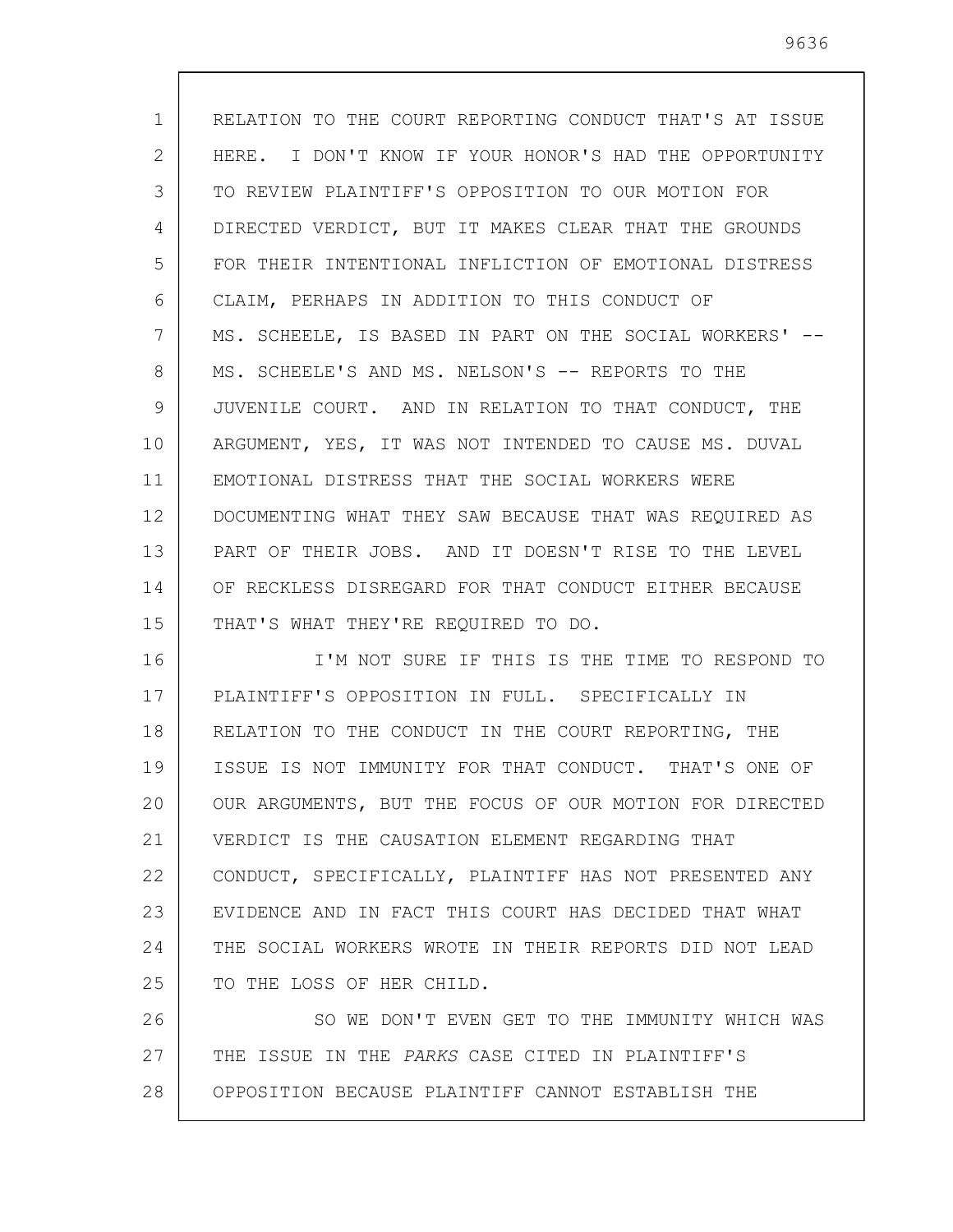RELATION TO THE COURT REPORTING CONDUCT THAT'S AT ISSUE HERE. I DON'T KNOW IF YOUR HONOR'S HAD THE OPPORTUNITY TO REVIEW PLAINTIFF'S OPPOSITION TO OUR MOTION FOR DIRECTED VERDICT, BUT IT MAKES CLEAR THAT THE GROUNDS FOR THEIR INTENTIONAL INFLICTION OF EMOTIONAL DISTRESS CLAIM, PERHAPS IN ADDITION TO THIS CONDUCT OF MS. SCHEELE, IS BASED IN PART ON THE SOCIAL WORKERS' -- MS. SCHEELE'S AND MS. NELSON'S -- REPORTS TO THE JUVENILE COURT. AND IN RELATION TO THAT CONDUCT, THE ARGUMENT, YES, IT WAS NOT INTENDED TO CAUSE MS. DUVAL EMOTIONAL DISTRESS THAT THE SOCIAL WORKERS WERE DOCUMENTING WHAT THEY SAW BECAUSE THAT WAS REQUIRED AS PART OF THEIR JOBS. AND IT DOESN'T RISE TO THE LEVEL OF RECKLESS DISREGARD FOR THAT CONDUCT EITHER BECAUSE THAT'S WHAT THEY'RE REQUIRED TO DO.

I'M NOT SURE IF THIS IS THE TIME TO RESPOND TO PLAINTIFF'S OPPOSITION IN FULL. SPECIFICALLY IN RELATION TO THE CONDUCT IN THE COURT REPORTING, THE ISSUE IS NOT IMMUNITY FOR THAT CONDUCT. THAT'S ONE OF OUR ARGUMENTS, BUT THE FOCUS OF OUR MOTION FOR DIRECTED VERDICT IS THE CAUSATION ELEMENT REGARDING THAT CONDUCT, SPECIFICALLY, PLAINTIFF HAS NOT PRESENTED ANY EVIDENCE AND IN FACT THIS COURT HAS DECIDED THAT WHAT THE SOCIAL WORKERS WROTE IN THEIR REPORTS DID NOT LEAD TO THE LOSS OF HER CHILD.

SO WE DON'T EVEN GET TO THE IMMUNITY WHICH WAS THE ISSUE IN THE *PARKS* CASE CITED IN PLAINTIFF'S OPPOSITION BECAUSE PLAINTIFF CANNOT ESTABLISH THE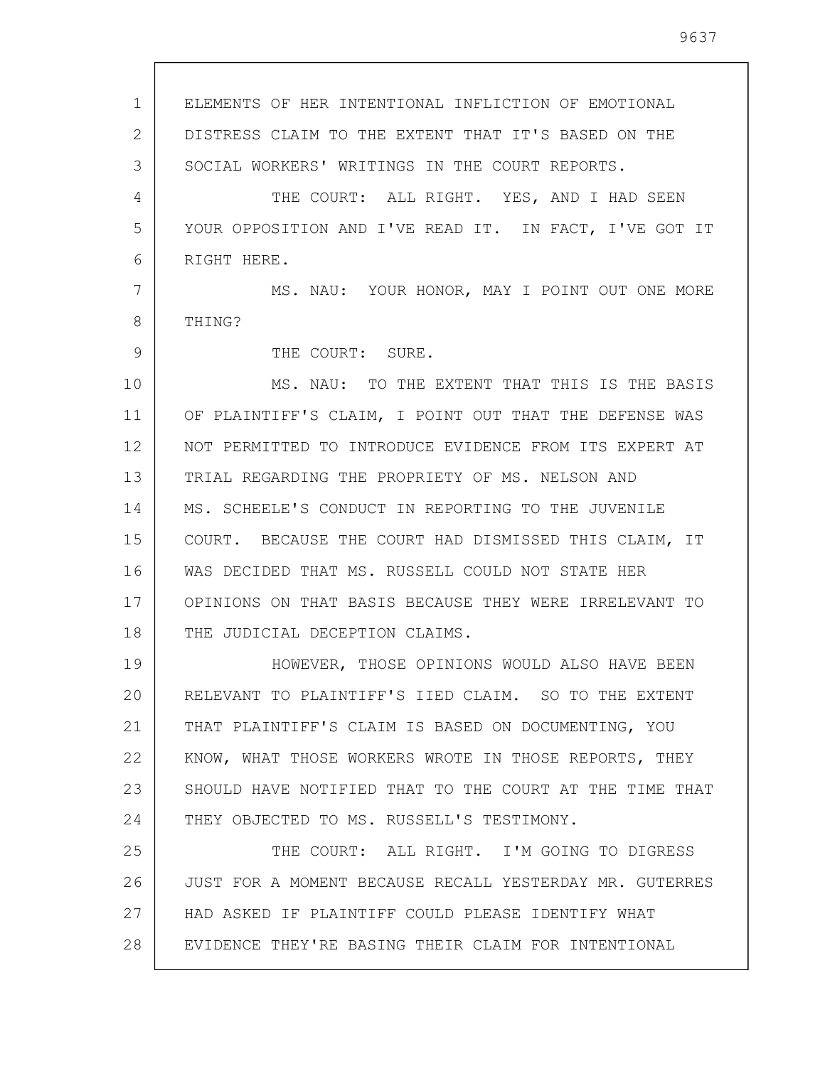ELEMENTS OF HER INTENTIONAL INFLICTION OF EMOTIONAL DISTRESS CLAIM TO THE EXTENT THAT IT'S BASED ON THE SOCIAL WORKERS' WRITINGS IN THE COURT REPORTS.

THE COURT: ALL RIGHT. YES, AND I HAD SEEN YOUR OPPOSITION AND I'VE READ IT. IN FACT, I'VE GOT IT RIGHT HERE.

MS. NAU: YOUR HONOR, MAY I POINT OUT ONE MORE THING?

THE COURT: SURE.

MS. NAU: TO THE EXTENT THAT THIS IS THE BASIS OF PLAINTIFF'S CLAIM, I POINT OUT THAT THE DEFENSE WAS NOT PERMITTED TO INTRODUCE EVIDENCE FROM ITS EXPERT AT TRIAL REGARDING THE PROPRIETY OF MS. NELSON AND MS. SCHEELE'S CONDUCT IN REPORTING TO THE JUVENILE COURT. BECAUSE THE COURT HAD DISMISSED THIS CLAIM, IT WAS DECIDED THAT MS. RUSSELL COULD NOT STATE HER OPINIONS ON THAT BASIS BECAUSE THEY WERE IRRELEVANT TO THE JUDICIAL DECEPTION CLAIMS.

HOWEVER, THOSE OPINIONS WOULD ALSO HAVE BEEN RELEVANT TO PLAINTIFF'S IIED CLAIM. SO TO THE EXTENT THAT PLAINTIFF'S CLAIM IS BASED ON DOCUMENTING, YOU KNOW, WHAT THOSE WORKERS WROTE IN THOSE REPORTS, THEY SHOULD HAVE NOTIFIED THAT TO THE COURT AT THE TIME THAT THEY OBJECTED TO MS. RUSSELL'S TESTIMONY.

THE COURT: ALL RIGHT. I'M GOING TO DIGRESS JUST FOR A MOMENT BECAUSE RECALL YESTERDAY MR. GUTERRES HAD ASKED IF PLAINTIFF COULD PLEASE IDENTIFY WHAT EVIDENCE THEY'RE BASING THEIR CLAIM FOR INTENTIONAL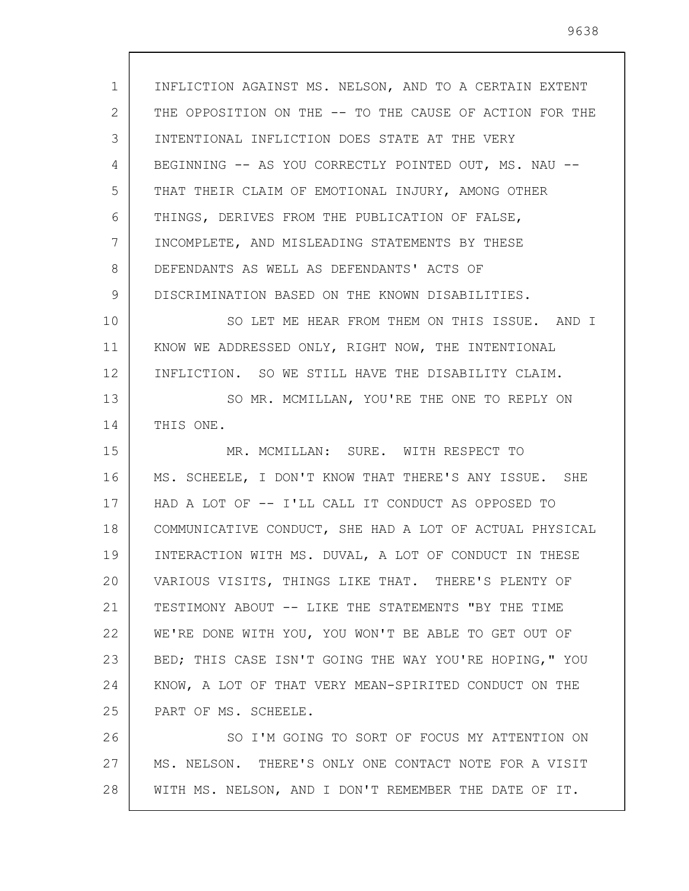INFLICTION AGAINST MS. NELSON, AND TO A CERTAIN EXTENT THE OPPOSITION ON THE -- TO THE CAUSE OF ACTION FOR THE INTENTIONAL INFLICTION DOES STATE AT THE VERY BEGINNING -- AS YOU CORRECTLY POINTED OUT, MS. NAU -- THAT THEIR CLAIM OF EMOTIONAL INJURY, AMONG OTHER THINGS, DERIVES FROM THE PUBLICATION OF FALSE, INCOMPLETE, AND MISLEADING STATEMENTS BY THESE DEFENDANTS AS WELL AS DEFENDANTS' ACTS OF DISCRIMINATION BASED ON THE KNOWN DISABILITIES.

SO LET ME HEAR FROM THEM ON THIS ISSUE. AND I KNOW WE ADDRESSED ONLY, RIGHT NOW, THE INTENTIONAL INFLICTION. SO WE STILL HAVE THE DISABILITY CLAIM.

SO MR. MCMILLAN, YOU'RE THE ONE TO REPLY ON THIS ONE.

MR. MCMILLAN: SURE. WITH RESPECT TO MS. SCHEELE, I DON'T KNOW THAT THERE'S ANY ISSUE. SHE HAD A LOT OF -- I'LL CALL IT CONDUCT AS OPPOSED TO COMMUNICATIVE CONDUCT, SHE HAD A LOT OF ACTUAL PHYSICAL INTERACTION WITH MS. DUVAL, A LOT OF CONDUCT IN THESE VARIOUS VISITS, THINGS LIKE THAT. THERE'S PLENTY OF TESTIMONY ABOUT -- LIKE THE STATEMENTS "BY THE TIME WE'RE DONE WITH YOU, YOU WON'T BE ABLE TO GET OUT OF BED; THIS CASE ISN'T GOING THE WAY YOU'RE HOPING," YOU KNOW, A LOT OF THAT VERY MEAN-SPIRITED CONDUCT ON THE PART OF MS. SCHEELE.

SO I'M GOING TO SORT OF FOCUS MY ATTENTION ON MS. NELSON. THERE'S ONLY ONE CONTACT NOTE FOR A VISIT WITH MS. NELSON, AND I DON'T REMEMBER THE DATE OF IT.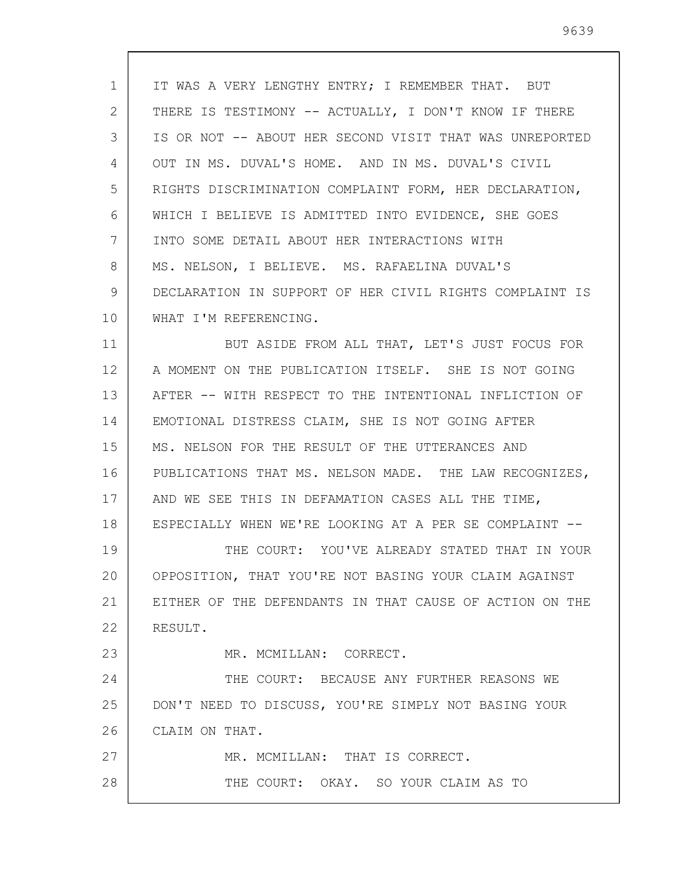IT WAS A VERY LENGTHY ENTRY; I REMEMBER THAT. BUT THERE IS TESTIMONY -- ACTUALLY, I DON'T KNOW IF THERE IS OR NOT -- ABOUT HER SECOND VISIT THAT WAS UNREPORTED OUT IN MS. DUVAL'S HOME. AND IN MS. DUVAL'S CIVIL RIGHTS DISCRIMINATION COMPLAINT FORM, HER DECLARATION, WHICH I BELIEVE IS ADMITTED INTO EVIDENCE, SHE GOES INTO SOME DETAIL ABOUT HER INTERACTIONS WITH MS. NELSON, I BELIEVE. MS. RAFAELINA DUVAL'S DECLARATION IN SUPPORT OF HER CIVIL RIGHTS COMPLAINT IS WHAT I'M REFERENCING.

BUT ASIDE FROM ALL THAT, LET'S JUST FOCUS FOR A MOMENT ON THE PUBLICATION ITSELF. SHE IS NOT GOING AFTER -- WITH RESPECT TO THE INTENTIONAL INFLICTION OF EMOTIONAL DISTRESS CLAIM, SHE IS NOT GOING AFTER MS. NELSON FOR THE RESULT OF THE UTTERANCES AND PUBLICATIONS THAT MS. NELSON MADE. THE LAW RECOGNIZES, AND WE SEE THIS IN DEFAMATION CASES ALL THE TIME, ESPECIALLY WHEN WE'RE LOOKING AT A PER SE COMPLAINT --

THE COURT: YOU'VE ALREADY STATED THAT IN YOUR OPPOSITION, THAT YOU'RE NOT BASING YOUR CLAIM AGAINST EITHER OF THE DEFENDANTS IN THAT CAUSE OF ACTION ON THE RESULT.

MR. MCMILLAN: CORRECT.

THE COURT: BECAUSE ANY FURTHER REASONS WE DON'T NEED TO DISCUSS, YOU'RE SIMPLY NOT BASING YOUR CLAIM ON THAT.

MR. MCMILLAN: THAT IS CORRECT.

THE COURT: OKAY. SO YOUR CLAIM AS TO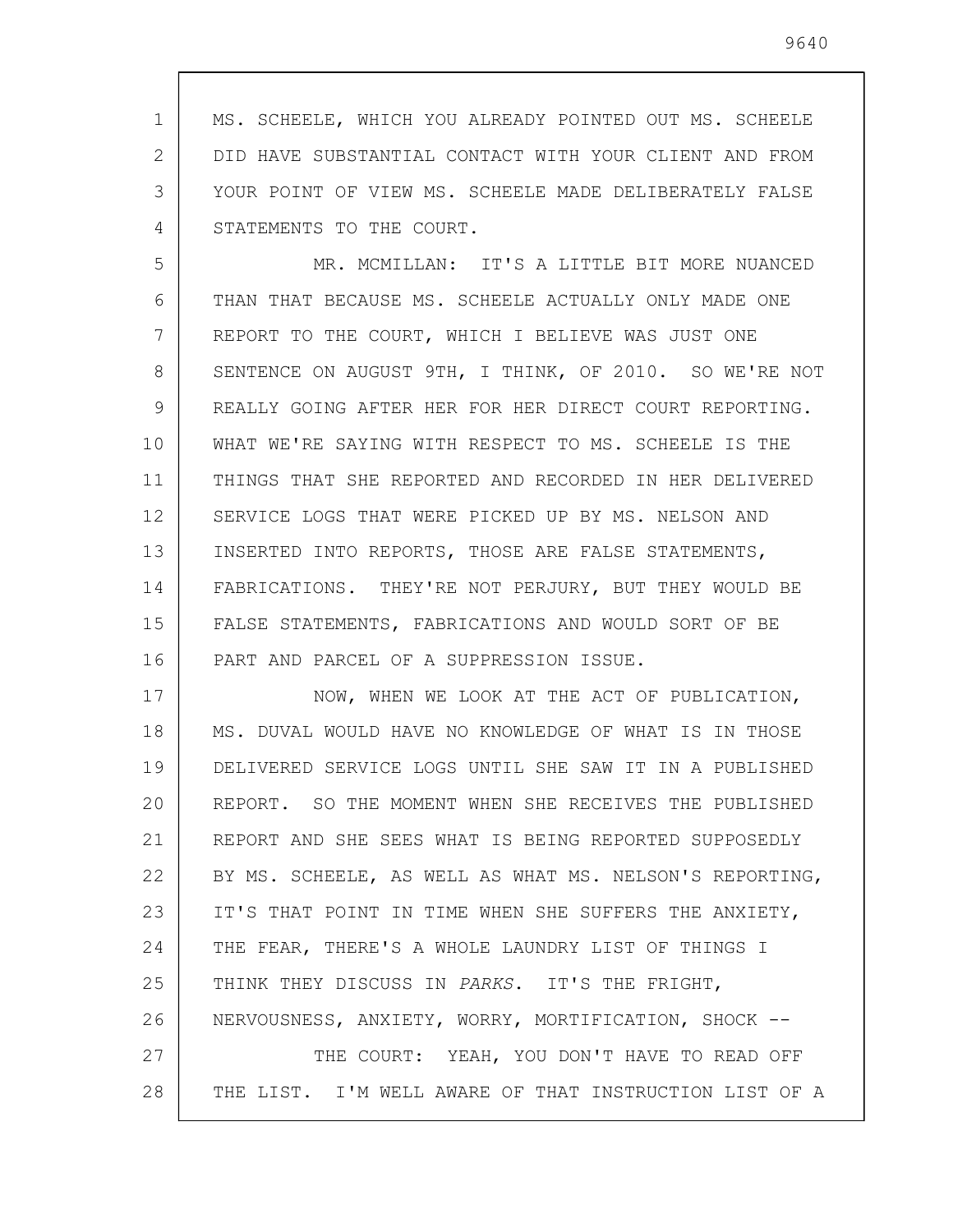MS. SCHEELE, WHICH YOU ALREADY POINTED OUT MS. SCHEELE DID HAVE SUBSTANTIAL CONTACT WITH YOUR CLIENT AND FROM YOUR POINT OF VIEW MS. SCHEELE MADE DELIBERATELY FALSE STATEMENTS TO THE COURT.

MR. MCMILLAN: IT'S A LITTLE BIT MORE NUANCED THAN THAT BECAUSE MS. SCHEELE ACTUALLY ONLY MADE ONE REPORT TO THE COURT, WHICH I BELIEVE WAS JUST ONE SENTENCE ON AUGUST 9TH, I THINK, OF 2010. SO WE'RE NOT REALLY GOING AFTER HER FOR HER DIRECT COURT REPORTING. WHAT WE'RE SAYING WITH RESPECT TO MS. SCHEELE IS THE THINGS THAT SHE REPORTED AND RECORDED IN HER DELIVERED SERVICE LOGS THAT WERE PICKED UP BY MS. NELSON AND INSERTED INTO REPORTS, THOSE ARE FALSE STATEMENTS, FABRICATIONS. THEY'RE NOT PERJURY, BUT THEY WOULD BE FALSE STATEMENTS, FABRICATIONS AND WOULD SORT OF BE PART AND PARCEL OF A SUPPRESSION ISSUE.

NOW, WHEN WE LOOK AT THE ACT OF PUBLICATION, MS. DUVAL WOULD HAVE NO KNOWLEDGE OF WHAT IS IN THOSE DELIVERED SERVICE LOGS UNTIL SHE SAW IT IN A PUBLISHED REPORT. SO THE MOMENT WHEN SHE RECEIVES THE PUBLISHED REPORT AND SHE SEES WHAT IS BEING REPORTED SUPPOSEDLY BY MS. SCHEELE, AS WELL AS WHAT MS. NELSON'S REPORTING, IT'S THAT POINT IN TIME WHEN SHE SUFFERS THE ANXIETY, THE FEAR, THERE'S A WHOLE LAUNDRY LIST OF THINGS I THINK THEY DISCUSS IN *PARKS*. IT'S THE FRIGHT, NERVOUSNESS, ANXIETY, WORRY, MORTIFICATION, SHOCK --

THE COURT: YEAH, YOU DON'T HAVE TO READ OFF THE LIST. I'M WELL AWARE OF THAT INSTRUCTION LIST OF A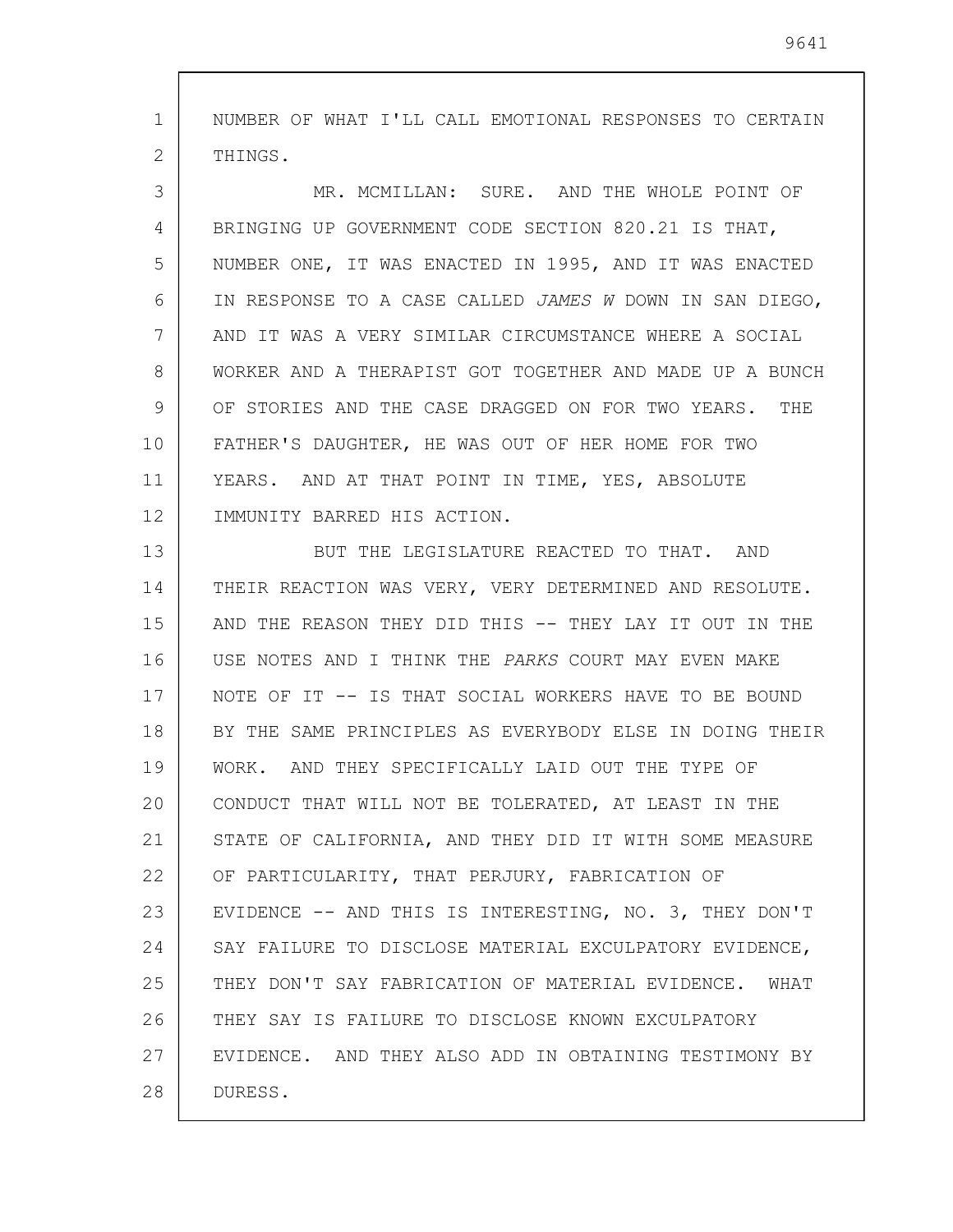NUMBER OF WHAT I'LL CALL EMOTIONAL RESPONSES TO CERTAIN THINGS.

MR. MCMILLAN: SURE. AND THE WHOLE POINT OF BRINGING UP GOVERNMENT CODE SECTION 820.21 IS THAT, NUMBER ONE, IT WAS ENACTED IN 1995, AND IT WAS ENACTED IN RESPONSE TO A CASE CALLED *JAMES W* DOWN IN SAN DIEGO, AND IT WAS A VERY SIMILAR CIRCUMSTANCE WHERE A SOCIAL WORKER AND A THERAPIST GOT TOGETHER AND MADE UP A BUNCH OF STORIES AND THE CASE DRAGGED ON FOR TWO YEARS. THE FATHER'S DAUGHTER, HE WAS OUT OF HER HOME FOR TWO YEARS. AND AT THAT POINT IN TIME, YES, ABSOLUTE IMMUNITY BARRED HIS ACTION.

BUT THE LEGISLATURE REACTED TO THAT. AND THEIR REACTION WAS VERY, VERY DETERMINED AND RESOLUTE. AND THE REASON THEY DID THIS -- THEY LAY IT OUT IN THE USE NOTES AND I THINK THE *PARKS* COURT MAY EVEN MAKE NOTE OF IT -- IS THAT SOCIAL WORKERS HAVE TO BE BOUND BY THE SAME PRINCIPLES AS EVERYBODY ELSE IN DOING THEIR WORK. AND THEY SPECIFICALLY LAID OUT THE TYPE OF CONDUCT THAT WILL NOT BE TOLERATED, AT LEAST IN THE STATE OF CALIFORNIA, AND THEY DID IT WITH SOME MEASURE OF PARTICULARITY, THAT PERJURY, FABRICATION OF EVIDENCE -- AND THIS IS INTERESTING, NO. 3, THEY DON'T SAY FAILURE TO DISCLOSE MATERIAL EXCULPATORY EVIDENCE, THEY DON'T SAY FABRICATION OF MATERIAL EVIDENCE. WHAT THEY SAY IS FAILURE TO DISCLOSE KNOWN EXCULPATORY EVIDENCE. AND THEY ALSO ADD IN OBTAINING TESTIMONY BY DURESS.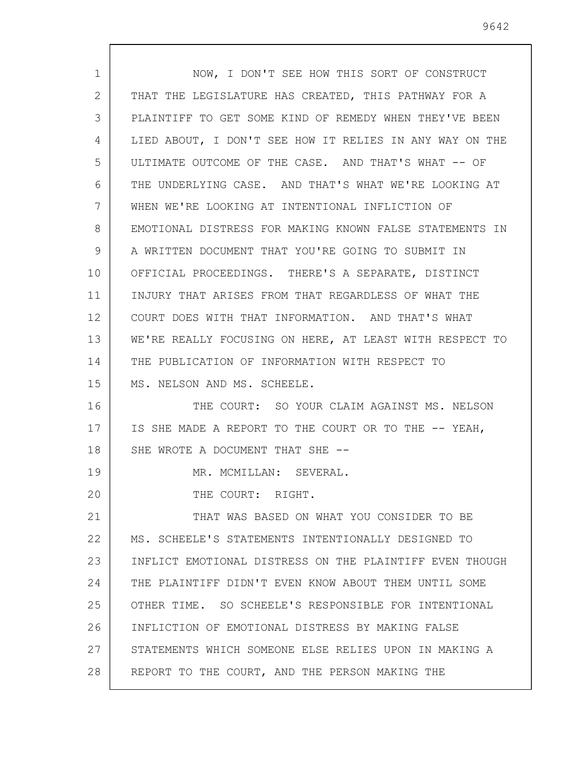NOW, I DON'T SEE HOW THIS SORT OF CONSTRUCT THAT THE LEGISLATURE HAS CREATED, THIS PATHWAY FOR A PLAINTIFF TO GET SOME KIND OF REMEDY WHEN THEY'VE BEEN LIED ABOUT, I DON'T SEE HOW IT RELIES IN ANY WAY ON THE ULTIMATE OUTCOME OF THE CASE. AND THAT'S WHAT -- OF THE UNDERLYING CASE. AND THAT'S WHAT WE'RE LOOKING AT WHEN WE'RE LOOKING AT INTENTIONAL INFLICTION OF EMOTIONAL DISTRESS FOR MAKING KNOWN FALSE STATEMENTS IN A WRITTEN DOCUMENT THAT YOU'RE GOING TO SUBMIT IN OFFICIAL PROCEEDINGS. THERE'S A SEPARATE, DISTINCT INJURY THAT ARISES FROM THAT REGARDLESS OF WHAT THE COURT DOES WITH THAT INFORMATION. AND THAT'S WHAT WE'RE REALLY FOCUSING ON HERE, AT LEAST WITH RESPECT TO THE PUBLICATION OF INFORMATION WITH RESPECT TO MS. NELSON AND MS. SCHEELE.

THE COURT: SO YOUR CLAIM AGAINST MS. NELSON IS SHE MADE A REPORT TO THE COURT OR TO THE -- YEAH, SHE WROTE A DOCUMENT THAT SHE --

MR. MCMILLAN: SEVERAL.

THE COURT: RIGHT.

THAT WAS BASED ON WHAT YOU CONSIDER TO BE MS. SCHEELE'S STATEMENTS INTENTIONALLY DESIGNED TO INFLICT EMOTIONAL DISTRESS ON THE PLAINTIFF EVEN THOUGH THE PLAINTIFF DIDN'T EVEN KNOW ABOUT THEM UNTIL SOME OTHER TIME. SO SCHEELE'S RESPONSIBLE FOR INTENTIONAL INFLICTION OF EMOTIONAL DISTRESS BY MAKING FALSE STATEMENTS WHICH SOMEONE ELSE RELIES UPON IN MAKING A REPORT TO THE COURT, AND THE PERSON MAKING THE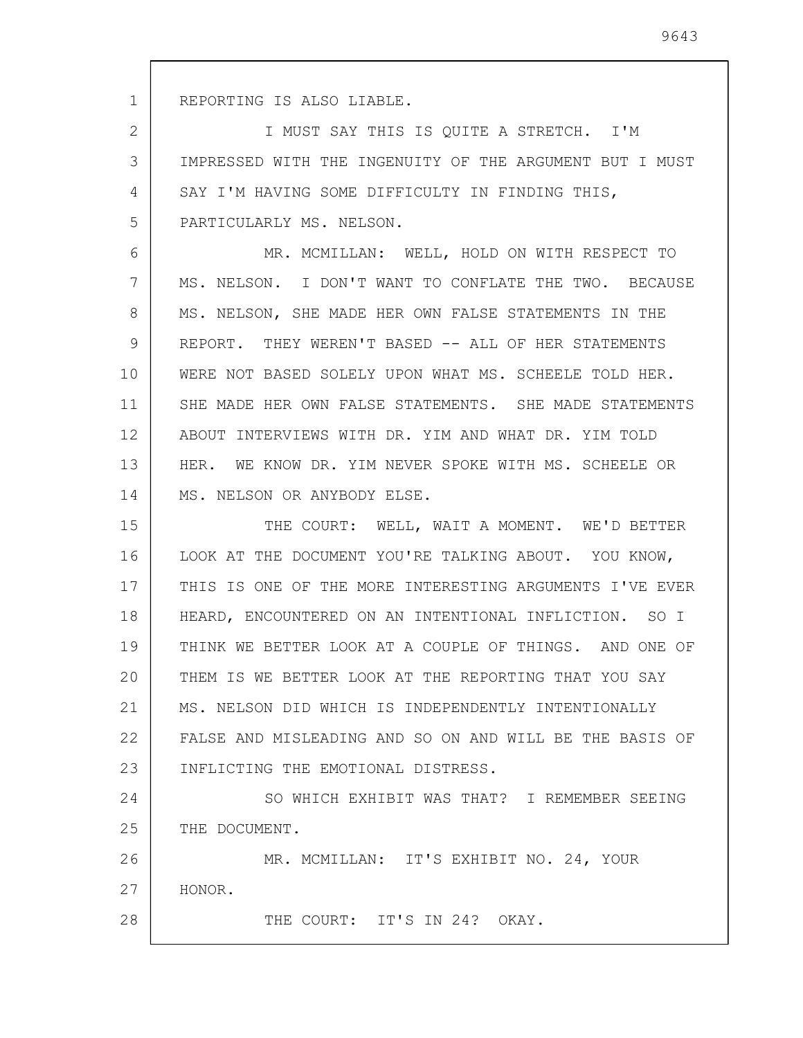REPORTING IS ALSO LIABLE.

I MUST SAY THIS IS QUITE A STRETCH. I'M IMPRESSED WITH THE INGENUITY OF THE ARGUMENT BUT I MUST SAY I'M HAVING SOME DIFFICULTY IN FINDING THIS, PARTICULARLY MS. NELSON.

MR. MCMILLAN: WELL, HOLD ON WITH RESPECT TO MS. NELSON. I DON'T WANT TO CONFLATE THE TWO. BECAUSE MS. NELSON, SHE MADE HER OWN FALSE STATEMENTS IN THE REPORT. THEY WEREN'T BASED -- ALL OF HER STATEMENTS WERE NOT BASED SOLELY UPON WHAT MS. SCHEELE TOLD HER. SHE MADE HER OWN FALSE STATEMENTS. SHE MADE STATEMENTS ABOUT INTERVIEWS WITH DR. YIM AND WHAT DR. YIM TOLD HER. WE KNOW DR. YIM NEVER SPOKE WITH MS. SCHEELE OR MS. NELSON OR ANYBODY ELSE.

THE COURT: WELL, WAIT A MOMENT. WE'D BETTER LOOK AT THE DOCUMENT YOU'RE TALKING ABOUT. YOU KNOW, THIS IS ONE OF THE MORE INTERESTING ARGUMENTS I'VE EVER HEARD, ENCOUNTERED ON AN INTENTIONAL INFLICTION. SO I THINK WE BETTER LOOK AT A COUPLE OF THINGS. AND ONE OF THEM IS WE BETTER LOOK AT THE REPORTING THAT YOU SAY MS. NELSON DID WHICH IS INDEPENDENTLY INTENTIONALLY FALSE AND MISLEADING AND SO ON AND WILL BE THE BASIS OF INFLICTING THE EMOTIONAL DISTRESS.

SO WHICH EXHIBIT WAS THAT? I REMEMBER SEEING THE DOCUMENT.

MR. MCMILLAN: IT'S EXHIBIT NO. 24, YOUR HONOR.

THE COURT: IT'S IN 24? OKAY.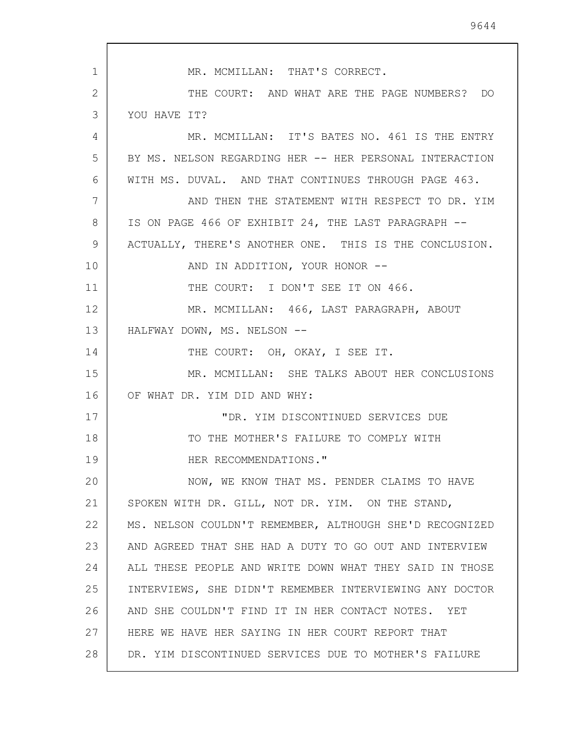MR. MCMILLAN: THAT'S CORRECT.

THE COURT: AND WHAT ARE THE PAGE NUMBERS? DO YOU HAVE IT?

MR. MCMILLAN: IT'S BATES NO. 461 IS THE ENTRY BY MS. NELSON REGARDING HER -- HER PERSONAL INTERACTION WITH MS. DUVAL. AND THAT CONTINUES THROUGH PAGE 463.

AND THEN THE STATEMENT WITH RESPECT TO DR. YIM IS ON PAGE 466 OF EXHIBIT 24, THE LAST PARAGRAPH -- ACTUALLY, THERE'S ANOTHER ONE. THIS IS THE CONCLUSION.

AND IN ADDITION, YOUR HONOR --

THE COURT: I DON'T SEE IT ON 466.

MR. MCMILLAN: 466, LAST PARAGRAPH, ABOUT HALFWAY DOWN, MS. NELSON --

THE COURT: OH, OKAY, I SEE IT.

MR. MCMILLAN: SHE TALKS ABOUT HER CONCLUSIONS OF WHAT DR. YIM DID AND WHY:

> "DR. YIM DISCONTINUED SERVICES DUE TO THE MOTHER'S FAILURE TO COMPLY WITH HER RECOMMENDATIONS."

NOW, WE KNOW THAT MS. PENDER CLAIMS TO HAVE SPOKEN WITH DR. GILL, NOT DR. YIM. ON THE STAND, MS. NELSON COULDN'T REMEMBER, ALTHOUGH SHE'D RECOGNIZED AND AGREED THAT SHE HAD A DUTY TO GO OUT AND INTERVIEW ALL THESE PEOPLE AND WRITE DOWN WHAT THEY SAID IN THOSE INTERVIEWS, SHE DIDN'T REMEMBER INTERVIEWING ANY DOCTOR AND SHE COULDN'T FIND IT IN HER CONTACT NOTES. YET HERE WE HAVE HER SAYING IN HER COURT REPORT THAT DR. YIM DISCONTINUED SERVICES DUE TO MOTHER'S FAILURE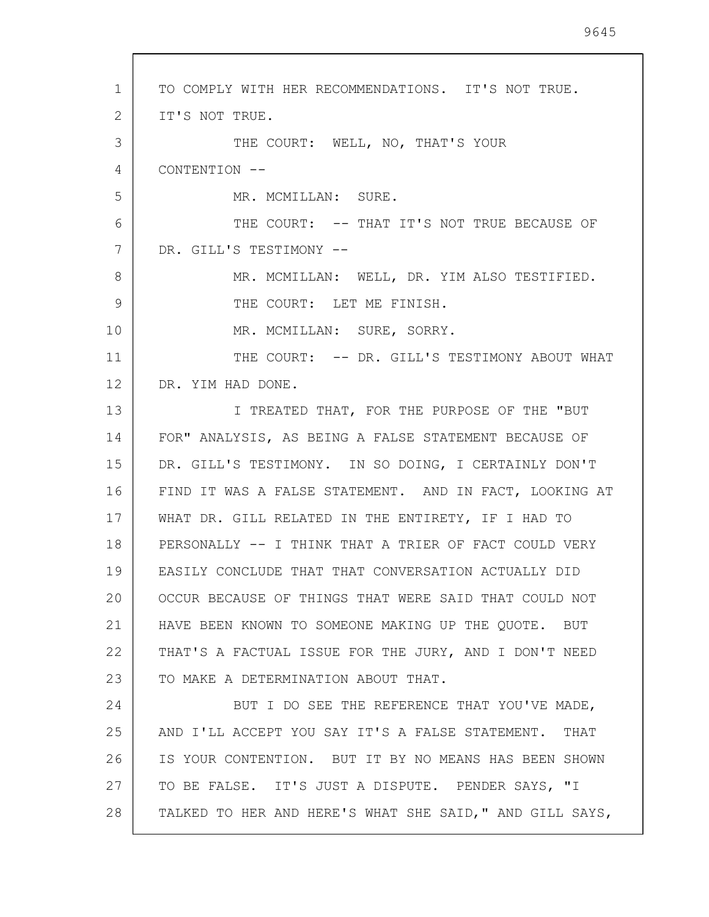TO COMPLY WITH HER RECOMMENDATIONS. IT'S NOT TRUE. IT'S NOT TRUE.

THE COURT: WELL, NO, THAT'S YOUR CONTENTION --

MR. MCMILLAN: SURE.

THE COURT: -- THAT IT'S NOT TRUE BECAUSE OF DR. GILL'S TESTIMONY --

MR. MCMILLAN: WELL, DR. YIM ALSO TESTIFIED.

THE COURT: LET ME FINISH.

MR. MCMILLAN: SURE, SORRY.

THE COURT: -- DR. GILL'S TESTIMONY ABOUT WHAT DR. YIM HAD DONE.

I TREATED THAT, FOR THE PURPOSE OF THE "BUT FOR" ANALYSIS, AS BEING A FALSE STATEMENT BECAUSE OF DR. GILL'S TESTIMONY. IN SO DOING, I CERTAINLY DON'T FIND IT WAS A FALSE STATEMENT. AND IN FACT, LOOKING AT WHAT DR. GILL RELATED IN THE ENTIRETY, IF I HAD TO PERSONALLY -- I THINK THAT A TRIER OF FACT COULD VERY EASILY CONCLUDE THAT THAT CONVERSATION ACTUALLY DID OCCUR BECAUSE OF THINGS THAT WERE SAID THAT COULD NOT HAVE BEEN KNOWN TO SOMEONE MAKING UP THE QUOTE. BUT THAT'S A FACTUAL ISSUE FOR THE JURY, AND I DON'T NEED TO MAKE A DETERMINATION ABOUT THAT.

BUT I DO SEE THE REFERENCE THAT YOU'VE MADE, AND I'LL ACCEPT YOU SAY IT'S A FALSE STATEMENT. THAT IS YOUR CONTENTION. BUT IT BY NO MEANS HAS BEEN SHOWN TO BE FALSE. IT'S JUST A DISPUTE. PENDER SAYS, "I TALKED TO HER AND HERE'S WHAT SHE SAID," AND GILL SAYS,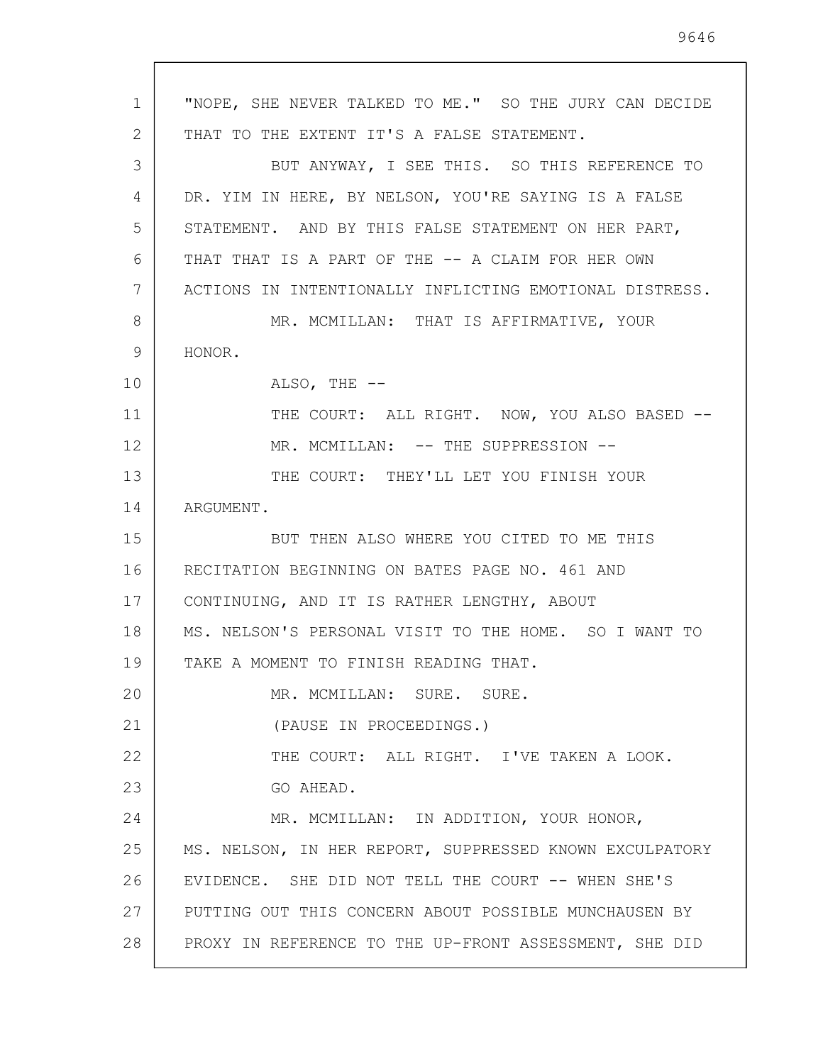"NOPE, SHE NEVER TALKED TO ME." SO THE JURY CAN DECIDE THAT TO THE EXTENT IT'S A FALSE STATEMENT.

BUT ANYWAY, I SEE THIS. SO THIS REFERENCE TO DR. YIM IN HERE, BY NELSON, YOU'RE SAYING IS A FALSE STATEMENT. AND BY THIS FALSE STATEMENT ON HER PART, THAT THAT IS A PART OF THE -- A CLAIM FOR HER OWN ACTIONS IN INTENTIONALLY INFLICTING EMOTIONAL DISTRESS.

MR. MCMILLAN: THAT IS AFFIRMATIVE, YOUR HONOR.

ALSO, THE --

THE COURT: ALL RIGHT. NOW, YOU ALSO BASED --

MR. MCMILLAN: -- THE SUPPRESSION --

THE COURT: THEY'LL LET YOU FINISH YOUR ARGUMENT.

BUT THEN ALSO WHERE YOU CITED TO ME THIS RECITATION BEGINNING ON BATES PAGE NO. 461 AND CONTINUING, AND IT IS RATHER LENGTHY, ABOUT MS. NELSON'S PERSONAL VISIT TO THE HOME. SO I WANT TO TAKE A MOMENT TO FINISH READING THAT.

MR. MCMILLAN: SURE. SURE.

(PAUSE IN PROCEEDINGS.)

THE COURT: ALL RIGHT. I'VE TAKEN A LOOK. GO AHEAD.

MR. MCMILLAN: IN ADDITION, YOUR HONOR, MS. NELSON, IN HER REPORT, SUPPRESSED KNOWN EXCULPATORY EVIDENCE. SHE DID NOT TELL THE COURT -- WHEN SHE'S PUTTING OUT THIS CONCERN ABOUT POSSIBLE MUNCHAUSEN BY PROXY IN REFERENCE TO THE UP-FRONT ASSESSMENT, SHE DID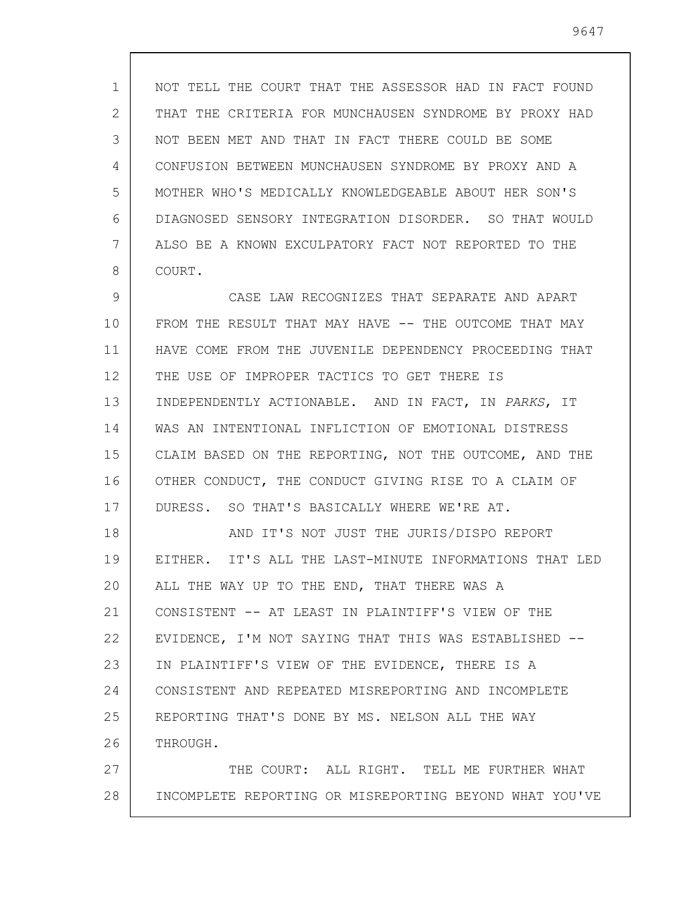NOT TELL THE COURT THAT THE ASSESSOR HAD IN FACT FOUND THAT THE CRITERIA FOR MUNCHAUSEN SYNDROME BY PROXY HAD NOT BEEN MET AND THAT IN FACT THERE COULD BE SOME CONFUSION BETWEEN MUNCHAUSEN SYNDROME BY PROXY AND A MOTHER WHO'S MEDICALLY KNOWLEDGEABLE ABOUT HER SON'S DIAGNOSED SENSORY INTEGRATION DISORDER. SO THAT WOULD ALSO BE A KNOWN EXCULPATORY FACT NOT REPORTED TO THE COURT.

CASE LAW RECOGNIZES THAT SEPARATE AND APART FROM THE RESULT THAT MAY HAVE -- THE OUTCOME THAT MAY HAVE COME FROM THE JUVENILE DEPENDENCY PROCEEDING THAT THE USE OF IMPROPER TACTICS TO GET THERE IS INDEPENDENTLY ACTIONABLE. AND IN FACT, IN *PARKS*, IT WAS AN INTENTIONAL INFLICTION OF EMOTIONAL DISTRESS CLAIM BASED ON THE REPORTING, NOT THE OUTCOME, AND THE OTHER CONDUCT, THE CONDUCT GIVING RISE TO A CLAIM OF DURESS. SO THAT'S BASICALLY WHERE WE'RE AT.

AND IT'S NOT JUST THE JURIS/DISPO REPORT EITHER. IT'S ALL THE LAST-MINUTE INFORMATIONS THAT LED ALL THE WAY UP TO THE END, THAT THERE WAS A CONSISTENT -- AT LEAST IN PLAINTIFF'S VIEW OF THE EVIDENCE, I'M NOT SAYING THAT THIS WAS ESTABLISHED -- IN PLAINTIFF'S VIEW OF THE EVIDENCE, THERE IS A CONSISTENT AND REPEATED MISREPORTING AND INCOMPLETE REPORTING THAT'S DONE BY MS. NELSON ALL THE WAY THROUGH.

THE COURT: ALL RIGHT. TELL ME FURTHER WHAT INCOMPLETE REPORTING OR MISREPORTING BEYOND WHAT YOU'VE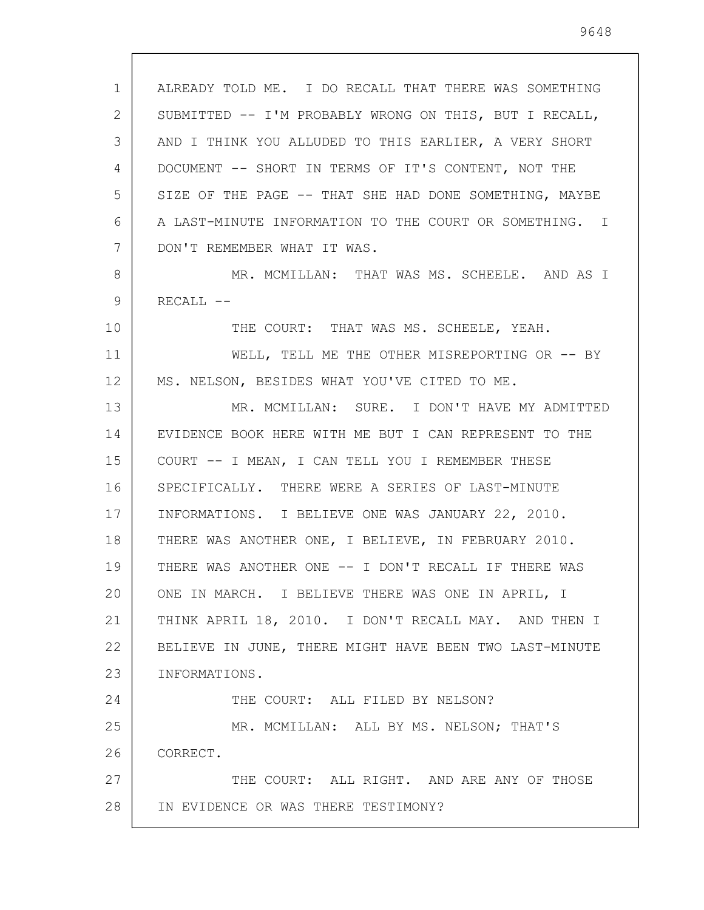ALREADY TOLD ME. I DO RECALL THAT THERE WAS SOMETHING SUBMITTED -- I'M PROBABLY WRONG ON THIS, BUT I RECALL, AND I THINK YOU ALLUDED TO THIS EARLIER, A VERY SHORT DOCUMENT -- SHORT IN TERMS OF IT'S CONTENT, NOT THE SIZE OF THE PAGE -- THAT SHE HAD DONE SOMETHING, MAYBE A LAST-MINUTE INFORMATION TO THE COURT OR SOMETHING. I DON'T REMEMBER WHAT IT WAS.

MR. MCMILLAN: THAT WAS MS. SCHEELE. AND AS I RECALL --

THE COURT: THAT WAS MS. SCHEELE, YEAH.

WELL, TELL ME THE OTHER MISREPORTING OR -- BY MS. NELSON, BESIDES WHAT YOU'VE CITED TO ME.

MR. MCMILLAN: SURE. I DON'T HAVE MY ADMITTED EVIDENCE BOOK HERE WITH ME BUT I CAN REPRESENT TO THE COURT -- I MEAN, I CAN TELL YOU I REMEMBER THESE SPECIFICALLY. THERE WERE A SERIES OF LAST-MINUTE INFORMATIONS. I BELIEVE ONE WAS JANUARY 22, 2010. THERE WAS ANOTHER ONE, I BELIEVE, IN FEBRUARY 2010. THERE WAS ANOTHER ONE -- I DON'T RECALL IF THERE WAS ONE IN MARCH. I BELIEVE THERE WAS ONE IN APRIL, I THINK APRIL 18, 2010. I DON'T RECALL MAY. AND THEN I BELIEVE IN JUNE, THERE MIGHT HAVE BEEN TWO LAST-MINUTE INFORMATIONS.

THE COURT: ALL FILED BY NELSON?

MR. MCMILLAN: ALL BY MS. NELSON; THAT'S CORRECT.

THE COURT: ALL RIGHT. AND ARE ANY OF THOSE IN EVIDENCE OR WAS THERE TESTIMONY?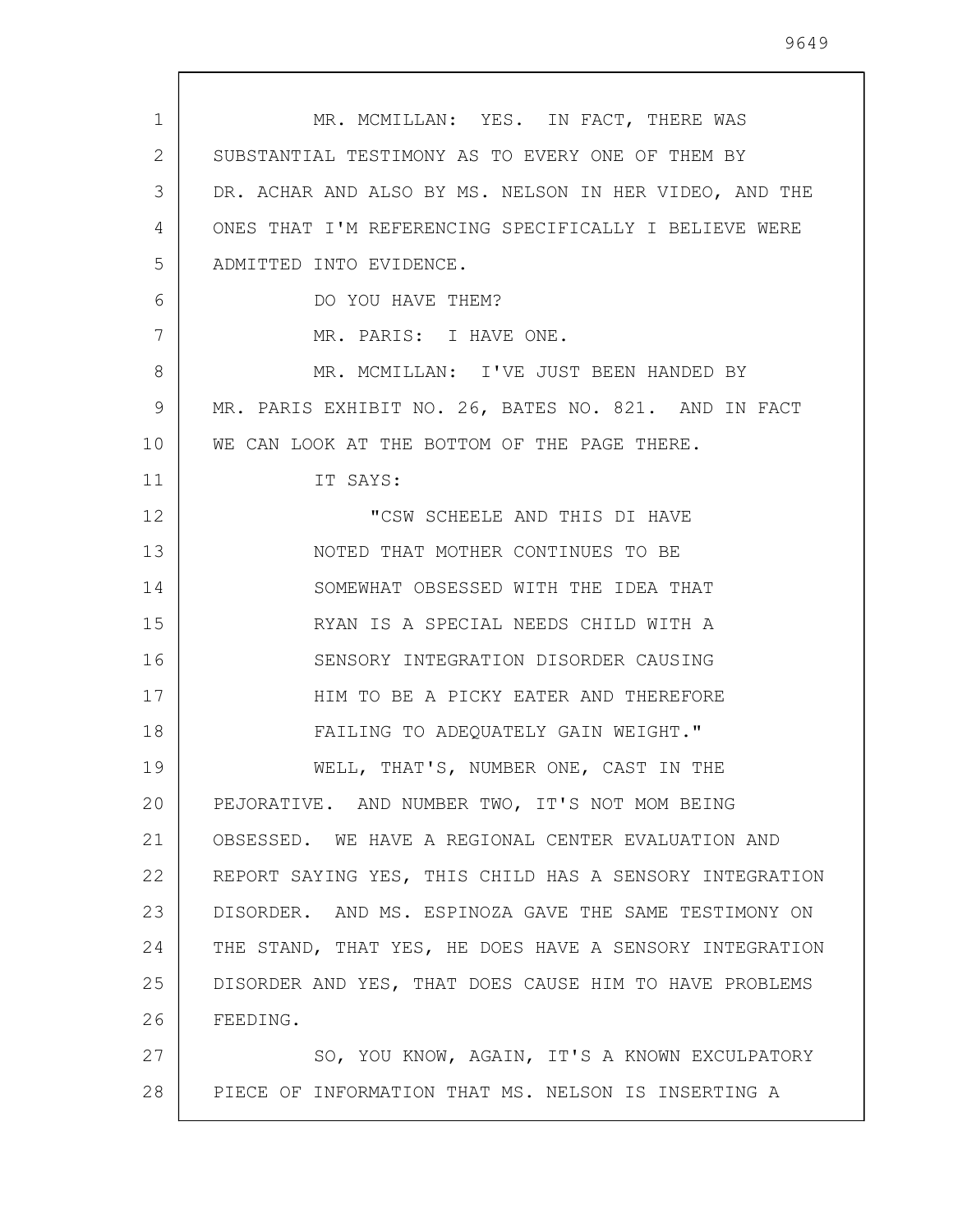MR. MCMILLAN: YES. IN FACT, THERE WAS SUBSTANTIAL TESTIMONY AS TO EVERY ONE OF THEM BY DR. ACHAR AND ALSO BY MS. NELSON IN HER VIDEO, AND THE ONES THAT I'M REFERENCING SPECIFICALLY I BELIEVE WERE ADMITTED INTO EVIDENCE.

DO YOU HAVE THEM?

MR. PARIS: I HAVE ONE.

MR. MCMILLAN: I'VE JUST BEEN HANDED BY MR. PARIS EXHIBIT NO. 26, BATES NO. 821. AND IN FACT WE CAN LOOK AT THE BOTTOM OF THE PAGE THERE.

IT SAYS:

> "CSW SCHEELE AND THIS DI HAVE NOTED THAT MOTHER CONTINUES TO BE SOMEWHAT OBSESSED WITH THE IDEA THAT RYAN IS A SPECIAL NEEDS CHILD WITH A SENSORY INTEGRATION DISORDER CAUSING HIM TO BE A PICKY EATER AND THEREFORE FAILING TO ADEQUATELY GAIN WEIGHT."

WELL, THAT'S, NUMBER ONE, CAST IN THE PEJORATIVE. AND NUMBER TWO, IT'S NOT MOM BEING OBSESSED. WE HAVE A REGIONAL CENTER EVALUATION AND REPORT SAYING YES, THIS CHILD HAS A SENSORY INTEGRATION DISORDER. AND MS. ESPINOZA GAVE THE SAME TESTIMONY ON THE STAND, THAT YES, HE DOES HAVE A SENSORY INTEGRATION DISORDER AND YES, THAT DOES CAUSE HIM TO HAVE PROBLEMS FEEDING.

SO, YOU KNOW, AGAIN, IT'S A KNOWN EXCULPATORY PIECE OF INFORMATION THAT MS. NELSON IS INSERTING A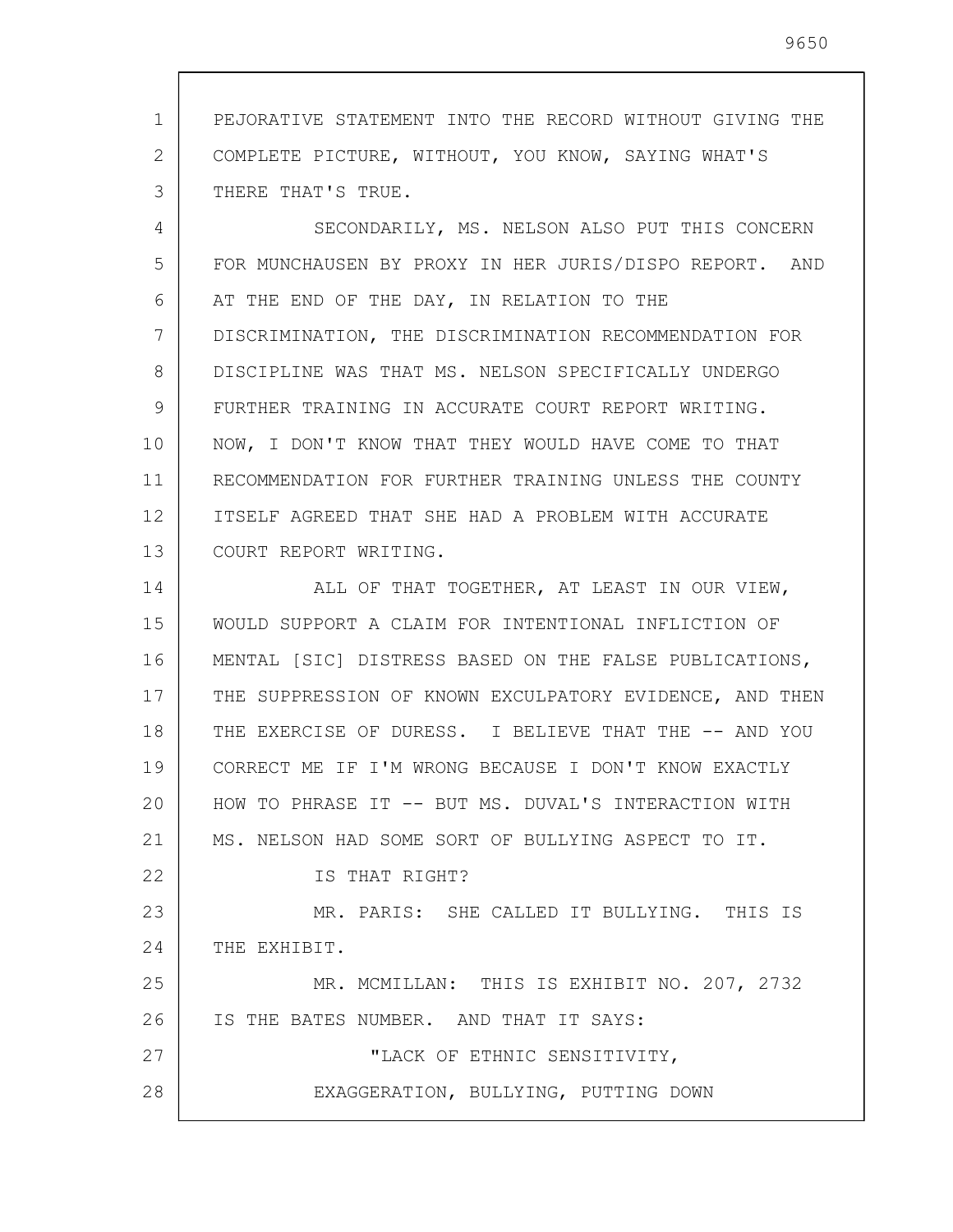PEJORATIVE STATEMENT INTO THE RECORD WITHOUT GIVING THE COMPLETE PICTURE, WITHOUT, YOU KNOW, SAYING WHAT'S THERE THAT'S TRUE.

SECONDARILY, MS. NELSON ALSO PUT THIS CONCERN FOR MUNCHAUSEN BY PROXY IN HER JURIS/DISPO REPORT. AND AT THE END OF THE DAY, IN RELATION TO THE DISCRIMINATION, THE DISCRIMINATION RECOMMENDATION FOR DISCIPLINE WAS THAT MS. NELSON SPECIFICALLY UNDERGO FURTHER TRAINING IN ACCURATE COURT REPORT WRITING. NOW, I DON'T KNOW THAT THEY WOULD HAVE COME TO THAT RECOMMENDATION FOR FURTHER TRAINING UNLESS THE COUNTY ITSELF AGREED THAT SHE HAD A PROBLEM WITH ACCURATE COURT REPORT WRITING.

ALL OF THAT TOGETHER, AT LEAST IN OUR VIEW, WOULD SUPPORT A CLAIM FOR INTENTIONAL INFLICTION OF MENTAL [SIC] DISTRESS BASED ON THE FALSE PUBLICATIONS, THE SUPPRESSION OF KNOWN EXCULPATORY EVIDENCE, AND THEN THE EXERCISE OF DURESS. I BELIEVE THAT THE -- AND YOU CORRECT ME IF I'M WRONG BECAUSE I DON'T KNOW EXACTLY HOW TO PHRASE IT -- BUT MS. DUVAL'S INTERACTION WITH MS. NELSON HAD SOME SORT OF BULLYING ASPECT TO IT.

IS THAT RIGHT?

MR. PARIS: SHE CALLED IT BULLYING. THIS IS THE EXHIBIT.

MR. MCMILLAN: THIS IS EXHIBIT NO. 207, 2732 IS THE BATES NUMBER. AND THAT IT SAYS:

"LACK OF ETHNIC SENSITIVITY, EXAGGERATION, BULLYING, PUTTING DOWN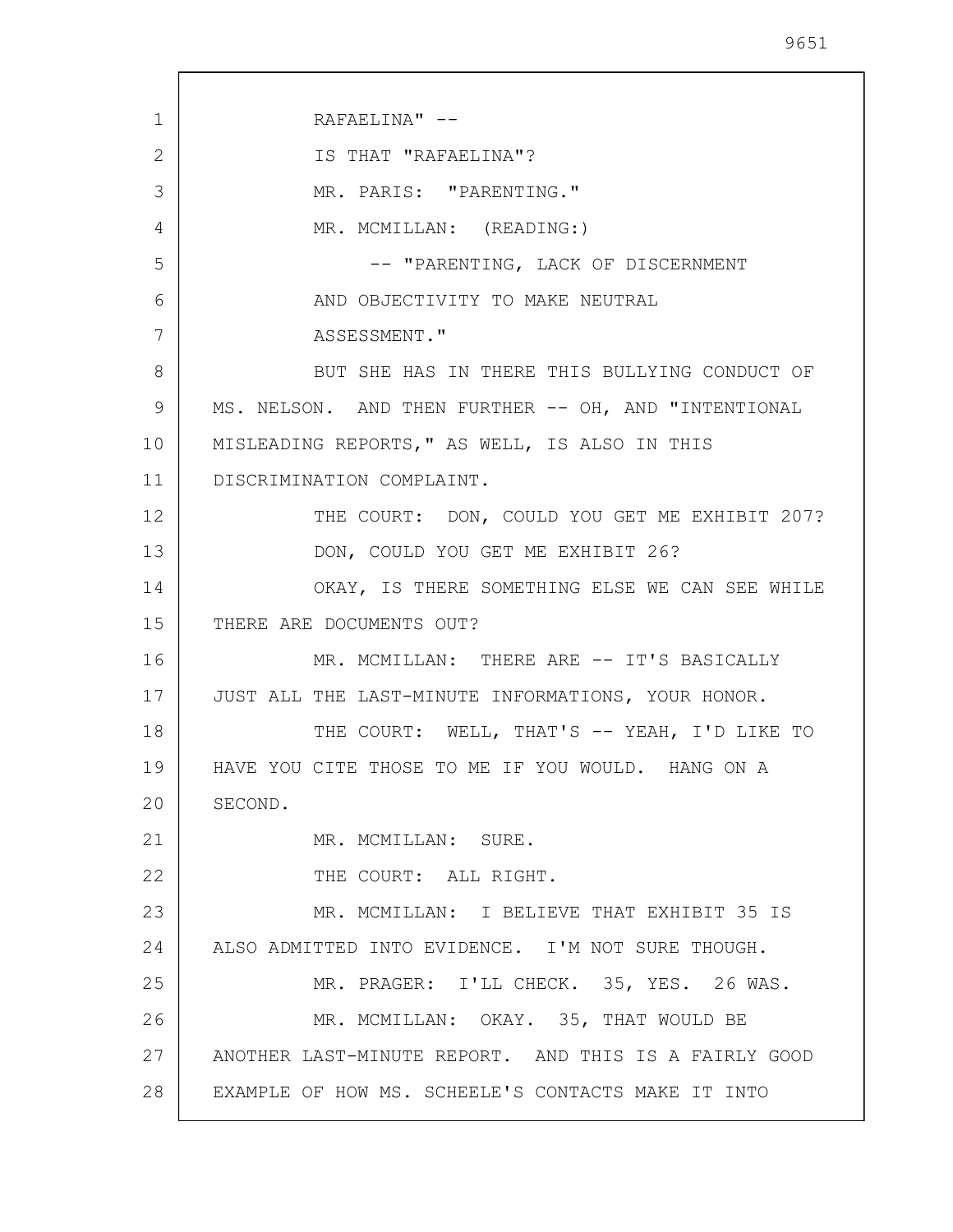RAFAELINA" --

IS THAT "RAFAELINA"?

MR. PARIS: "PARENTING."

MR. MCMILLAN: (READING:)

-- "PARENTING, LACK OF DISCERNMENT AND OBJECTIVITY TO MAKE NEUTRAL ASSESSMENT."

BUT SHE HAS IN THERE THIS BULLYING CONDUCT OF MS. NELSON. AND THEN FURTHER -- OH, AND "INTENTIONAL MISLEADING REPORTS," AS WELL, IS ALSO IN THIS DISCRIMINATION COMPLAINT.

THE COURT: DON, COULD YOU GET ME EXHIBIT 207?

DON, COULD YOU GET ME EXHIBIT 26?

OKAY, IS THERE SOMETHING ELSE WE CAN SEE WHILE THERE ARE DOCUMENTS OUT?

MR. MCMILLAN: THERE ARE -- IT'S BASICALLY JUST ALL THE LAST-MINUTE INFORMATIONS, YOUR HONOR.

THE COURT: WELL, THAT'S -- YEAH, I'D LIKE TO HAVE YOU CITE THOSE TO ME IF YOU WOULD. HANG ON A SECOND.

MR. MCMILLAN: SURE.

THE COURT: ALL RIGHT.

MR. MCMILLAN: I BELIEVE THAT EXHIBIT 35 IS ALSO ADMITTED INTO EVIDENCE. I'M NOT SURE THOUGH.

MR. PRAGER: I'LL CHECK. 35, YES. 26 WAS.

MR. MCMILLAN: OKAY. 35, THAT WOULD BE ANOTHER LAST-MINUTE REPORT. AND THIS IS A FAIRLY GOOD EXAMPLE OF HOW MS. SCHEELE'S CONTACTS MAKE IT INTO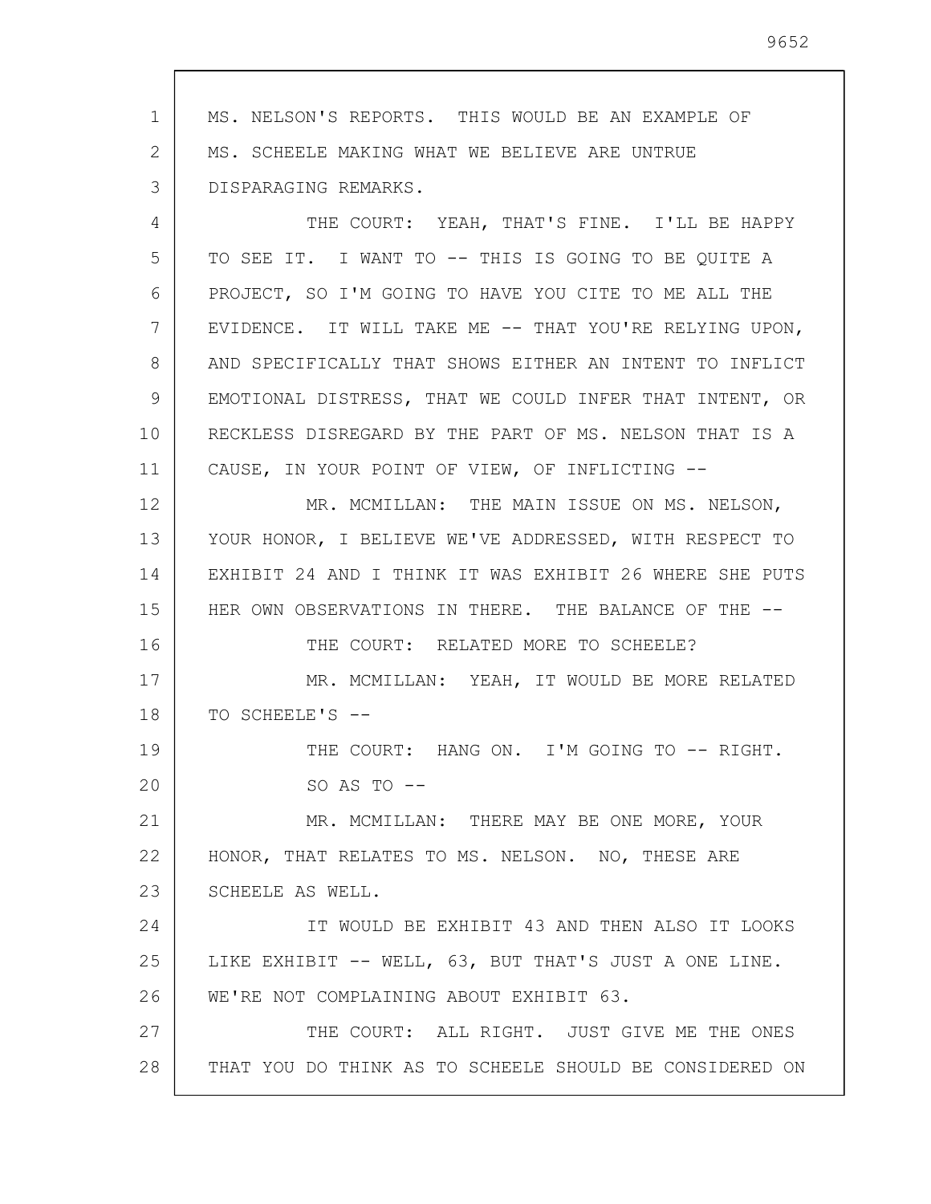MS. NELSON'S REPORTS. THIS WOULD BE AN EXAMPLE OF MS. SCHEELE MAKING WHAT WE BELIEVE ARE UNTRUE DISPARAGING REMARKS.

THE COURT: YEAH, THAT'S FINE. I'LL BE HAPPY TO SEE IT. I WANT TO -- THIS IS GOING TO BE QUITE A PROJECT, SO I'M GOING TO HAVE YOU CITE TO ME ALL THE EVIDENCE. IT WILL TAKE ME -- THAT YOU'RE RELYING UPON, AND SPECIFICALLY THAT SHOWS EITHER AN INTENT TO INFLICT EMOTIONAL DISTRESS, THAT WE COULD INFER THAT INTENT, OR RECKLESS DISREGARD BY THE PART OF MS. NELSON THAT IS A CAUSE, IN YOUR POINT OF VIEW, OF INFLICTING --

MR. MCMILLAN: THE MAIN ISSUE ON MS. NELSON, YOUR HONOR, I BELIEVE WE'VE ADDRESSED, WITH RESPECT TO EXHIBIT 24 AND I THINK IT WAS EXHIBIT 26 WHERE SHE PUTS HER OWN OBSERVATIONS IN THERE. THE BALANCE OF THE --

THE COURT: RELATED MORE TO SCHEELE?

MR. MCMILLAN: YEAH, IT WOULD BE MORE RELATED TO SCHEELE'S --

THE COURT: HANG ON. I'M GOING TO -- RIGHT. SO AS TO --

MR. MCMILLAN: THERE MAY BE ONE MORE, YOUR HONOR, THAT RELATES TO MS. NELSON. NO, THESE ARE SCHEELE AS WELL.

IT WOULD BE EXHIBIT 43 AND THEN ALSO IT LOOKS LIKE EXHIBIT -- WELL, 63, BUT THAT'S JUST A ONE LINE. WE'RE NOT COMPLAINING ABOUT EXHIBIT 63.

THE COURT: ALL RIGHT. JUST GIVE ME THE ONES THAT YOU DO THINK AS TO SCHEELE SHOULD BE CONSIDERED ON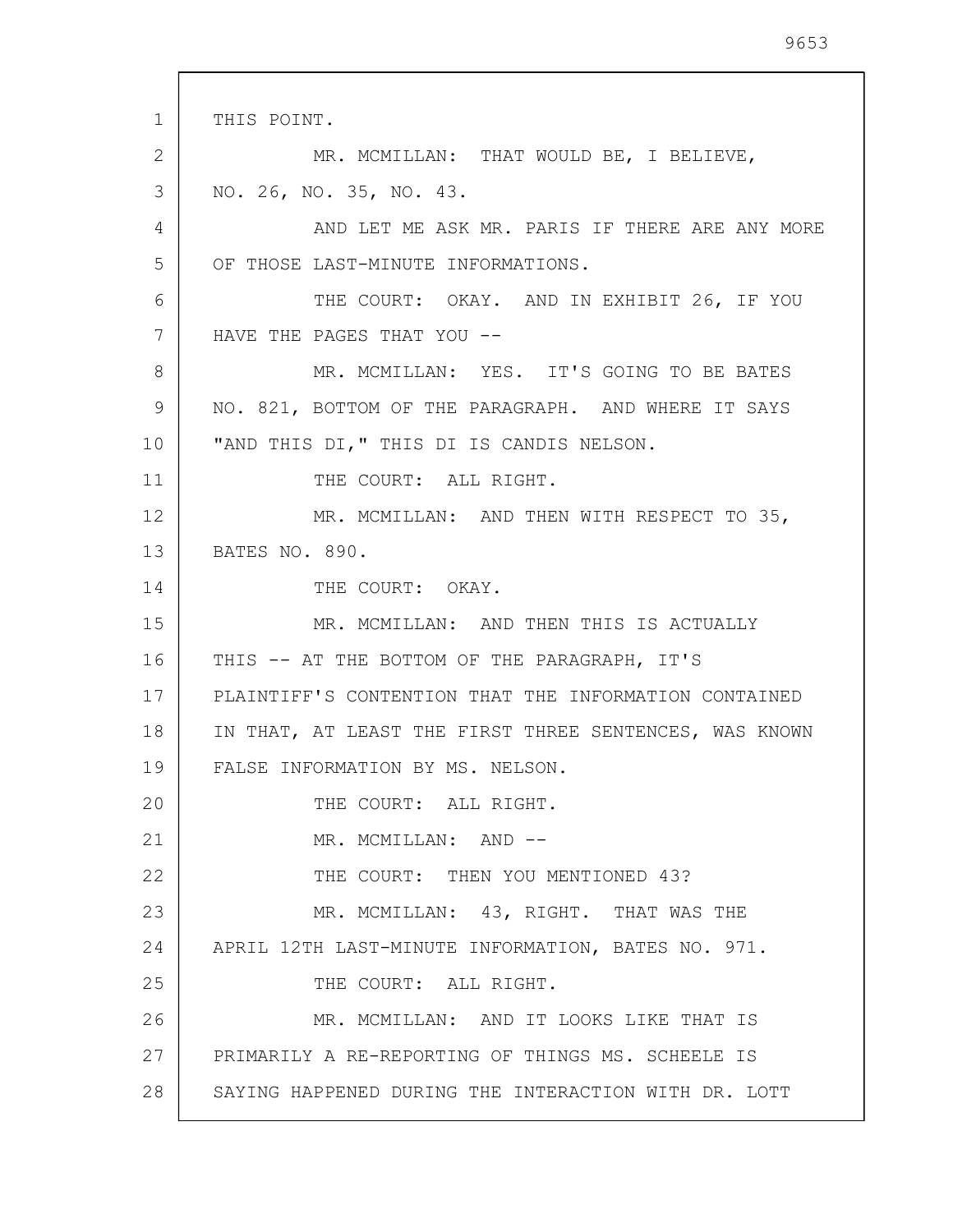THIS POINT.

MR. MCMILLAN: THAT WOULD BE, I BELIEVE, NO. 26, NO. 35, NO. 43.

AND LET ME ASK MR. PARIS IF THERE ARE ANY MORE OF THOSE LAST-MINUTE INFORMATIONS.

THE COURT: OKAY. AND IN EXHIBIT 26, IF YOU HAVE THE PAGES THAT YOU --

MR. MCMILLAN: YES. IT'S GOING TO BE BATES NO. 821, BOTTOM OF THE PARAGRAPH. AND WHERE IT SAYS "AND THIS DI," THIS DI IS CANDIS NELSON.

THE COURT: ALL RIGHT.

MR. MCMILLAN: AND THEN WITH RESPECT TO 35, BATES NO. 890.

THE COURT: OKAY.

MR. MCMILLAN: AND THEN THIS IS ACTUALLY THIS -- AT THE BOTTOM OF THE PARAGRAPH, IT'S PLAINTIFF'S CONTENTION THAT THE INFORMATION CONTAINED IN THAT, AT LEAST THE FIRST THREE SENTENCES, WAS KNOWN FALSE INFORMATION BY MS. NELSON.

THE COURT: ALL RIGHT.

MR. MCMILLAN: AND --

THE COURT: THEN YOU MENTIONED 43?

MR. MCMILLAN: 43, RIGHT. THAT WAS THE APRIL 12TH LAST-MINUTE INFORMATION, BATES NO. 971.

THE COURT: ALL RIGHT.

MR. MCMILLAN: AND IT LOOKS LIKE THAT IS PRIMARILY A RE-REPORTING OF THINGS MS. SCHEELE IS SAYING HAPPENED DURING THE INTERACTION WITH DR. LOTT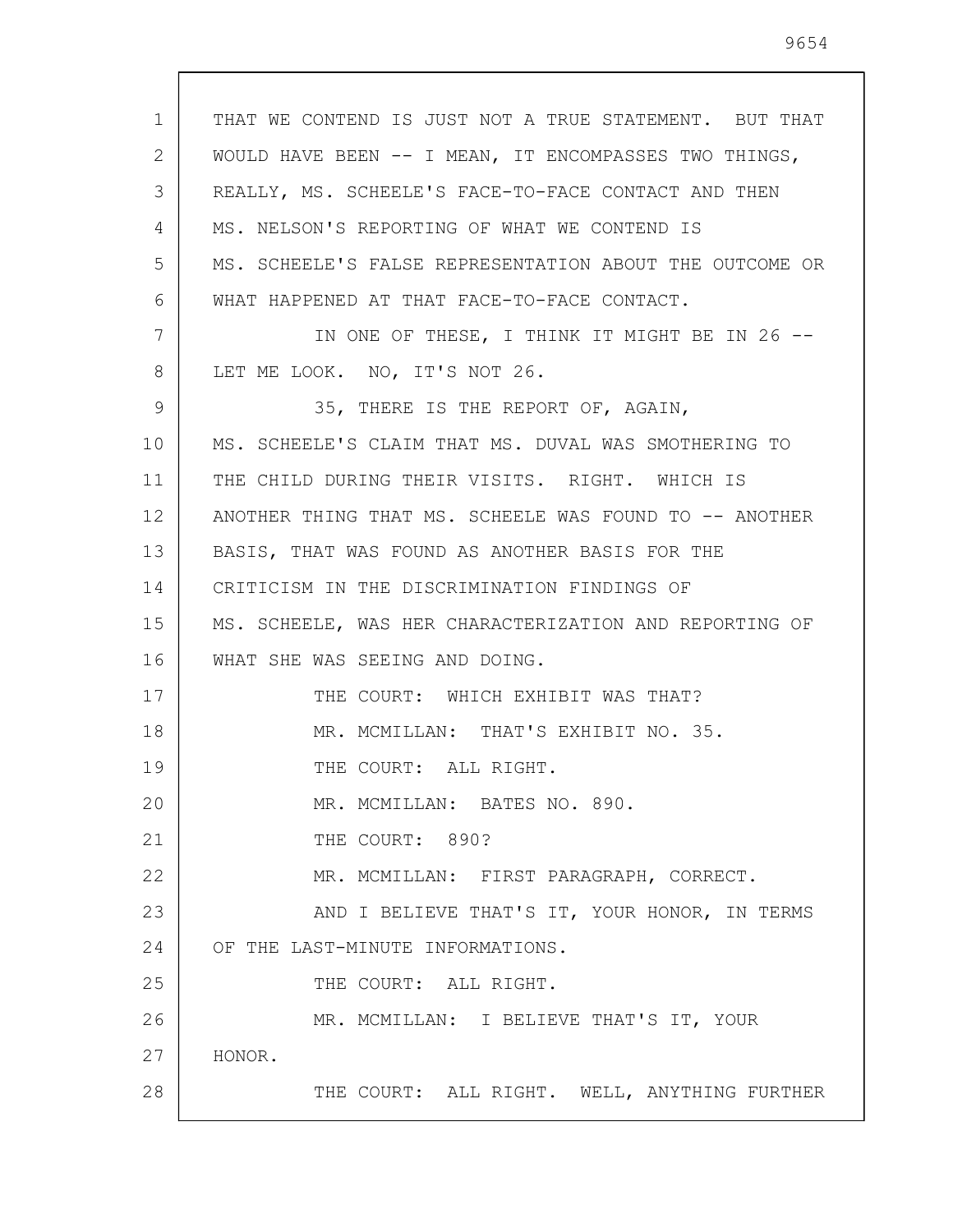THAT WE CONTEND IS JUST NOT A TRUE STATEMENT. BUT THAT WOULD HAVE BEEN -- I MEAN, IT ENCOMPASSES TWO THINGS, REALLY, MS. SCHEELE'S FACE-TO-FACE CONTACT AND THEN MS. NELSON'S REPORTING OF WHAT WE CONTEND IS MS. SCHEELE'S FALSE REPRESENTATION ABOUT THE OUTCOME OR WHAT HAPPENED AT THAT FACE-TO-FACE CONTACT.

IN ONE OF THESE, I THINK IT MIGHT BE IN 26 -- LET ME LOOK. NO, IT'S NOT 26.

35, THERE IS THE REPORT OF, AGAIN, MS. SCHEELE'S CLAIM THAT MS. DUVAL WAS SMOTHERING TO THE CHILD DURING THEIR VISITS. RIGHT. WHICH IS ANOTHER THING THAT MS. SCHEELE WAS FOUND TO -- ANOTHER BASIS, THAT WAS FOUND AS ANOTHER BASIS FOR THE CRITICISM IN THE DISCRIMINATION FINDINGS OF MS. SCHEELE, WAS HER CHARACTERIZATION AND REPORTING OF WHAT SHE WAS SEEING AND DOING.

THE COURT: WHICH EXHIBIT WAS THAT?

MR. MCMILLAN: THAT'S EXHIBIT NO. 35.

THE COURT: ALL RIGHT.

MR. MCMILLAN: BATES NO. 890.

THE COURT: 890?

MR. MCMILLAN: FIRST PARAGRAPH, CORRECT.

AND I BELIEVE THAT'S IT, YOUR HONOR, IN TERMS OF THE LAST-MINUTE INFORMATIONS.

THE COURT: ALL RIGHT.

MR. MCMILLAN: I BELIEVE THAT'S IT, YOUR HONOR.

THE COURT: ALL RIGHT. WELL, ANYTHING FURTHER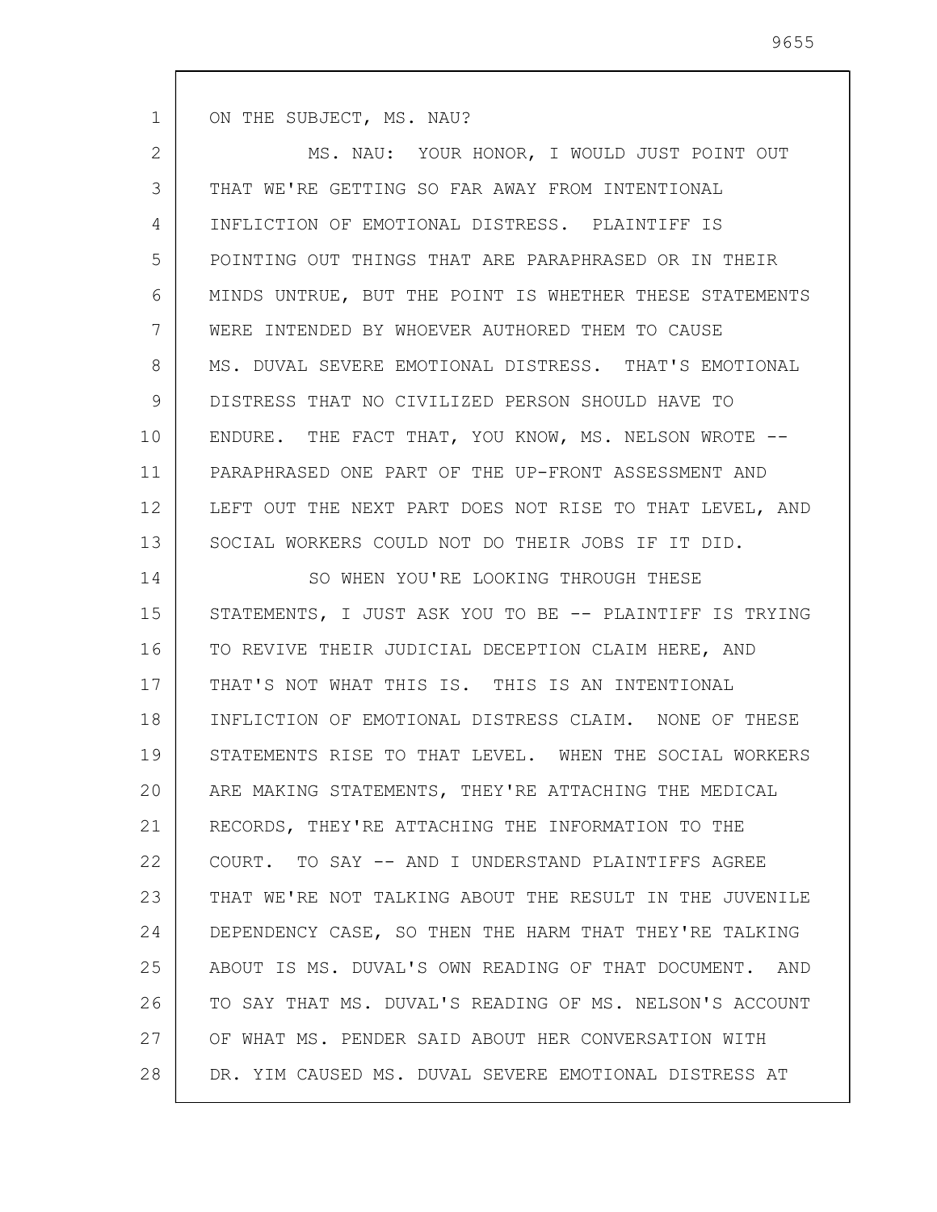ON THE SUBJECT, MS. NAU?

MS. NAU: YOUR HONOR, I WOULD JUST POINT OUT THAT WE'RE GETTING SO FAR AWAY FROM INTENTIONAL INFLICTION OF EMOTIONAL DISTRESS. PLAINTIFF IS POINTING OUT THINGS THAT ARE PARAPHRASED OR IN THEIR MINDS UNTRUE, BUT THE POINT IS WHETHER THESE STATEMENTS WERE INTENDED BY WHOEVER AUTHORED THEM TO CAUSE MS. DUVAL SEVERE EMOTIONAL DISTRESS. THAT'S EMOTIONAL DISTRESS THAT NO CIVILIZED PERSON SHOULD HAVE TO ENDURE. THE FACT THAT, YOU KNOW, MS. NELSON WROTE -- PARAPHRASED ONE PART OF THE UP-FRONT ASSESSMENT AND LEFT OUT THE NEXT PART DOES NOT RISE TO THAT LEVEL, AND SOCIAL WORKERS COULD NOT DO THEIR JOBS IF IT DID.

SO WHEN YOU'RE LOOKING THROUGH THESE STATEMENTS, I JUST ASK YOU TO BE -- PLAINTIFF IS TRYING TO REVIVE THEIR JUDICIAL DECEPTION CLAIM HERE, AND THAT'S NOT WHAT THIS IS. THIS IS AN INTENTIONAL INFLICTION OF EMOTIONAL DISTRESS CLAIM. NONE OF THESE STATEMENTS RISE TO THAT LEVEL. WHEN THE SOCIAL WORKERS ARE MAKING STATEMENTS, THEY'RE ATTACHING THE MEDICAL RECORDS, THEY'RE ATTACHING THE INFORMATION TO THE COURT. TO SAY -- AND I UNDERSTAND PLAINTIFFS AGREE THAT WE'RE NOT TALKING ABOUT THE RESULT IN THE JUVENILE DEPENDENCY CASE, SO THEN THE HARM THAT THEY'RE TALKING ABOUT IS MS. DUVAL'S OWN READING OF THAT DOCUMENT. AND TO SAY THAT MS. DUVAL'S READING OF MS. NELSON'S ACCOUNT OF WHAT MS. PENDER SAID ABOUT HER CONVERSATION WITH DR. YIM CAUSED MS. DUVAL SEVERE EMOTIONAL DISTRESS AT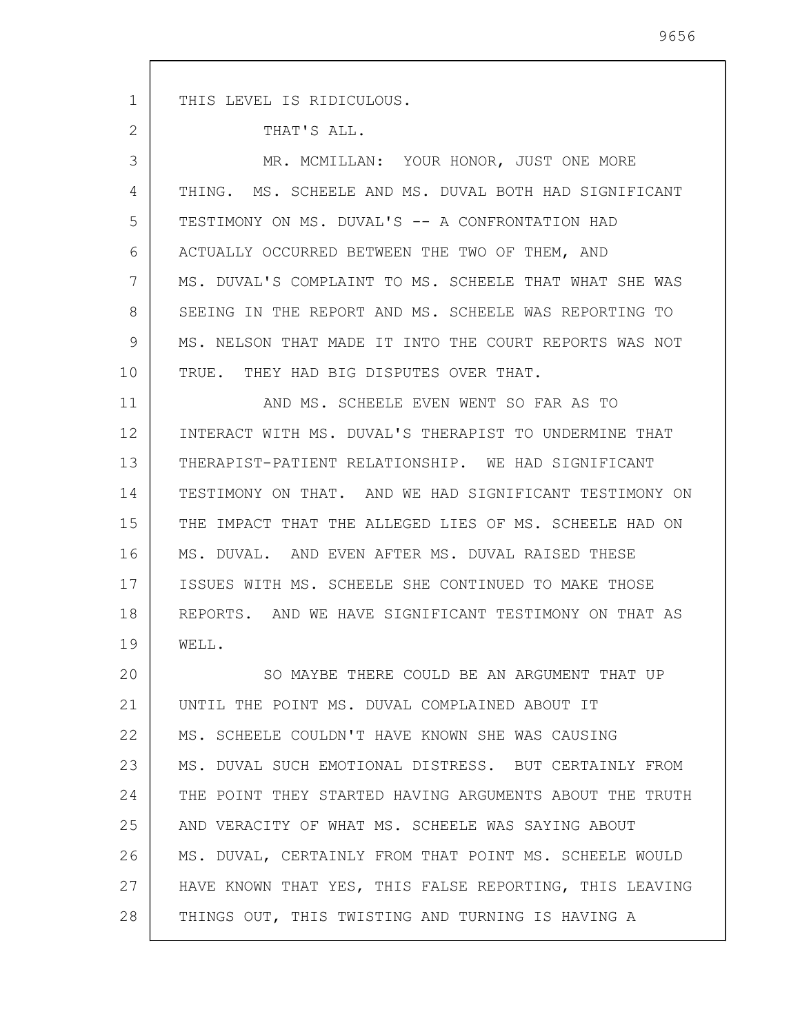THIS LEVEL IS RIDICULOUS.

THAT'S ALL.

MR. MCMILLAN: YOUR HONOR, JUST ONE MORE THING. MS. SCHEELE AND MS. DUVAL BOTH HAD SIGNIFICANT TESTIMONY ON MS. DUVAL'S -- A CONFRONTATION HAD ACTUALLY OCCURRED BETWEEN THE TWO OF THEM, AND MS. DUVAL'S COMPLAINT TO MS. SCHEELE THAT WHAT SHE WAS SEEING IN THE REPORT AND MS. SCHEELE WAS REPORTING TO MS. NELSON THAT MADE IT INTO THE COURT REPORTS WAS NOT TRUE. THEY HAD BIG DISPUTES OVER THAT.

AND MS. SCHEELE EVEN WENT SO FAR AS TO INTERACT WITH MS. DUVAL'S THERAPIST TO UNDERMINE THAT THERAPIST-PATIENT RELATIONSHIP. WE HAD SIGNIFICANT TESTIMONY ON THAT. AND WE HAD SIGNIFICANT TESTIMONY ON THE IMPACT THAT THE ALLEGED LIES OF MS. SCHEELE HAD ON MS. DUVAL. AND EVEN AFTER MS. DUVAL RAISED THESE ISSUES WITH MS. SCHEELE SHE CONTINUED TO MAKE THOSE REPORTS. AND WE HAVE SIGNIFICANT TESTIMONY ON THAT AS WELL.

SO MAYBE THERE COULD BE AN ARGUMENT THAT UP UNTIL THE POINT MS. DUVAL COMPLAINED ABOUT IT MS. SCHEELE COULDN'T HAVE KNOWN SHE WAS CAUSING MS. DUVAL SUCH EMOTIONAL DISTRESS. BUT CERTAINLY FROM THE POINT THEY STARTED HAVING ARGUMENTS ABOUT THE TRUTH AND VERACITY OF WHAT MS. SCHEELE WAS SAYING ABOUT MS. DUVAL, CERTAINLY FROM THAT POINT MS. SCHEELE WOULD HAVE KNOWN THAT YES, THIS FALSE REPORTING, THIS LEAVING THINGS OUT, THIS TWISTING AND TURNING IS HAVING A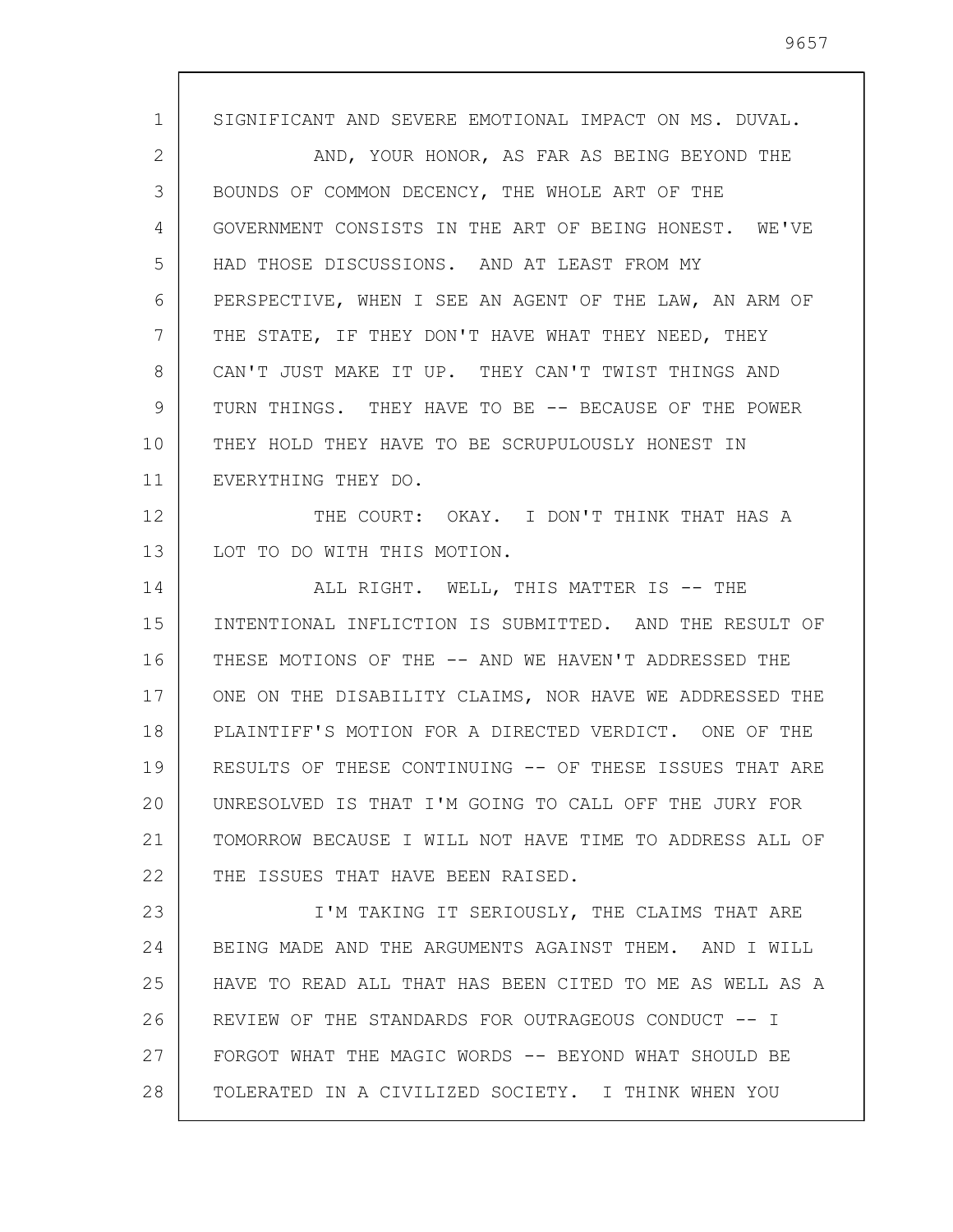SIGNIFICANT AND SEVERE EMOTIONAL IMPACT ON MS. DUVAL.

AND, YOUR HONOR, AS FAR AS BEING BEYOND THE BOUNDS OF COMMON DECENCY, THE WHOLE ART OF THE GOVERNMENT CONSISTS IN THE ART OF BEING HONEST. WE'VE HAD THOSE DISCUSSIONS. AND AT LEAST FROM MY PERSPECTIVE, WHEN I SEE AN AGENT OF THE LAW, AN ARM OF THE STATE, IF THEY DON'T HAVE WHAT THEY NEED, THEY CAN'T JUST MAKE IT UP. THEY CAN'T TWIST THINGS AND TURN THINGS. THEY HAVE TO BE -- BECAUSE OF THE POWER THEY HOLD THEY HAVE TO BE SCRUPULOUSLY HONEST IN EVERYTHING THEY DO.

THE COURT: OKAY. I DON'T THINK THAT HAS A LOT TO DO WITH THIS MOTION.

ALL RIGHT. WELL, THIS MATTER IS -- THE INTENTIONAL INFLICTION IS SUBMITTED. AND THE RESULT OF THESE MOTIONS OF THE -- AND WE HAVEN'T ADDRESSED THE ONE ON THE DISABILITY CLAIMS, NOR HAVE WE ADDRESSED THE PLAINTIFF'S MOTION FOR A DIRECTED VERDICT. ONE OF THE RESULTS OF THESE CONTINUING -- OF THESE ISSUES THAT ARE UNRESOLVED IS THAT I'M GOING TO CALL OFF THE JURY FOR TOMORROW BECAUSE I WILL NOT HAVE TIME TO ADDRESS ALL OF THE ISSUES THAT HAVE BEEN RAISED.

I'M TAKING IT SERIOUSLY, THE CLAIMS THAT ARE BEING MADE AND THE ARGUMENTS AGAINST THEM. AND I WILL HAVE TO READ ALL THAT HAS BEEN CITED TO ME AS WELL AS A REVIEW OF THE STANDARDS FOR OUTRAGEOUS CONDUCT -- I FORGOT WHAT THE MAGIC WORDS -- BEYOND WHAT SHOULD BE TOLERATED IN A CIVILIZED SOCIETY. I THINK WHEN YOU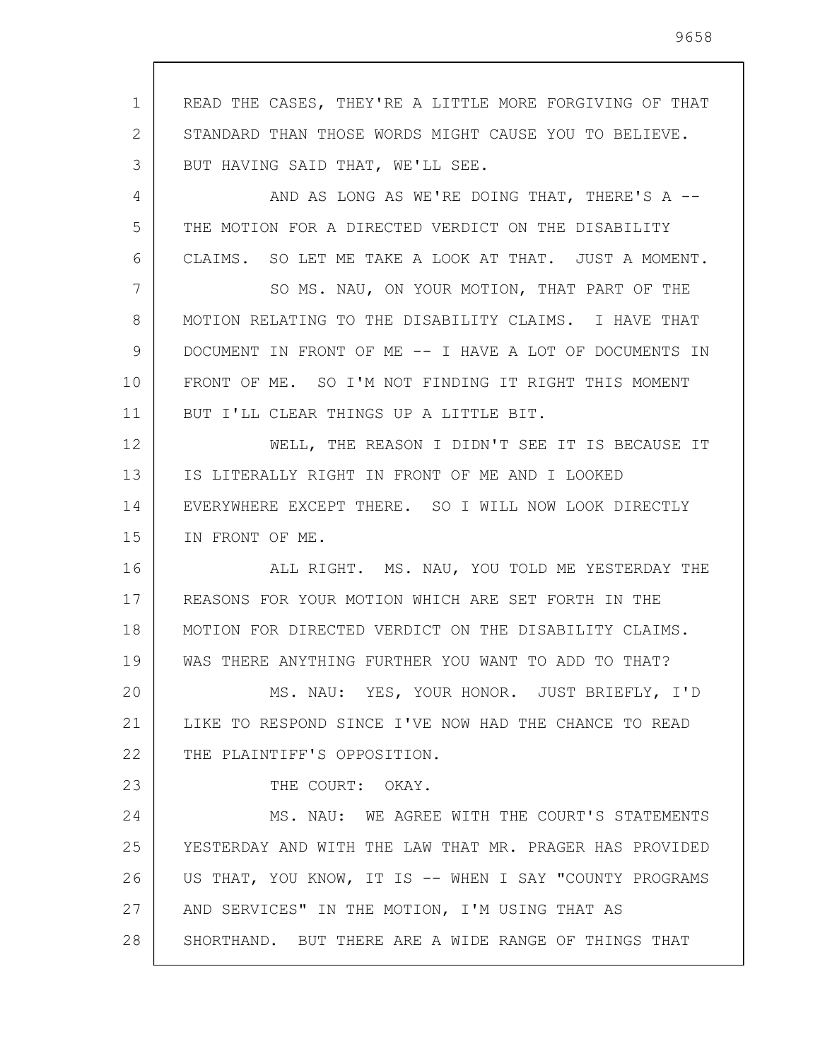READ THE CASES, THEY'RE A LITTLE MORE FORGIVING OF THAT STANDARD THAN THOSE WORDS MIGHT CAUSE YOU TO BELIEVE. BUT HAVING SAID THAT, WE'LL SEE.

AND AS LONG AS WE'RE DOING THAT, THERE'S A -- THE MOTION FOR A DIRECTED VERDICT ON THE DISABILITY CLAIMS. SO LET ME TAKE A LOOK AT THAT. JUST A MOMENT.

SO MS. NAU, ON YOUR MOTION, THAT PART OF THE MOTION RELATING TO THE DISABILITY CLAIMS. I HAVE THAT DOCUMENT IN FRONT OF ME -- I HAVE A LOT OF DOCUMENTS IN FRONT OF ME. SO I'M NOT FINDING IT RIGHT THIS MOMENT BUT I'LL CLEAR THINGS UP A LITTLE BIT.

WELL, THE REASON I DIDN'T SEE IT IS BECAUSE IT IS LITERALLY RIGHT IN FRONT OF ME AND I LOOKED EVERYWHERE EXCEPT THERE. SO I WILL NOW LOOK DIRECTLY IN FRONT OF ME.

ALL RIGHT. MS. NAU, YOU TOLD ME YESTERDAY THE REASONS FOR YOUR MOTION WHICH ARE SET FORTH IN THE MOTION FOR DIRECTED VERDICT ON THE DISABILITY CLAIMS. WAS THERE ANYTHING FURTHER YOU WANT TO ADD TO THAT?

MS. NAU: YES, YOUR HONOR. JUST BRIEFLY, I'D LIKE TO RESPOND SINCE I'VE NOW HAD THE CHANCE TO READ THE PLAINTIFF'S OPPOSITION.

THE COURT: OKAY.

MS. NAU: WE AGREE WITH THE COURT'S STATEMENTS YESTERDAY AND WITH THE LAW THAT MR. PRAGER HAS PROVIDED US THAT, YOU KNOW, IT IS -- WHEN I SAY "COUNTY PROGRAMS AND SERVICES" IN THE MOTION, I'M USING THAT AS SHORTHAND. BUT THERE ARE A WIDE RANGE OF THINGS THAT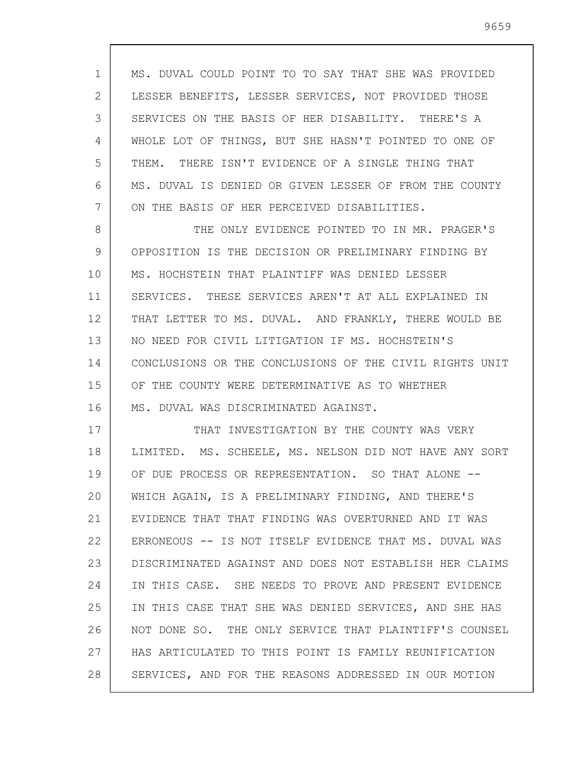MS. DUVAL COULD POINT TO TO SAY THAT SHE WAS PROVIDED LESSER BENEFITS, LESSER SERVICES, NOT PROVIDED THOSE SERVICES ON THE BASIS OF HER DISABILITY. THERE'S A WHOLE LOT OF THINGS, BUT SHE HASN'T POINTED TO ONE OF THEM. THERE ISN'T EVIDENCE OF A SINGLE THING THAT MS. DUVAL IS DENIED OR GIVEN LESSER OF FROM THE COUNTY ON THE BASIS OF HER PERCEIVED DISABILITIES.

THE ONLY EVIDENCE POINTED TO IN MR. PRAGER'S OPPOSITION IS THE DECISION OR PRELIMINARY FINDING BY MS. HOCHSTEIN THAT PLAINTIFF WAS DENIED LESSER SERVICES. THESE SERVICES AREN'T AT ALL EXPLAINED IN THAT LETTER TO MS. DUVAL. AND FRANKLY, THERE WOULD BE NO NEED FOR CIVIL LITIGATION IF MS. HOCHSTEIN'S CONCLUSIONS OR THE CONCLUSIONS OF THE CIVIL RIGHTS UNIT OF THE COUNTY WERE DETERMINATIVE AS TO WHETHER MS. DUVAL WAS DISCRIMINATED AGAINST.

THAT INVESTIGATION BY THE COUNTY WAS VERY LIMITED. MS. SCHEELE, MS. NELSON DID NOT HAVE ANY SORT OF DUE PROCESS OR REPRESENTATION. SO THAT ALONE -- WHICH AGAIN, IS A PRELIMINARY FINDING, AND THERE'S EVIDENCE THAT THAT FINDING WAS OVERTURNED AND IT WAS ERRONEOUS -- IS NOT ITSELF EVIDENCE THAT MS. DUVAL WAS DISCRIMINATED AGAINST AND DOES NOT ESTABLISH HER CLAIMS IN THIS CASE. SHE NEEDS TO PROVE AND PRESENT EVIDENCE IN THIS CASE THAT SHE WAS DENIED SERVICES, AND SHE HAS NOT DONE SO. THE ONLY SERVICE THAT PLAINTIFF'S COUNSEL HAS ARTICULATED TO THIS POINT IS FAMILY REUNIFICATION SERVICES, AND FOR THE REASONS ADDRESSED IN OUR MOTION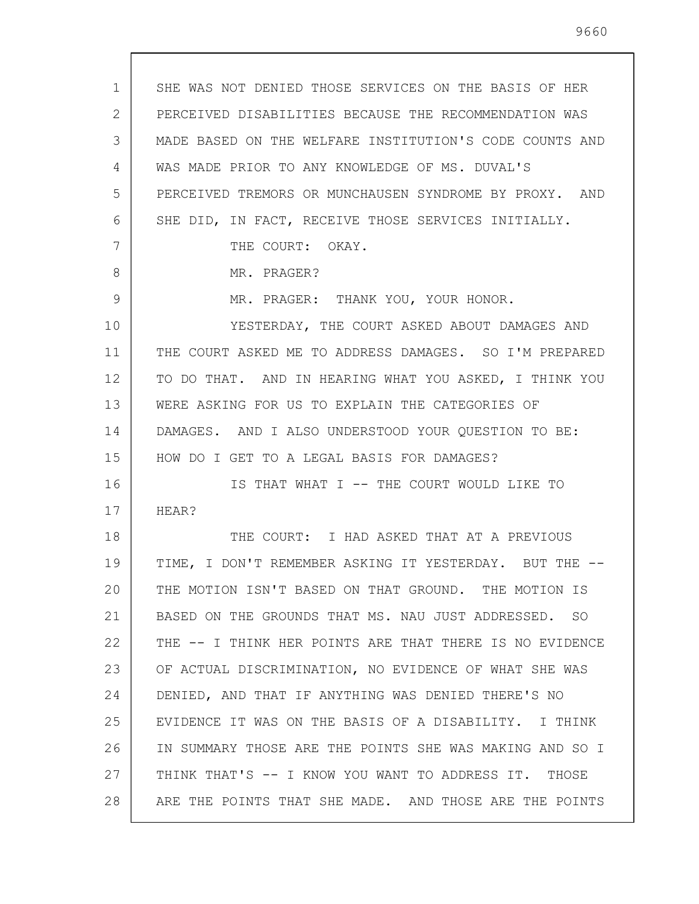SHE WAS NOT DENIED THOSE SERVICES ON THE BASIS OF HER PERCEIVED DISABILITIES BECAUSE THE RECOMMENDATION WAS MADE BASED ON THE WELFARE INSTITUTION'S CODE COUNTS AND WAS MADE PRIOR TO ANY KNOWLEDGE OF MS. DUVAL'S PERCEIVED TREMORS OR MUNCHAUSEN SYNDROME BY PROXY. AND SHE DID, IN FACT, RECEIVE THOSE SERVICES INITIALLY.

THE COURT: OKAY.

MR. PRAGER?

MR. PRAGER: THANK YOU, YOUR HONOR.

YESTERDAY, THE COURT ASKED ABOUT DAMAGES AND THE COURT ASKED ME TO ADDRESS DAMAGES. SO I'M PREPARED TO DO THAT. AND IN HEARING WHAT YOU ASKED, I THINK YOU WERE ASKING FOR US TO EXPLAIN THE CATEGORIES OF DAMAGES. AND I ALSO UNDERSTOOD YOUR QUESTION TO BE: HOW DO I GET TO A LEGAL BASIS FOR DAMAGES?

IS THAT WHAT I -- THE COURT WOULD LIKE TO HEAR?

THE COURT: I HAD ASKED THAT AT A PREVIOUS TIME, I DON'T REMEMBER ASKING IT YESTERDAY. BUT THE -- THE MOTION ISN'T BASED ON THAT GROUND. THE MOTION IS BASED ON THE GROUNDS THAT MS. NAU JUST ADDRESSED. SO THE -- I THINK HER POINTS ARE THAT THERE IS NO EVIDENCE OF ACTUAL DISCRIMINATION, NO EVIDENCE OF WHAT SHE WAS DENIED, AND THAT IF ANYTHING WAS DENIED THERE'S NO EVIDENCE IT WAS ON THE BASIS OF A DISABILITY. I THINK IN SUMMARY THOSE ARE THE POINTS SHE WAS MAKING AND SO I THINK THAT'S -- I KNOW YOU WANT TO ADDRESS IT. THOSE ARE THE POINTS THAT SHE MADE. AND THOSE ARE THE POINTS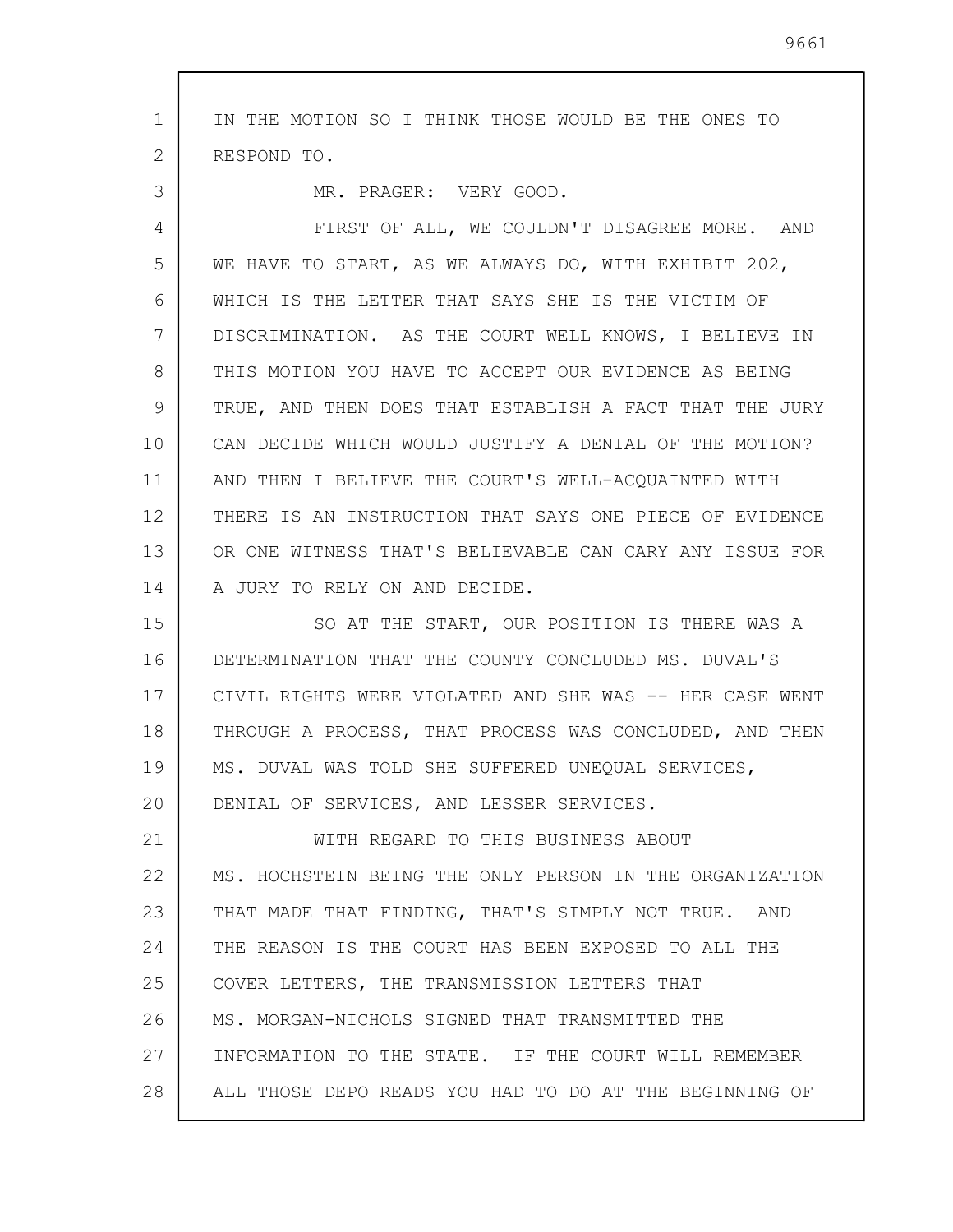IN THE MOTION SO I THINK THOSE WOULD BE THE ONES TO RESPOND TO.

MR. PRAGER: VERY GOOD.

FIRST OF ALL, WE COULDN'T DISAGREE MORE. AND WE HAVE TO START, AS WE ALWAYS DO, WITH EXHIBIT 202, WHICH IS THE LETTER THAT SAYS SHE IS THE VICTIM OF DISCRIMINATION. AS THE COURT WELL KNOWS, I BELIEVE IN THIS MOTION YOU HAVE TO ACCEPT OUR EVIDENCE AS BEING TRUE, AND THEN DOES THAT ESTABLISH A FACT THAT THE JURY CAN DECIDE WHICH WOULD JUSTIFY A DENIAL OF THE MOTION? AND THEN I BELIEVE THE COURT'S WELL-ACQUAINTED WITH THERE IS AN INSTRUCTION THAT SAYS ONE PIECE OF EVIDENCE OR ONE WITNESS THAT'S BELIEVABLE CAN CARY ANY ISSUE FOR A JURY TO RELY ON AND DECIDE.

SO AT THE START, OUR POSITION IS THERE WAS A DETERMINATION THAT THE COUNTY CONCLUDED MS. DUVAL'S CIVIL RIGHTS WERE VIOLATED AND SHE WAS -- HER CASE WENT THROUGH A PROCESS, THAT PROCESS WAS CONCLUDED, AND THEN MS. DUVAL WAS TOLD SHE SUFFERED UNEQUAL SERVICES, DENIAL OF SERVICES, AND LESSER SERVICES.

WITH REGARD TO THIS BUSINESS ABOUT MS. HOCHSTEIN BEING THE ONLY PERSON IN THE ORGANIZATION THAT MADE THAT FINDING, THAT'S SIMPLY NOT TRUE. AND THE REASON IS THE COURT HAS BEEN EXPOSED TO ALL THE COVER LETTERS, THE TRANSMISSION LETTERS THAT MS. MORGAN-NICHOLS SIGNED THAT TRANSMITTED THE INFORMATION TO THE STATE. IF THE COURT WILL REMEMBER ALL THOSE DEPO READS YOU HAD TO DO AT THE BEGINNING OF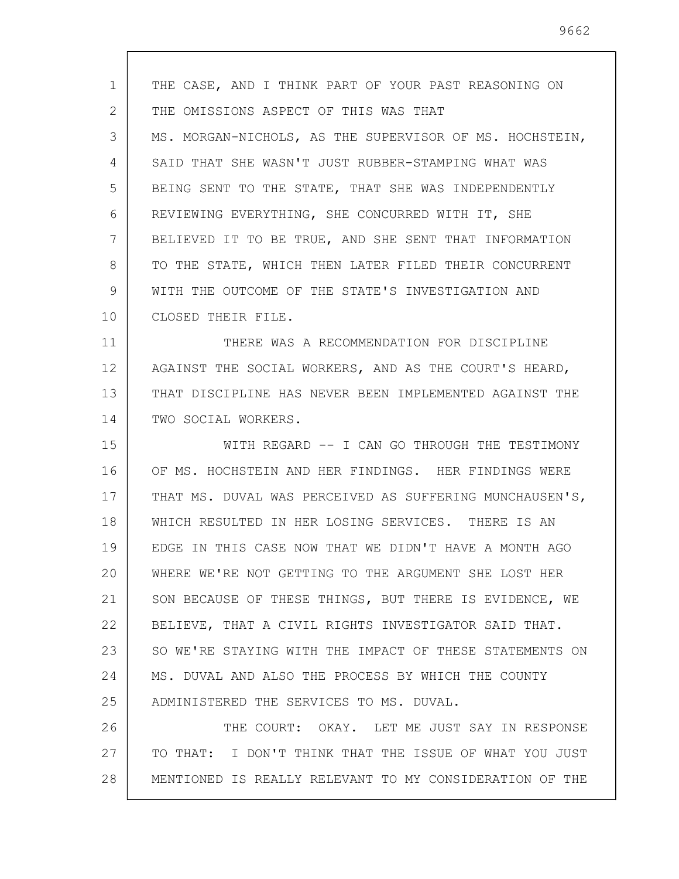THE CASE, AND I THINK PART OF YOUR PAST REASONING ON THE OMISSIONS ASPECT OF THIS WAS THAT MS. MORGAN-NICHOLS, AS THE SUPERVISOR OF MS. HOCHSTEIN, SAID THAT SHE WASN'T JUST RUBBER-STAMPING WHAT WAS BEING SENT TO THE STATE, THAT SHE WAS INDEPENDENTLY REVIEWING EVERYTHING, SHE CONCURRED WITH IT, SHE BELIEVED IT TO BE TRUE, AND SHE SENT THAT INFORMATION TO THE STATE, WHICH THEN LATER FILED THEIR CONCURRENT WITH THE OUTCOME OF THE STATE'S INVESTIGATION AND CLOSED THEIR FILE.

THERE WAS A RECOMMENDATION FOR DISCIPLINE AGAINST THE SOCIAL WORKERS, AND AS THE COURT'S HEARD, THAT DISCIPLINE HAS NEVER BEEN IMPLEMENTED AGAINST THE TWO SOCIAL WORKERS.

WITH REGARD -- I CAN GO THROUGH THE TESTIMONY OF MS. HOCHSTEIN AND HER FINDINGS. HER FINDINGS WERE THAT MS. DUVAL WAS PERCEIVED AS SUFFERING MUNCHAUSEN'S, WHICH RESULTED IN HER LOSING SERVICES. THERE IS AN EDGE IN THIS CASE NOW THAT WE DIDN'T HAVE A MONTH AGO WHERE WE'RE NOT GETTING TO THE ARGUMENT SHE LOST HER SON BECAUSE OF THESE THINGS, BUT THERE IS EVIDENCE, WE BELIEVE, THAT A CIVIL RIGHTS INVESTIGATOR SAID THAT. SO WE'RE STAYING WITH THE IMPACT OF THESE STATEMENTS ON MS. DUVAL AND ALSO THE PROCESS BY WHICH THE COUNTY ADMINISTERED THE SERVICES TO MS. DUVAL.

THE COURT: OKAY. LET ME JUST SAY IN RESPONSE TO THAT: I DON'T THINK THAT THE ISSUE OF WHAT YOU JUST MENTIONED IS REALLY RELEVANT TO MY CONSIDERATION OF THE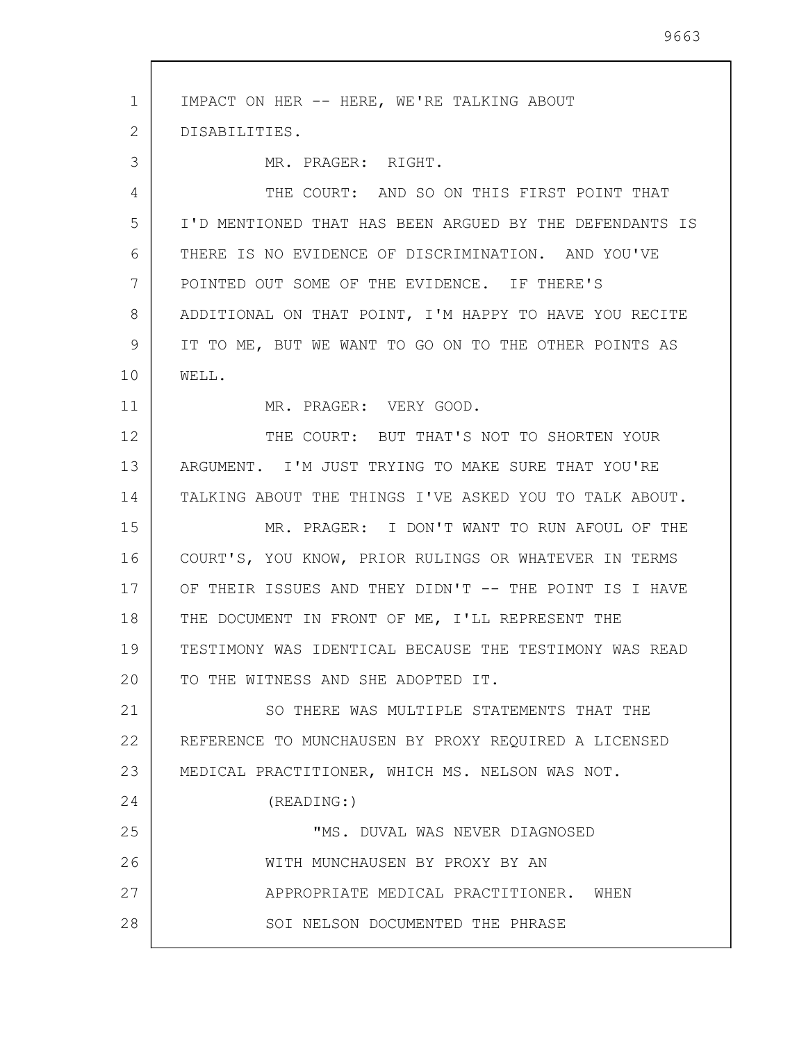IMPACT ON HER -- HERE, WE'RE TALKING ABOUT DISABILITIES.

MR. PRAGER: RIGHT.

THE COURT: AND SO ON THIS FIRST POINT THAT I'D MENTIONED THAT HAS BEEN ARGUED BY THE DEFENDANTS IS THERE IS NO EVIDENCE OF DISCRIMINATION. AND YOU'VE POINTED OUT SOME OF THE EVIDENCE. IF THERE'S ADDITIONAL ON THAT POINT, I'M HAPPY TO HAVE YOU RECITE IT TO ME, BUT WE WANT TO GO ON TO THE OTHER POINTS AS WELL.

MR. PRAGER: VERY GOOD.

THE COURT: BUT THAT'S NOT TO SHORTEN YOUR ARGUMENT. I'M JUST TRYING TO MAKE SURE THAT YOU'RE TALKING ABOUT THE THINGS I'VE ASKED YOU TO TALK ABOUT.

MR. PRAGER: I DON'T WANT TO RUN AFOUL OF THE COURT'S, YOU KNOW, PRIOR RULINGS OR WHATEVER IN TERMS OF THEIR ISSUES AND THEY DIDN'T -- THE POINT IS I HAVE THE DOCUMENT IN FRONT OF ME, I'LL REPRESENT THE TESTIMONY WAS IDENTICAL BECAUSE THE TESTIMONY WAS READ TO THE WITNESS AND SHE ADOPTED IT.

SO THERE WAS MULTIPLE STATEMENTS THAT THE REFERENCE TO MUNCHAUSEN BY PROXY REQUIRED A LICENSED MEDICAL PRACTITIONER, WHICH MS. NELSON WAS NOT.

(READING:)

"MS. DUVAL WAS NEVER DIAGNOSED WITH MUNCHAUSEN BY PROXY BY AN APPROPRIATE MEDICAL PRACTITIONER. WHEN SOI NELSON DOCUMENTED THE PHRASE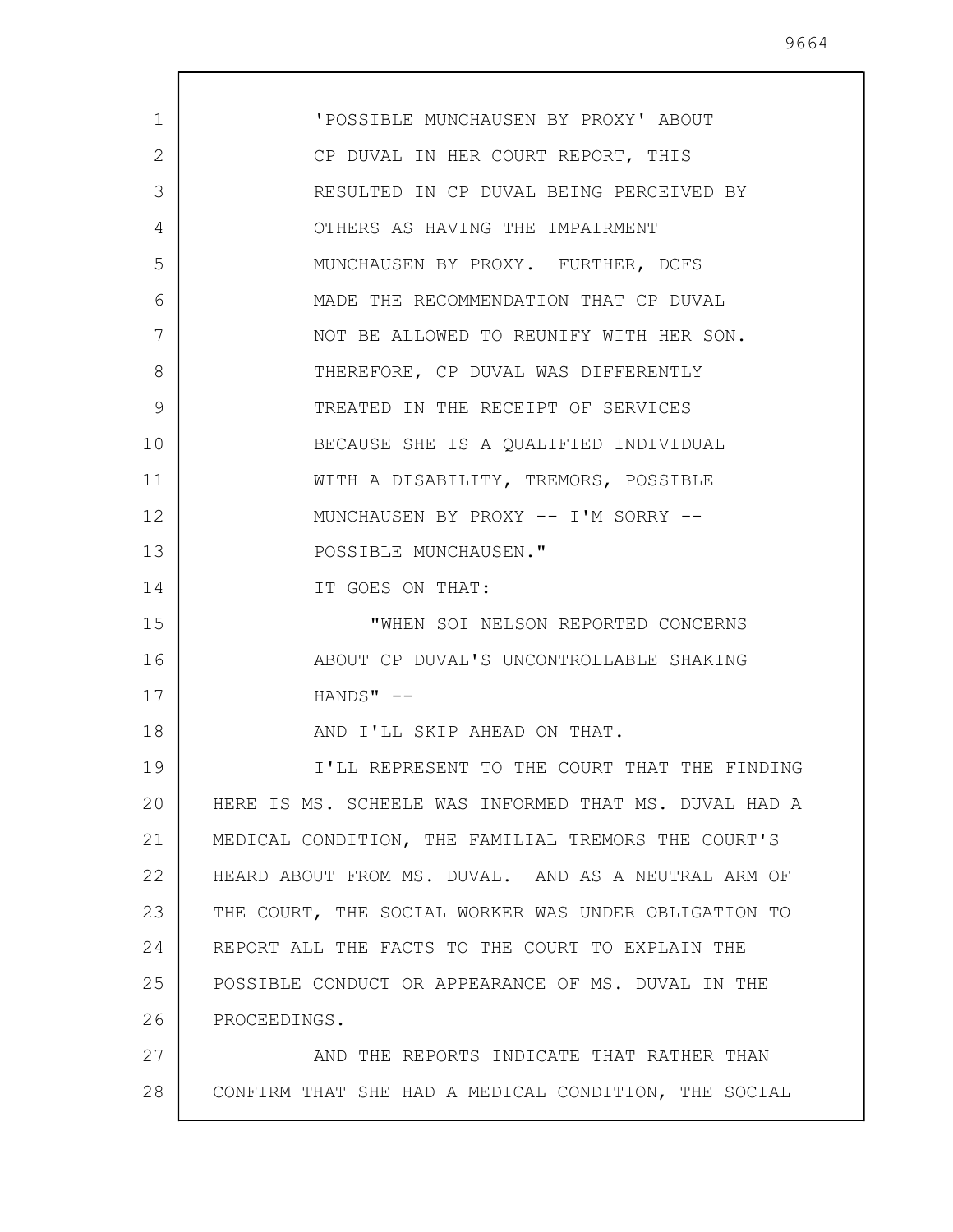'POSSIBLE MUNCHAUSEN BY PROXY' ABOUT CP DUVAL IN HER COURT REPORT, THIS RESULTED IN CP DUVAL BEING PERCEIVED BY OTHERS AS HAVING THE IMPAIRMENT MUNCHAUSEN BY PROXY. FURTHER, DCFS MADE THE RECOMMENDATION THAT CP DUVAL NOT BE ALLOWED TO REUNIFY WITH HER SON. THEREFORE, CP DUVAL WAS DIFFERENTLY TREATED IN THE RECEIPT OF SERVICES BECAUSE SHE IS A QUALIFIED INDIVIDUAL WITH A DISABILITY, TREMORS, POSSIBLE MUNCHAUSEN BY PROXY -- I'M SORRY -- POSSIBLE MUNCHAUSEN."

IT GOES ON THAT:

"WHEN SOI NELSON REPORTED CONCERNS ABOUT CP DUVAL'S UNCONTROLLABLE SHAKING HANDS" --

AND I'LL SKIP AHEAD ON THAT.

I'LL REPRESENT TO THE COURT THAT THE FINDING HERE IS MS. SCHEELE WAS INFORMED THAT MS. DUVAL HAD A MEDICAL CONDITION, THE FAMILIAL TREMORS THE COURT'S HEARD ABOUT FROM MS. DUVAL. AND AS A NEUTRAL ARM OF THE COURT, THE SOCIAL WORKER WAS UNDER OBLIGATION TO REPORT ALL THE FACTS TO THE COURT TO EXPLAIN THE POSSIBLE CONDUCT OR APPEARANCE OF MS. DUVAL IN THE PROCEEDINGS.

AND THE REPORTS INDICATE THAT RATHER THAN CONFIRM THAT SHE HAD A MEDICAL CONDITION, THE SOCIAL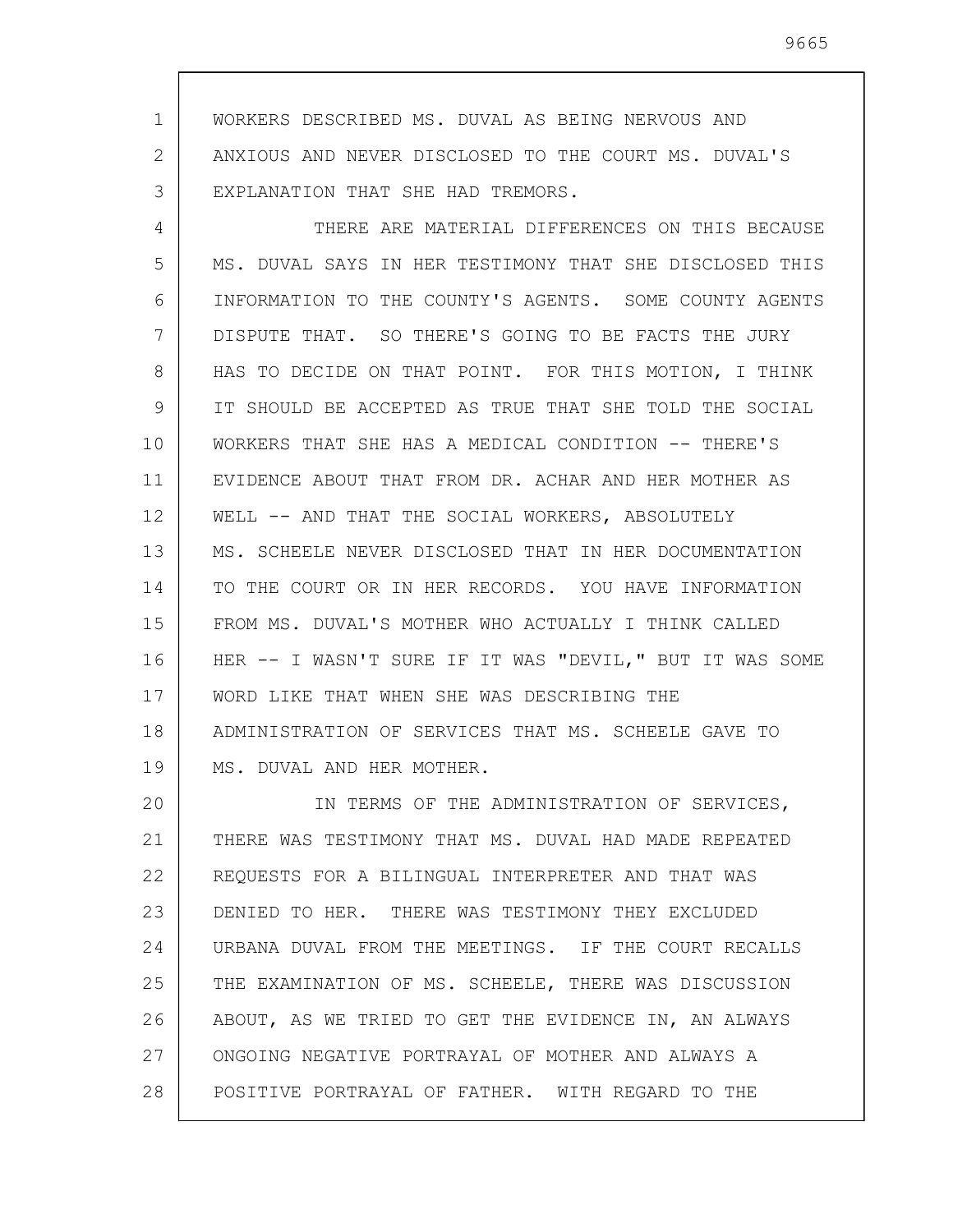WORKERS DESCRIBED MS. DUVAL AS BEING NERVOUS AND ANXIOUS AND NEVER DISCLOSED TO THE COURT MS. DUVAL'S EXPLANATION THAT SHE HAD TREMORS.

THERE ARE MATERIAL DIFFERENCES ON THIS BECAUSE MS. DUVAL SAYS IN HER TESTIMONY THAT SHE DISCLOSED THIS INFORMATION TO THE COUNTY'S AGENTS. SOME COUNTY AGENTS DISPUTE THAT. SO THERE'S GOING TO BE FACTS THE JURY HAS TO DECIDE ON THAT POINT. FOR THIS MOTION, I THINK IT SHOULD BE ACCEPTED AS TRUE THAT SHE TOLD THE SOCIAL WORKERS THAT SHE HAS A MEDICAL CONDITION -- THERE'S EVIDENCE ABOUT THAT FROM DR. ACHAR AND HER MOTHER AS WELL -- AND THAT THE SOCIAL WORKERS, ABSOLUTELY MS. SCHEELE NEVER DISCLOSED THAT IN HER DOCUMENTATION TO THE COURT OR IN HER RECORDS. YOU HAVE INFORMATION FROM MS. DUVAL'S MOTHER WHO ACTUALLY I THINK CALLED HER -- I WASN'T SURE IF IT WAS "DEVIL," BUT IT WAS SOME WORD LIKE THAT WHEN SHE WAS DESCRIBING THE ADMINISTRATION OF SERVICES THAT MS. SCHEELE GAVE TO MS. DUVAL AND HER MOTHER.

IN TERMS OF THE ADMINISTRATION OF SERVICES, THERE WAS TESTIMONY THAT MS. DUVAL HAD MADE REPEATED REQUESTS FOR A BILINGUAL INTERPRETER AND THAT WAS DENIED TO HER. THERE WAS TESTIMONY THEY EXCLUDED URBANA DUVAL FROM THE MEETINGS. IF THE COURT RECALLS THE EXAMINATION OF MS. SCHEELE, THERE WAS DISCUSSION ABOUT, AS WE TRIED TO GET THE EVIDENCE IN, AN ALWAYS ONGOING NEGATIVE PORTRAYAL OF MOTHER AND ALWAYS A POSITIVE PORTRAYAL OF FATHER. WITH REGARD TO THE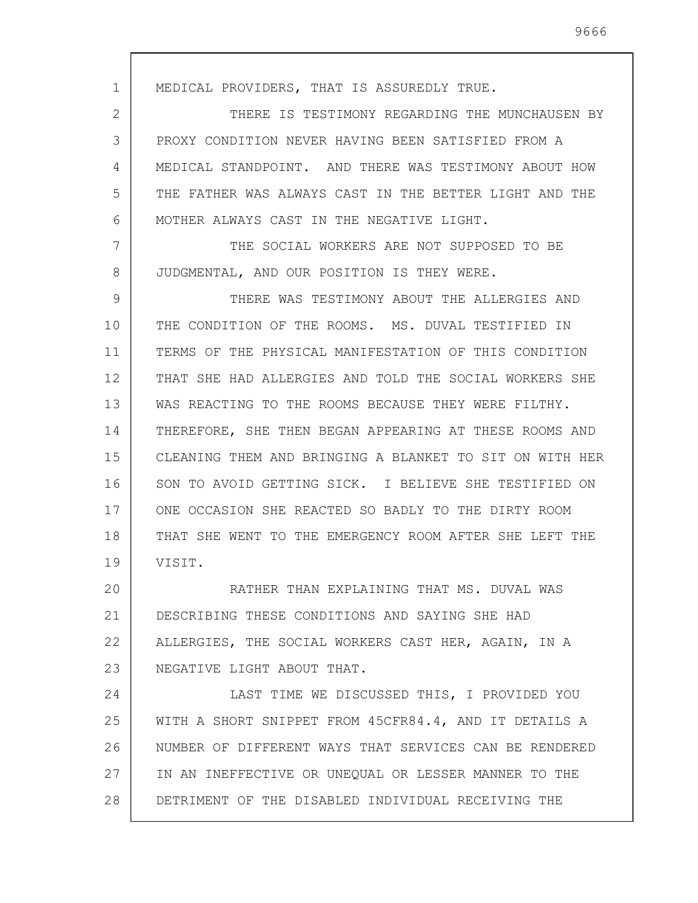MEDICAL PROVIDERS, THAT IS ASSUREDLY TRUE.

THERE IS TESTIMONY REGARDING THE MUNCHAUSEN BY PROXY CONDITION NEVER HAVING BEEN SATISFIED FROM A MEDICAL STANDPOINT. AND THERE WAS TESTIMONY ABOUT HOW THE FATHER WAS ALWAYS CAST IN THE BETTER LIGHT AND THE MOTHER ALWAYS CAST IN THE NEGATIVE LIGHT.

THE SOCIAL WORKERS ARE NOT SUPPOSED TO BE JUDGMENTAL, AND OUR POSITION IS THEY WERE.

THERE WAS TESTIMONY ABOUT THE ALLERGIES AND THE CONDITION OF THE ROOMS. MS. DUVAL TESTIFIED IN TERMS OF THE PHYSICAL MANIFESTATION OF THIS CONDITION THAT SHE HAD ALLERGIES AND TOLD THE SOCIAL WORKERS SHE WAS REACTING TO THE ROOMS BECAUSE THEY WERE FILTHY. THEREFORE, SHE THEN BEGAN APPEARING AT THESE ROOMS AND CLEANING THEM AND BRINGING A BLANKET TO SIT ON WITH HER SON TO AVOID GETTING SICK. I BELIEVE SHE TESTIFIED ON ONE OCCASION SHE REACTED SO BADLY TO THE DIRTY ROOM THAT SHE WENT TO THE EMERGENCY ROOM AFTER SHE LEFT THE VISIT.

RATHER THAN EXPLAINING THAT MS. DUVAL WAS DESCRIBING THESE CONDITIONS AND SAYING SHE HAD ALLERGIES, THE SOCIAL WORKERS CAST HER, AGAIN, IN A NEGATIVE LIGHT ABOUT THAT.

LAST TIME WE DISCUSSED THIS, I PROVIDED YOU WITH A SHORT SNIPPET FROM 45CFR84.4, AND IT DETAILS A NUMBER OF DIFFERENT WAYS THAT SERVICES CAN BE RENDERED IN AN INEFFECTIVE OR UNEQUAL OR LESSER MANNER TO THE DETRIMENT OF THE DISABLED INDIVIDUAL RECEIVING THE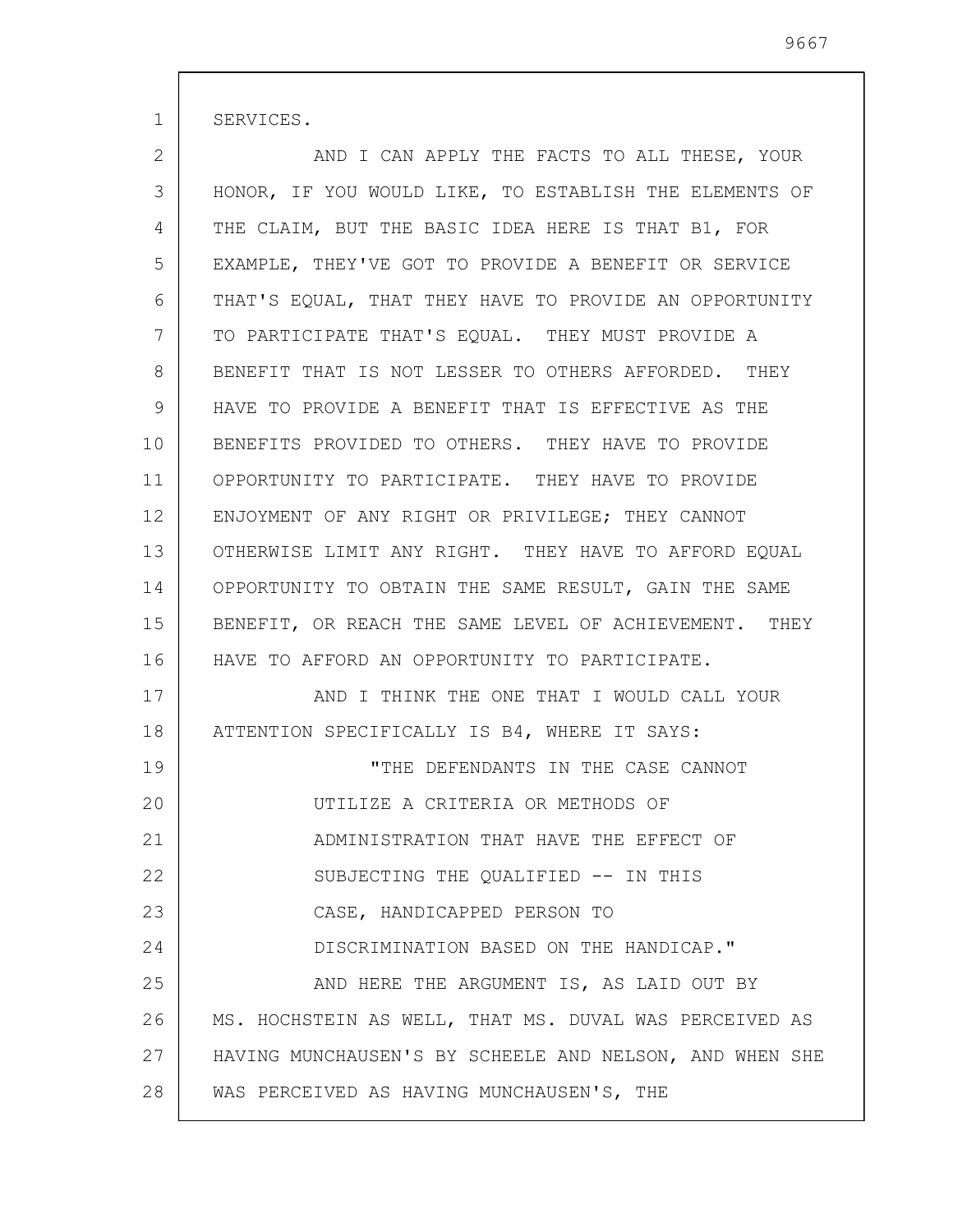SERVICES.

AND I CAN APPLY THE FACTS TO ALL THESE, YOUR HONOR, IF YOU WOULD LIKE, TO ESTABLISH THE ELEMENTS OF THE CLAIM, BUT THE BASIC IDEA HERE IS THAT B1, FOR EXAMPLE, THEY'VE GOT TO PROVIDE A BENEFIT OR SERVICE THAT'S EQUAL, THAT THEY HAVE TO PROVIDE AN OPPORTUNITY TO PARTICIPATE THAT'S EQUAL. THEY MUST PROVIDE A BENEFIT THAT IS NOT LESSER TO OTHERS AFFORDED. THEY HAVE TO PROVIDE A BENEFIT THAT IS EFFECTIVE AS THE BENEFITS PROVIDED TO OTHERS. THEY HAVE TO PROVIDE OPPORTUNITY TO PARTICIPATE. THEY HAVE TO PROVIDE ENJOYMENT OF ANY RIGHT OR PRIVILEGE; THEY CANNOT OTHERWISE LIMIT ANY RIGHT. THEY HAVE TO AFFORD EQUAL OPPORTUNITY TO OBTAIN THE SAME RESULT, GAIN THE SAME BENEFIT, OR REACH THE SAME LEVEL OF ACHIEVEMENT. THEY HAVE TO AFFORD AN OPPORTUNITY TO PARTICIPATE.

AND I THINK THE ONE THAT I WOULD CALL YOUR ATTENTION SPECIFICALLY IS B4, WHERE IT SAYS:

> "THE DEFENDANTS IN THE CASE CANNOT UTILIZE A CRITERIA OR METHODS OF ADMINISTRATION THAT HAVE THE EFFECT OF SUBJECTING THE QUALIFIED -- IN THIS CASE, HANDICAPPED PERSON TO DISCRIMINATION BASED ON THE HANDICAP."

AND HERE THE ARGUMENT IS, AS LAID OUT BY MS. HOCHSTEIN AS WELL, THAT MS. DUVAL WAS PERCEIVED AS HAVING MUNCHAUSEN'S BY SCHEELE AND NELSON, AND WHEN SHE WAS PERCEIVED AS HAVING MUNCHAUSEN'S, THE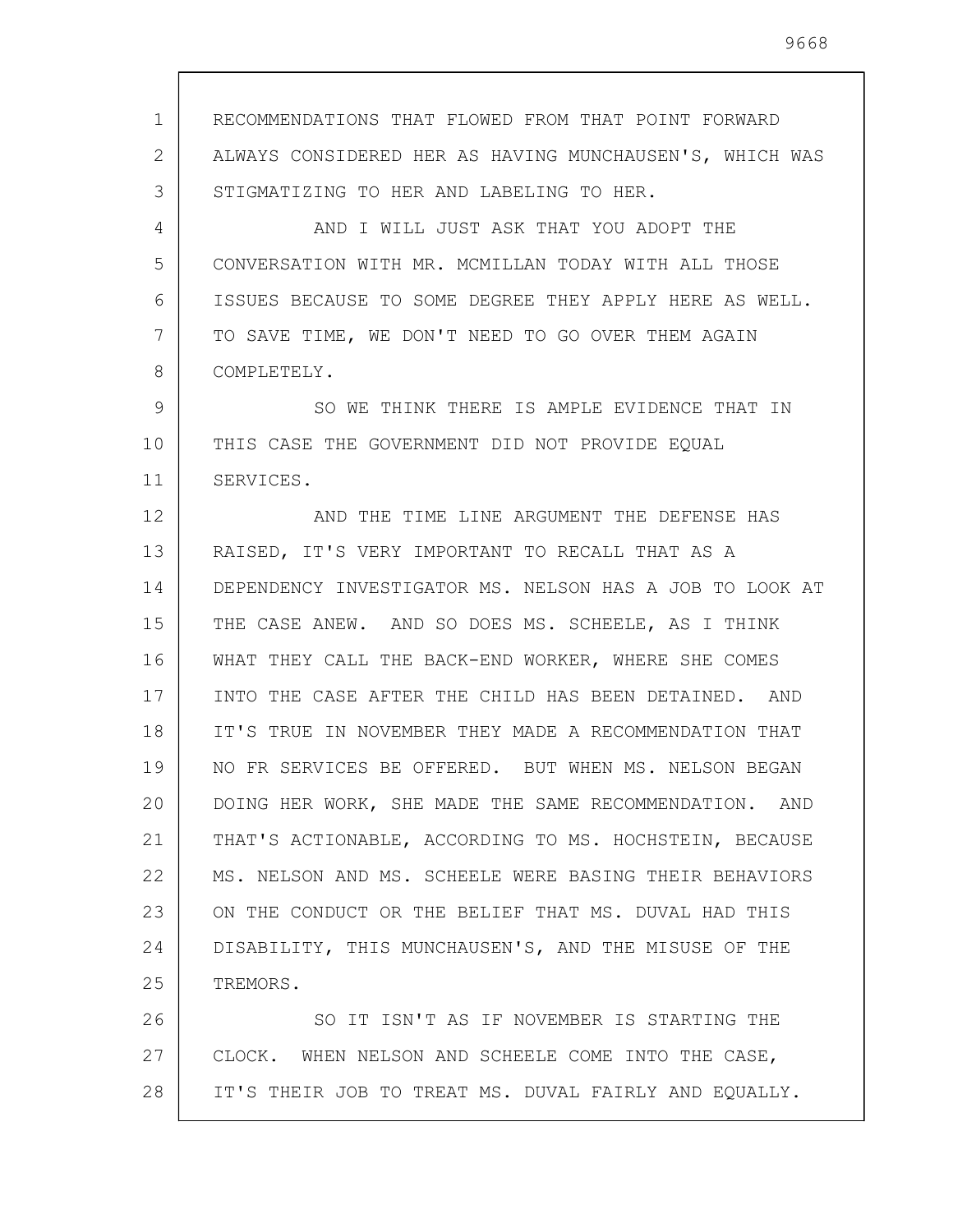RECOMMENDATIONS THAT FLOWED FROM THAT POINT FORWARD ALWAYS CONSIDERED HER AS HAVING MUNCHAUSEN'S, WHICH WAS STIGMATIZING TO HER AND LABELING TO HER.

AND I WILL JUST ASK THAT YOU ADOPT THE CONVERSATION WITH MR. MCMILLAN TODAY WITH ALL THOSE ISSUES BECAUSE TO SOME DEGREE THEY APPLY HERE AS WELL. TO SAVE TIME, WE DON'T NEED TO GO OVER THEM AGAIN COMPLETELY.

SO WE THINK THERE IS AMPLE EVIDENCE THAT IN THIS CASE THE GOVERNMENT DID NOT PROVIDE EQUAL SERVICES.

AND THE TIME LINE ARGUMENT THE DEFENSE HAS RAISED, IT'S VERY IMPORTANT TO RECALL THAT AS A DEPENDENCY INVESTIGATOR MS. NELSON HAS A JOB TO LOOK AT THE CASE ANEW. AND SO DOES MS. SCHEELE, AS I THINK WHAT THEY CALL THE BACK-END WORKER, WHERE SHE COMES INTO THE CASE AFTER THE CHILD HAS BEEN DETAINED. AND IT'S TRUE IN NOVEMBER THEY MADE A RECOMMENDATION THAT NO FR SERVICES BE OFFERED. BUT WHEN MS. NELSON BEGAN DOING HER WORK, SHE MADE THE SAME RECOMMENDATION. AND THAT'S ACTIONABLE, ACCORDING TO MS. HOCHSTEIN, BECAUSE MS. NELSON AND MS. SCHEELE WERE BASING THEIR BEHAVIORS ON THE CONDUCT OR THE BELIEF THAT MS. DUVAL HAD THIS DISABILITY, THIS MUNCHAUSEN'S, AND THE MISUSE OF THE TREMORS.

SO IT ISN'T AS IF NOVEMBER IS STARTING THE CLOCK. WHEN NELSON AND SCHEELE COME INTO THE CASE, IT'S THEIR JOB TO TREAT MS. DUVAL FAIRLY AND EQUALLY.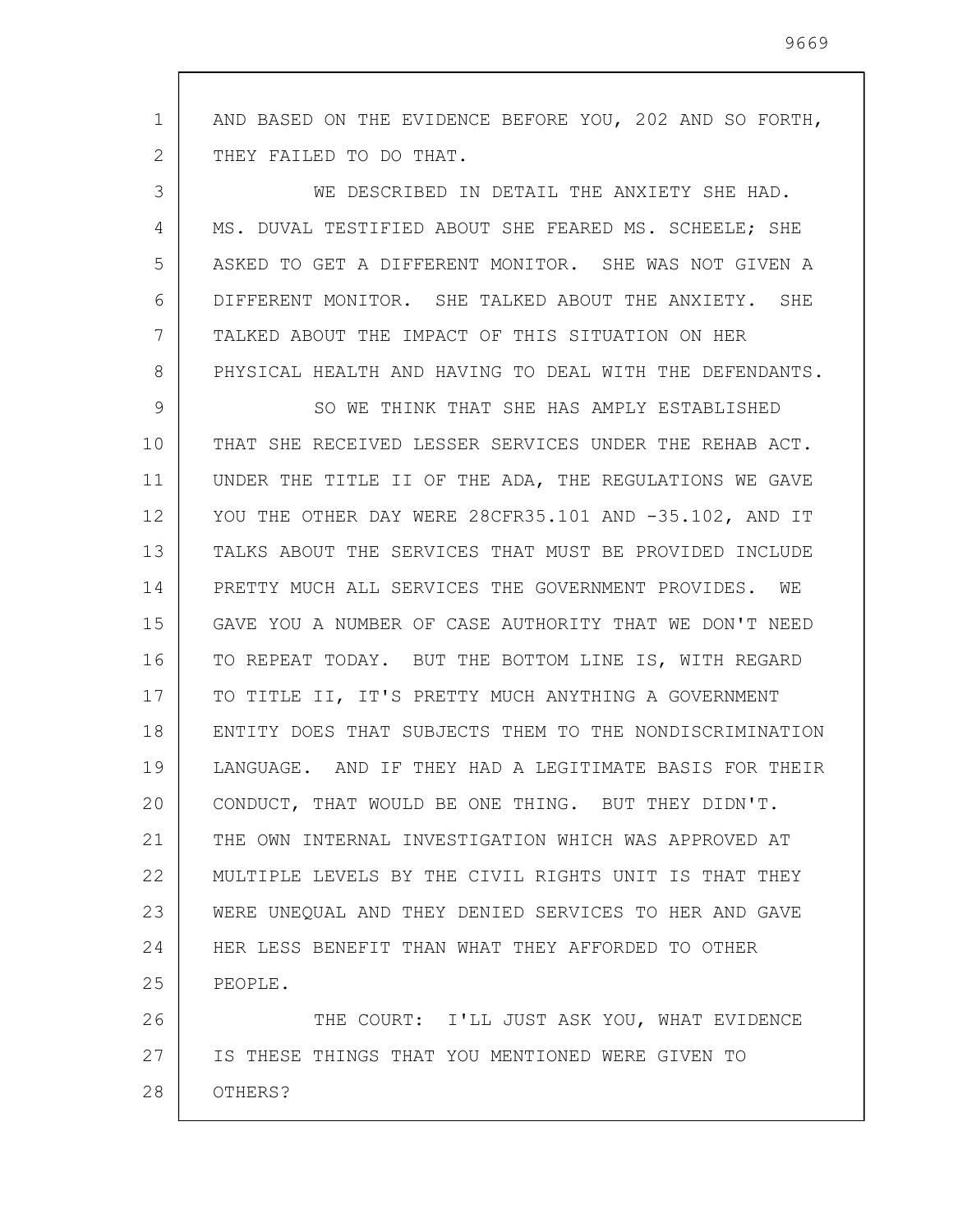AND BASED ON THE EVIDENCE BEFORE YOU, 202 AND SO FORTH, THEY FAILED TO DO THAT.

WE DESCRIBED IN DETAIL THE ANXIETY SHE HAD. MS. DUVAL TESTIFIED ABOUT SHE FEARED MS. SCHEELE; SHE ASKED TO GET A DIFFERENT MONITOR. SHE WAS NOT GIVEN A DIFFERENT MONITOR. SHE TALKED ABOUT THE ANXIETY. SHE TALKED ABOUT THE IMPACT OF THIS SITUATION ON HER PHYSICAL HEALTH AND HAVING TO DEAL WITH THE DEFENDANTS.

SO WE THINK THAT SHE HAS AMPLY ESTABLISHED THAT SHE RECEIVED LESSER SERVICES UNDER THE REHAB ACT. UNDER THE TITLE II OF THE ADA, THE REGULATIONS WE GAVE YOU THE OTHER DAY WERE 28CFR35.101 AND -35.102, AND IT TALKS ABOUT THE SERVICES THAT MUST BE PROVIDED INCLUDE PRETTY MUCH ALL SERVICES THE GOVERNMENT PROVIDES. WE GAVE YOU A NUMBER OF CASE AUTHORITY THAT WE DON'T NEED TO REPEAT TODAY. BUT THE BOTTOM LINE IS, WITH REGARD TO TITLE II, IT'S PRETTY MUCH ANYTHING A GOVERNMENT ENTITY DOES THAT SUBJECTS THEM TO THE NONDISCRIMINATION LANGUAGE. AND IF THEY HAD A LEGITIMATE BASIS FOR THEIR CONDUCT, THAT WOULD BE ONE THING. BUT THEY DIDN'T. THE OWN INTERNAL INVESTIGATION WHICH WAS APPROVED AT MULTIPLE LEVELS BY THE CIVIL RIGHTS UNIT IS THAT THEY WERE UNEQUAL AND THEY DENIED SERVICES TO HER AND GAVE HER LESS BENEFIT THAN WHAT THEY AFFORDED TO OTHER PEOPLE.

THE COURT: I'LL JUST ASK YOU, WHAT EVIDENCE IS THESE THINGS THAT YOU MENTIONED WERE GIVEN TO OTHERS?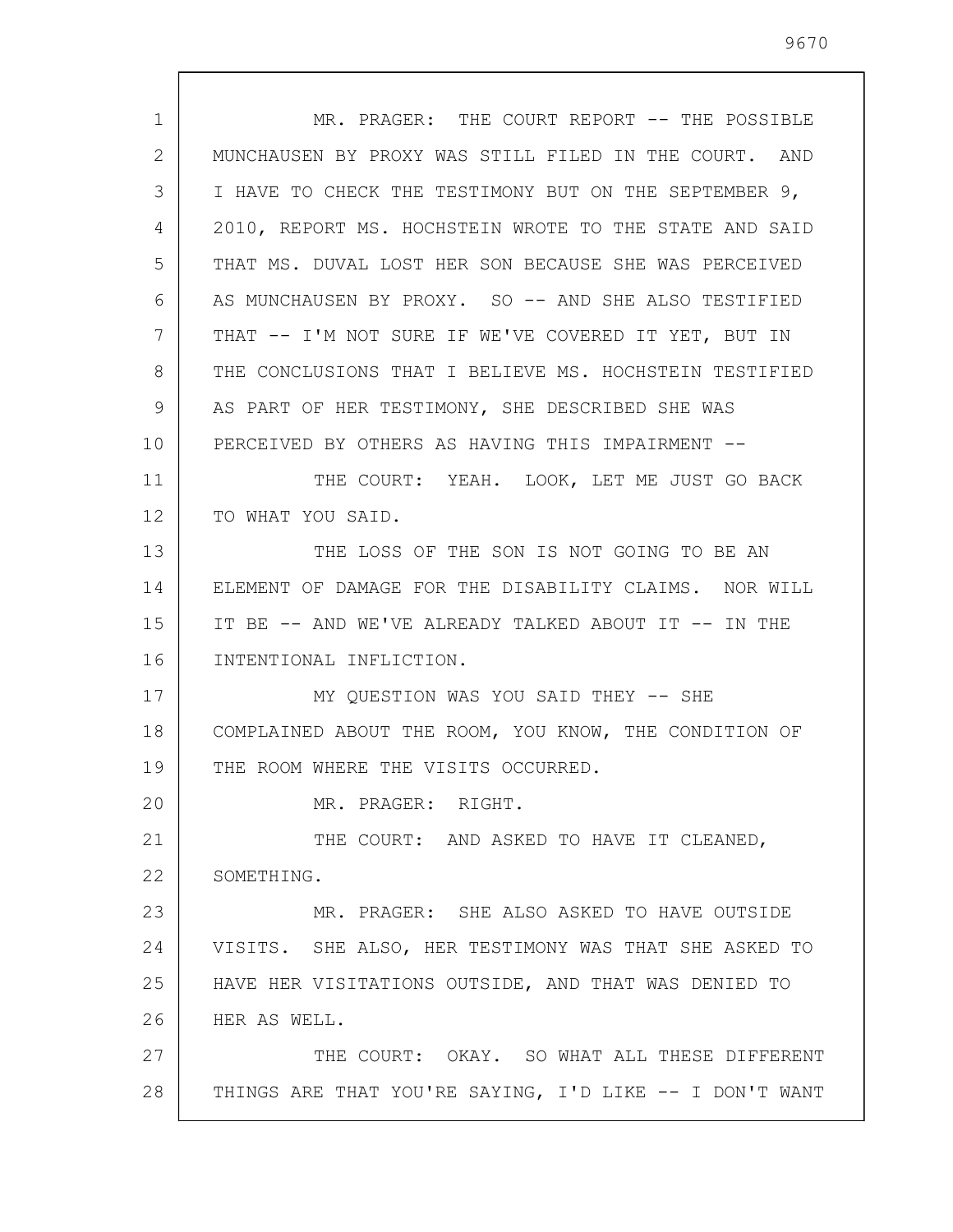MR. PRAGER: THE COURT REPORT -- THE POSSIBLE MUNCHAUSEN BY PROXY WAS STILL FILED IN THE COURT. AND I HAVE TO CHECK THE TESTIMONY BUT ON THE SEPTEMBER 9, 2010, REPORT MS. HOCHSTEIN WROTE TO THE STATE AND SAID THAT MS. DUVAL LOST HER SON BECAUSE SHE WAS PERCEIVED AS MUNCHAUSEN BY PROXY. SO -- AND SHE ALSO TESTIFIED THAT -- I'M NOT SURE IF WE'VE COVERED IT YET, BUT IN THE CONCLUSIONS THAT I BELIEVE MS. HOCHSTEIN TESTIFIED AS PART OF HER TESTIMONY, SHE DESCRIBED SHE WAS PERCEIVED BY OTHERS AS HAVING THIS IMPAIRMENT --

THE COURT: YEAH. LOOK, LET ME JUST GO BACK TO WHAT YOU SAID.

THE LOSS OF THE SON IS NOT GOING TO BE AN ELEMENT OF DAMAGE FOR THE DISABILITY CLAIMS. NOR WILL IT BE -- AND WE'VE ALREADY TALKED ABOUT IT -- IN THE INTENTIONAL INFLICTION.

MY QUESTION WAS YOU SAID THEY -- SHE COMPLAINED ABOUT THE ROOM, YOU KNOW, THE CONDITION OF THE ROOM WHERE THE VISITS OCCURRED.

MR. PRAGER: RIGHT.

THE COURT: AND ASKED TO HAVE IT CLEANED, SOMETHING.

MR. PRAGER: SHE ALSO ASKED TO HAVE OUTSIDE VISITS. SHE ALSO, HER TESTIMONY WAS THAT SHE ASKED TO HAVE HER VISITATIONS OUTSIDE, AND THAT WAS DENIED TO HER AS WELL.

THE COURT: OKAY. SO WHAT ALL THESE DIFFERENT THINGS ARE THAT YOU'RE SAYING, I'D LIKE -- I DON'T WANT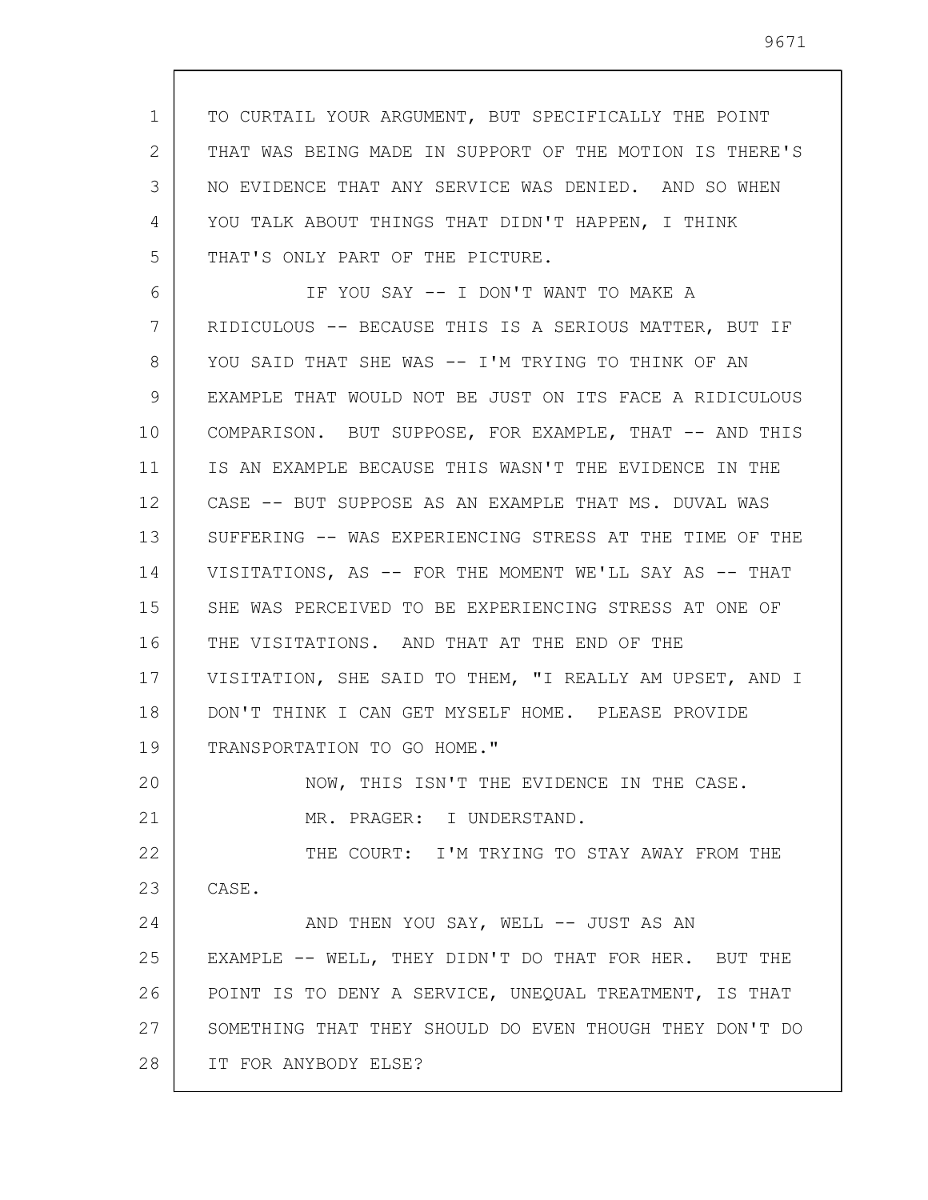TO CURTAIL YOUR ARGUMENT, BUT SPECIFICALLY THE POINT THAT WAS BEING MADE IN SUPPORT OF THE MOTION IS THERE'S NO EVIDENCE THAT ANY SERVICE WAS DENIED. AND SO WHEN YOU TALK ABOUT THINGS THAT DIDN'T HAPPEN, I THINK THAT'S ONLY PART OF THE PICTURE.

IF YOU SAY -- I DON'T WANT TO MAKE A RIDICULOUS -- BECAUSE THIS IS A SERIOUS MATTER, BUT IF YOU SAID THAT SHE WAS -- I'M TRYING TO THINK OF AN EXAMPLE THAT WOULD NOT BE JUST ON ITS FACE A RIDICULOUS COMPARISON. BUT SUPPOSE, FOR EXAMPLE, THAT -- AND THIS IS AN EXAMPLE BECAUSE THIS WASN'T THE EVIDENCE IN THE CASE -- BUT SUPPOSE AS AN EXAMPLE THAT MS. DUVAL WAS SUFFERING -- WAS EXPERIENCING STRESS AT THE TIME OF THE VISITATIONS, AS -- FOR THE MOMENT WE'LL SAY AS -- THAT SHE WAS PERCEIVED TO BE EXPERIENCING STRESS AT ONE OF THE VISITATIONS. AND THAT AT THE END OF THE VISITATION, SHE SAID TO THEM, "I REALLY AM UPSET, AND I DON'T THINK I CAN GET MYSELF HOME. PLEASE PROVIDE TRANSPORTATION TO GO HOME."

NOW, THIS ISN'T THE EVIDENCE IN THE CASE.

MR. PRAGER: I UNDERSTAND.

THE COURT: I'M TRYING TO STAY AWAY FROM THE CASE.

AND THEN YOU SAY, WELL -- JUST AS AN EXAMPLE -- WELL, THEY DIDN'T DO THAT FOR HER. BUT THE POINT IS TO DENY A SERVICE, UNEQUAL TREATMENT, IS THAT SOMETHING THAT THEY SHOULD DO EVEN THOUGH THEY DON'T DO IT FOR ANYBODY ELSE?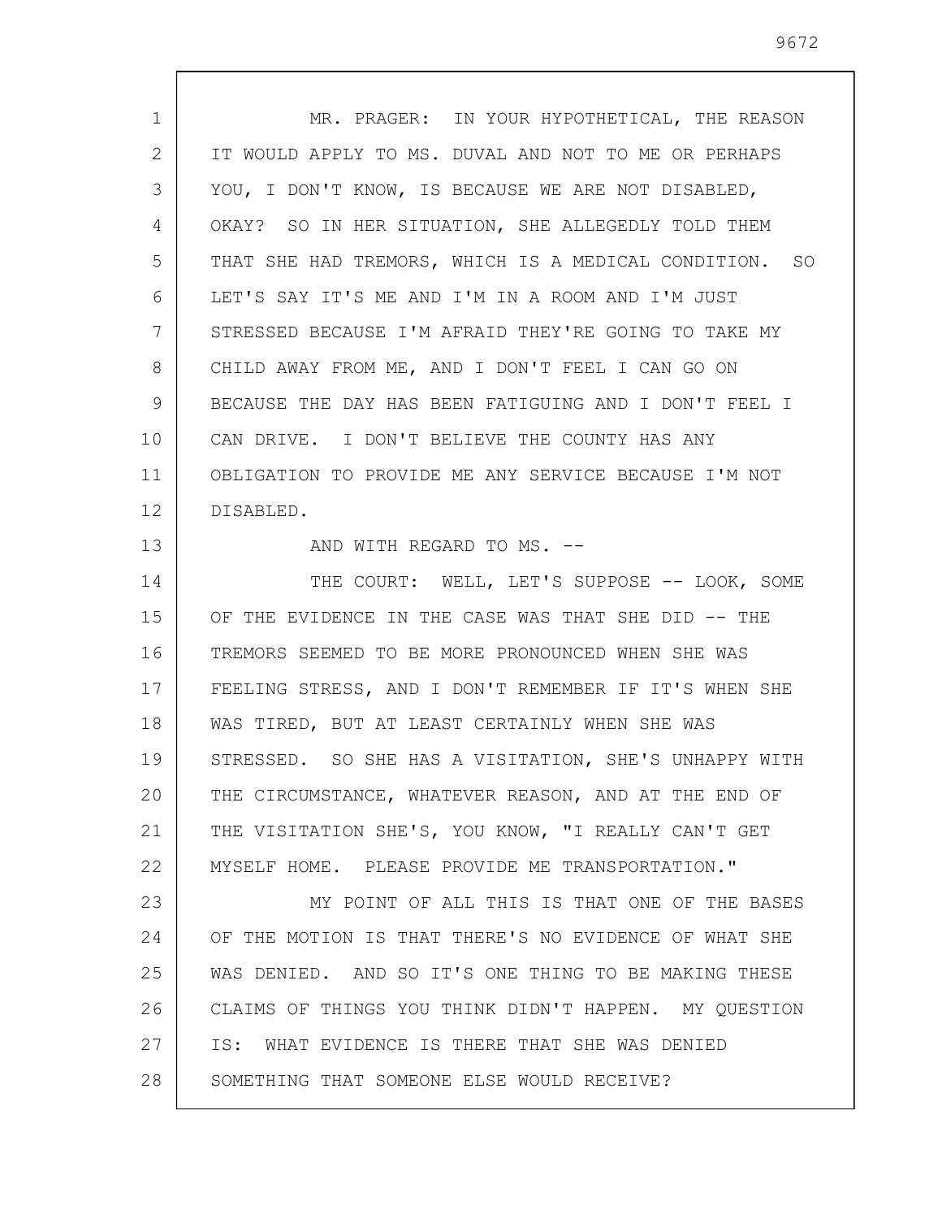MR. PRAGER: IN YOUR HYPOTHETICAL, THE REASON IT WOULD APPLY TO MS. DUVAL AND NOT TO ME OR PERHAPS YOU, I DON'T KNOW, IS BECAUSE WE ARE NOT DISABLED, OKAY? SO IN HER SITUATION, SHE ALLEGEDLY TOLD THEM THAT SHE HAD TREMORS, WHICH IS A MEDICAL CONDITION. SO LET'S SAY IT'S ME AND I'M IN A ROOM AND I'M JUST STRESSED BECAUSE I'M AFRAID THEY'RE GOING TO TAKE MY CHILD AWAY FROM ME, AND I DON'T FEEL I CAN GO ON BECAUSE THE DAY HAS BEEN FATIGUING AND I DON'T FEEL I CAN DRIVE. I DON'T BELIEVE THE COUNTY HAS ANY OBLIGATION TO PROVIDE ME ANY SERVICE BECAUSE I'M NOT DISABLED.

AND WITH REGARD TO MS. --

THE COURT: WELL, LET'S SUPPOSE -- LOOK, SOME OF THE EVIDENCE IN THE CASE WAS THAT SHE DID -- THE TREMORS SEEMED TO BE MORE PRONOUNCED WHEN SHE WAS FEELING STRESS, AND I DON'T REMEMBER IF IT'S WHEN SHE WAS TIRED, BUT AT LEAST CERTAINLY WHEN SHE WAS STRESSED. SO SHE HAS A VISITATION, SHE'S UNHAPPY WITH THE CIRCUMSTANCE, WHATEVER REASON, AND AT THE END OF THE VISITATION SHE'S, YOU KNOW, "I REALLY CAN'T GET MYSELF HOME. PLEASE PROVIDE ME TRANSPORTATION."

MY POINT OF ALL THIS IS THAT ONE OF THE BASES OF THE MOTION IS THAT THERE'S NO EVIDENCE OF WHAT SHE WAS DENIED. AND SO IT'S ONE THING TO BE MAKING THESE CLAIMS OF THINGS YOU THINK DIDN'T HAPPEN. MY QUESTION IS: WHAT EVIDENCE IS THERE THAT SHE WAS DENIED SOMETHING THAT SOMEONE ELSE WOULD RECEIVE?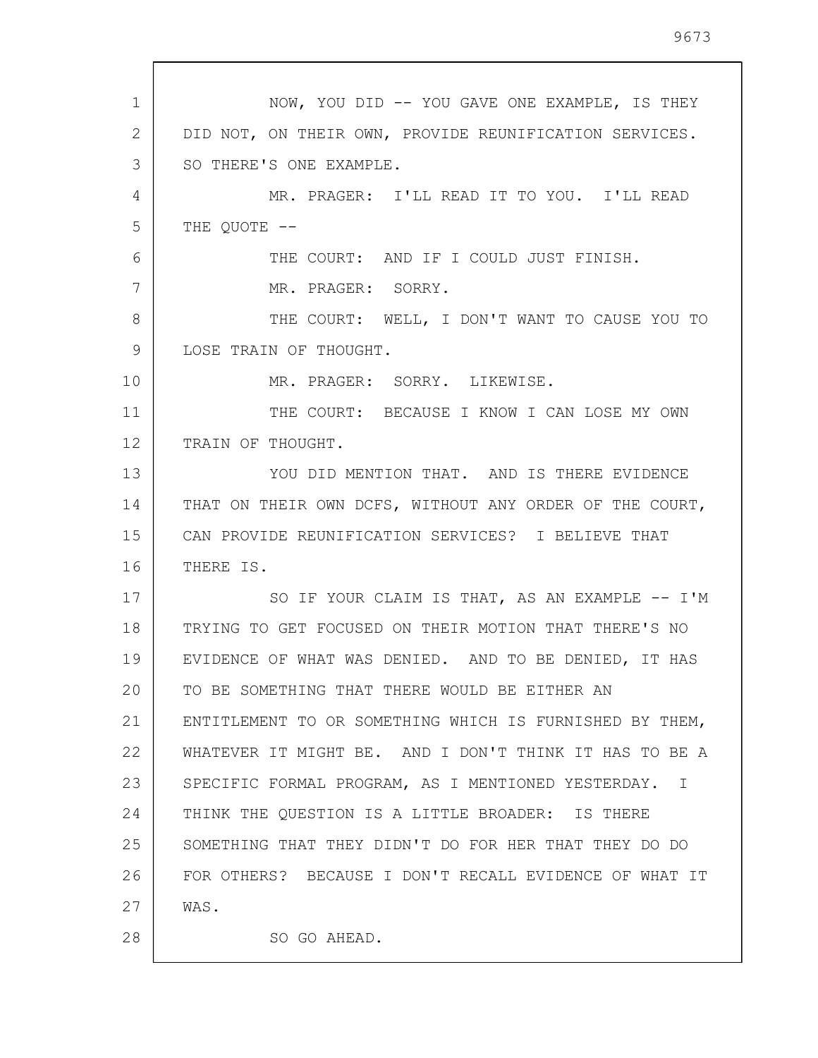NOW, YOU DID -- YOU GAVE ONE EXAMPLE, IS THEY DID NOT, ON THEIR OWN, PROVIDE REUNIFICATION SERVICES. SO THERE'S ONE EXAMPLE.

MR. PRAGER: I'LL READ IT TO YOU. I'LL READ THE QUOTE --

THE COURT: AND IF I COULD JUST FINISH.

MR. PRAGER: SORRY.

THE COURT: WELL, I DON'T WANT TO CAUSE YOU TO LOSE TRAIN OF THOUGHT.

MR. PRAGER: SORRY. LIKEWISE.

THE COURT: BECAUSE I KNOW I CAN LOSE MY OWN TRAIN OF THOUGHT.

YOU DID MENTION THAT. AND IS THERE EVIDENCE THAT ON THEIR OWN DCFS, WITHOUT ANY ORDER OF THE COURT, CAN PROVIDE REUNIFICATION SERVICES? I BELIEVE THAT THERE IS.

SO IF YOUR CLAIM IS THAT, AS AN EXAMPLE -- I'M TRYING TO GET FOCUSED ON THEIR MOTION THAT THERE'S NO EVIDENCE OF WHAT WAS DENIED. AND TO BE DENIED, IT HAS TO BE SOMETHING THAT THERE WOULD BE EITHER AN ENTITLEMENT TO OR SOMETHING WHICH IS FURNISHED BY THEM, WHATEVER IT MIGHT BE. AND I DON'T THINK IT HAS TO BE A SPECIFIC FORMAL PROGRAM, AS I MENTIONED YESTERDAY. I THINK THE QUESTION IS A LITTLE BROADER: IS THERE SOMETHING THAT THEY DIDN'T DO FOR HER THAT THEY DO DO FOR OTHERS? BECAUSE I DON'T RECALL EVIDENCE OF WHAT IT WAS.

SO GO AHEAD.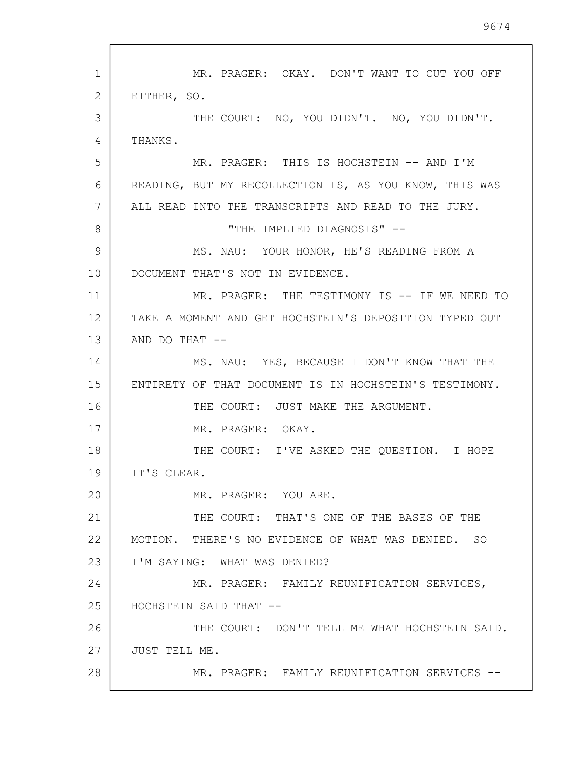MR. PRAGER: OKAY. DON'T WANT TO CUT YOU OFF EITHER, SO.

THE COURT: NO, YOU DIDN'T. NO, YOU DIDN'T. THANKS.

MR. PRAGER: THIS IS HOCHSTEIN -- AND I'M READING, BUT MY RECOLLECTION IS, AS YOU KNOW, THIS WAS ALL READ INTO THE TRANSCRIPTS AND READ TO THE JURY.

"THE IMPLIED DIAGNOSIS" --

MS. NAU: YOUR HONOR, HE'S READING FROM A DOCUMENT THAT'S NOT IN EVIDENCE.

MR. PRAGER: THE TESTIMONY IS -- IF WE NEED TO TAKE A MOMENT AND GET HOCHSTEIN'S DEPOSITION TYPED OUT AND DO THAT --

MS. NAU: YES, BECAUSE I DON'T KNOW THAT THE ENTIRETY OF THAT DOCUMENT IS IN HOCHSTEIN'S TESTIMONY.

THE COURT: JUST MAKE THE ARGUMENT.

MR. PRAGER: OKAY.

THE COURT: I'VE ASKED THE QUESTION. I HOPE IT'S CLEAR.

MR. PRAGER: YOU ARE.

THE COURT: THAT'S ONE OF THE BASES OF THE MOTION. THERE'S NO EVIDENCE OF WHAT WAS DENIED. SO I'M SAYING: WHAT WAS DENIED?

MR. PRAGER: FAMILY REUNIFICATION SERVICES, HOCHSTEIN SAID THAT --

THE COURT: DON'T TELL ME WHAT HOCHSTEIN SAID. JUST TELL ME.

MR. PRAGER: FAMILY REUNIFICATION SERVICES --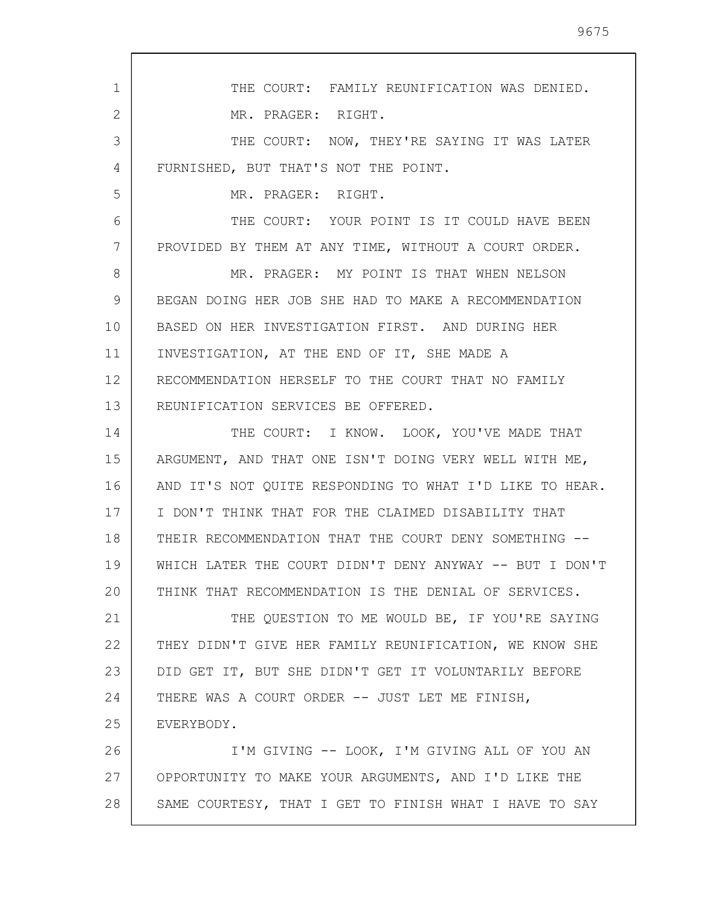THE COURT: FAMILY REUNIFICATION WAS DENIED.

MR. PRAGER: RIGHT.

THE COURT: NOW, THEY'RE SAYING IT WAS LATER FURNISHED, BUT THAT'S NOT THE POINT.

MR. PRAGER: RIGHT.

THE COURT: YOUR POINT IS IT COULD HAVE BEEN PROVIDED BY THEM AT ANY TIME, WITHOUT A COURT ORDER.

MR. PRAGER: MY POINT IS THAT WHEN NELSON BEGAN DOING HER JOB SHE HAD TO MAKE A RECOMMENDATION BASED ON HER INVESTIGATION FIRST. AND DURING HER INVESTIGATION, AT THE END OF IT, SHE MADE A RECOMMENDATION HERSELF TO THE COURT THAT NO FAMILY REUNIFICATION SERVICES BE OFFERED.

THE COURT: I KNOW. LOOK, YOU'VE MADE THAT ARGUMENT, AND THAT ONE ISN'T DOING VERY WELL WITH ME, AND IT'S NOT QUITE RESPONDING TO WHAT I'D LIKE TO HEAR. I DON'T THINK THAT FOR THE CLAIMED DISABILITY THAT THEIR RECOMMENDATION THAT THE COURT DENY SOMETHING -- WHICH LATER THE COURT DIDN'T DENY ANYWAY -- BUT I DON'T THINK THAT RECOMMENDATION IS THE DENIAL OF SERVICES.

THE QUESTION TO ME WOULD BE, IF YOU'RE SAYING THEY DIDN'T GIVE HER FAMILY REUNIFICATION, WE KNOW SHE DID GET IT, BUT SHE DIDN'T GET IT VOLUNTARILY BEFORE THERE WAS A COURT ORDER -- JUST LET ME FINISH, EVERYBODY.

I'M GIVING -- LOOK, I'M GIVING ALL OF YOU AN OPPORTUNITY TO MAKE YOUR ARGUMENTS, AND I'D LIKE THE SAME COURTESY, THAT I GET TO FINISH WHAT I HAVE TO SAY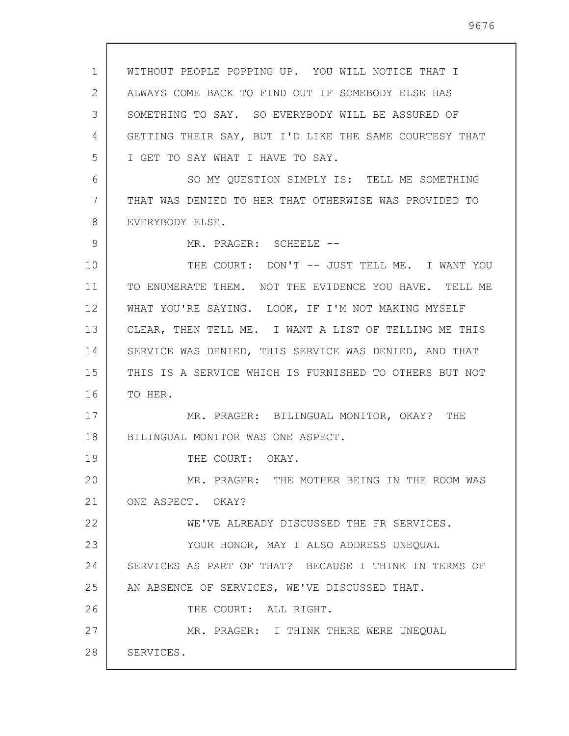WITHOUT PEOPLE POPPING UP. YOU WILL NOTICE THAT I ALWAYS COME BACK TO FIND OUT IF SOMEBODY ELSE HAS SOMETHING TO SAY. SO EVERYBODY WILL BE ASSURED OF GETTING THEIR SAY, BUT I'D LIKE THE SAME COURTESY THAT I GET TO SAY WHAT I HAVE TO SAY.

SO MY QUESTION SIMPLY IS: TELL ME SOMETHING THAT WAS DENIED TO HER THAT OTHERWISE WAS PROVIDED TO EVERYBODY ELSE.

MR. PRAGER: SCHEELE --

THE COURT: DON'T -- JUST TELL ME. I WANT YOU TO ENUMERATE THEM. NOT THE EVIDENCE YOU HAVE. TELL ME WHAT YOU'RE SAYING. LOOK, IF I'M NOT MAKING MYSELF CLEAR, THEN TELL ME. I WANT A LIST OF TELLING ME THIS SERVICE WAS DENIED, THIS SERVICE WAS DENIED, AND THAT THIS IS A SERVICE WHICH IS FURNISHED TO OTHERS BUT NOT TO HER.

MR. PRAGER: BILINGUAL MONITOR, OKAY? THE BILINGUAL MONITOR WAS ONE ASPECT.

THE COURT: OKAY.

MR. PRAGER: THE MOTHER BEING IN THE ROOM WAS ONE ASPECT. OKAY?

WE'VE ALREADY DISCUSSED THE FR SERVICES.

YOUR HONOR, MAY I ALSO ADDRESS UNEQUAL SERVICES AS PART OF THAT? BECAUSE I THINK IN TERMS OF AN ABSENCE OF SERVICES, WE'VE DISCUSSED THAT.

THE COURT: ALL RIGHT.

MR. PRAGER: I THINK THERE WERE UNEQUAL SERVICES.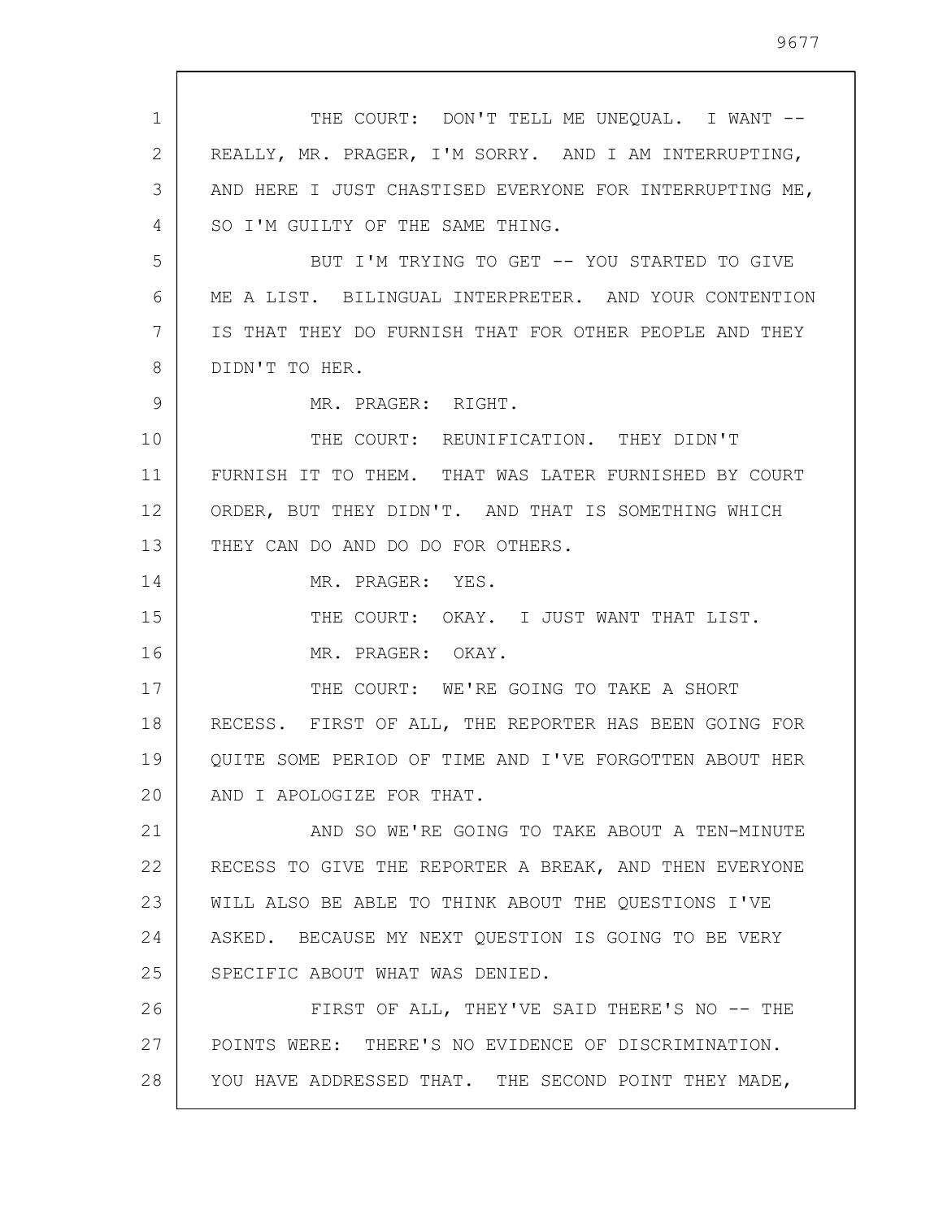THE COURT: DON'T TELL ME UNEQUAL. I WANT -- REALLY, MR. PRAGER, I'M SORRY. AND I AM INTERRUPTING, AND HERE I JUST CHASTISED EVERYONE FOR INTERRUPTING ME, SO I'M GUILTY OF THE SAME THING.

BUT I'M TRYING TO GET -- YOU STARTED TO GIVE ME A LIST. BILINGUAL INTERPRETER. AND YOUR CONTENTION IS THAT THEY DO FURNISH THAT FOR OTHER PEOPLE AND THEY DIDN'T TO HER.

MR. PRAGER: RIGHT.

THE COURT: REUNIFICATION. THEY DIDN'T FURNISH IT TO THEM. THAT WAS LATER FURNISHED BY COURT ORDER, BUT THEY DIDN'T. AND THAT IS SOMETHING WHICH THEY CAN DO AND DO DO FOR OTHERS.

MR. PRAGER: YES.

THE COURT: OKAY. I JUST WANT THAT LIST.

MR. PRAGER: OKAY.

THE COURT: WE'RE GOING TO TAKE A SHORT RECESS. FIRST OF ALL, THE REPORTER HAS BEEN GOING FOR QUITE SOME PERIOD OF TIME AND I'VE FORGOTTEN ABOUT HER AND I APOLOGIZE FOR THAT.

AND SO WE'RE GOING TO TAKE ABOUT A TEN-MINUTE RECESS TO GIVE THE REPORTER A BREAK, AND THEN EVERYONE WILL ALSO BE ABLE TO THINK ABOUT THE QUESTIONS I'VE ASKED. BECAUSE MY NEXT QUESTION IS GOING TO BE VERY SPECIFIC ABOUT WHAT WAS DENIED.

FIRST OF ALL, THEY'VE SAID THERE'S NO -- THE POINTS WERE: THERE'S NO EVIDENCE OF DISCRIMINATION. YOU HAVE ADDRESSED THAT. THE SECOND POINT THEY MADE,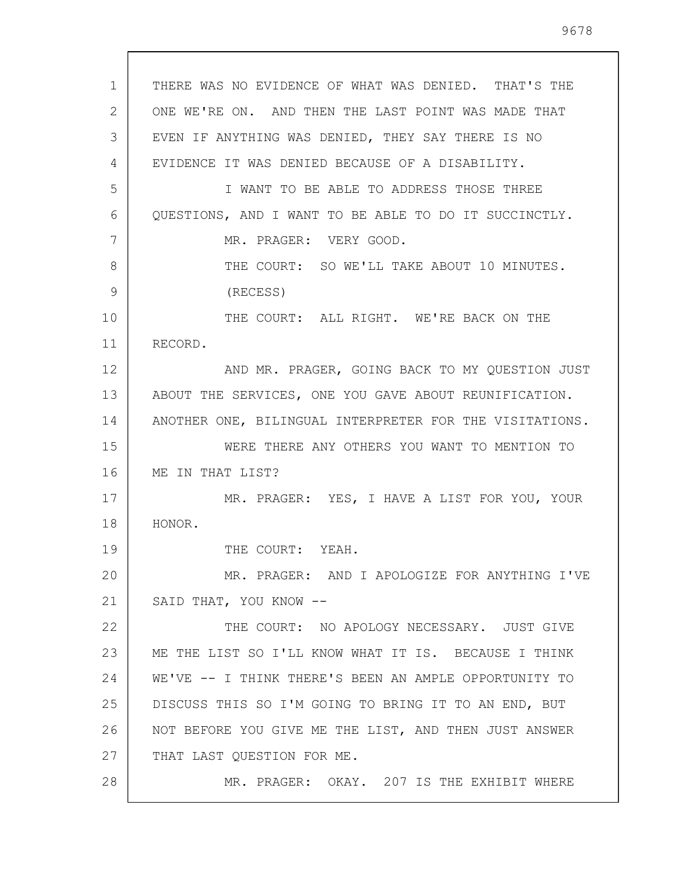THERE WAS NO EVIDENCE OF WHAT WAS DENIED. THAT'S THE ONE WE'RE ON. AND THEN THE LAST POINT WAS MADE THAT EVEN IF ANYTHING WAS DENIED, THEY SAY THERE IS NO EVIDENCE IT WAS DENIED BECAUSE OF A DISABILITY.

I WANT TO BE ABLE TO ADDRESS THOSE THREE QUESTIONS, AND I WANT TO BE ABLE TO DO IT SUCCINCTLY.

MR. PRAGER: VERY GOOD.

THE COURT: SO WE'LL TAKE ABOUT 10 MINUTES.

(RECESS)

THE COURT: ALL RIGHT. WE'RE BACK ON THE RECORD.

AND MR. PRAGER, GOING BACK TO MY QUESTION JUST ABOUT THE SERVICES, ONE YOU GAVE ABOUT REUNIFICATION. ANOTHER ONE, BILINGUAL INTERPRETER FOR THE VISITATIONS.

WERE THERE ANY OTHERS YOU WANT TO MENTION TO ME IN THAT LIST?

MR. PRAGER: YES, I HAVE A LIST FOR YOU, YOUR HONOR.

THE COURT: YEAH.

MR. PRAGER: AND I APOLOGIZE FOR ANYTHING I'VE SAID THAT, YOU KNOW --

THE COURT: NO APOLOGY NECESSARY. JUST GIVE ME THE LIST SO I'LL KNOW WHAT IT IS. BECAUSE I THINK WE'VE -- I THINK THERE'S BEEN AN AMPLE OPPORTUNITY TO DISCUSS THIS SO I'M GOING TO BRING IT TO AN END, BUT NOT BEFORE YOU GIVE ME THE LIST, AND THEN JUST ANSWER THAT LAST QUESTION FOR ME.

MR. PRAGER: OKAY. 207 IS THE EXHIBIT WHERE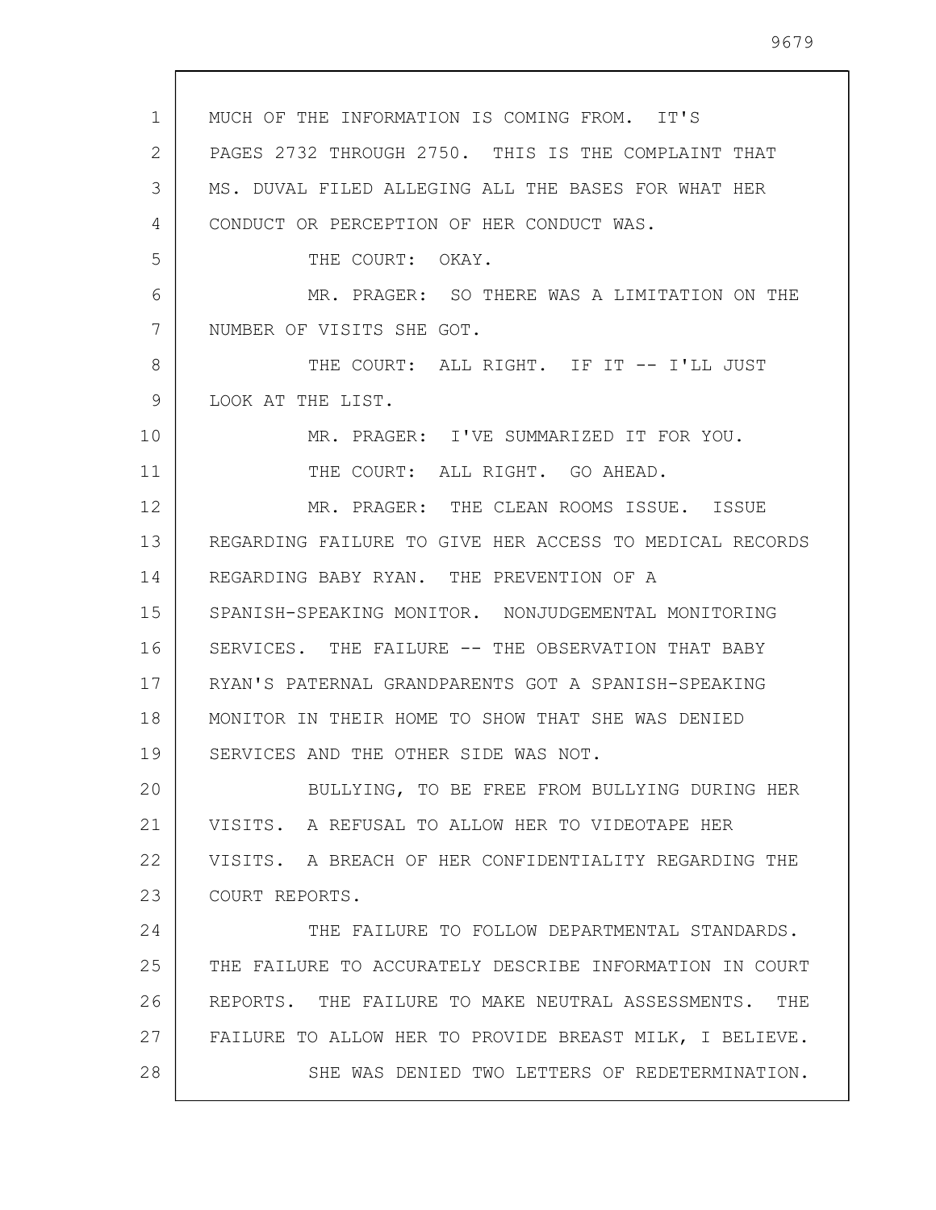MUCH OF THE INFORMATION IS COMING FROM. IT'S PAGES 2732 THROUGH 2750. THIS IS THE COMPLAINT THAT MS. DUVAL FILED ALLEGING ALL THE BASES FOR WHAT HER CONDUCT OR PERCEPTION OF HER CONDUCT WAS.

THE COURT: OKAY.

MR. PRAGER: SO THERE WAS A LIMITATION ON THE NUMBER OF VISITS SHE GOT.

THE COURT: ALL RIGHT. IF IT -- I'LL JUST LOOK AT THE LIST.

MR. PRAGER: I'VE SUMMARIZED IT FOR YOU.

THE COURT: ALL RIGHT. GO AHEAD.

MR. PRAGER: THE CLEAN ROOMS ISSUE. ISSUE REGARDING FAILURE TO GIVE HER ACCESS TO MEDICAL RECORDS REGARDING BABY RYAN. THE PREVENTION OF A SPANISH-SPEAKING MONITOR. NONJUDGEMENTAL MONITORING SERVICES. THE FAILURE -- THE OBSERVATION THAT BABY RYAN'S PATERNAL GRANDPARENTS GOT A SPANISH-SPEAKING MONITOR IN THEIR HOME TO SHOW THAT SHE WAS DENIED SERVICES AND THE OTHER SIDE WAS NOT.

BULLYING, TO BE FREE FROM BULLYING DURING HER VISITS. A REFUSAL TO ALLOW HER TO VIDEOTAPE HER VISITS. A BREACH OF HER CONFIDENTIALITY REGARDING THE COURT REPORTS.

THE FAILURE TO FOLLOW DEPARTMENTAL STANDARDS. THE FAILURE TO ACCURATELY DESCRIBE INFORMATION IN COURT REPORTS. THE FAILURE TO MAKE NEUTRAL ASSESSMENTS. THE FAILURE TO ALLOW HER TO PROVIDE BREAST MILK, I BELIEVE.

SHE WAS DENIED TWO LETTERS OF REDETERMINATION.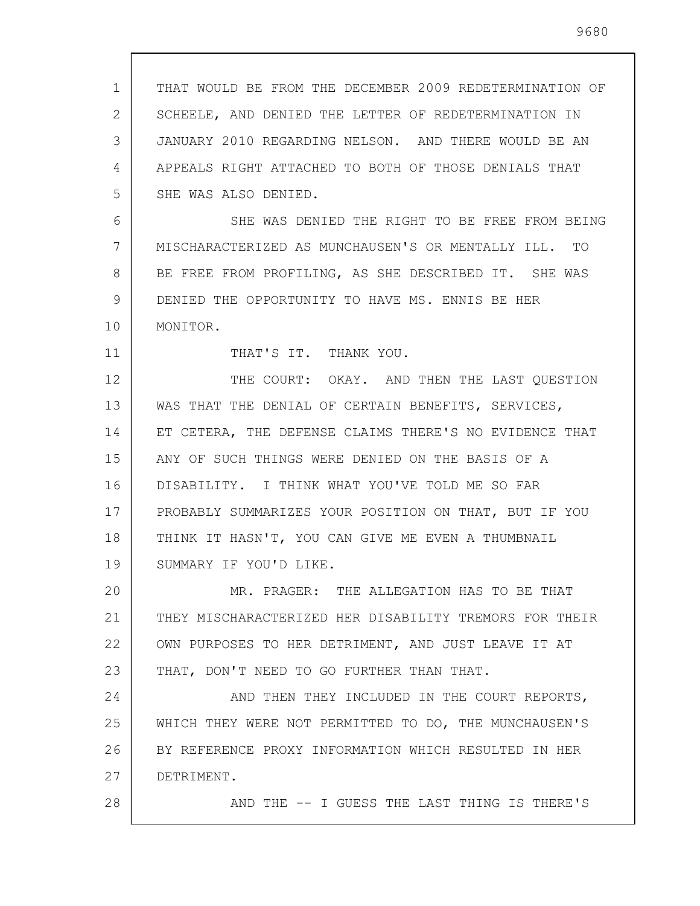THAT WOULD BE FROM THE DECEMBER 2009 REDETERMINATION OF SCHEELE, AND DENIED THE LETTER OF REDETERMINATION IN JANUARY 2010 REGARDING NELSON. AND THERE WOULD BE AN APPEALS RIGHT ATTACHED TO BOTH OF THOSE DENIALS THAT SHE WAS ALSO DENIED.

SHE WAS DENIED THE RIGHT TO BE FREE FROM BEING MISCHARACTERIZED AS MUNCHAUSEN'S OR MENTALLY ILL. TO BE FREE FROM PROFILING, AS SHE DESCRIBED IT. SHE WAS DENIED THE OPPORTUNITY TO HAVE MS. ENNIS BE HER MONITOR.

THAT'S IT. THANK YOU.

THE COURT: OKAY. AND THEN THE LAST QUESTION WAS THAT THE DENIAL OF CERTAIN BENEFITS, SERVICES, ET CETERA, THE DEFENSE CLAIMS THERE'S NO EVIDENCE THAT ANY OF SUCH THINGS WERE DENIED ON THE BASIS OF A DISABILITY. I THINK WHAT YOU'VE TOLD ME SO FAR PROBABLY SUMMARIZES YOUR POSITION ON THAT, BUT IF YOU THINK IT HASN'T, YOU CAN GIVE ME EVEN A THUMBNAIL SUMMARY IF YOU'D LIKE.

MR. PRAGER: THE ALLEGATION HAS TO BE THAT THEY MISCHARACTERIZED HER DISABILITY TREMORS FOR THEIR OWN PURPOSES TO HER DETRIMENT, AND JUST LEAVE IT AT THAT, DON'T NEED TO GO FURTHER THAN THAT.

AND THEN THEY INCLUDED IN THE COURT REPORTS, WHICH THEY WERE NOT PERMITTED TO DO, THE MUNCHAUSEN'S BY REFERENCE PROXY INFORMATION WHICH RESULTED IN HER DETRIMENT.

AND THE -- I GUESS THE LAST THING IS THERE'S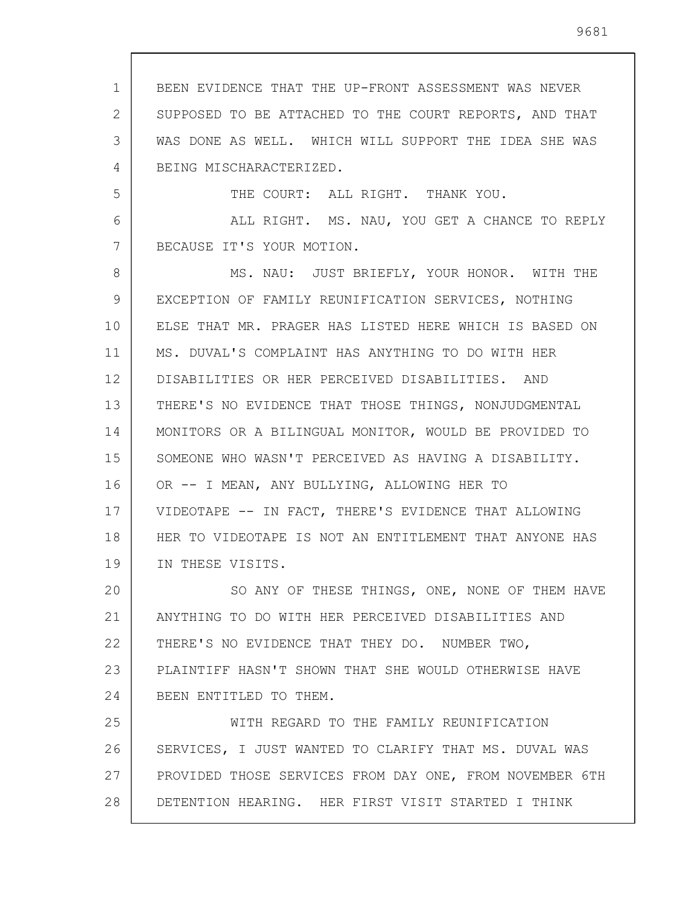BEEN EVIDENCE THAT THE UP-FRONT ASSESSMENT WAS NEVER SUPPOSED TO BE ATTACHED TO THE COURT REPORTS, AND THAT WAS DONE AS WELL. WHICH WILL SUPPORT THE IDEA SHE WAS BEING MISCHARACTERIZED.

THE COURT: ALL RIGHT. THANK YOU.

ALL RIGHT. MS. NAU, YOU GET A CHANCE TO REPLY BECAUSE IT'S YOUR MOTION.

MS. NAU: JUST BRIEFLY, YOUR HONOR. WITH THE EXCEPTION OF FAMILY REUNIFICATION SERVICES, NOTHING ELSE THAT MR. PRAGER HAS LISTED HERE WHICH IS BASED ON MS. DUVAL'S COMPLAINT HAS ANYTHING TO DO WITH HER DISABILITIES OR HER PERCEIVED DISABILITIES. AND THERE'S NO EVIDENCE THAT THOSE THINGS, NONJUDGMENTAL MONITORS OR A BILINGUAL MONITOR, WOULD BE PROVIDED TO SOMEONE WHO WASN'T PERCEIVED AS HAVING A DISABILITY. OR -- I MEAN, ANY BULLYING, ALLOWING HER TO VIDEOTAPE -- IN FACT, THERE'S EVIDENCE THAT ALLOWING HER TO VIDEOTAPE IS NOT AN ENTITLEMENT THAT ANYONE HAS IN THESE VISITS.

SO ANY OF THESE THINGS, ONE, NONE OF THEM HAVE ANYTHING TO DO WITH HER PERCEIVED DISABILITIES AND THERE'S NO EVIDENCE THAT THEY DO. NUMBER TWO, PLAINTIFF HASN'T SHOWN THAT SHE WOULD OTHERWISE HAVE BEEN ENTITLED TO THEM.

WITH REGARD TO THE FAMILY REUNIFICATION SERVICES, I JUST WANTED TO CLARIFY THAT MS. DUVAL WAS PROVIDED THOSE SERVICES FROM DAY ONE, FROM NOVEMBER 6TH DETENTION HEARING. HER FIRST VISIT STARTED I THINK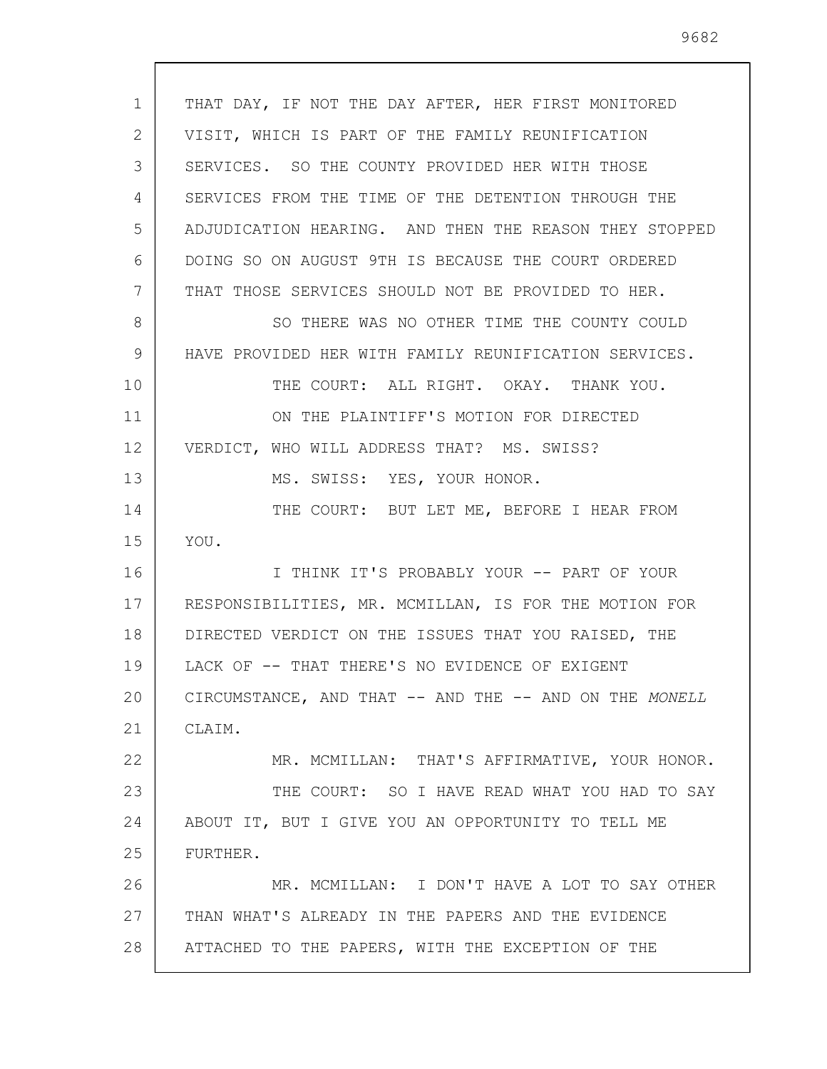THAT DAY, IF NOT THE DAY AFTER, HER FIRST MONITORED VISIT, WHICH IS PART OF THE FAMILY REUNIFICATION SERVICES. SO THE COUNTY PROVIDED HER WITH THOSE SERVICES FROM THE TIME OF THE DETENTION THROUGH THE ADJUDICATION HEARING. AND THEN THE REASON THEY STOPPED DOING SO ON AUGUST 9TH IS BECAUSE THE COURT ORDERED THAT THOSE SERVICES SHOULD NOT BE PROVIDED TO HER.

SO THERE WAS NO OTHER TIME THE COUNTY COULD HAVE PROVIDED HER WITH FAMILY REUNIFICATION SERVICES.

THE COURT: ALL RIGHT. OKAY. THANK YOU.

ON THE PLAINTIFF'S MOTION FOR DIRECTED VERDICT, WHO WILL ADDRESS THAT? MS. SWISS?

MS. SWISS: YES, YOUR HONOR.

THE COURT: BUT LET ME, BEFORE I HEAR FROM YOU.

I THINK IT'S PROBABLY YOUR -- PART OF YOUR RESPONSIBILITIES, MR. MCMILLAN, IS FOR THE MOTION FOR DIRECTED VERDICT ON THE ISSUES THAT YOU RAISED, THE LACK OF -- THAT THERE'S NO EVIDENCE OF EXIGENT CIRCUMSTANCE, AND THAT -- AND THE -- AND ON THE *MONELL* CLAIM.

MR. MCMILLAN: THAT'S AFFIRMATIVE, YOUR HONOR.

THE COURT: SO I HAVE READ WHAT YOU HAD TO SAY ABOUT IT, BUT I GIVE YOU AN OPPORTUNITY TO TELL ME FURTHER.

MR. MCMILLAN: I DON'T HAVE A LOT TO SAY OTHER THAN WHAT'S ALREADY IN THE PAPERS AND THE EVIDENCE ATTACHED TO THE PAPERS, WITH THE EXCEPTION OF THE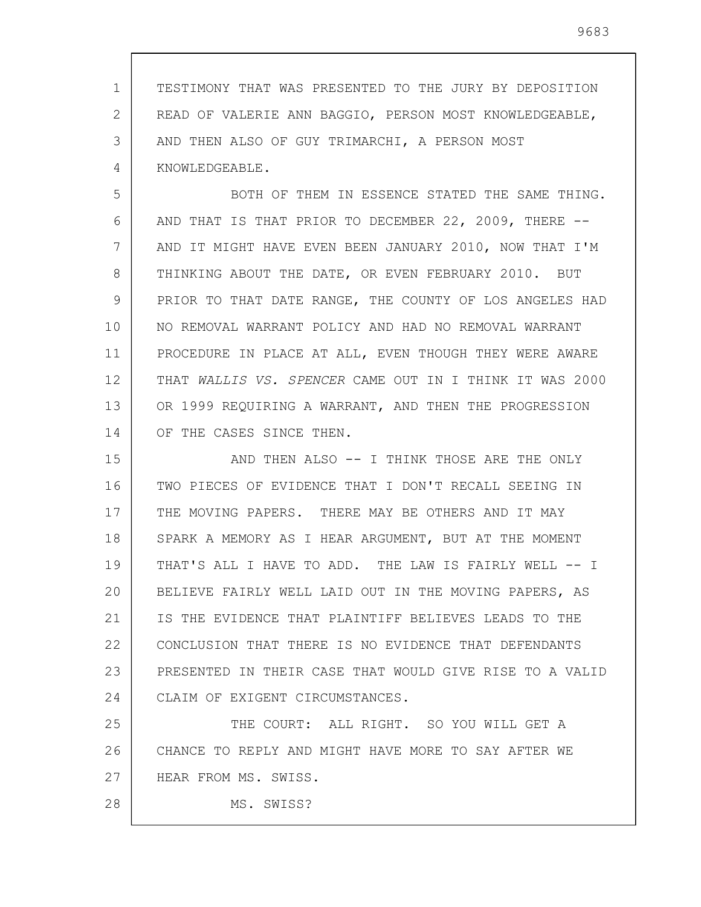TESTIMONY THAT WAS PRESENTED TO THE JURY BY DEPOSITION READ OF VALERIE ANN BAGGIO, PERSON MOST KNOWLEDGEABLE, AND THEN ALSO OF GUY TRIMARCHI, A PERSON MOST KNOWLEDGEABLE.

BOTH OF THEM IN ESSENCE STATED THE SAME THING. AND THAT IS THAT PRIOR TO DECEMBER 22, 2009, THERE -- AND IT MIGHT HAVE EVEN BEEN JANUARY 2010, NOW THAT I'M THINKING ABOUT THE DATE, OR EVEN FEBRUARY 2010. BUT PRIOR TO THAT DATE RANGE, THE COUNTY OF LOS ANGELES HAD NO REMOVAL WARRANT POLICY AND HAD NO REMOVAL WARRANT PROCEDURE IN PLACE AT ALL, EVEN THOUGH THEY WERE AWARE THAT *WALLIS VS. SPENCER* CAME OUT IN I THINK IT WAS 2000 OR 1999 REQUIRING A WARRANT, AND THEN THE PROGRESSION OF THE CASES SINCE THEN.

AND THEN ALSO -- I THINK THOSE ARE THE ONLY TWO PIECES OF EVIDENCE THAT I DON'T RECALL SEEING IN THE MOVING PAPERS. THERE MAY BE OTHERS AND IT MAY SPARK A MEMORY AS I HEAR ARGUMENT, BUT AT THE MOMENT THAT'S ALL I HAVE TO ADD. THE LAW IS FAIRLY WELL -- I BELIEVE FAIRLY WELL LAID OUT IN THE MOVING PAPERS, AS IS THE EVIDENCE THAT PLAINTIFF BELIEVES LEADS TO THE CONCLUSION THAT THERE IS NO EVIDENCE THAT DEFENDANTS PRESENTED IN THEIR CASE THAT WOULD GIVE RISE TO A VALID CLAIM OF EXIGENT CIRCUMSTANCES.

THE COURT: ALL RIGHT. SO YOU WILL GET A CHANCE TO REPLY AND MIGHT HAVE MORE TO SAY AFTER WE HEAR FROM MS. SWISS.

MS. SWISS?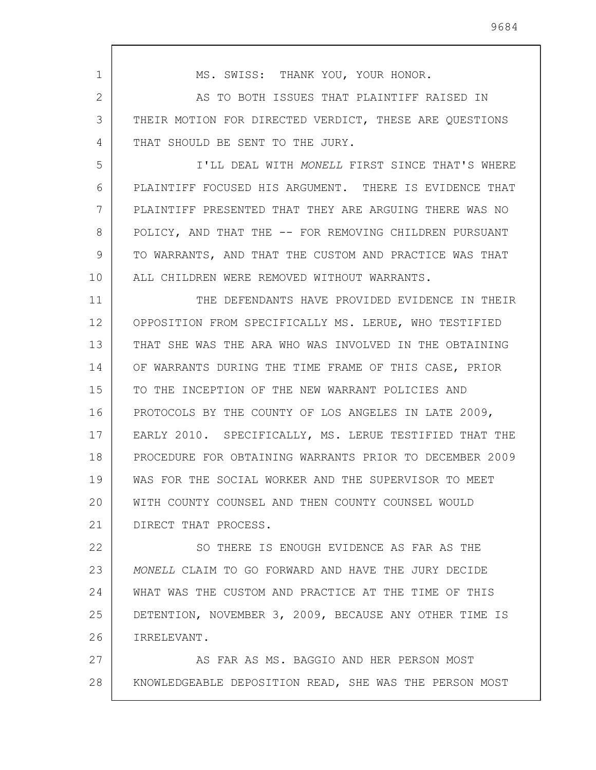MS. SWISS: THANK YOU, YOUR HONOR.

AS TO BOTH ISSUES THAT PLAINTIFF RAISED IN THEIR MOTION FOR DIRECTED VERDICT, THESE ARE QUESTIONS THAT SHOULD BE SENT TO THE JURY.

I'LL DEAL WITH *MONELL* FIRST SINCE THAT'S WHERE PLAINTIFF FOCUSED HIS ARGUMENT. THERE IS EVIDENCE THAT PLAINTIFF PRESENTED THAT THEY ARE ARGUING THERE WAS NO POLICY, AND THAT THE -- FOR REMOVING CHILDREN PURSUANT TO WARRANTS, AND THAT THE CUSTOM AND PRACTICE WAS THAT ALL CHILDREN WERE REMOVED WITHOUT WARRANTS.

THE DEFENDANTS HAVE PROVIDED EVIDENCE IN THEIR OPPOSITION FROM SPECIFICALLY MS. LERUE, WHO TESTIFIED THAT SHE WAS THE ARA WHO WAS INVOLVED IN THE OBTAINING OF WARRANTS DURING THE TIME FRAME OF THIS CASE, PRIOR TO THE INCEPTION OF THE NEW WARRANT POLICIES AND PROTOCOLS BY THE COUNTY OF LOS ANGELES IN LATE 2009, EARLY 2010. SPECIFICALLY, MS. LERUE TESTIFIED THAT THE PROCEDURE FOR OBTAINING WARRANTS PRIOR TO DECEMBER 2009 WAS FOR THE SOCIAL WORKER AND THE SUPERVISOR TO MEET WITH COUNTY COUNSEL AND THEN COUNTY COUNSEL WOULD DIRECT THAT PROCESS.

SO THERE IS ENOUGH EVIDENCE AS FAR AS THE *MONELL* CLAIM TO GO FORWARD AND HAVE THE JURY DECIDE WHAT WAS THE CUSTOM AND PRACTICE AT THE TIME OF THIS DETENTION, NOVEMBER 3, 2009, BECAUSE ANY OTHER TIME IS IRRELEVANT.

AS FAR AS MS. BAGGIO AND HER PERSON MOST KNOWLEDGEABLE DEPOSITION READ, SHE WAS THE PERSON MOST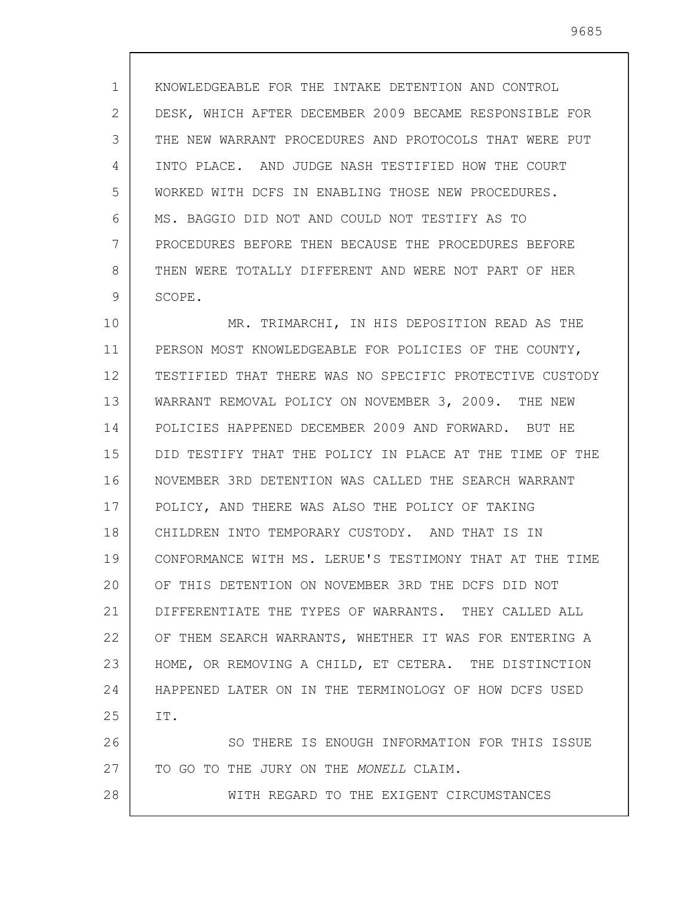KNOWLEDGEABLE FOR THE INTAKE DETENTION AND CONTROL DESK, WHICH AFTER DECEMBER 2009 BECAME RESPONSIBLE FOR THE NEW WARRANT PROCEDURES AND PROTOCOLS THAT WERE PUT INTO PLACE. AND JUDGE NASH TESTIFIED HOW THE COURT WORKED WITH DCFS IN ENABLING THOSE NEW PROCEDURES. MS. BAGGIO DID NOT AND COULD NOT TESTIFY AS TO PROCEDURES BEFORE THEN BECAUSE THE PROCEDURES BEFORE THEN WERE TOTALLY DIFFERENT AND WERE NOT PART OF HER SCOPE.

MR. TRIMARCHI, IN HIS DEPOSITION READ AS THE PERSON MOST KNOWLEDGEABLE FOR POLICIES OF THE COUNTY, TESTIFIED THAT THERE WAS NO SPECIFIC PROTECTIVE CUSTODY WARRANT REMOVAL POLICY ON NOVEMBER 3, 2009. THE NEW POLICIES HAPPENED DECEMBER 2009 AND FORWARD. BUT HE DID TESTIFY THAT THE POLICY IN PLACE AT THE TIME OF THE NOVEMBER 3RD DETENTION WAS CALLED THE SEARCH WARRANT POLICY, AND THERE WAS ALSO THE POLICY OF TAKING CHILDREN INTO TEMPORARY CUSTODY. AND THAT IS IN CONFORMANCE WITH MS. LERUE'S TESTIMONY THAT AT THE TIME OF THIS DETENTION ON NOVEMBER 3RD THE DCFS DID NOT DIFFERENTIATE THE TYPES OF WARRANTS. THEY CALLED ALL OF THEM SEARCH WARRANTS, WHETHER IT WAS FOR ENTERING A HOME, OR REMOVING A CHILD, ET CETERA. THE DISTINCTION HAPPENED LATER ON IN THE TERMINOLOGY OF HOW DCFS USED IT.

SO THERE IS ENOUGH INFORMATION FOR THIS ISSUE TO GO TO THE JURY ON THE *MONELL* CLAIM.

WITH REGARD TO THE EXIGENT CIRCUMSTANCES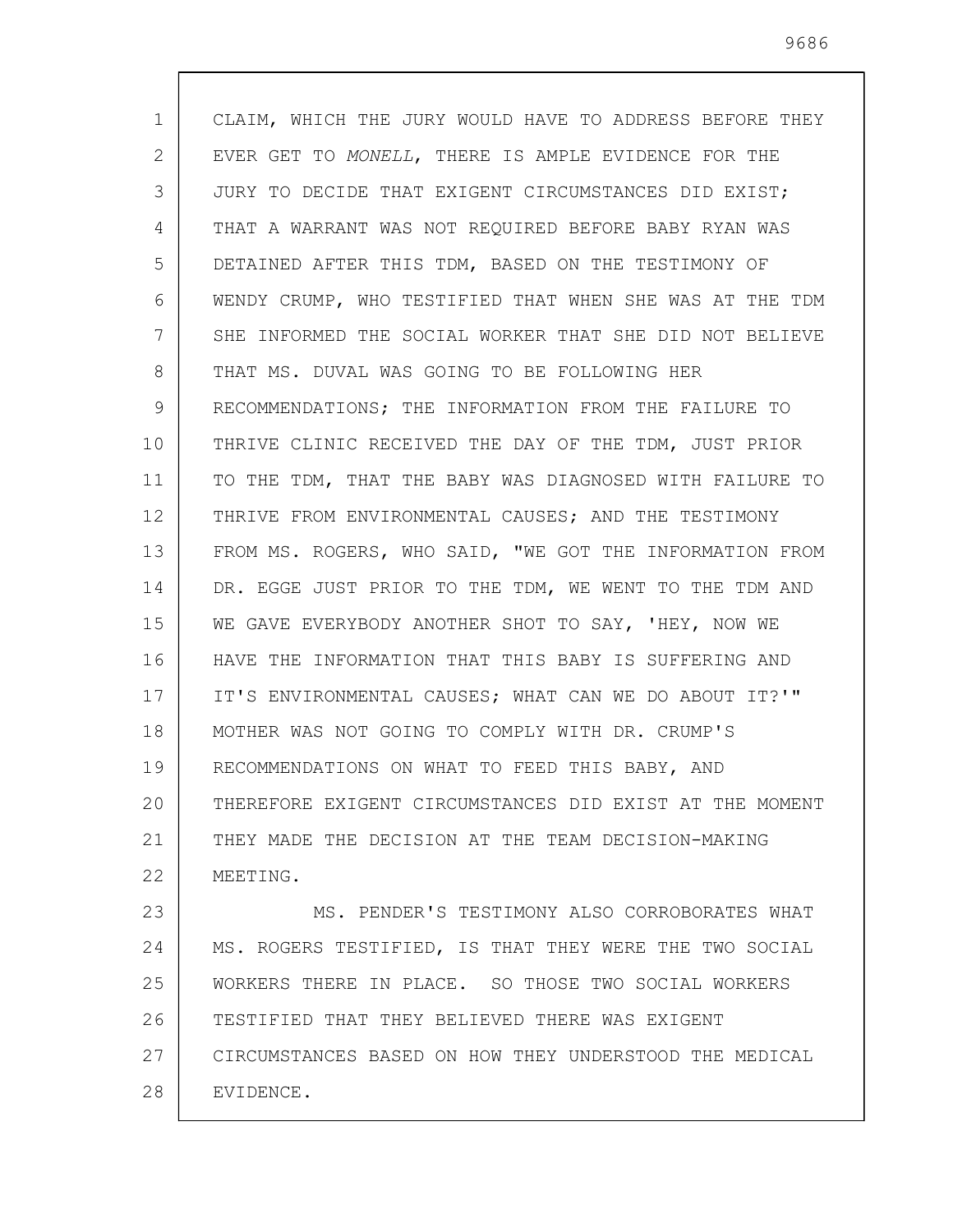CLAIM, WHICH THE JURY WOULD HAVE TO ADDRESS BEFORE THEY EVER GET TO *MONELL*, THERE IS AMPLE EVIDENCE FOR THE JURY TO DECIDE THAT EXIGENT CIRCUMSTANCES DID EXIST; THAT A WARRANT WAS NOT REQUIRED BEFORE BABY RYAN WAS DETAINED AFTER THIS TDM, BASED ON THE TESTIMONY OF WENDY CRUMP, WHO TESTIFIED THAT WHEN SHE WAS AT THE TDM SHE INFORMED THE SOCIAL WORKER THAT SHE DID NOT BELIEVE THAT MS. DUVAL WAS GOING TO BE FOLLOWING HER RECOMMENDATIONS; THE INFORMATION FROM THE FAILURE TO THRIVE CLINIC RECEIVED THE DAY OF THE TDM, JUST PRIOR TO THE TDM, THAT THE BABY WAS DIAGNOSED WITH FAILURE TO THRIVE FROM ENVIRONMENTAL CAUSES; AND THE TESTIMONY FROM MS. ROGERS, WHO SAID, "WE GOT THE INFORMATION FROM DR. EGGE JUST PRIOR TO THE TDM, WE WENT TO THE TDM AND WE GAVE EVERYBODY ANOTHER SHOT TO SAY, 'HEY, NOW WE HAVE THE INFORMATION THAT THIS BABY IS SUFFERING AND IT'S ENVIRONMENTAL CAUSES; WHAT CAN WE DO ABOUT IT?'" MOTHER WAS NOT GOING TO COMPLY WITH DR. CRUMP'S RECOMMENDATIONS ON WHAT TO FEED THIS BABY, AND THEREFORE EXIGENT CIRCUMSTANCES DID EXIST AT THE MOMENT THEY MADE THE DECISION AT THE TEAM DECISION-MAKING MEETING.

MS. PENDER'S TESTIMONY ALSO CORROBORATES WHAT MS. ROGERS TESTIFIED, IS THAT THEY WERE THE TWO SOCIAL WORKERS THERE IN PLACE. SO THOSE TWO SOCIAL WORKERS TESTIFIED THAT THEY BELIEVED THERE WAS EXIGENT CIRCUMSTANCES BASED ON HOW THEY UNDERSTOOD THE MEDICAL EVIDENCE.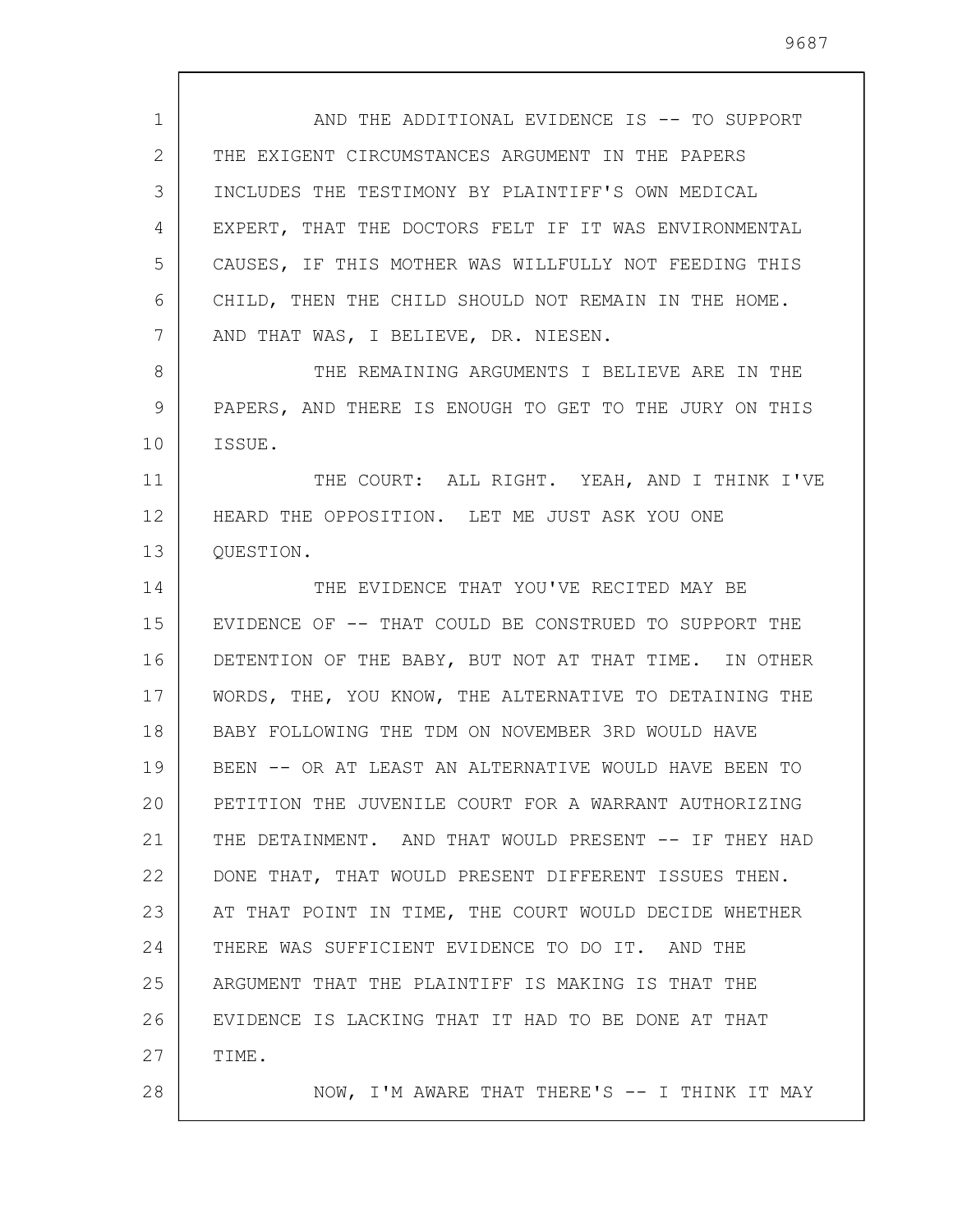AND THE ADDITIONAL EVIDENCE IS -- TO SUPPORT THE EXIGENT CIRCUMSTANCES ARGUMENT IN THE PAPERS INCLUDES THE TESTIMONY BY PLAINTIFF'S OWN MEDICAL EXPERT, THAT THE DOCTORS FELT IF IT WAS ENVIRONMENTAL CAUSES, IF THIS MOTHER WAS WILLFULLY NOT FEEDING THIS CHILD, THEN THE CHILD SHOULD NOT REMAIN IN THE HOME. AND THAT WAS, I BELIEVE, DR. NIESEN.

THE REMAINING ARGUMENTS I BELIEVE ARE IN THE PAPERS, AND THERE IS ENOUGH TO GET TO THE JURY ON THIS ISSUE.

THE COURT: ALL RIGHT. YEAH, AND I THINK I'VE HEARD THE OPPOSITION. LET ME JUST ASK YOU ONE QUESTION.

THE EVIDENCE THAT YOU'VE RECITED MAY BE EVIDENCE OF -- THAT COULD BE CONSTRUED TO SUPPORT THE DETENTION OF THE BABY, BUT NOT AT THAT TIME. IN OTHER WORDS, THE, YOU KNOW, THE ALTERNATIVE TO DETAINING THE BABY FOLLOWING THE TDM ON NOVEMBER 3RD WOULD HAVE BEEN -- OR AT LEAST AN ALTERNATIVE WOULD HAVE BEEN TO PETITION THE JUVENILE COURT FOR A WARRANT AUTHORIZING THE DETAINMENT. AND THAT WOULD PRESENT -- IF THEY HAD DONE THAT, THAT WOULD PRESENT DIFFERENT ISSUES THEN. AT THAT POINT IN TIME, THE COURT WOULD DECIDE WHETHER THERE WAS SUFFICIENT EVIDENCE TO DO IT. AND THE ARGUMENT THAT THE PLAINTIFF IS MAKING IS THAT THE EVIDENCE IS LACKING THAT IT HAD TO BE DONE AT THAT TIME.

NOW, I'M AWARE THAT THERE'S -- I THINK IT MAY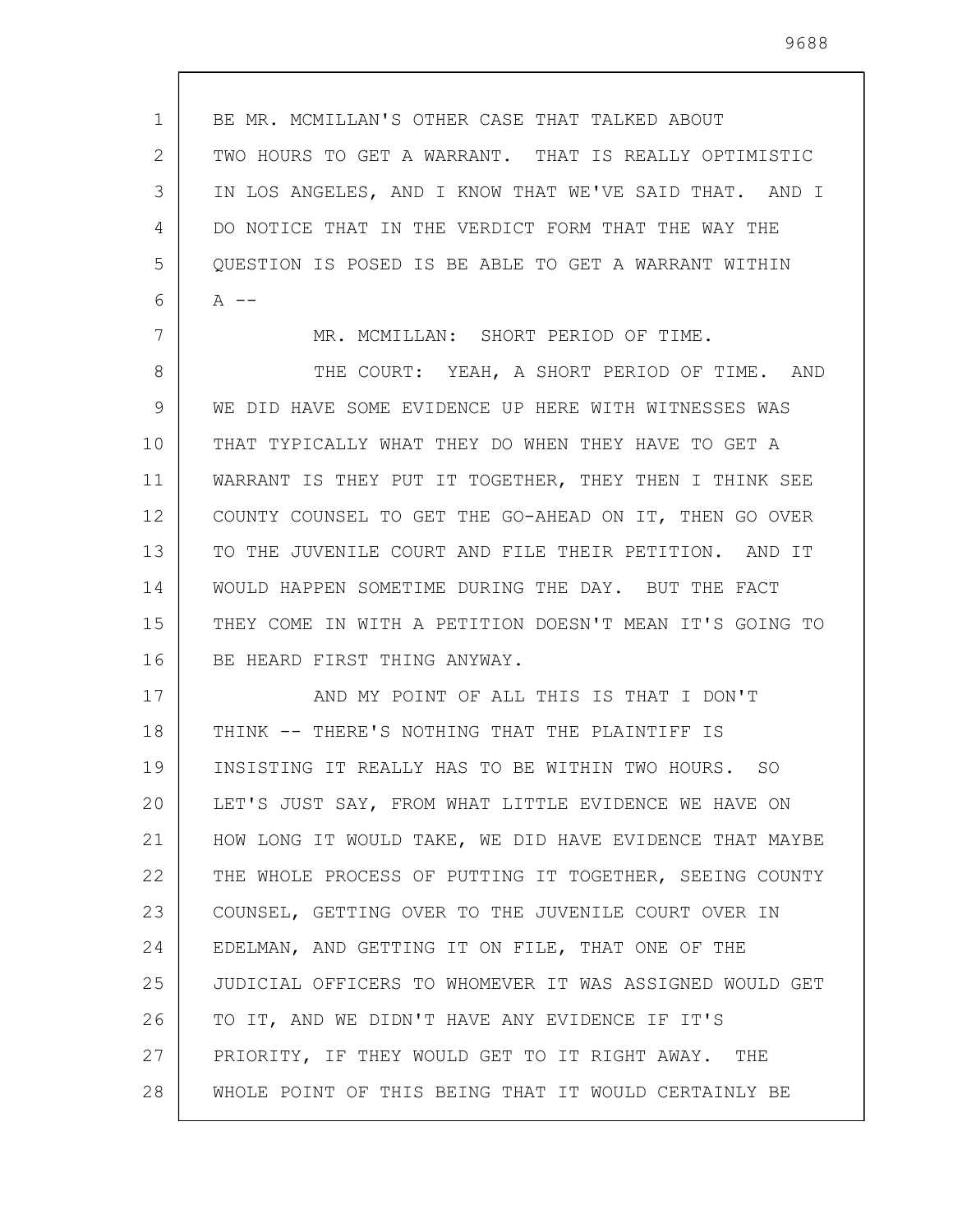BE MR. MCMILLAN'S OTHER CASE THAT TALKED ABOUT TWO HOURS TO GET A WARRANT. THAT IS REALLY OPTIMISTIC IN LOS ANGELES, AND I KNOW THAT WE'VE SAID THAT. AND I DO NOTICE THAT IN THE VERDICT FORM THAT THE WAY THE QUESTION IS POSED IS BE ABLE TO GET A WARRANT WITHIN A --

MR. MCMILLAN: SHORT PERIOD OF TIME.

THE COURT: YEAH, A SHORT PERIOD OF TIME. AND WE DID HAVE SOME EVIDENCE UP HERE WITH WITNESSES WAS THAT TYPICALLY WHAT THEY DO WHEN THEY HAVE TO GET A WARRANT IS THEY PUT IT TOGETHER, THEY THEN I THINK SEE COUNTY COUNSEL TO GET THE GO-AHEAD ON IT, THEN GO OVER TO THE JUVENILE COURT AND FILE THEIR PETITION. AND IT WOULD HAPPEN SOMETIME DURING THE DAY. BUT THE FACT THEY COME IN WITH A PETITION DOESN'T MEAN IT'S GOING TO BE HEARD FIRST THING ANYWAY.

AND MY POINT OF ALL THIS IS THAT I DON'T THINK -- THERE'S NOTHING THAT THE PLAINTIFF IS INSISTING IT REALLY HAS TO BE WITHIN TWO HOURS. SO LET'S JUST SAY, FROM WHAT LITTLE EVIDENCE WE HAVE ON HOW LONG IT WOULD TAKE, WE DID HAVE EVIDENCE THAT MAYBE THE WHOLE PROCESS OF PUTTING IT TOGETHER, SEEING COUNTY COUNSEL, GETTING OVER TO THE JUVENILE COURT OVER IN EDELMAN, AND GETTING IT ON FILE, THAT ONE OF THE JUDICIAL OFFICERS TO WHOMEVER IT WAS ASSIGNED WOULD GET TO IT, AND WE DIDN'T HAVE ANY EVIDENCE IF IT'S PRIORITY, IF THEY WOULD GET TO IT RIGHT AWAY. THE WHOLE POINT OF THIS BEING THAT IT WOULD CERTAINLY BE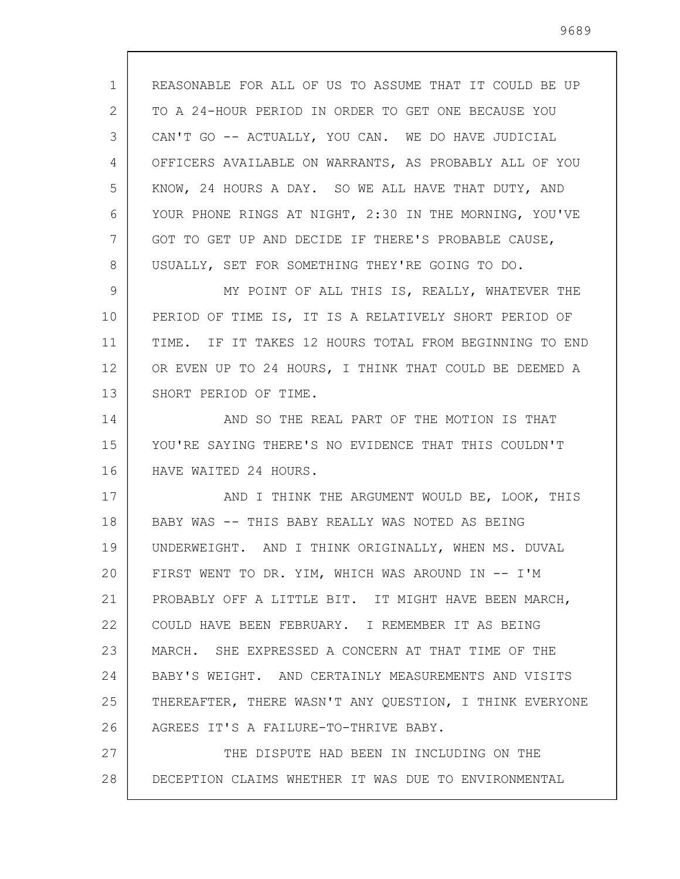REASONABLE FOR ALL OF US TO ASSUME THAT IT COULD BE UP TO A 24-HOUR PERIOD IN ORDER TO GET ONE BECAUSE YOU CAN'T GO -- ACTUALLY, YOU CAN. WE DO HAVE JUDICIAL OFFICERS AVAILABLE ON WARRANTS, AS PROBABLY ALL OF YOU KNOW, 24 HOURS A DAY. SO WE ALL HAVE THAT DUTY, AND YOUR PHONE RINGS AT NIGHT, 2:30 IN THE MORNING, YOU'VE GOT TO GET UP AND DECIDE IF THERE'S PROBABLE CAUSE, USUALLY, SET FOR SOMETHING THEY'RE GOING TO DO.

MY POINT OF ALL THIS IS, REALLY, WHATEVER THE PERIOD OF TIME IS, IT IS A RELATIVELY SHORT PERIOD OF TIME. IF IT TAKES 12 HOURS TOTAL FROM BEGINNING TO END OR EVEN UP TO 24 HOURS, I THINK THAT COULD BE DEEMED A SHORT PERIOD OF TIME.

AND SO THE REAL PART OF THE MOTION IS THAT YOU'RE SAYING THERE'S NO EVIDENCE THAT THIS COULDN'T HAVE WAITED 24 HOURS.

AND I THINK THE ARGUMENT WOULD BE, LOOK, THIS BABY WAS -- THIS BABY REALLY WAS NOTED AS BEING UNDERWEIGHT. AND I THINK ORIGINALLY, WHEN MS. DUVAL FIRST WENT TO DR. YIM, WHICH WAS AROUND IN -- I'M PROBABLY OFF A LITTLE BIT. IT MIGHT HAVE BEEN MARCH, COULD HAVE BEEN FEBRUARY. I REMEMBER IT AS BEING MARCH. SHE EXPRESSED A CONCERN AT THAT TIME OF THE BABY'S WEIGHT. AND CERTAINLY MEASUREMENTS AND VISITS THEREAFTER, THERE WASN'T ANY QUESTION, I THINK EVERYONE AGREES IT'S A FAILURE-TO-THRIVE BABY.

THE DISPUTE HAD BEEN IN INCLUDING ON THE DECEPTION CLAIMS WHETHER IT WAS DUE TO ENVIRONMENTAL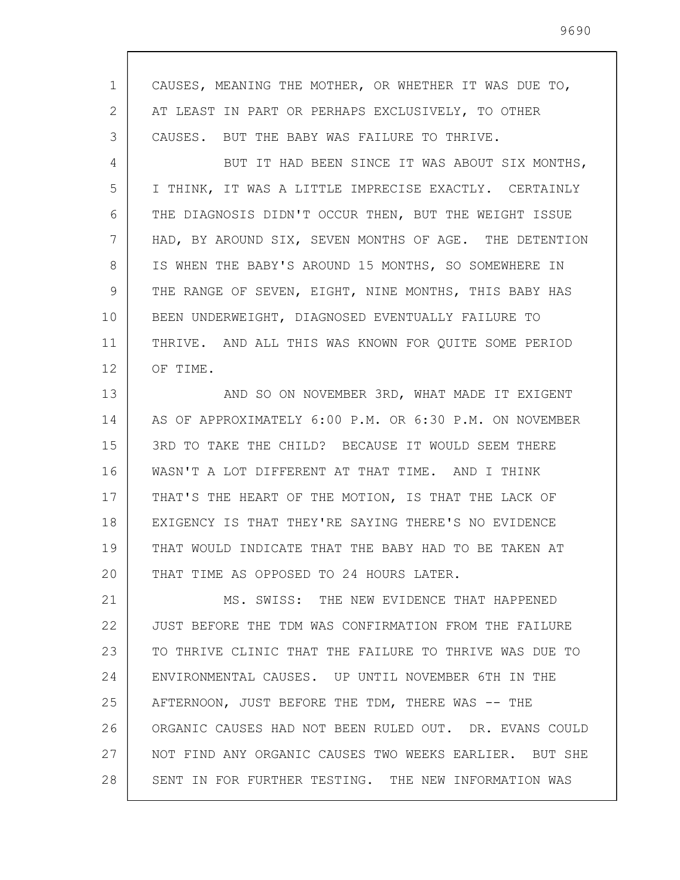CAUSES, MEANING THE MOTHER, OR WHETHER IT WAS DUE TO, AT LEAST IN PART OR PERHAPS EXCLUSIVELY, TO OTHER CAUSES. BUT THE BABY WAS FAILURE TO THRIVE.

BUT IT HAD BEEN SINCE IT WAS ABOUT SIX MONTHS, I THINK, IT WAS A LITTLE IMPRECISE EXACTLY. CERTAINLY THE DIAGNOSIS DIDN'T OCCUR THEN, BUT THE WEIGHT ISSUE HAD, BY AROUND SIX, SEVEN MONTHS OF AGE. THE DETENTION IS WHEN THE BABY'S AROUND 15 MONTHS, SO SOMEWHERE IN THE RANGE OF SEVEN, EIGHT, NINE MONTHS, THIS BABY HAS BEEN UNDERWEIGHT, DIAGNOSED EVENTUALLY FAILURE TO THRIVE. AND ALL THIS WAS KNOWN FOR QUITE SOME PERIOD OF TIME.

AND SO ON NOVEMBER 3RD, WHAT MADE IT EXIGENT AS OF APPROXIMATELY 6:00 P.M. OR 6:30 P.M. ON NOVEMBER 3RD TO TAKE THE CHILD? BECAUSE IT WOULD SEEM THERE WASN'T A LOT DIFFERENT AT THAT TIME. AND I THINK THAT'S THE HEART OF THE MOTION, IS THAT THE LACK OF EXIGENCY IS THAT THEY'RE SAYING THERE'S NO EVIDENCE THAT WOULD INDICATE THAT THE BABY HAD TO BE TAKEN AT THAT TIME AS OPPOSED TO 24 HOURS LATER.

MS. SWISS: THE NEW EVIDENCE THAT HAPPENED JUST BEFORE THE TDM WAS CONFIRMATION FROM THE FAILURE TO THRIVE CLINIC THAT THE FAILURE TO THRIVE WAS DUE TO ENVIRONMENTAL CAUSES. UP UNTIL NOVEMBER 6TH IN THE AFTERNOON, JUST BEFORE THE TDM, THERE WAS -- THE ORGANIC CAUSES HAD NOT BEEN RULED OUT. DR. EVANS COULD NOT FIND ANY ORGANIC CAUSES TWO WEEKS EARLIER. BUT SHE SENT IN FOR FURTHER TESTING. THE NEW INFORMATION WAS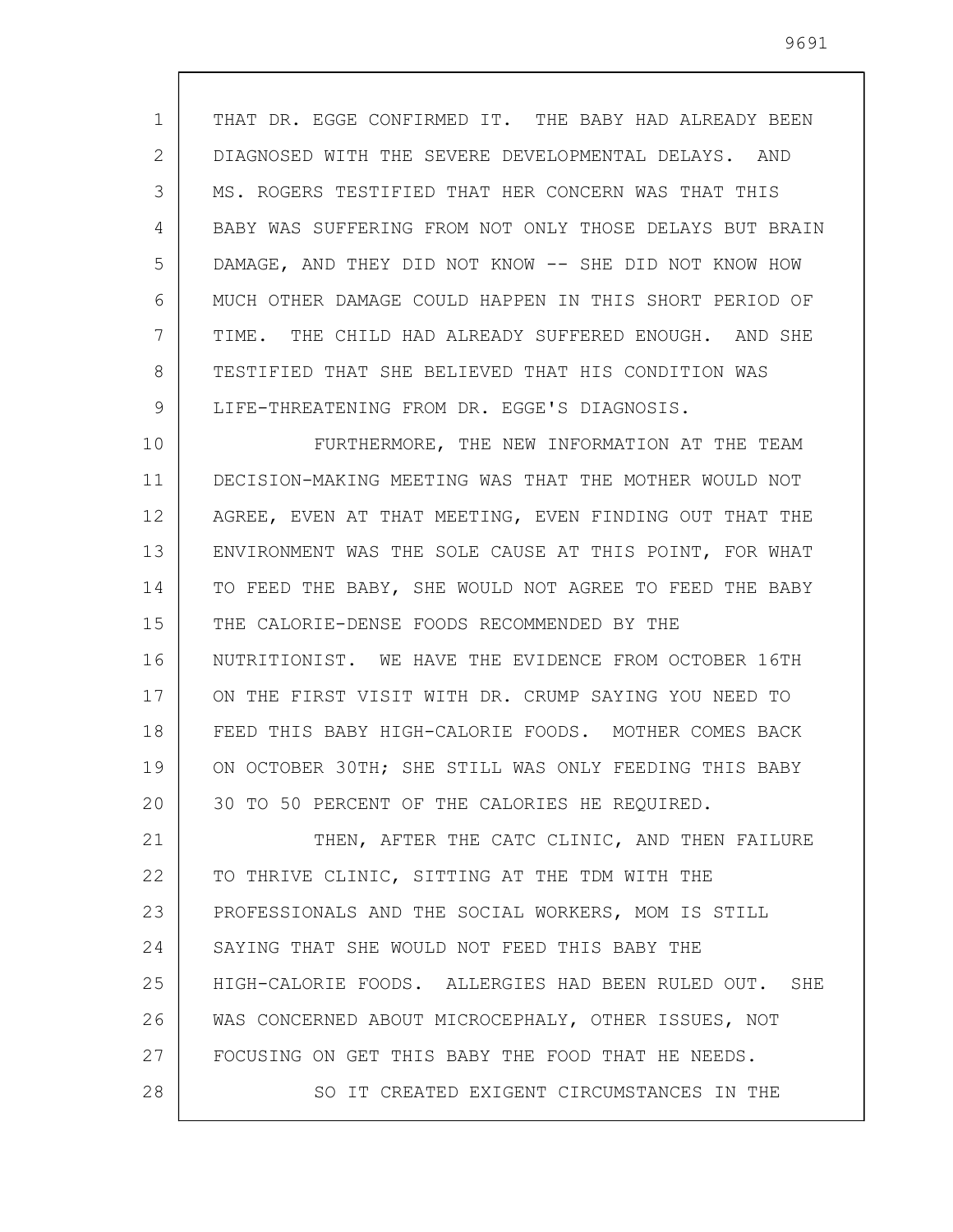THAT DR. EGGE CONFIRMED IT. THE BABY HAD ALREADY BEEN DIAGNOSED WITH THE SEVERE DEVELOPMENTAL DELAYS. AND MS. ROGERS TESTIFIED THAT HER CONCERN WAS THAT THIS BABY WAS SUFFERING FROM NOT ONLY THOSE DELAYS BUT BRAIN DAMAGE, AND THEY DID NOT KNOW -- SHE DID NOT KNOW HOW MUCH OTHER DAMAGE COULD HAPPEN IN THIS SHORT PERIOD OF TIME. THE CHILD HAD ALREADY SUFFERED ENOUGH. AND SHE TESTIFIED THAT SHE BELIEVED THAT HIS CONDITION WAS LIFE-THREATENING FROM DR. EGGE'S DIAGNOSIS.

FURTHERMORE, THE NEW INFORMATION AT THE TEAM DECISION-MAKING MEETING WAS THAT THE MOTHER WOULD NOT AGREE, EVEN AT THAT MEETING, EVEN FINDING OUT THAT THE ENVIRONMENT WAS THE SOLE CAUSE AT THIS POINT, FOR WHAT TO FEED THE BABY, SHE WOULD NOT AGREE TO FEED THE BABY THE CALORIE-DENSE FOODS RECOMMENDED BY THE NUTRITIONIST. WE HAVE THE EVIDENCE FROM OCTOBER 16TH ON THE FIRST VISIT WITH DR. CRUMP SAYING YOU NEED TO FEED THIS BABY HIGH-CALORIE FOODS. MOTHER COMES BACK ON OCTOBER 30TH; SHE STILL WAS ONLY FEEDING THIS BABY 30 TO 50 PERCENT OF THE CALORIES HE REQUIRED.

THEN, AFTER THE CATC CLINIC, AND THEN FAILURE TO THRIVE CLINIC, SITTING AT THE TDM WITH THE PROFESSIONALS AND THE SOCIAL WORKERS, MOM IS STILL SAYING THAT SHE WOULD NOT FEED THIS BABY THE HIGH-CALORIE FOODS. ALLERGIES HAD BEEN RULED OUT. SHE WAS CONCERNED ABOUT MICROCEPHALY, OTHER ISSUES, NOT FOCUSING ON GET THIS BABY THE FOOD THAT HE NEEDS.

SO IT CREATED EXIGENT CIRCUMSTANCES IN THE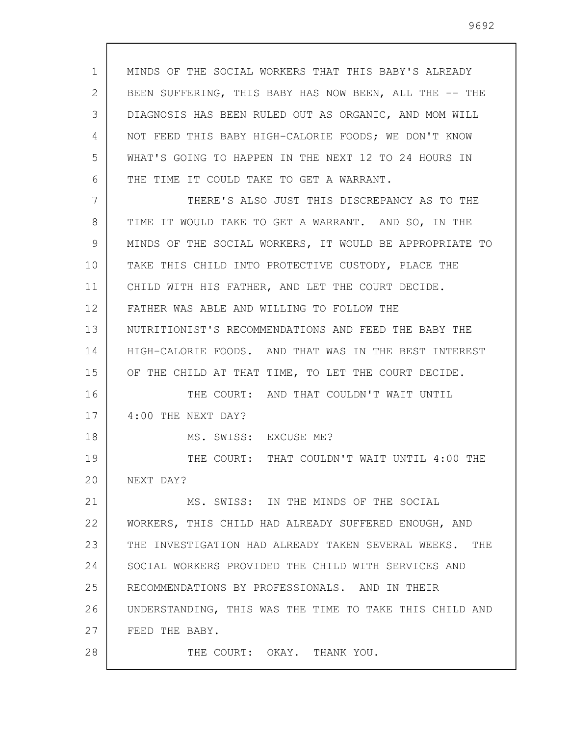MINDS OF THE SOCIAL WORKERS THAT THIS BABY'S ALREADY BEEN SUFFERING, THIS BABY HAS NOW BEEN, ALL THE -- THE DIAGNOSIS HAS BEEN RULED OUT AS ORGANIC, AND MOM WILL NOT FEED THIS BABY HIGH-CALORIE FOODS; WE DON'T KNOW WHAT'S GOING TO HAPPEN IN THE NEXT 12 TO 24 HOURS IN THE TIME IT COULD TAKE TO GET A WARRANT.

THERE'S ALSO JUST THIS DISCREPANCY AS TO THE TIME IT WOULD TAKE TO GET A WARRANT. AND SO, IN THE MINDS OF THE SOCIAL WORKERS, IT WOULD BE APPROPRIATE TO TAKE THIS CHILD INTO PROTECTIVE CUSTODY, PLACE THE CHILD WITH HIS FATHER, AND LET THE COURT DECIDE. FATHER WAS ABLE AND WILLING TO FOLLOW THE NUTRITIONIST'S RECOMMENDATIONS AND FEED THE BABY THE HIGH-CALORIE FOODS. AND THAT WAS IN THE BEST INTEREST OF THE CHILD AT THAT TIME, TO LET THE COURT DECIDE.

THE COURT: AND THAT COULDN'T WAIT UNTIL 4:00 THE NEXT DAY?

MS. SWISS: EXCUSE ME?

THE COURT: THAT COULDN'T WAIT UNTIL 4:00 THE NEXT DAY?

MS. SWISS: IN THE MINDS OF THE SOCIAL WORKERS, THIS CHILD HAD ALREADY SUFFERED ENOUGH, AND THE INVESTIGATION HAD ALREADY TAKEN SEVERAL WEEKS. THE SOCIAL WORKERS PROVIDED THE CHILD WITH SERVICES AND RECOMMENDATIONS BY PROFESSIONALS. AND IN THEIR UNDERSTANDING, THIS WAS THE TIME TO TAKE THIS CHILD AND FEED THE BABY.

THE COURT: OKAY. THANK YOU.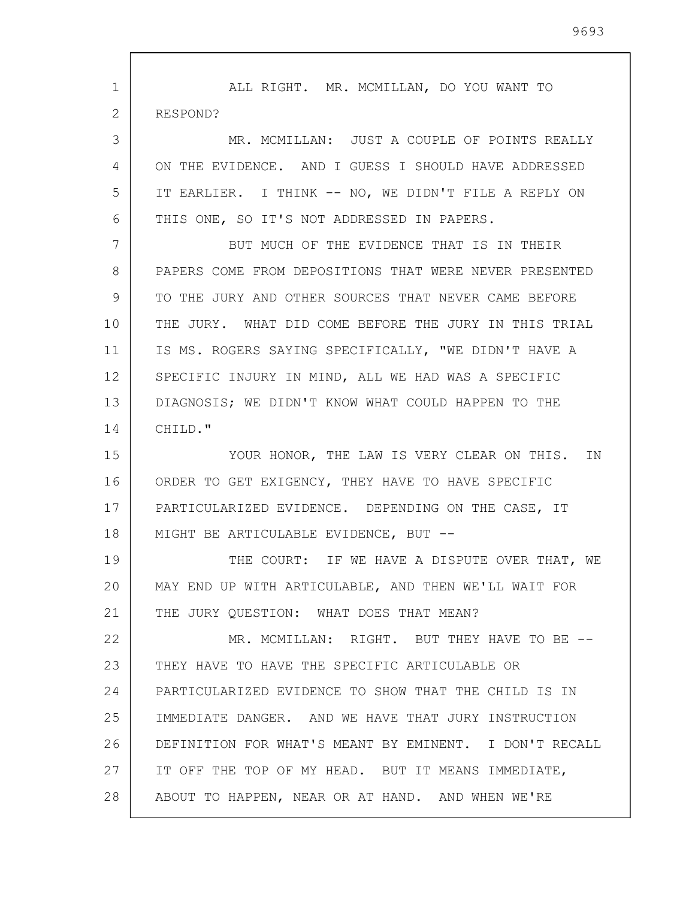ALL RIGHT. MR. MCMILLAN, DO YOU WANT TO RESPOND?

MR. MCMILLAN: JUST A COUPLE OF POINTS REALLY ON THE EVIDENCE. AND I GUESS I SHOULD HAVE ADDRESSED IT EARLIER. I THINK -- NO, WE DIDN'T FILE A REPLY ON THIS ONE, SO IT'S NOT ADDRESSED IN PAPERS.

BUT MUCH OF THE EVIDENCE THAT IS IN THEIR PAPERS COME FROM DEPOSITIONS THAT WERE NEVER PRESENTED TO THE JURY AND OTHER SOURCES THAT NEVER CAME BEFORE THE JURY. WHAT DID COME BEFORE THE JURY IN THIS TRIAL IS MS. ROGERS SAYING SPECIFICALLY, "WE DIDN'T HAVE A SPECIFIC INJURY IN MIND, ALL WE HAD WAS A SPECIFIC DIAGNOSIS; WE DIDN'T KNOW WHAT COULD HAPPEN TO THE CHILD."

YOUR HONOR, THE LAW IS VERY CLEAR ON THIS. IN ORDER TO GET EXIGENCY, THEY HAVE TO HAVE SPECIFIC PARTICULARIZED EVIDENCE. DEPENDING ON THE CASE, IT MIGHT BE ARTICULABLE EVIDENCE, BUT --

THE COURT: IF WE HAVE A DISPUTE OVER THAT, WE MAY END UP WITH ARTICULABLE, AND THEN WE'LL WAIT FOR THE JURY QUESTION: WHAT DOES THAT MEAN?

MR. MCMILLAN: RIGHT. BUT THEY HAVE TO BE -- THEY HAVE TO HAVE THE SPECIFIC ARTICULABLE OR PARTICULARIZED EVIDENCE TO SHOW THAT THE CHILD IS IN IMMEDIATE DANGER. AND WE HAVE THAT JURY INSTRUCTION DEFINITION FOR WHAT'S MEANT BY EMINENT. I DON'T RECALL IT OFF THE TOP OF MY HEAD. BUT IT MEANS IMMEDIATE, ABOUT TO HAPPEN, NEAR OR AT HAND. AND WHEN WE'RE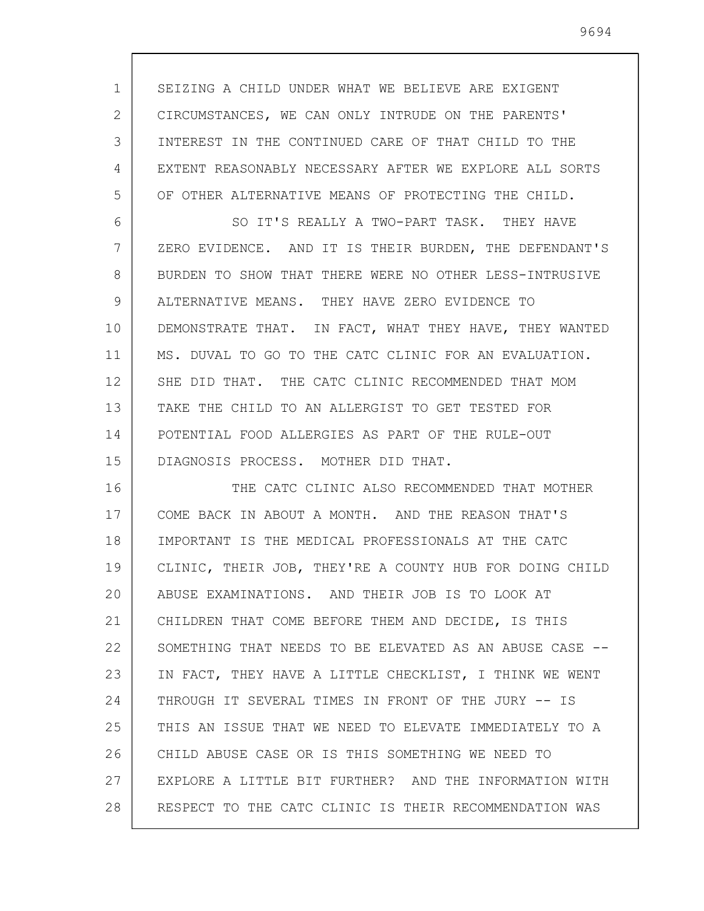SEIZING A CHILD UNDER WHAT WE BELIEVE ARE EXIGENT CIRCUMSTANCES, WE CAN ONLY INTRUDE ON THE PARENTS' INTEREST IN THE CONTINUED CARE OF THAT CHILD TO THE EXTENT REASONABLY NECESSARY AFTER WE EXPLORE ALL SORTS OF OTHER ALTERNATIVE MEANS OF PROTECTING THE CHILD.

SO IT'S REALLY A TWO-PART TASK. THEY HAVE ZERO EVIDENCE. AND IT IS THEIR BURDEN, THE DEFENDANT'S BURDEN TO SHOW THAT THERE WERE NO OTHER LESS-INTRUSIVE ALTERNATIVE MEANS. THEY HAVE ZERO EVIDENCE TO DEMONSTRATE THAT. IN FACT, WHAT THEY HAVE, THEY WANTED MS. DUVAL TO GO TO THE CATC CLINIC FOR AN EVALUATION. SHE DID THAT. THE CATC CLINIC RECOMMENDED THAT MOM TAKE THE CHILD TO AN ALLERGIST TO GET TESTED FOR POTENTIAL FOOD ALLERGIES AS PART OF THE RULE-OUT DIAGNOSIS PROCESS. MOTHER DID THAT.

THE CATC CLINIC ALSO RECOMMENDED THAT MOTHER COME BACK IN ABOUT A MONTH. AND THE REASON THAT'S IMPORTANT IS THE MEDICAL PROFESSIONALS AT THE CATC CLINIC, THEIR JOB, THEY'RE A COUNTY HUB FOR DOING CHILD ABUSE EXAMINATIONS. AND THEIR JOB IS TO LOOK AT CHILDREN THAT COME BEFORE THEM AND DECIDE, IS THIS SOMETHING THAT NEEDS TO BE ELEVATED AS AN ABUSE CASE -- IN FACT, THEY HAVE A LITTLE CHECKLIST, I THINK WE WENT THROUGH IT SEVERAL TIMES IN FRONT OF THE JURY -- IS THIS AN ISSUE THAT WE NEED TO ELEVATE IMMEDIATELY TO A CHILD ABUSE CASE OR IS THIS SOMETHING WE NEED TO EXPLORE A LITTLE BIT FURTHER? AND THE INFORMATION WITH RESPECT TO THE CATC CLINIC IS THEIR RECOMMENDATION WAS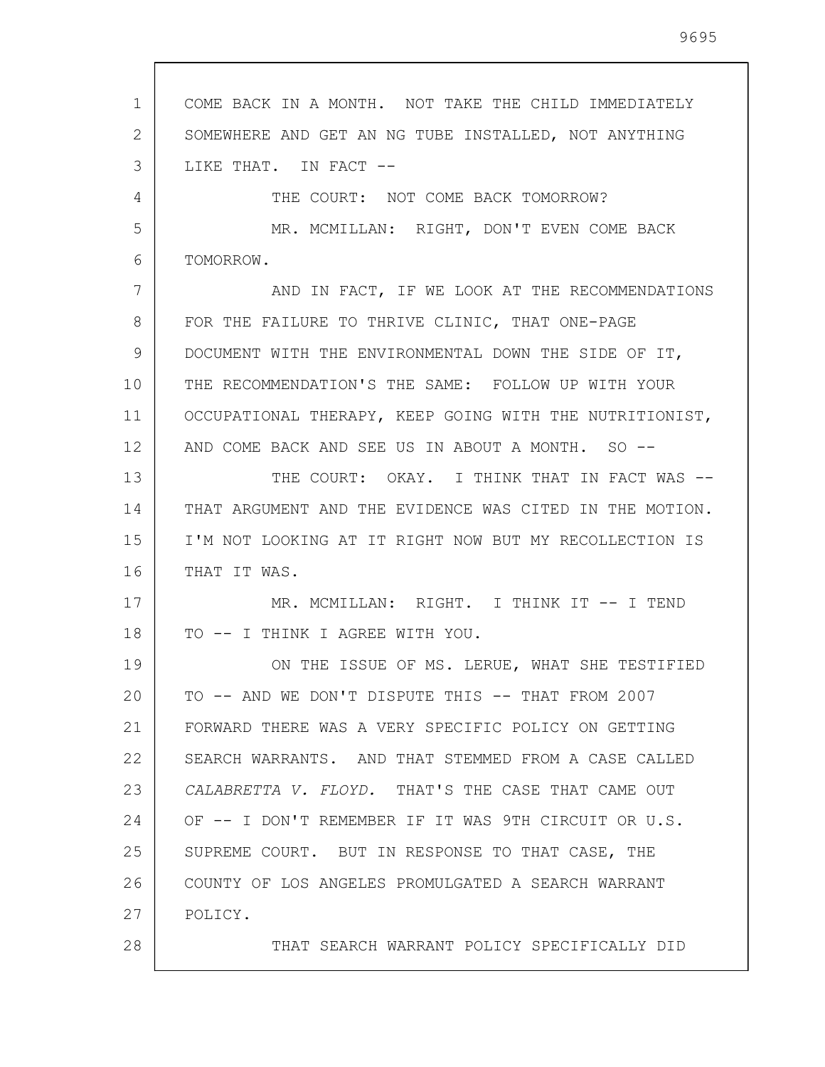COME BACK IN A MONTH. NOT TAKE THE CHILD IMMEDIATELY SOMEWHERE AND GET AN NG TUBE INSTALLED, NOT ANYTHING LIKE THAT. IN FACT --

THE COURT: NOT COME BACK TOMORROW?

MR. MCMILLAN: RIGHT, DON'T EVEN COME BACK TOMORROW.

AND IN FACT, IF WE LOOK AT THE RECOMMENDATIONS FOR THE FAILURE TO THRIVE CLINIC, THAT ONE-PAGE DOCUMENT WITH THE ENVIRONMENTAL DOWN THE SIDE OF IT, THE RECOMMENDATION'S THE SAME: FOLLOW UP WITH YOUR OCCUPATIONAL THERAPY, KEEP GOING WITH THE NUTRITIONIST, AND COME BACK AND SEE US IN ABOUT A MONTH. SO --

THE COURT: OKAY. I THINK THAT IN FACT WAS -- THAT ARGUMENT AND THE EVIDENCE WAS CITED IN THE MOTION. I'M NOT LOOKING AT IT RIGHT NOW BUT MY RECOLLECTION IS THAT IT WAS.

MR. MCMILLAN: RIGHT. I THINK IT -- I TEND TO -- I THINK I AGREE WITH YOU.

ON THE ISSUE OF MS. LERUE, WHAT SHE TESTIFIED TO -- AND WE DON'T DISPUTE THIS -- THAT FROM 2007 FORWARD THERE WAS A VERY SPECIFIC POLICY ON GETTING SEARCH WARRANTS. AND THAT STEMMED FROM A CASE CALLED *CALABRETTA V. FLOYD.* THAT'S THE CASE THAT CAME OUT OF -- I DON'T REMEMBER IF IT WAS 9TH CIRCUIT OR U.S. SUPREME COURT. BUT IN RESPONSE TO THAT CASE, THE COUNTY OF LOS ANGELES PROMULGATED A SEARCH WARRANT POLICY.

THAT SEARCH WARRANT POLICY SPECIFICALLY DID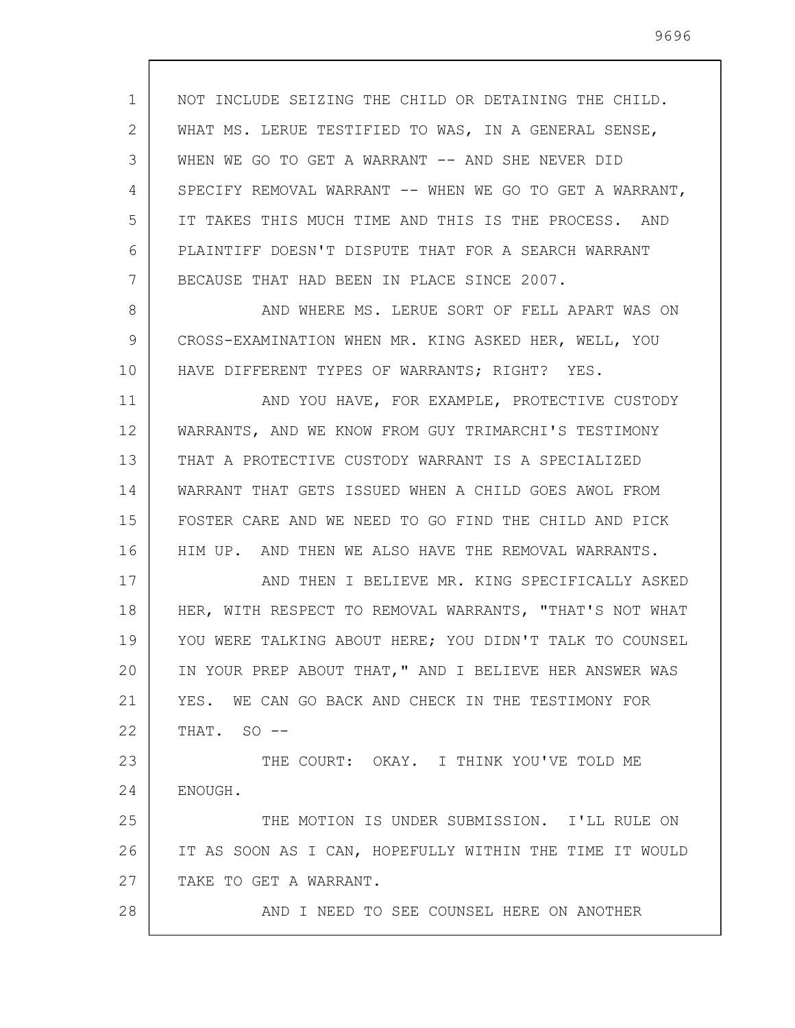NOT INCLUDE SEIZING THE CHILD OR DETAINING THE CHILD. WHAT MS. LERUE TESTIFIED TO WAS, IN A GENERAL SENSE, WHEN WE GO TO GET A WARRANT -- AND SHE NEVER DID SPECIFY REMOVAL WARRANT -- WHEN WE GO TO GET A WARRANT, IT TAKES THIS MUCH TIME AND THIS IS THE PROCESS. AND PLAINTIFF DOESN'T DISPUTE THAT FOR A SEARCH WARRANT BECAUSE THAT HAD BEEN IN PLACE SINCE 2007.

AND WHERE MS. LERUE SORT OF FELL APART WAS ON CROSS-EXAMINATION WHEN MR. KING ASKED HER, WELL, YOU HAVE DIFFERENT TYPES OF WARRANTS; RIGHT? YES.

AND YOU HAVE, FOR EXAMPLE, PROTECTIVE CUSTODY WARRANTS, AND WE KNOW FROM GUY TRIMARCHI'S TESTIMONY THAT A PROTECTIVE CUSTODY WARRANT IS A SPECIALIZED WARRANT THAT GETS ISSUED WHEN A CHILD GOES AWOL FROM FOSTER CARE AND WE NEED TO GO FIND THE CHILD AND PICK HIM UP. AND THEN WE ALSO HAVE THE REMOVAL WARRANTS.

AND THEN I BELIEVE MR. KING SPECIFICALLY ASKED HER, WITH RESPECT TO REMOVAL WARRANTS, "THAT'S NOT WHAT YOU WERE TALKING ABOUT HERE; YOU DIDN'T TALK TO COUNSEL IN YOUR PREP ABOUT THAT," AND I BELIEVE HER ANSWER WAS YES. WE CAN GO BACK AND CHECK IN THE TESTIMONY FOR THAT. SO --

THE COURT: OKAY. I THINK YOU'VE TOLD ME ENOUGH.

THE MOTION IS UNDER SUBMISSION. I'LL RULE ON IT AS SOON AS I CAN, HOPEFULLY WITHIN THE TIME IT WOULD TAKE TO GET A WARRANT.

AND I NEED TO SEE COUNSEL HERE ON ANOTHER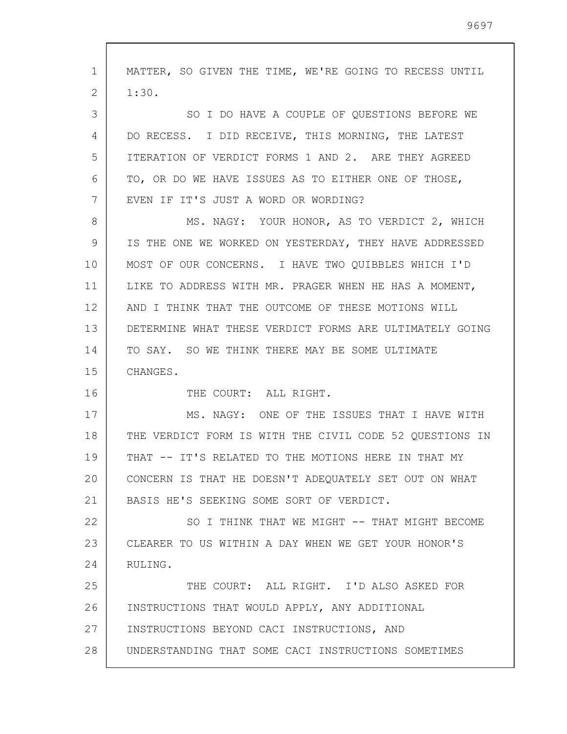MATTER, SO GIVEN THE TIME, WE'RE GOING TO RECESS UNTIL 1:30.

SO I DO HAVE A COUPLE OF QUESTIONS BEFORE WE DO RECESS. I DID RECEIVE, THIS MORNING, THE LATEST ITERATION OF VERDICT FORMS 1 AND 2. ARE THEY AGREED TO, OR DO WE HAVE ISSUES AS TO EITHER ONE OF THOSE, EVEN IF IT'S JUST A WORD OR WORDING?

MS. NAGY: YOUR HONOR, AS TO VERDICT 2, WHICH IS THE ONE WE WORKED ON YESTERDAY, THEY HAVE ADDRESSED MOST OF OUR CONCERNS. I HAVE TWO QUIBBLES WHICH I'D LIKE TO ADDRESS WITH MR. PRAGER WHEN HE HAS A MOMENT, AND I THINK THAT THE OUTCOME OF THESE MOTIONS WILL DETERMINE WHAT THESE VERDICT FORMS ARE ULTIMATELY GOING TO SAY. SO WE THINK THERE MAY BE SOME ULTIMATE CHANGES.

THE COURT: ALL RIGHT.

MS. NAGY: ONE OF THE ISSUES THAT I HAVE WITH THE VERDICT FORM IS WITH THE CIVIL CODE 52 QUESTIONS IN THAT -- IT'S RELATED TO THE MOTIONS HERE IN THAT MY CONCERN IS THAT HE DOESN'T ADEQUATELY SET OUT ON WHAT BASIS HE'S SEEKING SOME SORT OF VERDICT.

SO I THINK THAT WE MIGHT -- THAT MIGHT BECOME CLEARER TO US WITHIN A DAY WHEN WE GET YOUR HONOR'S RULING.

THE COURT: ALL RIGHT. I'D ALSO ASKED FOR INSTRUCTIONS THAT WOULD APPLY, ANY ADDITIONAL INSTRUCTIONS BEYOND CACI INSTRUCTIONS, AND UNDERSTANDING THAT SOME CACI INSTRUCTIONS SOMETIMES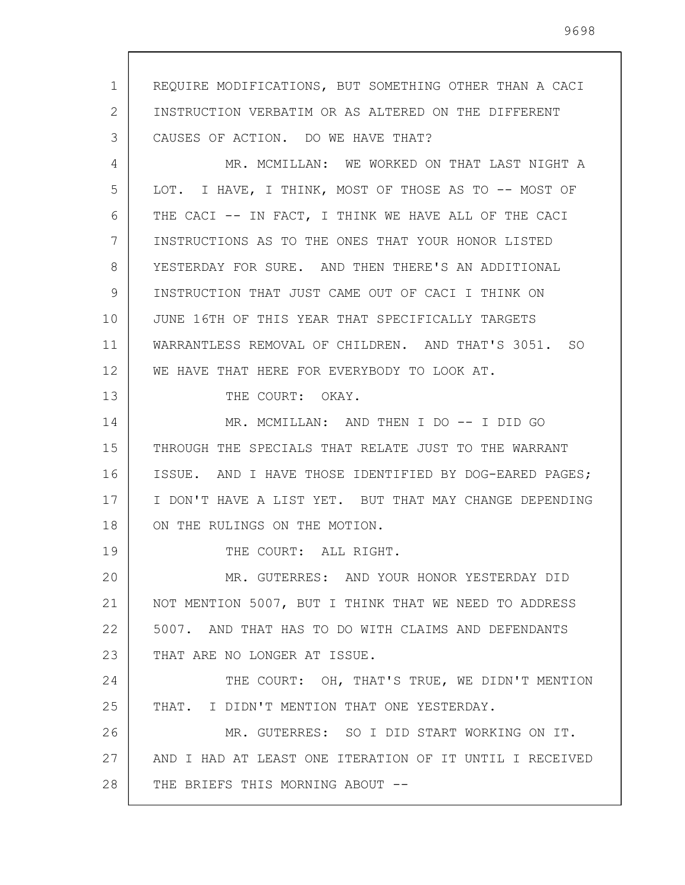REQUIRE MODIFICATIONS, BUT SOMETHING OTHER THAN A CACI INSTRUCTION VERBATIM OR AS ALTERED ON THE DIFFERENT CAUSES OF ACTION. DO WE HAVE THAT?

MR. MCMILLAN: WE WORKED ON THAT LAST NIGHT A LOT. I HAVE, I THINK, MOST OF THOSE AS TO -- MOST OF THE CACI -- IN FACT, I THINK WE HAVE ALL OF THE CACI INSTRUCTIONS AS TO THE ONES THAT YOUR HONOR LISTED YESTERDAY FOR SURE. AND THEN THERE'S AN ADDITIONAL INSTRUCTION THAT JUST CAME OUT OF CACI I THINK ON JUNE 16TH OF THIS YEAR THAT SPECIFICALLY TARGETS WARRANTLESS REMOVAL OF CHILDREN. AND THAT'S 3051. SO WE HAVE THAT HERE FOR EVERYBODY TO LOOK AT.

THE COURT: OKAY.

MR. MCMILLAN: AND THEN I DO -- I DID GO THROUGH THE SPECIALS THAT RELATE JUST TO THE WARRANT ISSUE. AND I HAVE THOSE IDENTIFIED BY DOG-EARED PAGES; I DON'T HAVE A LIST YET. BUT THAT MAY CHANGE DEPENDING ON THE RULINGS ON THE MOTION.

THE COURT: ALL RIGHT.

MR. GUTERRES: AND YOUR HONOR YESTERDAY DID NOT MENTION 5007, BUT I THINK THAT WE NEED TO ADDRESS 5007. AND THAT HAS TO DO WITH CLAIMS AND DEFENDANTS THAT ARE NO LONGER AT ISSUE.

THE COURT: OH, THAT'S TRUE, WE DIDN'T MENTION THAT. I DIDN'T MENTION THAT ONE YESTERDAY.

MR. GUTERRES: SO I DID START WORKING ON IT. AND I HAD AT LEAST ONE ITERATION OF IT UNTIL I RECEIVED THE BRIEFS THIS MORNING ABOUT --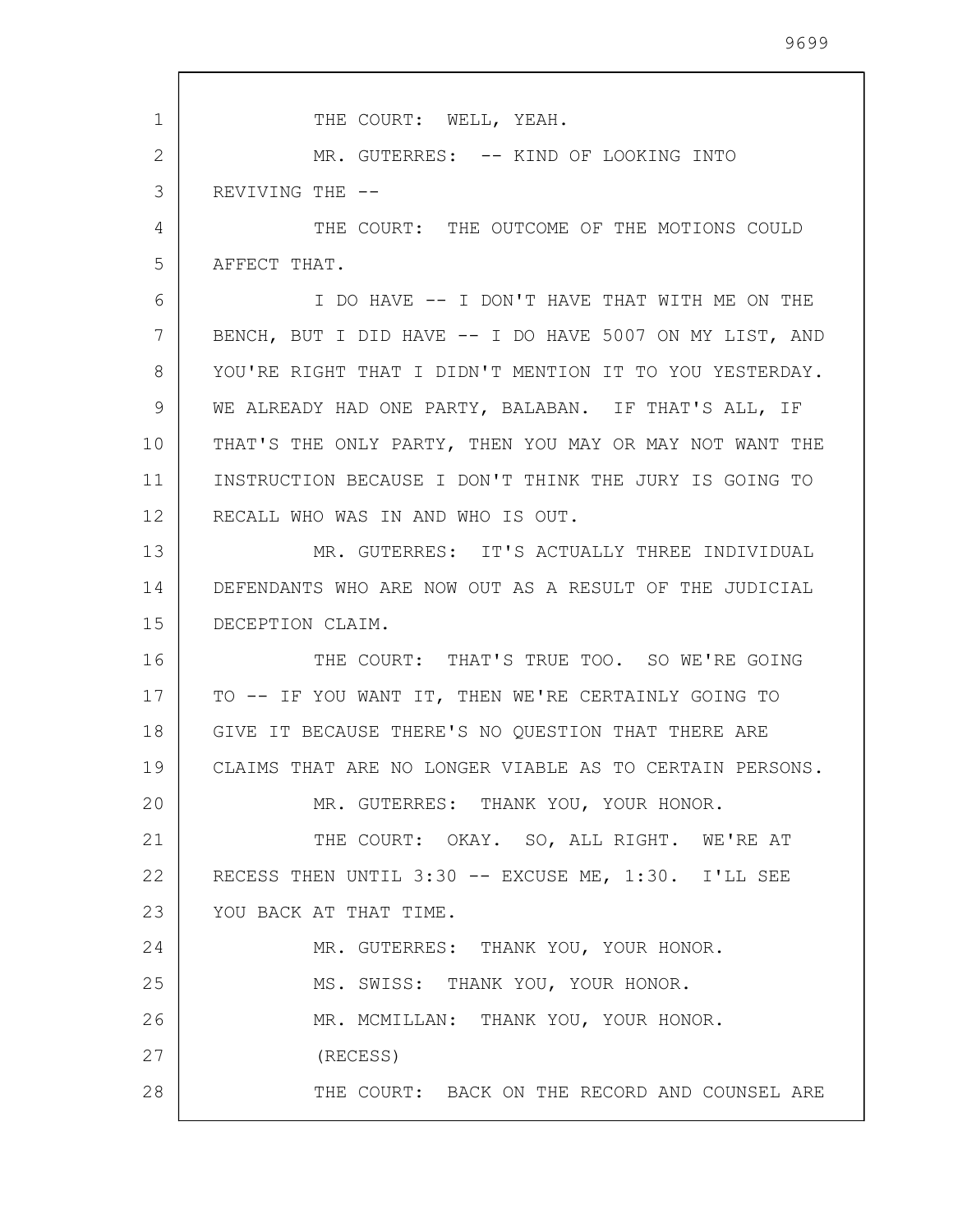THE COURT: WELL, YEAH.

MR. GUTERRES: -- KIND OF LOOKING INTO REVIVING THE --

THE COURT: THE OUTCOME OF THE MOTIONS COULD AFFECT THAT.

I DO HAVE -- I DON'T HAVE THAT WITH ME ON THE BENCH, BUT I DID HAVE -- I DO HAVE 5007 ON MY LIST, AND YOU'RE RIGHT THAT I DIDN'T MENTION IT TO YOU YESTERDAY. WE ALREADY HAD ONE PARTY, BALABAN. IF THAT'S ALL, IF THAT'S THE ONLY PARTY, THEN YOU MAY OR MAY NOT WANT THE INSTRUCTION BECAUSE I DON'T THINK THE JURY IS GOING TO RECALL WHO WAS IN AND WHO IS OUT.

MR. GUTERRES: IT'S ACTUALLY THREE INDIVIDUAL DEFENDANTS WHO ARE NOW OUT AS A RESULT OF THE JUDICIAL DECEPTION CLAIM.

THE COURT: THAT'S TRUE TOO. SO WE'RE GOING TO -- IF YOU WANT IT, THEN WE'RE CERTAINLY GOING TO GIVE IT BECAUSE THERE'S NO QUESTION THAT THERE ARE CLAIMS THAT ARE NO LONGER VIABLE AS TO CERTAIN PERSONS.

MR. GUTERRES: THANK YOU, YOUR HONOR.

THE COURT: OKAY. SO, ALL RIGHT. WE'RE AT RECESS THEN UNTIL 3:30 -- EXCUSE ME, 1:30. I'LL SEE YOU BACK AT THAT TIME.

MR. GUTERRES: THANK YOU, YOUR HONOR.

MS. SWISS: THANK YOU, YOUR HONOR.

MR. MCMILLAN: THANK YOU, YOUR HONOR.

(RECESS)

THE COURT: BACK ON THE RECORD AND COUNSEL ARE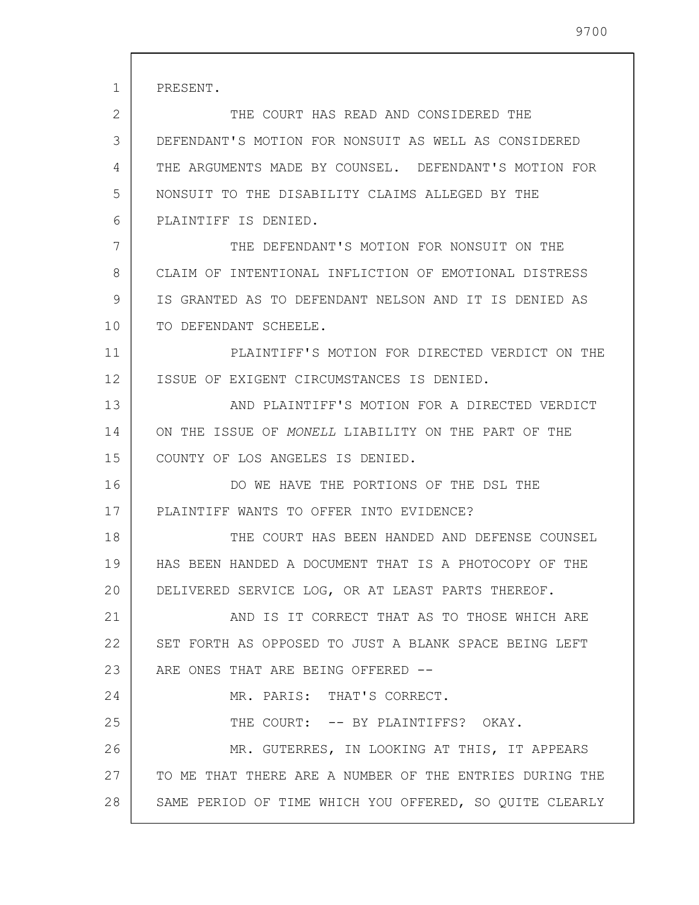PRESENT.

THE COURT HAS READ AND CONSIDERED THE DEFENDANT'S MOTION FOR NONSUIT AS WELL AS CONSIDERED THE ARGUMENTS MADE BY COUNSEL. DEFENDANT'S MOTION FOR NONSUIT TO THE DISABILITY CLAIMS ALLEGED BY THE PLAINTIFF IS DENIED.

THE DEFENDANT'S MOTION FOR NONSUIT ON THE CLAIM OF INTENTIONAL INFLICTION OF EMOTIONAL DISTRESS IS GRANTED AS TO DEFENDANT NELSON AND IT IS DENIED AS TO DEFENDANT SCHEELE.

PLAINTIFF'S MOTION FOR DIRECTED VERDICT ON THE ISSUE OF EXIGENT CIRCUMSTANCES IS DENIED.

AND PLAINTIFF'S MOTION FOR A DIRECTED VERDICT ON THE ISSUE OF *MONELL* LIABILITY ON THE PART OF THE COUNTY OF LOS ANGELES IS DENIED.

DO WE HAVE THE PORTIONS OF THE DSL THE PLAINTIFF WANTS TO OFFER INTO EVIDENCE?

THE COURT HAS BEEN HANDED AND DEFENSE COUNSEL HAS BEEN HANDED A DOCUMENT THAT IS A PHOTOCOPY OF THE DELIVERED SERVICE LOG, OR AT LEAST PARTS THEREOF.

AND IS IT CORRECT THAT AS TO THOSE WHICH ARE SET FORTH AS OPPOSED TO JUST A BLANK SPACE BEING LEFT ARE ONES THAT ARE BEING OFFERED --

MR. PARIS: THAT'S CORRECT.

THE COURT: -- BY PLAINTIFFS? OKAY.

MR. GUTERRES, IN LOOKING AT THIS, IT APPEARS TO ME THAT THERE ARE A NUMBER OF THE ENTRIES DURING THE SAME PERIOD OF TIME WHICH YOU OFFERED, SO QUITE CLEARLY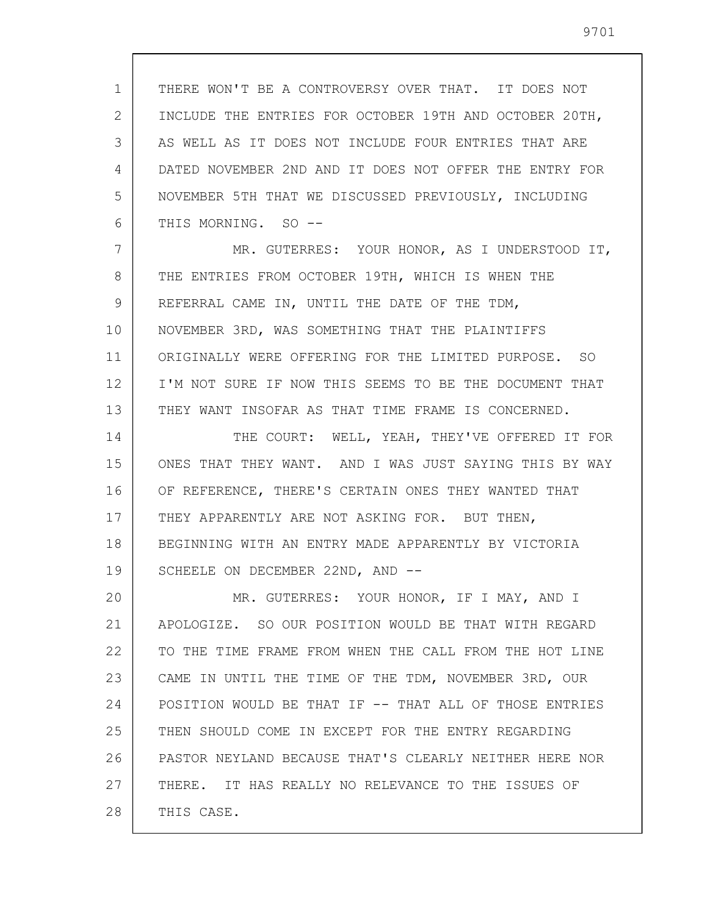THERE WON'T BE A CONTROVERSY OVER THAT. IT DOES NOT INCLUDE THE ENTRIES FOR OCTOBER 19TH AND OCTOBER 20TH, AS WELL AS IT DOES NOT INCLUDE FOUR ENTRIES THAT ARE DATED NOVEMBER 2ND AND IT DOES NOT OFFER THE ENTRY FOR NOVEMBER 5TH THAT WE DISCUSSED PREVIOUSLY, INCLUDING THIS MORNING. SO --

MR. GUTERRES: YOUR HONOR, AS I UNDERSTOOD IT, THE ENTRIES FROM OCTOBER 19TH, WHICH IS WHEN THE REFERRAL CAME IN, UNTIL THE DATE OF THE TDM, NOVEMBER 3RD, WAS SOMETHING THAT THE PLAINTIFFS ORIGINALLY WERE OFFERING FOR THE LIMITED PURPOSE. SO I'M NOT SURE IF NOW THIS SEEMS TO BE THE DOCUMENT THAT THEY WANT INSOFAR AS THAT TIME FRAME IS CONCERNED.

THE COURT: WELL, YEAH, THEY'VE OFFERED IT FOR ONES THAT THEY WANT. AND I WAS JUST SAYING THIS BY WAY OF REFERENCE, THERE'S CERTAIN ONES THEY WANTED THAT THEY APPARENTLY ARE NOT ASKING FOR. BUT THEN, BEGINNING WITH AN ENTRY MADE APPARENTLY BY VICTORIA SCHEELE ON DECEMBER 22ND, AND --

MR. GUTERRES: YOUR HONOR, IF I MAY, AND I APOLOGIZE. SO OUR POSITION WOULD BE THAT WITH REGARD TO THE TIME FRAME FROM WHEN THE CALL FROM THE HOT LINE CAME IN UNTIL THE TIME OF THE TDM, NOVEMBER 3RD, OUR POSITION WOULD BE THAT IF -- THAT ALL OF THOSE ENTRIES THEN SHOULD COME IN EXCEPT FOR THE ENTRY REGARDING PASTOR NEYLAND BECAUSE THAT'S CLEARLY NEITHER HERE NOR THERE. IT HAS REALLY NO RELEVANCE TO THE ISSUES OF THIS CASE.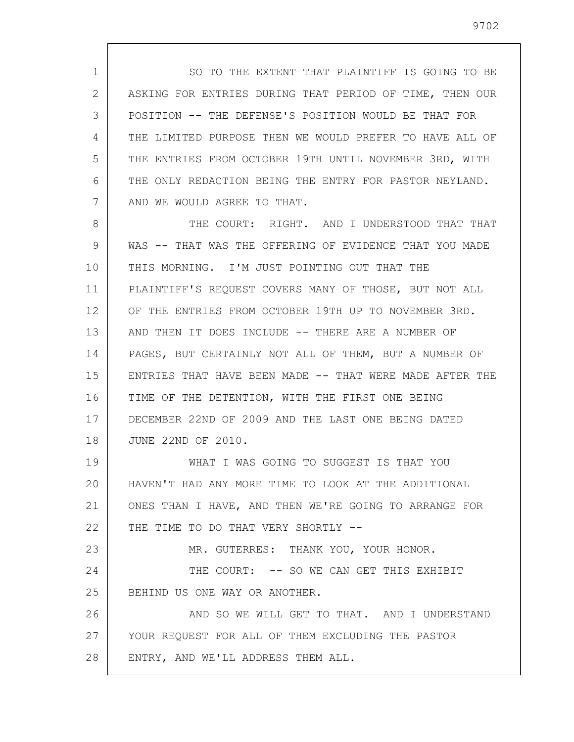SO TO THE EXTENT THAT PLAINTIFF IS GOING TO BE ASKING FOR ENTRIES DURING THAT PERIOD OF TIME, THEN OUR POSITION -- THE DEFENSE'S POSITION WOULD BE THAT FOR THE LIMITED PURPOSE THEN WE WOULD PREFER TO HAVE ALL OF THE ENTRIES FROM OCTOBER 19TH UNTIL NOVEMBER 3RD, WITH THE ONLY REDACTION BEING THE ENTRY FOR PASTOR NEYLAND. AND WE WOULD AGREE TO THAT.

THE COURT: RIGHT. AND I UNDERSTOOD THAT THAT WAS -- THAT WAS THE OFFERING OF EVIDENCE THAT YOU MADE THIS MORNING. I'M JUST POINTING OUT THAT THE PLAINTIFF'S REQUEST COVERS MANY OF THOSE, BUT NOT ALL OF THE ENTRIES FROM OCTOBER 19TH UP TO NOVEMBER 3RD. AND THEN IT DOES INCLUDE -- THERE ARE A NUMBER OF PAGES, BUT CERTAINLY NOT ALL OF THEM, BUT A NUMBER OF ENTRIES THAT HAVE BEEN MADE -- THAT WERE MADE AFTER THE TIME OF THE DETENTION, WITH THE FIRST ONE BEING DECEMBER 22ND OF 2009 AND THE LAST ONE BEING DATED JUNE 22ND OF 2010.

WHAT I WAS GOING TO SUGGEST IS THAT YOU HAVEN'T HAD ANY MORE TIME TO LOOK AT THE ADDITIONAL ONES THAN I HAVE, AND THEN WE'RE GOING TO ARRANGE FOR THE TIME TO DO THAT VERY SHORTLY --

MR. GUTERRES: THANK YOU, YOUR HONOR.

THE COURT: -- SO WE CAN GET THIS EXHIBIT BEHIND US ONE WAY OR ANOTHER.

AND SO WE WILL GET TO THAT. AND I UNDERSTAND YOUR REQUEST FOR ALL OF THEM EXCLUDING THE PASTOR ENTRY, AND WE'LL ADDRESS THEM ALL.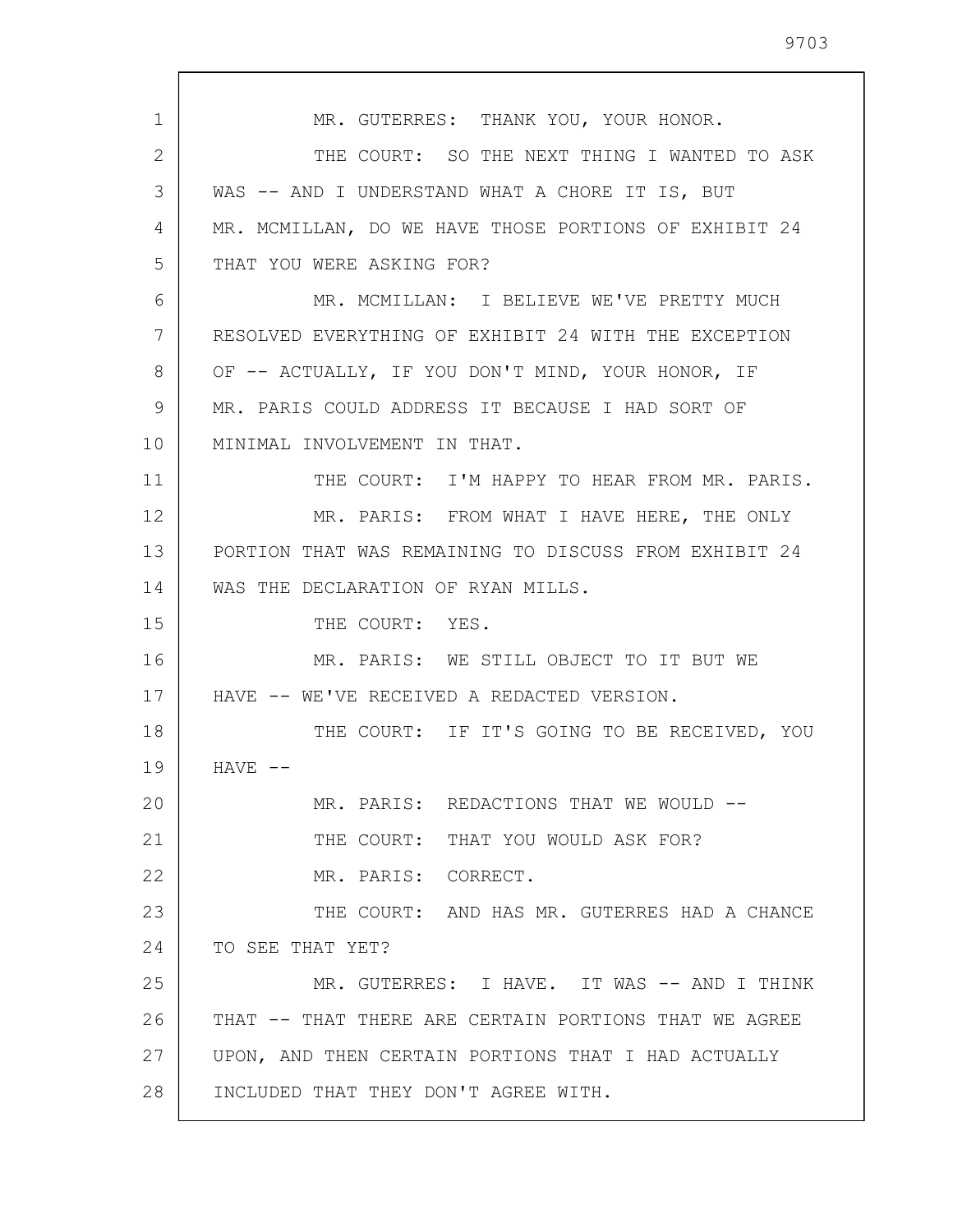MR. GUTERRES: THANK YOU, YOUR HONOR.

THE COURT: SO THE NEXT THING I WANTED TO ASK WAS -- AND I UNDERSTAND WHAT A CHORE IT IS, BUT MR. MCMILLAN, DO WE HAVE THOSE PORTIONS OF EXHIBIT 24 THAT YOU WERE ASKING FOR?

MR. MCMILLAN: I BELIEVE WE'VE PRETTY MUCH RESOLVED EVERYTHING OF EXHIBIT 24 WITH THE EXCEPTION OF -- ACTUALLY, IF YOU DON'T MIND, YOUR HONOR, IF MR. PARIS COULD ADDRESS IT BECAUSE I HAD SORT OF MINIMAL INVOLVEMENT IN THAT.

THE COURT: I'M HAPPY TO HEAR FROM MR. PARIS.

MR. PARIS: FROM WHAT I HAVE HERE, THE ONLY PORTION THAT WAS REMAINING TO DISCUSS FROM EXHIBIT 24 WAS THE DECLARATION OF RYAN MILLS.

THE COURT: YES.

MR. PARIS: WE STILL OBJECT TO IT BUT WE HAVE -- WE'VE RECEIVED A REDACTED VERSION.

THE COURT: IF IT'S GOING TO BE RECEIVED, YOU HAVE --

MR. PARIS: REDACTIONS THAT WE WOULD --

THE COURT: THAT YOU WOULD ASK FOR?

MR. PARIS: CORRECT.

THE COURT: AND HAS MR. GUTERRES HAD A CHANCE TO SEE THAT YET?

MR. GUTERRES: I HAVE. IT WAS -- AND I THINK THAT -- THAT THERE ARE CERTAIN PORTIONS THAT WE AGREE UPON, AND THEN CERTAIN PORTIONS THAT I HAD ACTUALLY INCLUDED THAT THEY DON'T AGREE WITH.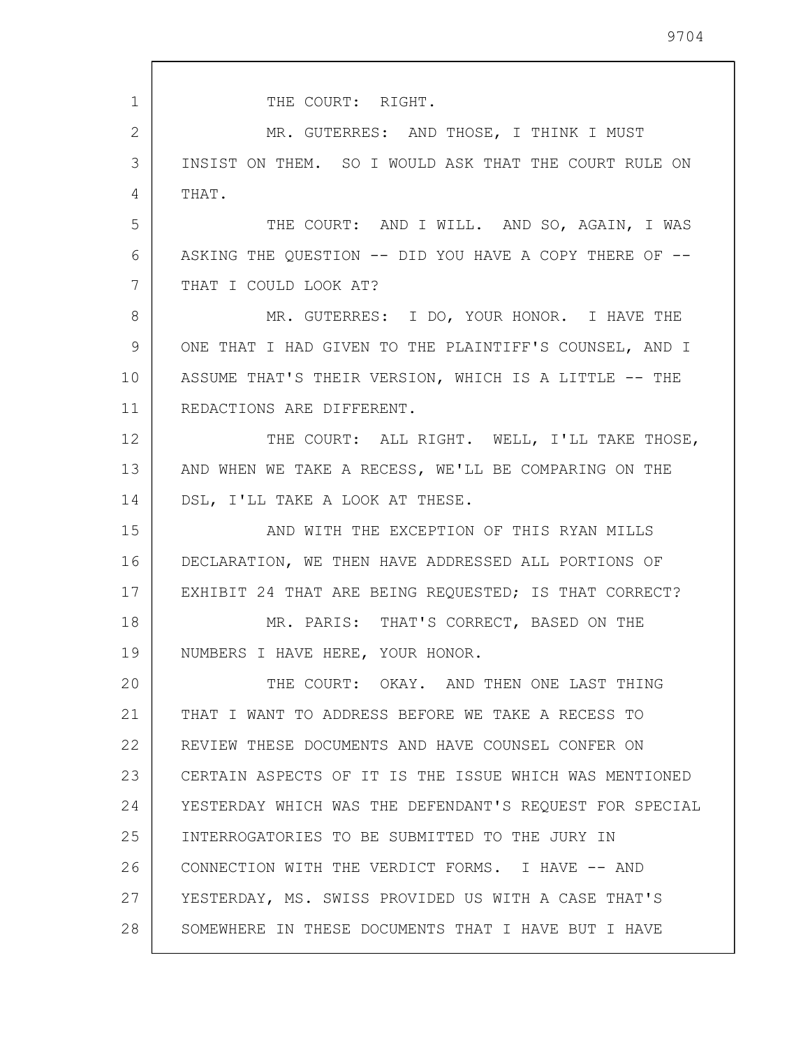THE COURT: RIGHT.

MR. GUTERRES: AND THOSE, I THINK I MUST INSIST ON THEM. SO I WOULD ASK THAT THE COURT RULE ON THAT.

THE COURT: AND I WILL. AND SO, AGAIN, I WAS ASKING THE QUESTION -- DID YOU HAVE A COPY THERE OF -- THAT I COULD LOOK AT?

MR. GUTERRES: I DO, YOUR HONOR. I HAVE THE ONE THAT I HAD GIVEN TO THE PLAINTIFF'S COUNSEL, AND I ASSUME THAT'S THEIR VERSION, WHICH IS A LITTLE -- THE REDACTIONS ARE DIFFERENT.

THE COURT: ALL RIGHT. WELL, I'LL TAKE THOSE, AND WHEN WE TAKE A RECESS, WE'LL BE COMPARING ON THE DSL, I'LL TAKE A LOOK AT THESE.

AND WITH THE EXCEPTION OF THIS RYAN MILLS DECLARATION, WE THEN HAVE ADDRESSED ALL PORTIONS OF EXHIBIT 24 THAT ARE BEING REQUESTED; IS THAT CORRECT?

MR. PARIS: THAT'S CORRECT, BASED ON THE NUMBERS I HAVE HERE, YOUR HONOR.

THE COURT: OKAY. AND THEN ONE LAST THING THAT I WANT TO ADDRESS BEFORE WE TAKE A RECESS TO REVIEW THESE DOCUMENTS AND HAVE COUNSEL CONFER ON CERTAIN ASPECTS OF IT IS THE ISSUE WHICH WAS MENTIONED YESTERDAY WHICH WAS THE DEFENDANT'S REQUEST FOR SPECIAL INTERROGATORIES TO BE SUBMITTED TO THE JURY IN CONNECTION WITH THE VERDICT FORMS. I HAVE -- AND YESTERDAY, MS. SWISS PROVIDED US WITH A CASE THAT'S SOMEWHERE IN THESE DOCUMENTS THAT I HAVE BUT I HAVE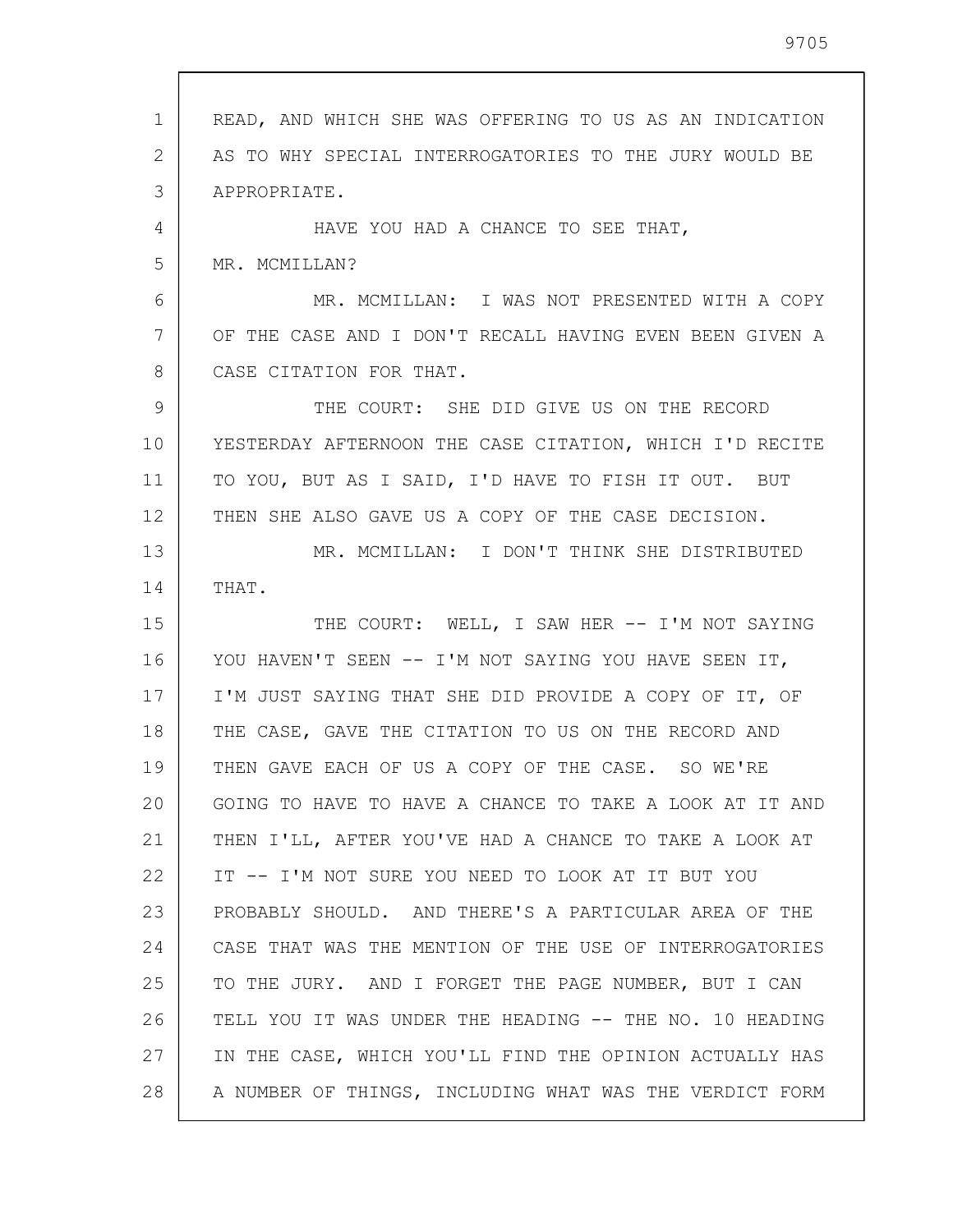READ, AND WHICH SHE WAS OFFERING TO US AS AN INDICATION AS TO WHY SPECIAL INTERROGATORIES TO THE JURY WOULD BE APPROPRIATE.

HAVE YOU HAD A CHANCE TO SEE THAT, MR. MCMILLAN?

MR. MCMILLAN: I WAS NOT PRESENTED WITH A COPY OF THE CASE AND I DON'T RECALL HAVING EVEN BEEN GIVEN A CASE CITATION FOR THAT.

THE COURT: SHE DID GIVE US ON THE RECORD YESTERDAY AFTERNOON THE CASE CITATION, WHICH I'D RECITE TO YOU, BUT AS I SAID, I'D HAVE TO FISH IT OUT. BUT THEN SHE ALSO GAVE US A COPY OF THE CASE DECISION.

MR. MCMILLAN: I DON'T THINK SHE DISTRIBUTED THAT.

THE COURT: WELL, I SAW HER -- I'M NOT SAYING YOU HAVEN'T SEEN -- I'M NOT SAYING YOU HAVE SEEN IT, I'M JUST SAYING THAT SHE DID PROVIDE A COPY OF IT, OF THE CASE, GAVE THE CITATION TO US ON THE RECORD AND THEN GAVE EACH OF US A COPY OF THE CASE. SO WE'RE GOING TO HAVE TO HAVE A CHANCE TO TAKE A LOOK AT IT AND THEN I'LL, AFTER YOU'VE HAD A CHANCE TO TAKE A LOOK AT IT -- I'M NOT SURE YOU NEED TO LOOK AT IT BUT YOU PROBABLY SHOULD. AND THERE'S A PARTICULAR AREA OF THE CASE THAT WAS THE MENTION OF THE USE OF INTERROGATORIES TO THE JURY. AND I FORGET THE PAGE NUMBER, BUT I CAN TELL YOU IT WAS UNDER THE HEADING -- THE NO. 10 HEADING IN THE CASE, WHICH YOU'LL FIND THE OPINION ACTUALLY HAS A NUMBER OF THINGS, INCLUDING WHAT WAS THE VERDICT FORM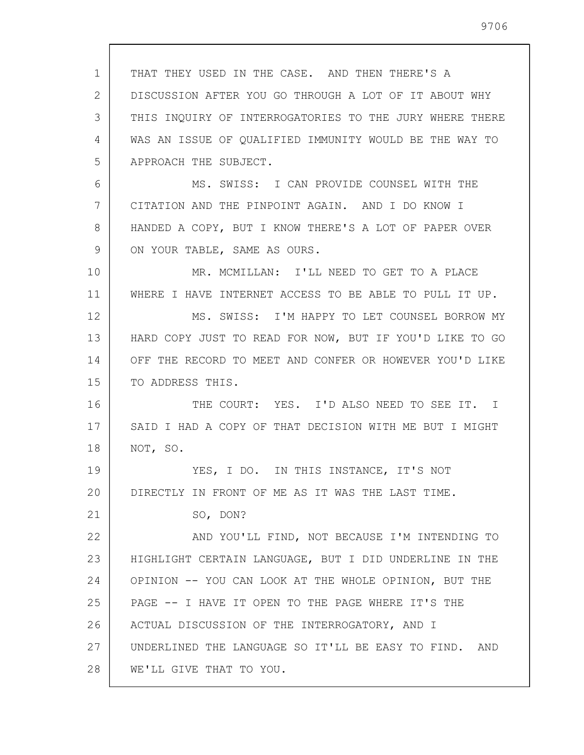THAT THEY USED IN THE CASE. AND THEN THERE'S A DISCUSSION AFTER YOU GO THROUGH A LOT OF IT ABOUT WHY THIS INQUIRY OF INTERROGATORIES TO THE JURY WHERE THERE WAS AN ISSUE OF QUALIFIED IMMUNITY WOULD BE THE WAY TO APPROACH THE SUBJECT.

MS. SWISS: I CAN PROVIDE COUNSEL WITH THE CITATION AND THE PINPOINT AGAIN. AND I DO KNOW I HANDED A COPY, BUT I KNOW THERE'S A LOT OF PAPER OVER ON YOUR TABLE, SAME AS OURS.

MR. MCMILLAN: I'LL NEED TO GET TO A PLACE WHERE I HAVE INTERNET ACCESS TO BE ABLE TO PULL IT UP.

MS. SWISS: I'M HAPPY TO LET COUNSEL BORROW MY HARD COPY JUST TO READ FOR NOW, BUT IF YOU'D LIKE TO GO OFF THE RECORD TO MEET AND CONFER OR HOWEVER YOU'D LIKE TO ADDRESS THIS.

THE COURT: YES. I'D ALSO NEED TO SEE IT. I SAID I HAD A COPY OF THAT DECISION WITH ME BUT I MIGHT NOT, SO.

YES, I DO. IN THIS INSTANCE, IT'S NOT DIRECTLY IN FRONT OF ME AS IT WAS THE LAST TIME.

SO, DON?

AND YOU'LL FIND, NOT BECAUSE I'M INTENDING TO HIGHLIGHT CERTAIN LANGUAGE, BUT I DID UNDERLINE IN THE OPINION -- YOU CAN LOOK AT THE WHOLE OPINION, BUT THE PAGE -- I HAVE IT OPEN TO THE PAGE WHERE IT'S THE ACTUAL DISCUSSION OF THE INTERROGATORY, AND I UNDERLINED THE LANGUAGE SO IT'LL BE EASY TO FIND. AND WE'LL GIVE THAT TO YOU.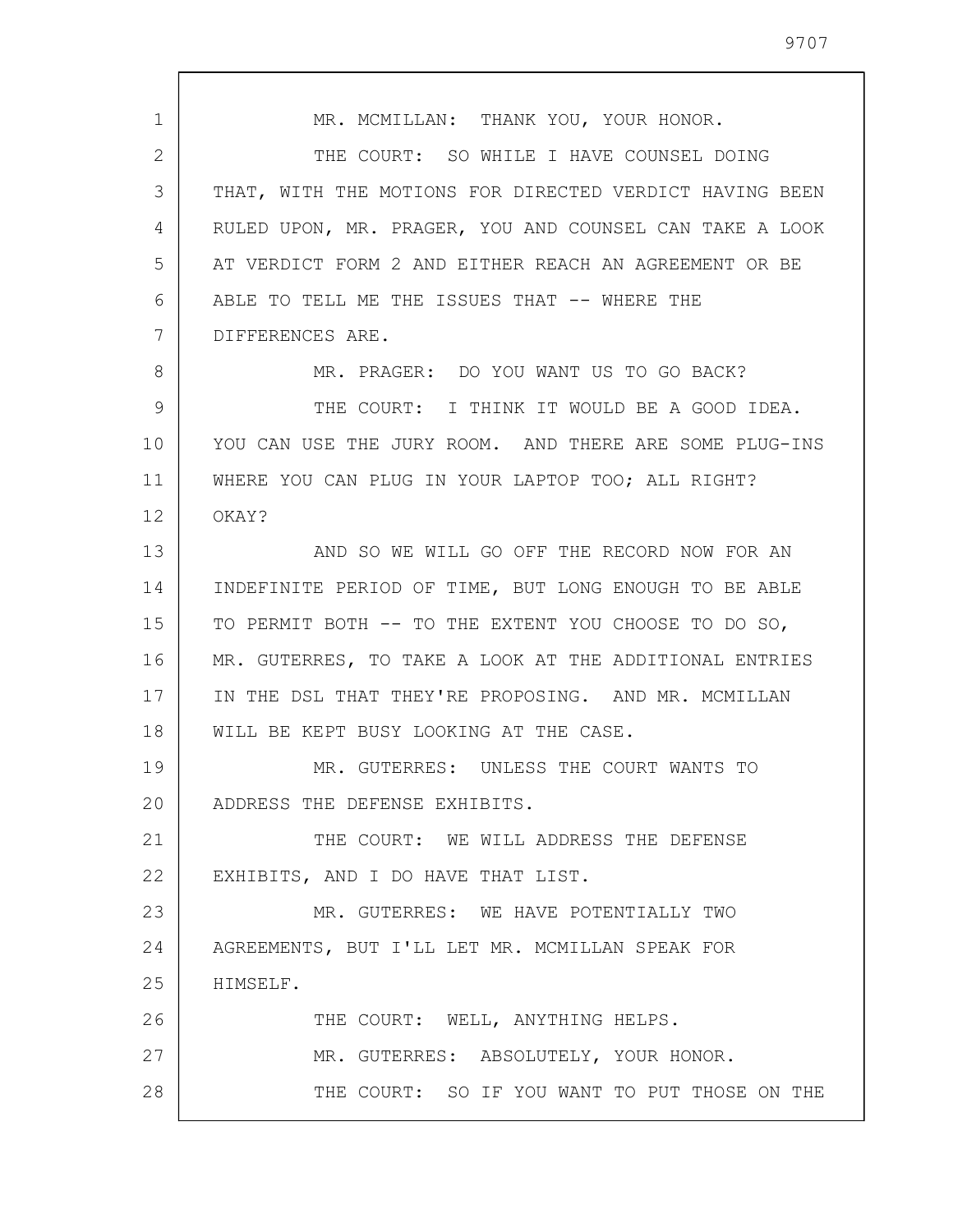MR. MCMILLAN: THANK YOU, YOUR HONOR.

THE COURT: SO WHILE I HAVE COUNSEL DOING THAT, WITH THE MOTIONS FOR DIRECTED VERDICT HAVING BEEN RULED UPON, MR. PRAGER, YOU AND COUNSEL CAN TAKE A LOOK AT VERDICT FORM 2 AND EITHER REACH AN AGREEMENT OR BE ABLE TO TELL ME THE ISSUES THAT -- WHERE THE DIFFERENCES ARE.

MR. PRAGER: DO YOU WANT US TO GO BACK?

THE COURT: I THINK IT WOULD BE A GOOD IDEA. YOU CAN USE THE JURY ROOM. AND THERE ARE SOME PLUG-INS WHERE YOU CAN PLUG IN YOUR LAPTOP TOO; ALL RIGHT? OKAY?

AND SO WE WILL GO OFF THE RECORD NOW FOR AN INDEFINITE PERIOD OF TIME, BUT LONG ENOUGH TO BE ABLE TO PERMIT BOTH -- TO THE EXTENT YOU CHOOSE TO DO SO, MR. GUTERRES, TO TAKE A LOOK AT THE ADDITIONAL ENTRIES IN THE DSL THAT THEY'RE PROPOSING. AND MR. MCMILLAN WILL BE KEPT BUSY LOOKING AT THE CASE.

MR. GUTERRES: UNLESS THE COURT WANTS TO ADDRESS THE DEFENSE EXHIBITS.

THE COURT: WE WILL ADDRESS THE DEFENSE EXHIBITS, AND I DO HAVE THAT LIST.

MR. GUTERRES: WE HAVE POTENTIALLY TWO AGREEMENTS, BUT I'LL LET MR. MCMILLAN SPEAK FOR HIMSELF.

THE COURT: WELL, ANYTHING HELPS.

MR. GUTERRES: ABSOLUTELY, YOUR HONOR.

THE COURT: SO IF YOU WANT TO PUT THOSE ON THE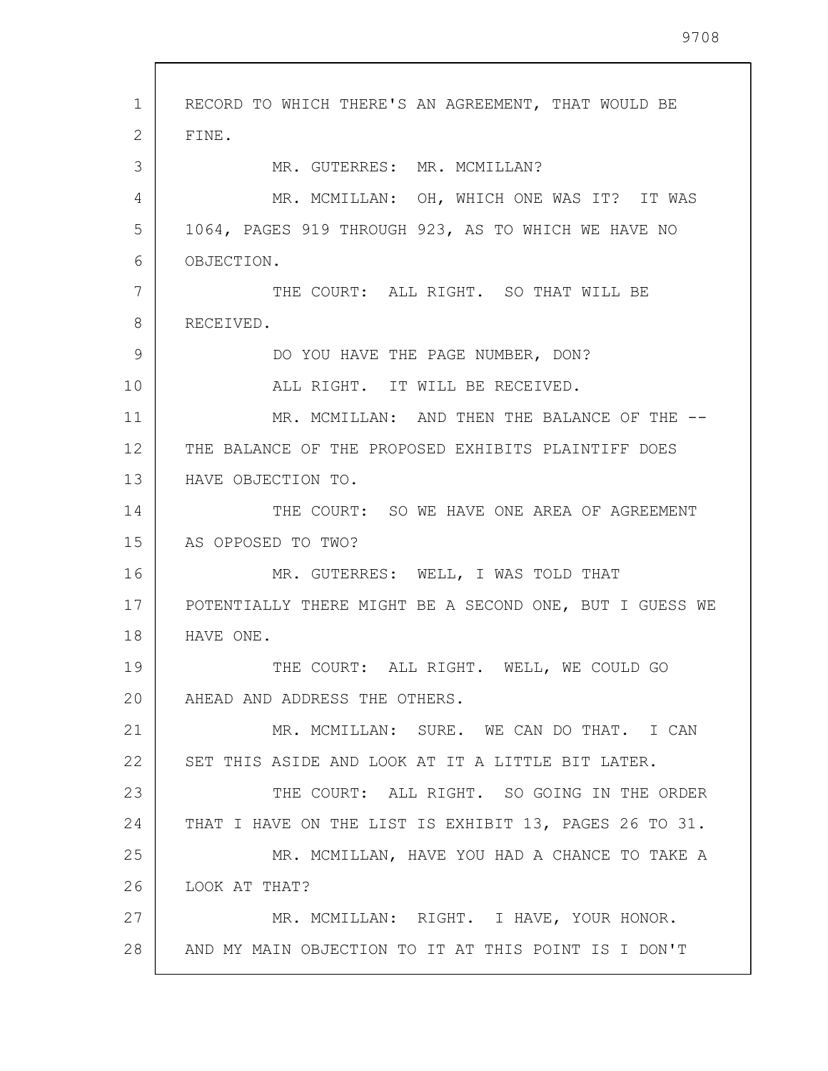RECORD TO WHICH THERE'S AN AGREEMENT, THAT WOULD BE FINE.

MR. GUTERRES: MR. MCMILLAN?

MR. MCMILLAN: OH, WHICH ONE WAS IT? IT WAS 1064, PAGES 919 THROUGH 923, AS TO WHICH WE HAVE NO OBJECTION.

THE COURT: ALL RIGHT. SO THAT WILL BE RECEIVED.

DO YOU HAVE THE PAGE NUMBER, DON?

ALL RIGHT. IT WILL BE RECEIVED.

MR. MCMILLAN: AND THEN THE BALANCE OF THE -- THE BALANCE OF THE PROPOSED EXHIBITS PLAINTIFF DOES HAVE OBJECTION TO.

THE COURT: SO WE HAVE ONE AREA OF AGREEMENT AS OPPOSED TO TWO?

MR. GUTERRES: WELL, I WAS TOLD THAT POTENTIALLY THERE MIGHT BE A SECOND ONE, BUT I GUESS WE HAVE ONE.

THE COURT: ALL RIGHT. WELL, WE COULD GO AHEAD AND ADDRESS THE OTHERS.

MR. MCMILLAN: SURE. WE CAN DO THAT. I CAN SET THIS ASIDE AND LOOK AT IT A LITTLE BIT LATER.

THE COURT: ALL RIGHT. SO GOING IN THE ORDER THAT I HAVE ON THE LIST IS EXHIBIT 13, PAGES 26 TO 31.

MR. MCMILLAN, HAVE YOU HAD A CHANCE TO TAKE A LOOK AT THAT?

MR. MCMILLAN: RIGHT. I HAVE, YOUR HONOR. AND MY MAIN OBJECTION TO IT AT THIS POINT IS I DON'T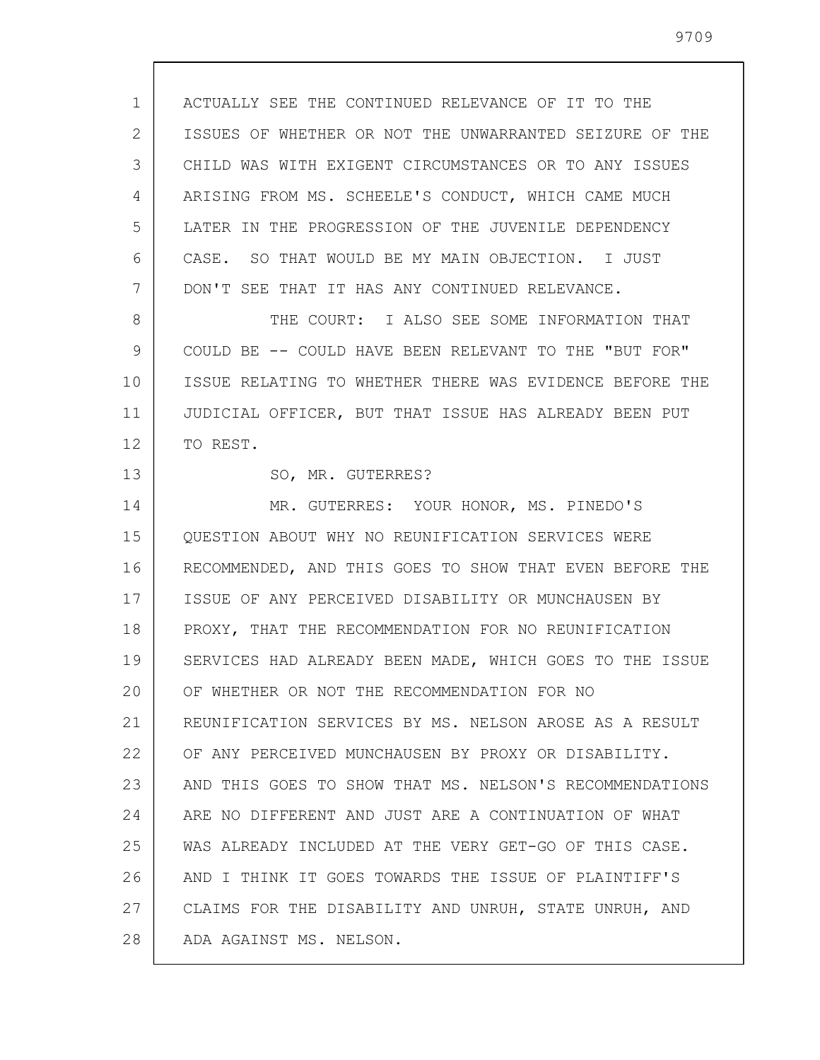ACTUALLY SEE THE CONTINUED RELEVANCE OF IT TO THE ISSUES OF WHETHER OR NOT THE UNWARRANTED SEIZURE OF THE CHILD WAS WITH EXIGENT CIRCUMSTANCES OR TO ANY ISSUES ARISING FROM MS. SCHEELE'S CONDUCT, WHICH CAME MUCH LATER IN THE PROGRESSION OF THE JUVENILE DEPENDENCY CASE. SO THAT WOULD BE MY MAIN OBJECTION. I JUST DON'T SEE THAT IT HAS ANY CONTINUED RELEVANCE.

THE COURT: I ALSO SEE SOME INFORMATION THAT COULD BE -- COULD HAVE BEEN RELEVANT TO THE "BUT FOR" ISSUE RELATING TO WHETHER THERE WAS EVIDENCE BEFORE THE JUDICIAL OFFICER, BUT THAT ISSUE HAS ALREADY BEEN PUT TO REST.

SO, MR. GUTERRES?

MR. GUTERRES: YOUR HONOR, MS. PINEDO'S QUESTION ABOUT WHY NO REUNIFICATION SERVICES WERE RECOMMENDED, AND THIS GOES TO SHOW THAT EVEN BEFORE THE ISSUE OF ANY PERCEIVED DISABILITY OR MUNCHAUSEN BY PROXY, THAT THE RECOMMENDATION FOR NO REUNIFICATION SERVICES HAD ALREADY BEEN MADE, WHICH GOES TO THE ISSUE OF WHETHER OR NOT THE RECOMMENDATION FOR NO REUNIFICATION SERVICES BY MS. NELSON AROSE AS A RESULT OF ANY PERCEIVED MUNCHAUSEN BY PROXY OR DISABILITY. AND THIS GOES TO SHOW THAT MS. NELSON'S RECOMMENDATIONS ARE NO DIFFERENT AND JUST ARE A CONTINUATION OF WHAT WAS ALREADY INCLUDED AT THE VERY GET-GO OF THIS CASE. AND I THINK IT GOES TOWARDS THE ISSUE OF PLAINTIFF'S CLAIMS FOR THE DISABILITY AND UNRUH, STATE UNRUH, AND ADA AGAINST MS. NELSON.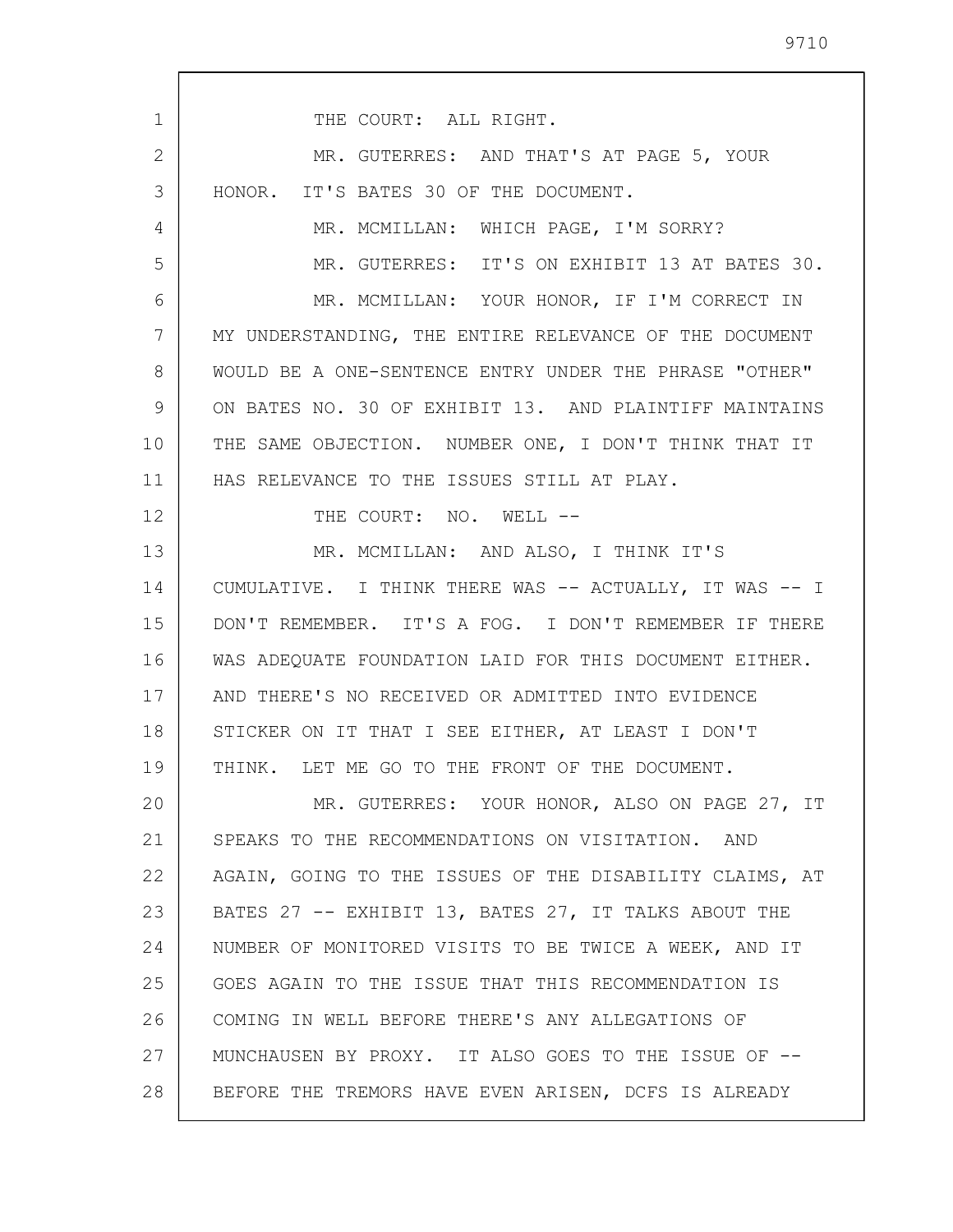THE COURT: ALL RIGHT.

MR. GUTERRES: AND THAT'S AT PAGE 5, YOUR HONOR. IT'S BATES 30 OF THE DOCUMENT.

MR. MCMILLAN: WHICH PAGE, I'M SORRY?

MR. GUTERRES: IT'S ON EXHIBIT 13 AT BATES 30.

MR. MCMILLAN: YOUR HONOR, IF I'M CORRECT IN MY UNDERSTANDING, THE ENTIRE RELEVANCE OF THE DOCUMENT WOULD BE A ONE-SENTENCE ENTRY UNDER THE PHRASE "OTHER" ON BATES NO. 30 OF EXHIBIT 13. AND PLAINTIFF MAINTAINS THE SAME OBJECTION. NUMBER ONE, I DON'T THINK THAT IT HAS RELEVANCE TO THE ISSUES STILL AT PLAY.

THE COURT: NO. WELL --

MR. MCMILLAN: AND ALSO, I THINK IT'S CUMULATIVE. I THINK THERE WAS -- ACTUALLY, IT WAS -- I DON'T REMEMBER. IT'S A FOG. I DON'T REMEMBER IF THERE WAS ADEQUATE FOUNDATION LAID FOR THIS DOCUMENT EITHER. AND THERE'S NO RECEIVED OR ADMITTED INTO EVIDENCE STICKER ON IT THAT I SEE EITHER, AT LEAST I DON'T THINK. LET ME GO TO THE FRONT OF THE DOCUMENT.

MR. GUTERRES: YOUR HONOR, ALSO ON PAGE 27, IT SPEAKS TO THE RECOMMENDATIONS ON VISITATION. AND AGAIN, GOING TO THE ISSUES OF THE DISABILITY CLAIMS, AT BATES 27 -- EXHIBIT 13, BATES 27, IT TALKS ABOUT THE NUMBER OF MONITORED VISITS TO BE TWICE A WEEK, AND IT GOES AGAIN TO THE ISSUE THAT THIS RECOMMENDATION IS COMING IN WELL BEFORE THERE'S ANY ALLEGATIONS OF MUNCHAUSEN BY PROXY. IT ALSO GOES TO THE ISSUE OF -- BEFORE THE TREMORS HAVE EVEN ARISEN, DCFS IS ALREADY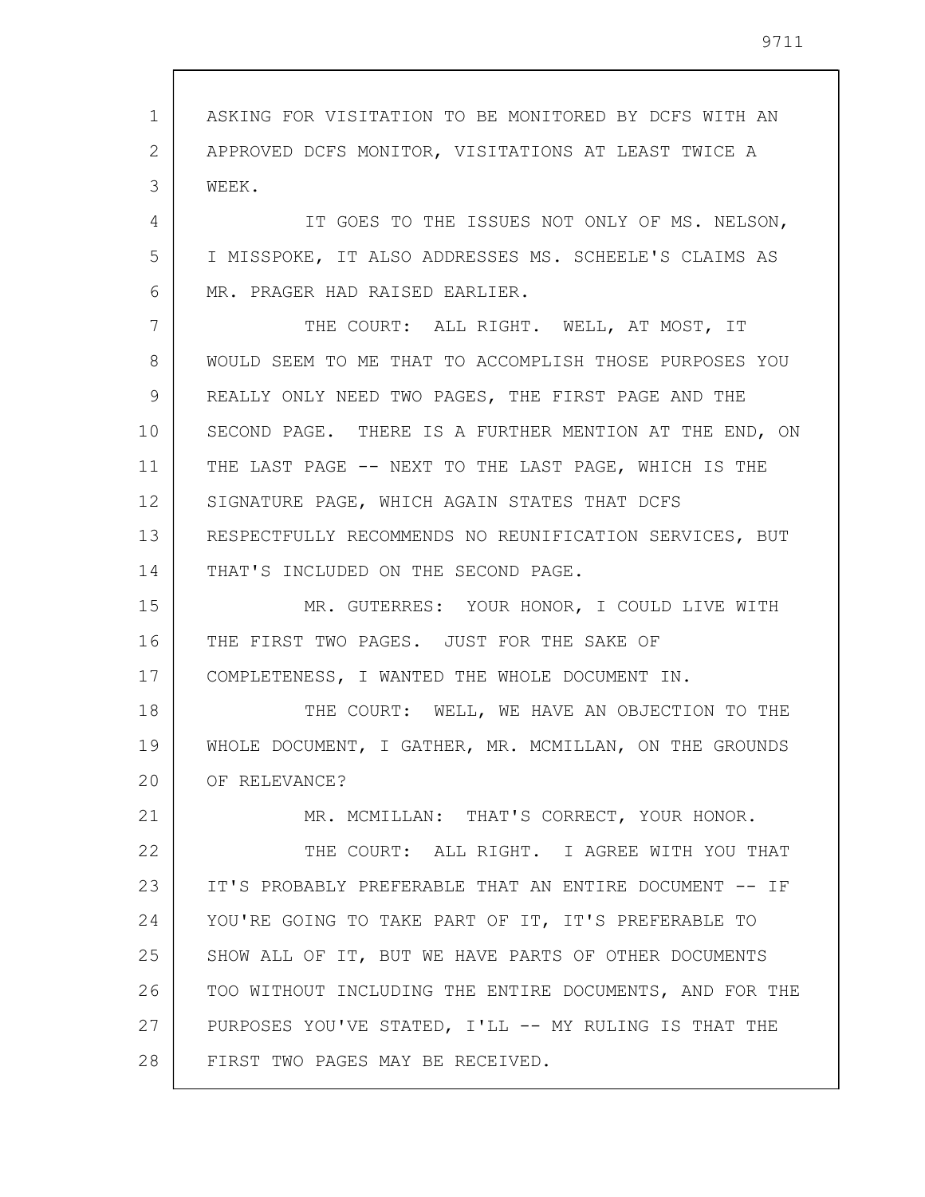ASKING FOR VISITATION TO BE MONITORED BY DCFS WITH AN APPROVED DCFS MONITOR, VISITATIONS AT LEAST TWICE A WEEK.

IT GOES TO THE ISSUES NOT ONLY OF MS. NELSON, I MISSPOKE, IT ALSO ADDRESSES MS. SCHEELE'S CLAIMS AS MR. PRAGER HAD RAISED EARLIER.

THE COURT: ALL RIGHT. WELL, AT MOST, IT WOULD SEEM TO ME THAT TO ACCOMPLISH THOSE PURPOSES YOU REALLY ONLY NEED TWO PAGES, THE FIRST PAGE AND THE SECOND PAGE. THERE IS A FURTHER MENTION AT THE END, ON THE LAST PAGE -- NEXT TO THE LAST PAGE, WHICH IS THE SIGNATURE PAGE, WHICH AGAIN STATES THAT DCFS RESPECTFULLY RECOMMENDS NO REUNIFICATION SERVICES, BUT THAT'S INCLUDED ON THE SECOND PAGE.

MR. GUTERRES: YOUR HONOR, I COULD LIVE WITH THE FIRST TWO PAGES. JUST FOR THE SAKE OF COMPLETENESS, I WANTED THE WHOLE DOCUMENT IN.

THE COURT: WELL, WE HAVE AN OBJECTION TO THE WHOLE DOCUMENT, I GATHER, MR. MCMILLAN, ON THE GROUNDS OF RELEVANCE?

MR. MCMILLAN: THAT'S CORRECT, YOUR HONOR.

THE COURT: ALL RIGHT. I AGREE WITH YOU THAT IT'S PROBABLY PREFERABLE THAT AN ENTIRE DOCUMENT -- IF YOU'RE GOING TO TAKE PART OF IT, IT'S PREFERABLE TO SHOW ALL OF IT, BUT WE HAVE PARTS OF OTHER DOCUMENTS TOO WITHOUT INCLUDING THE ENTIRE DOCUMENTS, AND FOR THE PURPOSES YOU'VE STATED, I'LL -- MY RULING IS THAT THE FIRST TWO PAGES MAY BE RECEIVED.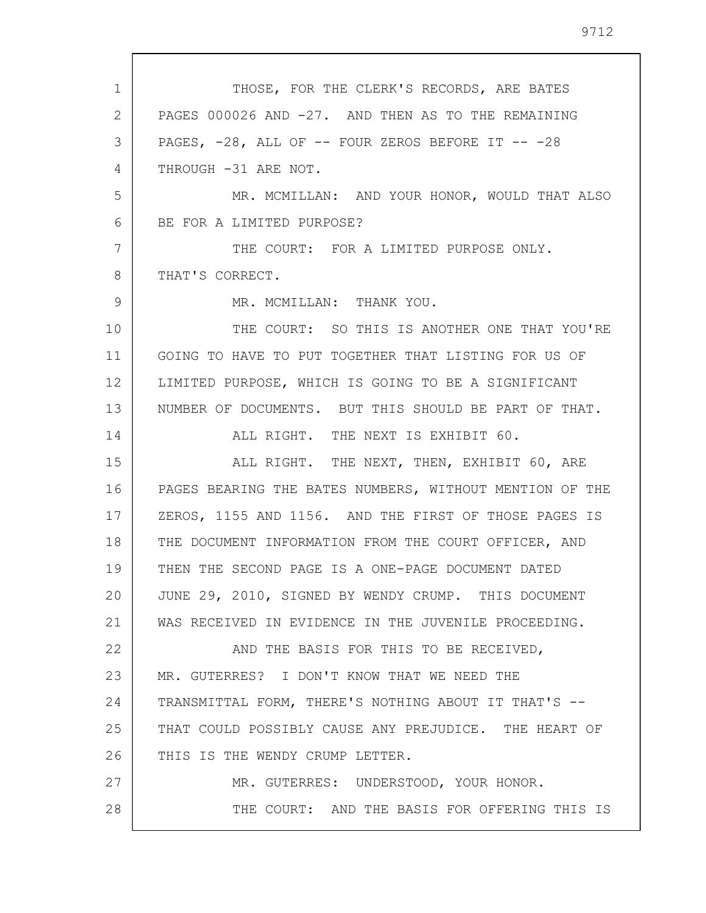THOSE, FOR THE CLERK'S RECORDS, ARE BATES PAGES 000026 AND -27. AND THEN AS TO THE REMAINING PAGES, -28, ALL OF -- FOUR ZEROS BEFORE IT -- -28 THROUGH -31 ARE NOT.

MR. MCMILLAN: AND YOUR HONOR, WOULD THAT ALSO BE FOR A LIMITED PURPOSE?

THE COURT: FOR A LIMITED PURPOSE ONLY. THAT'S CORRECT.

MR. MCMILLAN: THANK YOU.

THE COURT: SO THIS IS ANOTHER ONE THAT YOU'RE GOING TO HAVE TO PUT TOGETHER THAT LISTING FOR US OF LIMITED PURPOSE, WHICH IS GOING TO BE A SIGNIFICANT NUMBER OF DOCUMENTS. BUT THIS SHOULD BE PART OF THAT.

ALL RIGHT. THE NEXT IS EXHIBIT 60.

ALL RIGHT. THE NEXT, THEN, EXHIBIT 60, ARE PAGES BEARING THE BATES NUMBERS, WITHOUT MENTION OF THE ZEROS, 1155 AND 1156. AND THE FIRST OF THOSE PAGES IS THE DOCUMENT INFORMATION FROM THE COURT OFFICER, AND THEN THE SECOND PAGE IS A ONE-PAGE DOCUMENT DATED JUNE 29, 2010, SIGNED BY WENDY CRUMP. THIS DOCUMENT WAS RECEIVED IN EVIDENCE IN THE JUVENILE PROCEEDING.

AND THE BASIS FOR THIS TO BE RECEIVED, MR. GUTERRES? I DON'T KNOW THAT WE NEED THE TRANSMITTAL FORM, THERE'S NOTHING ABOUT IT THAT'S -- THAT COULD POSSIBLY CAUSE ANY PREJUDICE. THE HEART OF THIS IS THE WENDY CRUMP LETTER.

MR. GUTERRES: UNDERSTOOD, YOUR HONOR.

THE COURT: AND THE BASIS FOR OFFERING THIS IS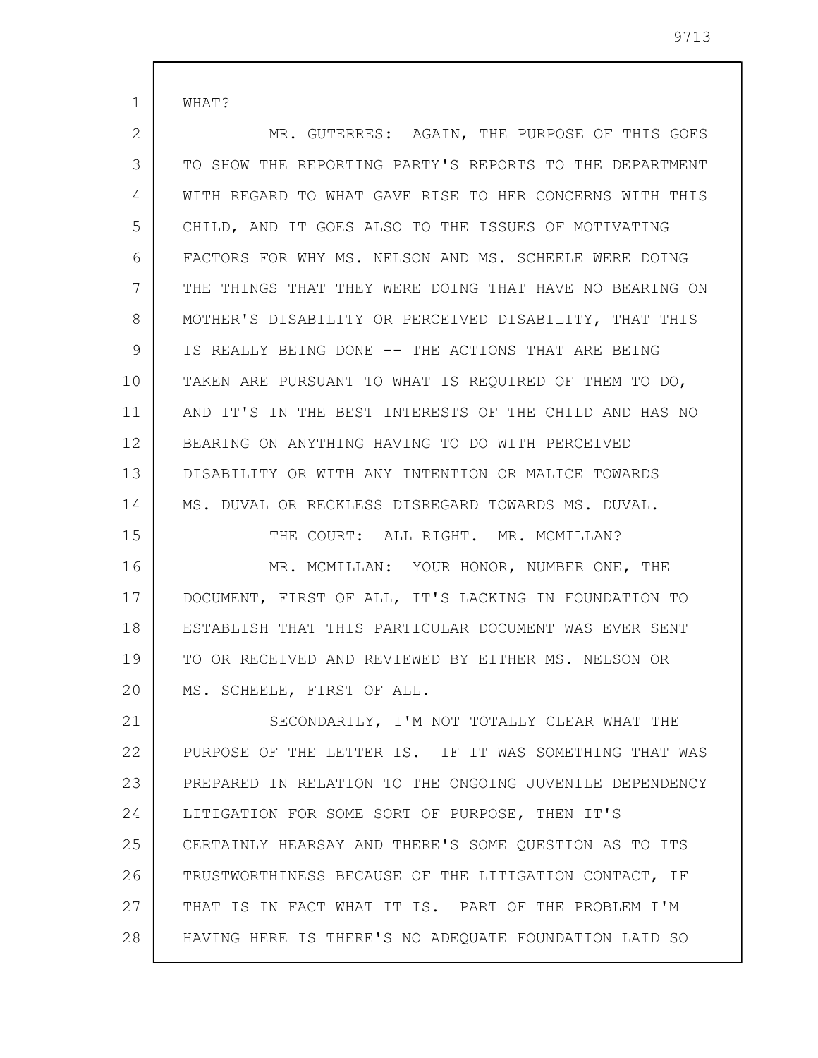WHAT?

MR. GUTERRES: AGAIN, THE PURPOSE OF THIS GOES TO SHOW THE REPORTING PARTY'S REPORTS TO THE DEPARTMENT WITH REGARD TO WHAT GAVE RISE TO HER CONCERNS WITH THIS CHILD, AND IT GOES ALSO TO THE ISSUES OF MOTIVATING FACTORS FOR WHY MS. NELSON AND MS. SCHEELE WERE DOING THE THINGS THAT THEY WERE DOING THAT HAVE NO BEARING ON MOTHER'S DISABILITY OR PERCEIVED DISABILITY, THAT THIS IS REALLY BEING DONE -- THE ACTIONS THAT ARE BEING TAKEN ARE PURSUANT TO WHAT IS REQUIRED OF THEM TO DO, AND IT'S IN THE BEST INTERESTS OF THE CHILD AND HAS NO BEARING ON ANYTHING HAVING TO DO WITH PERCEIVED DISABILITY OR WITH ANY INTENTION OR MALICE TOWARDS MS. DUVAL OR RECKLESS DISREGARD TOWARDS MS. DUVAL.

THE COURT: ALL RIGHT. MR. MCMILLAN?

MR. MCMILLAN: YOUR HONOR, NUMBER ONE, THE DOCUMENT, FIRST OF ALL, IT'S LACKING IN FOUNDATION TO ESTABLISH THAT THIS PARTICULAR DOCUMENT WAS EVER SENT TO OR RECEIVED AND REVIEWED BY EITHER MS. NELSON OR MS. SCHEELE, FIRST OF ALL.

SECONDARILY, I'M NOT TOTALLY CLEAR WHAT THE PURPOSE OF THE LETTER IS. IF IT WAS SOMETHING THAT WAS PREPARED IN RELATION TO THE ONGOING JUVENILE DEPENDENCY LITIGATION FOR SOME SORT OF PURPOSE, THEN IT'S CERTAINLY HEARSAY AND THERE'S SOME QUESTION AS TO ITS TRUSTWORTHINESS BECAUSE OF THE LITIGATION CONTACT, IF THAT IS IN FACT WHAT IT IS. PART OF THE PROBLEM I'M HAVING HERE IS THERE'S NO ADEQUATE FOUNDATION LAID SO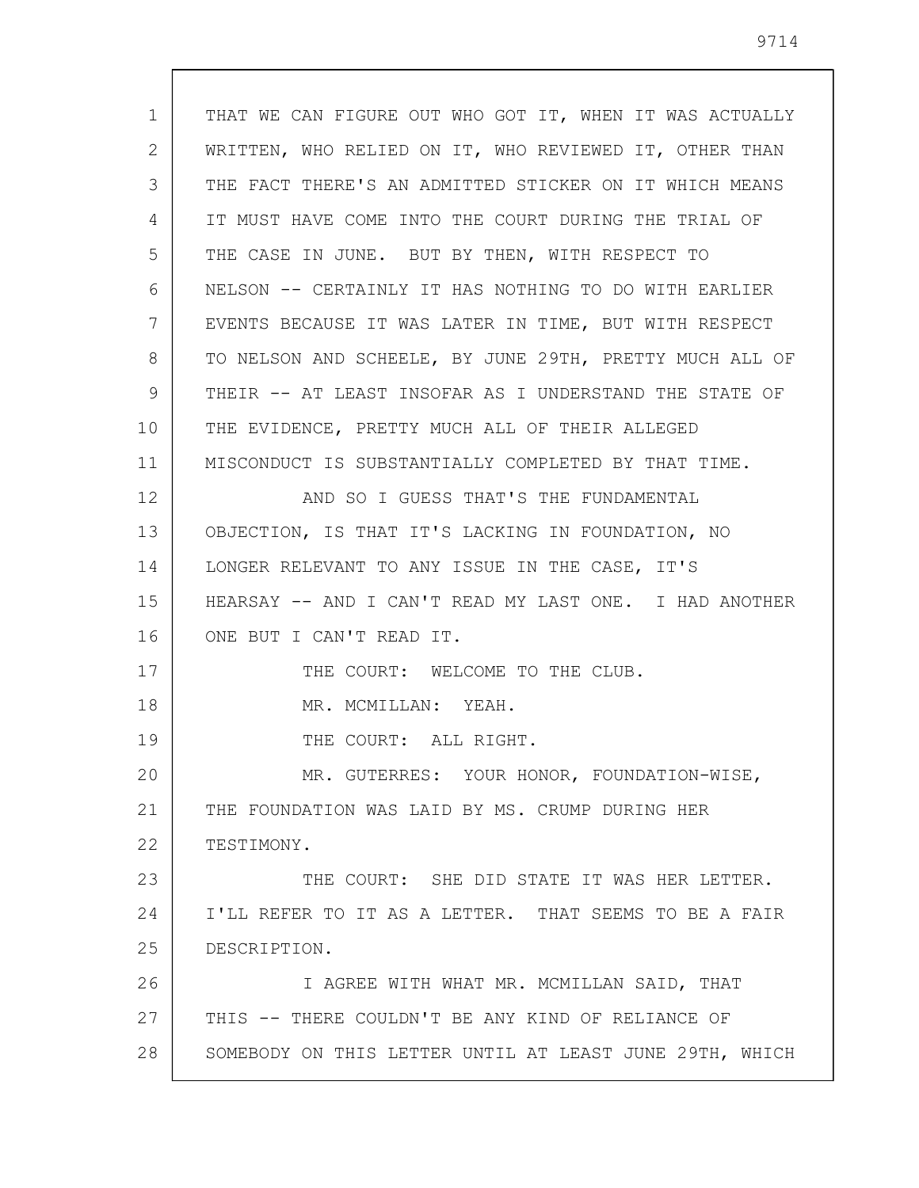THAT WE CAN FIGURE OUT WHO GOT IT, WHEN IT WAS ACTUALLY WRITTEN, WHO RELIED ON IT, WHO REVIEWED IT, OTHER THAN THE FACT THERE'S AN ADMITTED STICKER ON IT WHICH MEANS IT MUST HAVE COME INTO THE COURT DURING THE TRIAL OF THE CASE IN JUNE. BUT BY THEN, WITH RESPECT TO NELSON -- CERTAINLY IT HAS NOTHING TO DO WITH EARLIER EVENTS BECAUSE IT WAS LATER IN TIME, BUT WITH RESPECT TO NELSON AND SCHEELE, BY JUNE 29TH, PRETTY MUCH ALL OF THEIR -- AT LEAST INSOFAR AS I UNDERSTAND THE STATE OF THE EVIDENCE, PRETTY MUCH ALL OF THEIR ALLEGED MISCONDUCT IS SUBSTANTIALLY COMPLETED BY THAT TIME.

AND SO I GUESS THAT'S THE FUNDAMENTAL OBJECTION, IS THAT IT'S LACKING IN FOUNDATION, NO LONGER RELEVANT TO ANY ISSUE IN THE CASE, IT'S HEARSAY -- AND I CAN'T READ MY LAST ONE. I HAD ANOTHER ONE BUT I CAN'T READ IT.

THE COURT: WELCOME TO THE CLUB.

MR. MCMILLAN: YEAH.

THE COURT: ALL RIGHT.

MR. GUTERRES: YOUR HONOR, FOUNDATION-WISE, THE FOUNDATION WAS LAID BY MS. CRUMP DURING HER TESTIMONY.

THE COURT: SHE DID STATE IT WAS HER LETTER. I'LL REFER TO IT AS A LETTER. THAT SEEMS TO BE A FAIR DESCRIPTION.

I AGREE WITH WHAT MR. MCMILLAN SAID, THAT THIS -- THERE COULDN'T BE ANY KIND OF RELIANCE OF SOMEBODY ON THIS LETTER UNTIL AT LEAST JUNE 29TH, WHICH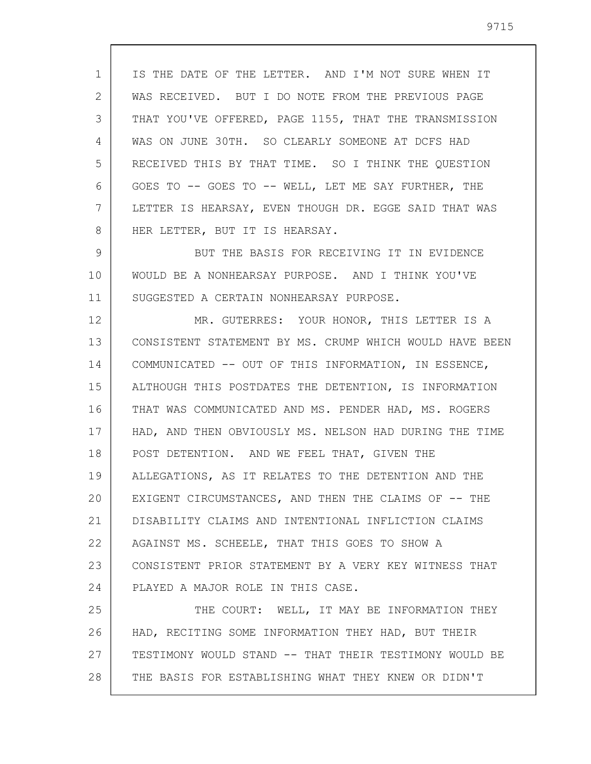IS THE DATE OF THE LETTER. AND I'M NOT SURE WHEN IT WAS RECEIVED. BUT I DO NOTE FROM THE PREVIOUS PAGE THAT YOU'VE OFFERED, PAGE 1155, THAT THE TRANSMISSION WAS ON JUNE 30TH. SO CLEARLY SOMEONE AT DCFS HAD RECEIVED THIS BY THAT TIME. SO I THINK THE QUESTION GOES TO -- GOES TO -- WELL, LET ME SAY FURTHER, THE LETTER IS HEARSAY, EVEN THOUGH DR. EGGE SAID THAT WAS HER LETTER, BUT IT IS HEARSAY.

BUT THE BASIS FOR RECEIVING IT IN EVIDENCE WOULD BE A NONHEARSAY PURPOSE. AND I THINK YOU'VE SUGGESTED A CERTAIN NONHEARSAY PURPOSE.

MR. GUTERRES: YOUR HONOR, THIS LETTER IS A CONSISTENT STATEMENT BY MS. CRUMP WHICH WOULD HAVE BEEN COMMUNICATED -- OUT OF THIS INFORMATION, IN ESSENCE, ALTHOUGH THIS POSTDATES THE DETENTION, IS INFORMATION THAT WAS COMMUNICATED AND MS. PENDER HAD, MS. ROGERS HAD, AND THEN OBVIOUSLY MS. NELSON HAD DURING THE TIME POST DETENTION. AND WE FEEL THAT, GIVEN THE ALLEGATIONS, AS IT RELATES TO THE DETENTION AND THE EXIGENT CIRCUMSTANCES, AND THEN THE CLAIMS OF -- THE DISABILITY CLAIMS AND INTENTIONAL INFLICTION CLAIMS AGAINST MS. SCHEELE, THAT THIS GOES TO SHOW A CONSISTENT PRIOR STATEMENT BY A VERY KEY WITNESS THAT PLAYED A MAJOR ROLE IN THIS CASE.

THE COURT: WELL, IT MAY BE INFORMATION THEY HAD, RECITING SOME INFORMATION THEY HAD, BUT THEIR TESTIMONY WOULD STAND -- THAT THEIR TESTIMONY WOULD BE THE BASIS FOR ESTABLISHING WHAT THEY KNEW OR DIDN'T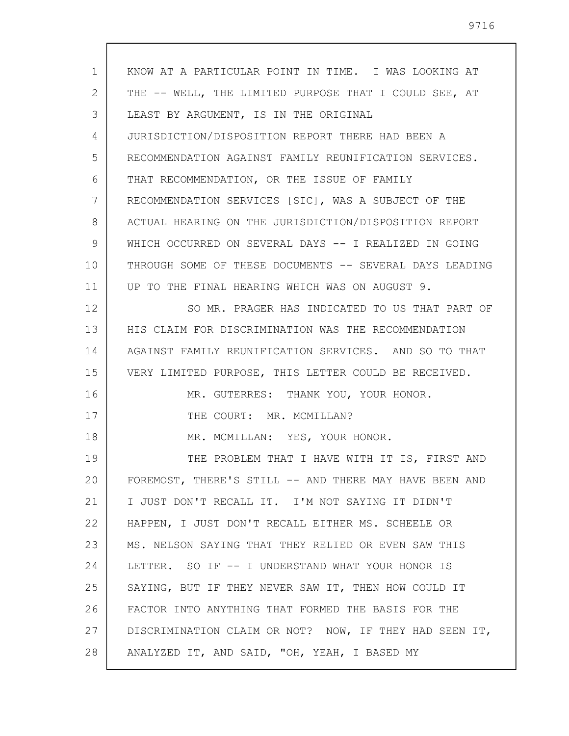KNOW AT A PARTICULAR POINT IN TIME. I WAS LOOKING AT THE -- WELL, THE LIMITED PURPOSE THAT I COULD SEE, AT LEAST BY ARGUMENT, IS IN THE ORIGINAL JURISDICTION/DISPOSITION REPORT THERE HAD BEEN A RECOMMENDATION AGAINST FAMILY REUNIFICATION SERVICES. THAT RECOMMENDATION, OR THE ISSUE OF FAMILY RECOMMENDATION SERVICES [SIC], WAS A SUBJECT OF THE ACTUAL HEARING ON THE JURISDICTION/DISPOSITION REPORT WHICH OCCURRED ON SEVERAL DAYS -- I REALIZED IN GOING THROUGH SOME OF THESE DOCUMENTS -- SEVERAL DAYS LEADING UP TO THE FINAL HEARING WHICH WAS ON AUGUST 9.

SO MR. PRAGER HAS INDICATED TO US THAT PART OF HIS CLAIM FOR DISCRIMINATION WAS THE RECOMMENDATION AGAINST FAMILY REUNIFICATION SERVICES. AND SO TO THAT VERY LIMITED PURPOSE, THIS LETTER COULD BE RECEIVED.

MR. GUTERRES: THANK YOU, YOUR HONOR.

THE COURT: MR. MCMILLAN?

MR. MCMILLAN: YES, YOUR HONOR.

THE PROBLEM THAT I HAVE WITH IT IS, FIRST AND FOREMOST, THERE'S STILL -- AND THERE MAY HAVE BEEN AND I JUST DON'T RECALL IT. I'M NOT SAYING IT DIDN'T HAPPEN, I JUST DON'T RECALL EITHER MS. SCHEELE OR MS. NELSON SAYING THAT THEY RELIED OR EVEN SAW THIS LETTER. SO IF -- I UNDERSTAND WHAT YOUR HONOR IS SAYING, BUT IF THEY NEVER SAW IT, THEN HOW COULD IT FACTOR INTO ANYTHING THAT FORMED THE BASIS FOR THE DISCRIMINATION CLAIM OR NOT? NOW, IF THEY HAD SEEN IT, ANALYZED IT, AND SAID, "OH, YEAH, I BASED MY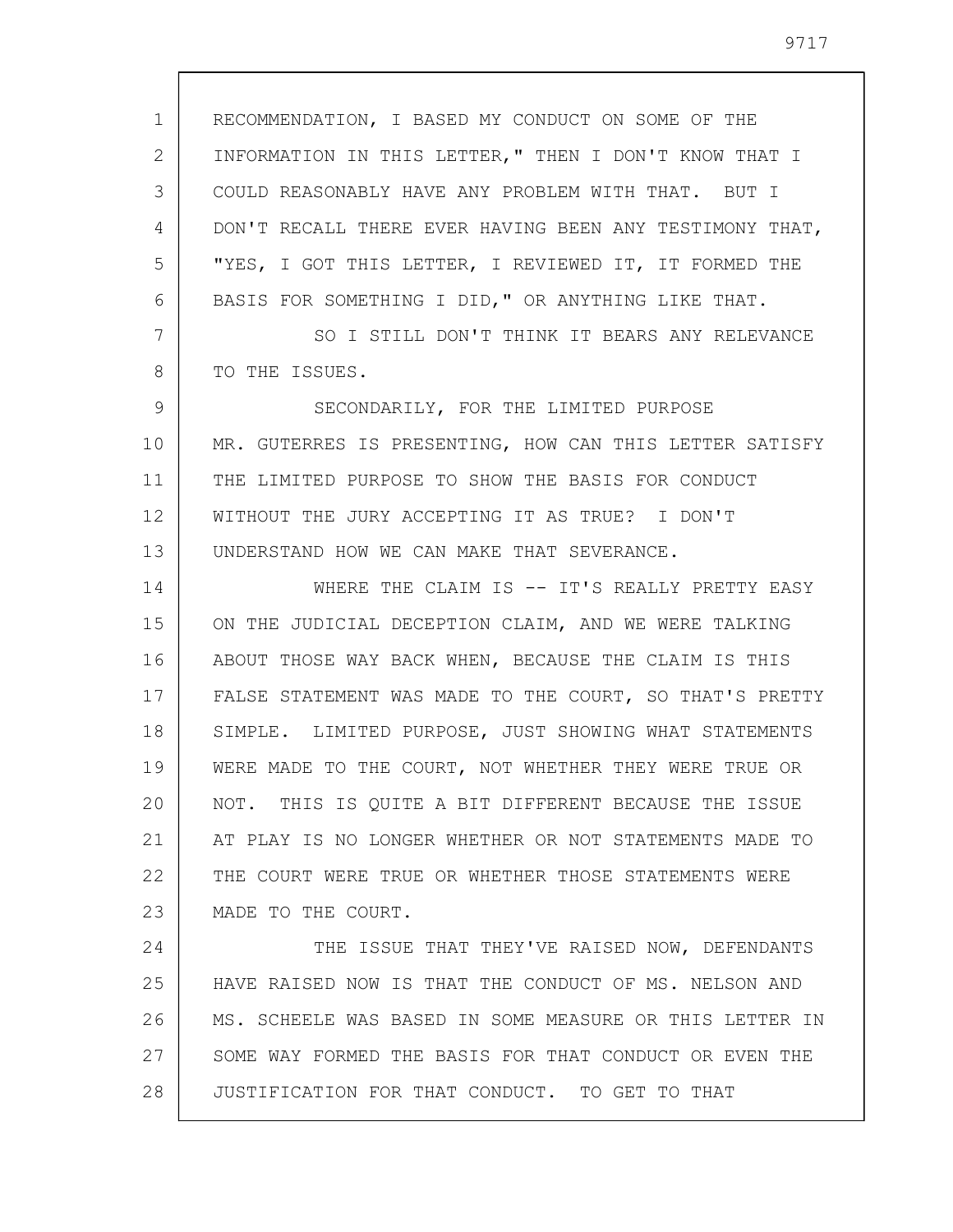RECOMMENDATION, I BASED MY CONDUCT ON SOME OF THE INFORMATION IN THIS LETTER," THEN I DON'T KNOW THAT I COULD REASONABLY HAVE ANY PROBLEM WITH THAT. BUT I DON'T RECALL THERE EVER HAVING BEEN ANY TESTIMONY THAT, "YES, I GOT THIS LETTER, I REVIEWED IT, IT FORMED THE BASIS FOR SOMETHING I DID," OR ANYTHING LIKE THAT.

SO I STILL DON'T THINK IT BEARS ANY RELEVANCE TO THE ISSUES.

SECONDARILY, FOR THE LIMITED PURPOSE MR. GUTERRES IS PRESENTING, HOW CAN THIS LETTER SATISFY THE LIMITED PURPOSE TO SHOW THE BASIS FOR CONDUCT WITHOUT THE JURY ACCEPTING IT AS TRUE? I DON'T UNDERSTAND HOW WE CAN MAKE THAT SEVERANCE.

WHERE THE CLAIM IS -- IT'S REALLY PRETTY EASY ON THE JUDICIAL DECEPTION CLAIM, AND WE WERE TALKING ABOUT THOSE WAY BACK WHEN, BECAUSE THE CLAIM IS THIS FALSE STATEMENT WAS MADE TO THE COURT, SO THAT'S PRETTY SIMPLE. LIMITED PURPOSE, JUST SHOWING WHAT STATEMENTS WERE MADE TO THE COURT, NOT WHETHER THEY WERE TRUE OR NOT. THIS IS QUITE A BIT DIFFERENT BECAUSE THE ISSUE AT PLAY IS NO LONGER WHETHER OR NOT STATEMENTS MADE TO THE COURT WERE TRUE OR WHETHER THOSE STATEMENTS WERE MADE TO THE COURT.

THE ISSUE THAT THEY'VE RAISED NOW, DEFENDANTS HAVE RAISED NOW IS THAT THE CONDUCT OF MS. NELSON AND MS. SCHEELE WAS BASED IN SOME MEASURE OR THIS LETTER IN SOME WAY FORMED THE BASIS FOR THAT CONDUCT OR EVEN THE JUSTIFICATION FOR THAT CONDUCT. TO GET TO THAT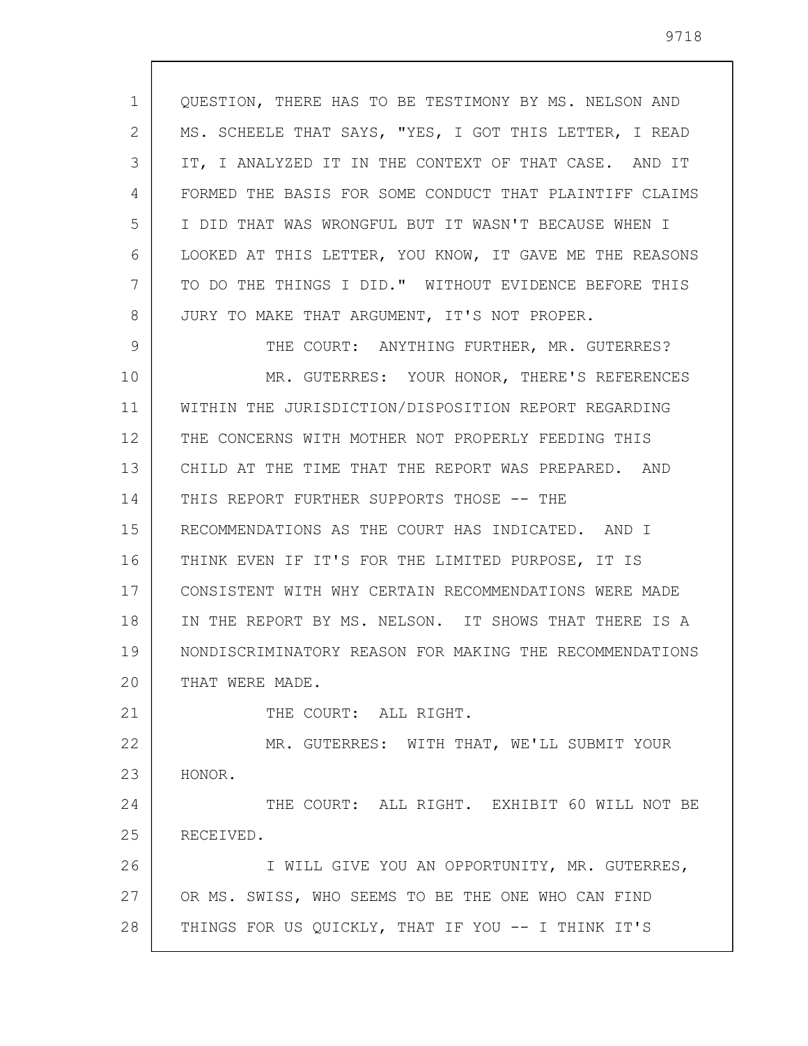QUESTION, THERE HAS TO BE TESTIMONY BY MS. NELSON AND MS. SCHEELE THAT SAYS, "YES, I GOT THIS LETTER, I READ IT, I ANALYZED IT IN THE CONTEXT OF THAT CASE. AND IT FORMED THE BASIS FOR SOME CONDUCT THAT PLAINTIFF CLAIMS I DID THAT WAS WRONGFUL BUT IT WASN'T BECAUSE WHEN I LOOKED AT THIS LETTER, YOU KNOW, IT GAVE ME THE REASONS TO DO THE THINGS I DID." WITHOUT EVIDENCE BEFORE THIS JURY TO MAKE THAT ARGUMENT, IT'S NOT PROPER.

THE COURT: ANYTHING FURTHER, MR. GUTERRES?

MR. GUTERRES: YOUR HONOR, THERE'S REFERENCES WITHIN THE JURISDICTION/DISPOSITION REPORT REGARDING THE CONCERNS WITH MOTHER NOT PROPERLY FEEDING THIS CHILD AT THE TIME THAT THE REPORT WAS PREPARED. AND THIS REPORT FURTHER SUPPORTS THOSE -- THE RECOMMENDATIONS AS THE COURT HAS INDICATED. AND I THINK EVEN IF IT'S FOR THE LIMITED PURPOSE, IT IS CONSISTENT WITH WHY CERTAIN RECOMMENDATIONS WERE MADE IN THE REPORT BY MS. NELSON. IT SHOWS THAT THERE IS A NONDISCRIMINATORY REASON FOR MAKING THE RECOMMENDATIONS THAT WERE MADE.

THE COURT: ALL RIGHT.

MR. GUTERRES: WITH THAT, WE'LL SUBMIT YOUR HONOR.

THE COURT: ALL RIGHT. EXHIBIT 60 WILL NOT BE RECEIVED.

I WILL GIVE YOU AN OPPORTUNITY, MR. GUTERRES, OR MS. SWISS, WHO SEEMS TO BE THE ONE WHO CAN FIND THINGS FOR US QUICKLY, THAT IF YOU -- I THINK IT'S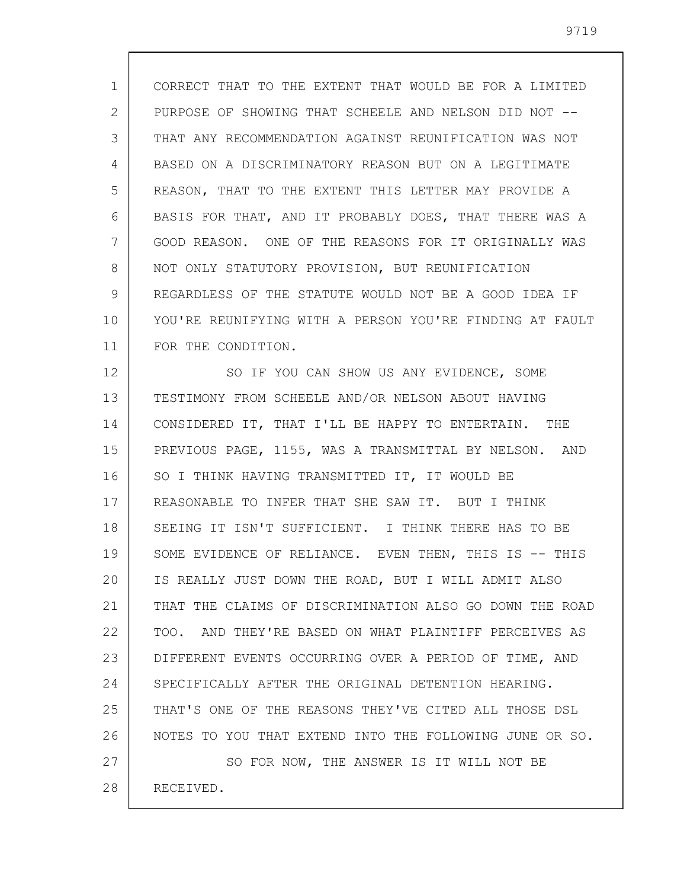CORRECT THAT TO THE EXTENT THAT WOULD BE FOR A LIMITED PURPOSE OF SHOWING THAT SCHEELE AND NELSON DID NOT -- THAT ANY RECOMMENDATION AGAINST REUNIFICATION WAS NOT BASED ON A DISCRIMINATORY REASON BUT ON A LEGITIMATE REASON, THAT TO THE EXTENT THIS LETTER MAY PROVIDE A BASIS FOR THAT, AND IT PROBABLY DOES, THAT THERE WAS A GOOD REASON. ONE OF THE REASONS FOR IT ORIGINALLY WAS NOT ONLY STATUTORY PROVISION, BUT REUNIFICATION REGARDLESS OF THE STATUTE WOULD NOT BE A GOOD IDEA IF YOU'RE REUNIFYING WITH A PERSON YOU'RE FINDING AT FAULT FOR THE CONDITION.

SO IF YOU CAN SHOW US ANY EVIDENCE, SOME TESTIMONY FROM SCHEELE AND/OR NELSON ABOUT HAVING CONSIDERED IT, THAT I'LL BE HAPPY TO ENTERTAIN. THE PREVIOUS PAGE, 1155, WAS A TRANSMITTAL BY NELSON. AND SO I THINK HAVING TRANSMITTED IT, IT WOULD BE REASONABLE TO INFER THAT SHE SAW IT. BUT I THINK SEEING IT ISN'T SUFFICIENT. I THINK THERE HAS TO BE SOME EVIDENCE OF RELIANCE. EVEN THEN, THIS IS -- THIS IS REALLY JUST DOWN THE ROAD, BUT I WILL ADMIT ALSO THAT THE CLAIMS OF DISCRIMINATION ALSO GO DOWN THE ROAD TOO. AND THEY'RE BASED ON WHAT PLAINTIFF PERCEIVES AS DIFFERENT EVENTS OCCURRING OVER A PERIOD OF TIME, AND SPECIFICALLY AFTER THE ORIGINAL DETENTION HEARING. THAT'S ONE OF THE REASONS THEY'VE CITED ALL THOSE DSL NOTES TO YOU THAT EXTEND INTO THE FOLLOWING JUNE OR SO.

SO FOR NOW, THE ANSWER IS IT WILL NOT BE RECEIVED.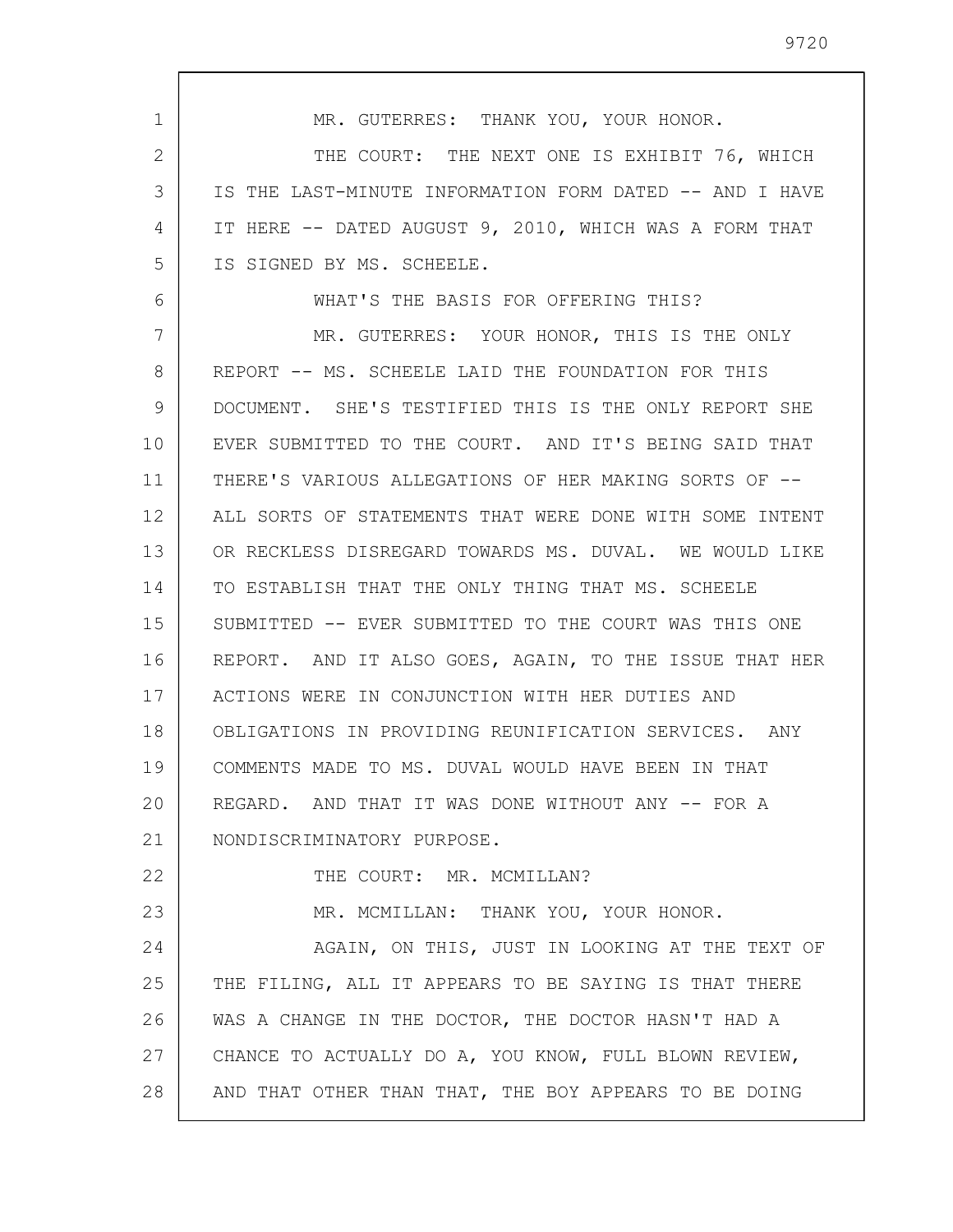MR. GUTERRES: THANK YOU, YOUR HONOR.

THE COURT: THE NEXT ONE IS EXHIBIT 76, WHICH IS THE LAST-MINUTE INFORMATION FORM DATED -- AND I HAVE IT HERE -- DATED AUGUST 9, 2010, WHICH WAS A FORM THAT IS SIGNED BY MS. SCHEELE.

WHAT'S THE BASIS FOR OFFERING THIS?

MR. GUTERRES: YOUR HONOR, THIS IS THE ONLY REPORT -- MS. SCHEELE LAID THE FOUNDATION FOR THIS DOCUMENT. SHE'S TESTIFIED THIS IS THE ONLY REPORT SHE EVER SUBMITTED TO THE COURT. AND IT'S BEING SAID THAT THERE'S VARIOUS ALLEGATIONS OF HER MAKING SORTS OF -- ALL SORTS OF STATEMENTS THAT WERE DONE WITH SOME INTENT OR RECKLESS DISREGARD TOWARDS MS. DUVAL. WE WOULD LIKE TO ESTABLISH THAT THE ONLY THING THAT MS. SCHEELE SUBMITTED -- EVER SUBMITTED TO THE COURT WAS THIS ONE REPORT. AND IT ALSO GOES, AGAIN, TO THE ISSUE THAT HER ACTIONS WERE IN CONJUNCTION WITH HER DUTIES AND OBLIGATIONS IN PROVIDING REUNIFICATION SERVICES. ANY COMMENTS MADE TO MS. DUVAL WOULD HAVE BEEN IN THAT REGARD. AND THAT IT WAS DONE WITHOUT ANY -- FOR A NONDISCRIMINATORY PURPOSE.

THE COURT: MR. MCMILLAN?

MR. MCMILLAN: THANK YOU, YOUR HONOR.

AGAIN, ON THIS, JUST IN LOOKING AT THE TEXT OF THE FILING, ALL IT APPEARS TO BE SAYING IS THAT THERE WAS A CHANGE IN THE DOCTOR, THE DOCTOR HASN'T HAD A CHANCE TO ACTUALLY DO A, YOU KNOW, FULL BLOWN REVIEW, AND THAT OTHER THAN THAT, THE BOY APPEARS TO BE DOING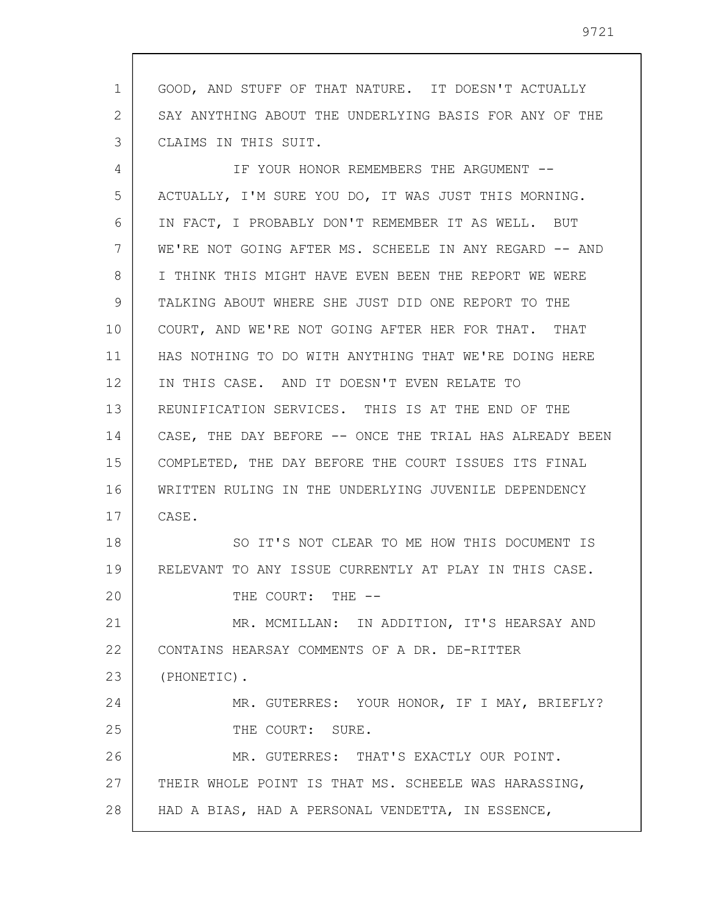GOOD, AND STUFF OF THAT NATURE. IT DOESN'T ACTUALLY SAY ANYTHING ABOUT THE UNDERLYING BASIS FOR ANY OF THE CLAIMS IN THIS SUIT.

IF YOUR HONOR REMEMBERS THE ARGUMENT -- ACTUALLY, I'M SURE YOU DO, IT WAS JUST THIS MORNING. IN FACT, I PROBABLY DON'T REMEMBER IT AS WELL. BUT WE'RE NOT GOING AFTER MS. SCHEELE IN ANY REGARD -- AND I THINK THIS MIGHT HAVE EVEN BEEN THE REPORT WE WERE TALKING ABOUT WHERE SHE JUST DID ONE REPORT TO THE COURT, AND WE'RE NOT GOING AFTER HER FOR THAT. THAT HAS NOTHING TO DO WITH ANYTHING THAT WE'RE DOING HERE IN THIS CASE. AND IT DOESN'T EVEN RELATE TO REUNIFICATION SERVICES. THIS IS AT THE END OF THE CASE, THE DAY BEFORE -- ONCE THE TRIAL HAS ALREADY BEEN COMPLETED, THE DAY BEFORE THE COURT ISSUES ITS FINAL WRITTEN RULING IN THE UNDERLYING JUVENILE DEPENDENCY CASE.

SO IT'S NOT CLEAR TO ME HOW THIS DOCUMENT IS RELEVANT TO ANY ISSUE CURRENTLY AT PLAY IN THIS CASE.

THE COURT: THE --

MR. MCMILLAN: IN ADDITION, IT'S HEARSAY AND CONTAINS HEARSAY COMMENTS OF A DR. DE-RITTER (PHONETIC).

MR. GUTERRES: YOUR HONOR, IF I MAY, BRIEFLY?

THE COURT: SURE.

MR. GUTERRES: THAT'S EXACTLY OUR POINT. THEIR WHOLE POINT IS THAT MS. SCHEELE WAS HARASSING, HAD A BIAS, HAD A PERSONAL VENDETTA, IN ESSENCE,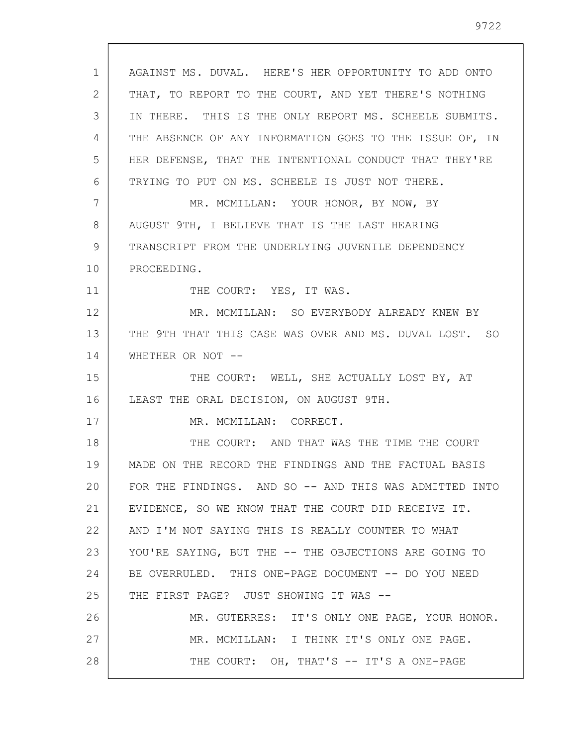AGAINST MS. DUVAL. HERE'S HER OPPORTUNITY TO ADD ONTO THAT, TO REPORT TO THE COURT, AND YET THERE'S NOTHING IN THERE. THIS IS THE ONLY REPORT MS. SCHEELE SUBMITS. THE ABSENCE OF ANY INFORMATION GOES TO THE ISSUE OF, IN HER DEFENSE, THAT THE INTENTIONAL CONDUCT THAT THEY'RE TRYING TO PUT ON MS. SCHEELE IS JUST NOT THERE.

MR. MCMILLAN: YOUR HONOR, BY NOW, BY AUGUST 9TH, I BELIEVE THAT IS THE LAST HEARING TRANSCRIPT FROM THE UNDERLYING JUVENILE DEPENDENCY PROCEEDING.

THE COURT: YES, IT WAS.

MR. MCMILLAN: SO EVERYBODY ALREADY KNEW BY THE 9TH THAT THIS CASE WAS OVER AND MS. DUVAL LOST. SO WHETHER OR NOT --

THE COURT: WELL, SHE ACTUALLY LOST BY, AT LEAST THE ORAL DECISION, ON AUGUST 9TH.

MR. MCMILLAN: CORRECT.

THE COURT: AND THAT WAS THE TIME THE COURT MADE ON THE RECORD THE FINDINGS AND THE FACTUAL BASIS FOR THE FINDINGS. AND SO -- AND THIS WAS ADMITTED INTO EVIDENCE, SO WE KNOW THAT THE COURT DID RECEIVE IT. AND I'M NOT SAYING THIS IS REALLY COUNTER TO WHAT YOU'RE SAYING, BUT THE -- THE OBJECTIONS ARE GOING TO BE OVERRULED. THIS ONE-PAGE DOCUMENT -- DO YOU NEED THE FIRST PAGE? JUST SHOWING IT WAS --

MR. GUTERRES: IT'S ONLY ONE PAGE, YOUR HONOR.

MR. MCMILLAN: I THINK IT'S ONLY ONE PAGE.

THE COURT: OH, THAT'S -- IT'S A ONE-PAGE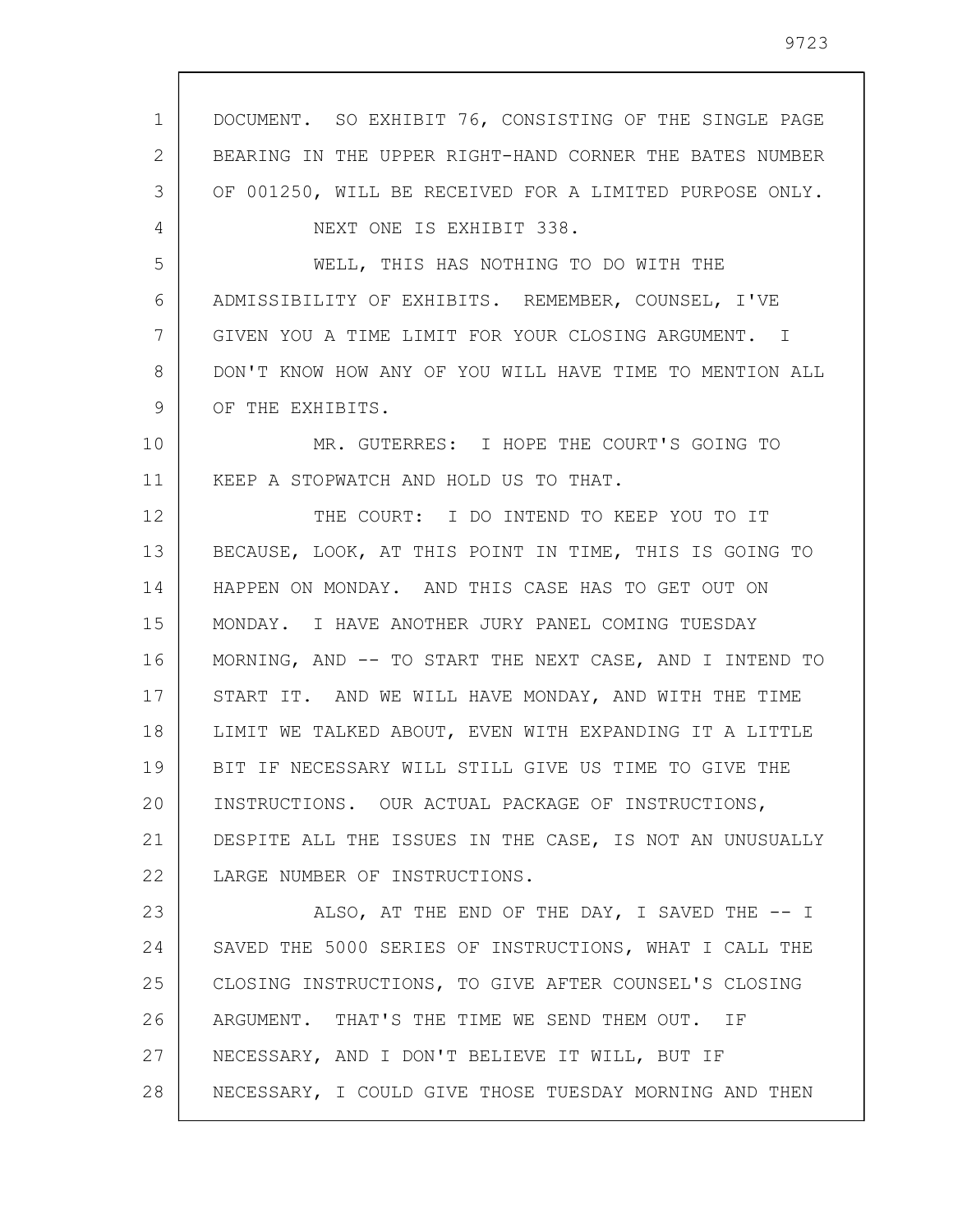DOCUMENT. SO EXHIBIT 76, CONSISTING OF THE SINGLE PAGE BEARING IN THE UPPER RIGHT-HAND CORNER THE BATES NUMBER OF 001250, WILL BE RECEIVED FOR A LIMITED PURPOSE ONLY.

NEXT ONE IS EXHIBIT 338.

WELL, THIS HAS NOTHING TO DO WITH THE ADMISSIBILITY OF EXHIBITS. REMEMBER, COUNSEL, I'VE GIVEN YOU A TIME LIMIT FOR YOUR CLOSING ARGUMENT. I DON'T KNOW HOW ANY OF YOU WILL HAVE TIME TO MENTION ALL OF THE EXHIBITS.

MR. GUTERRES: I HOPE THE COURT'S GOING TO KEEP A STOPWATCH AND HOLD US TO THAT.

THE COURT: I DO INTEND TO KEEP YOU TO IT BECAUSE, LOOK, AT THIS POINT IN TIME, THIS IS GOING TO HAPPEN ON MONDAY. AND THIS CASE HAS TO GET OUT ON MONDAY. I HAVE ANOTHER JURY PANEL COMING TUESDAY MORNING, AND -- TO START THE NEXT CASE, AND I INTEND TO START IT. AND WE WILL HAVE MONDAY, AND WITH THE TIME LIMIT WE TALKED ABOUT, EVEN WITH EXPANDING IT A LITTLE BIT IF NECESSARY WILL STILL GIVE US TIME TO GIVE THE INSTRUCTIONS. OUR ACTUAL PACKAGE OF INSTRUCTIONS, DESPITE ALL THE ISSUES IN THE CASE, IS NOT AN UNUSUALLY LARGE NUMBER OF INSTRUCTIONS.

ALSO, AT THE END OF THE DAY, I SAVED THE -- I SAVED THE 5000 SERIES OF INSTRUCTIONS, WHAT I CALL THE CLOSING INSTRUCTIONS, TO GIVE AFTER COUNSEL'S CLOSING ARGUMENT. THAT'S THE TIME WE SEND THEM OUT. IF NECESSARY, AND I DON'T BELIEVE IT WILL, BUT IF NECESSARY, I COULD GIVE THOSE TUESDAY MORNING AND THEN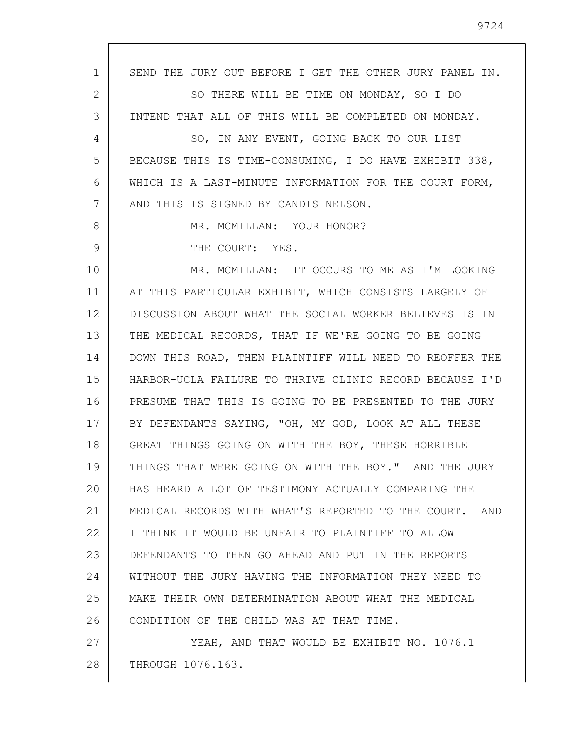SEND THE JURY OUT BEFORE I GET THE OTHER JURY PANEL IN.

SO THERE WILL BE TIME ON MONDAY, SO I DO INTEND THAT ALL OF THIS WILL BE COMPLETED ON MONDAY.

SO, IN ANY EVENT, GOING BACK TO OUR LIST BECAUSE THIS IS TIME-CONSUMING, I DO HAVE EXHIBIT 338, WHICH IS A LAST-MINUTE INFORMATION FOR THE COURT FORM, AND THIS IS SIGNED BY CANDIS NELSON.

MR. MCMILLAN: YOUR HONOR?

THE COURT: YES.

MR. MCMILLAN: IT OCCURS TO ME AS I'M LOOKING AT THIS PARTICULAR EXHIBIT, WHICH CONSISTS LARGELY OF DISCUSSION ABOUT WHAT THE SOCIAL WORKER BELIEVES IS IN THE MEDICAL RECORDS, THAT IF WE'RE GOING TO BE GOING DOWN THIS ROAD, THEN PLAINTIFF WILL NEED TO REOFFER THE HARBOR-UCLA FAILURE TO THRIVE CLINIC RECORD BECAUSE I'D PRESUME THAT THIS IS GOING TO BE PRESENTED TO THE JURY BY DEFENDANTS SAYING, "OH, MY GOD, LOOK AT ALL THESE GREAT THINGS GOING ON WITH THE BOY, THESE HORRIBLE THINGS THAT WERE GOING ON WITH THE BOY." AND THE JURY HAS HEARD A LOT OF TESTIMONY ACTUALLY COMPARING THE MEDICAL RECORDS WITH WHAT'S REPORTED TO THE COURT. AND I THINK IT WOULD BE UNFAIR TO PLAINTIFF TO ALLOW DEFENDANTS TO THEN GO AHEAD AND PUT IN THE REPORTS WITHOUT THE JURY HAVING THE INFORMATION THEY NEED TO MAKE THEIR OWN DETERMINATION ABOUT WHAT THE MEDICAL CONDITION OF THE CHILD WAS AT THAT TIME.

YEAH, AND THAT WOULD BE EXHIBIT NO. 1076.1 THROUGH 1076.163.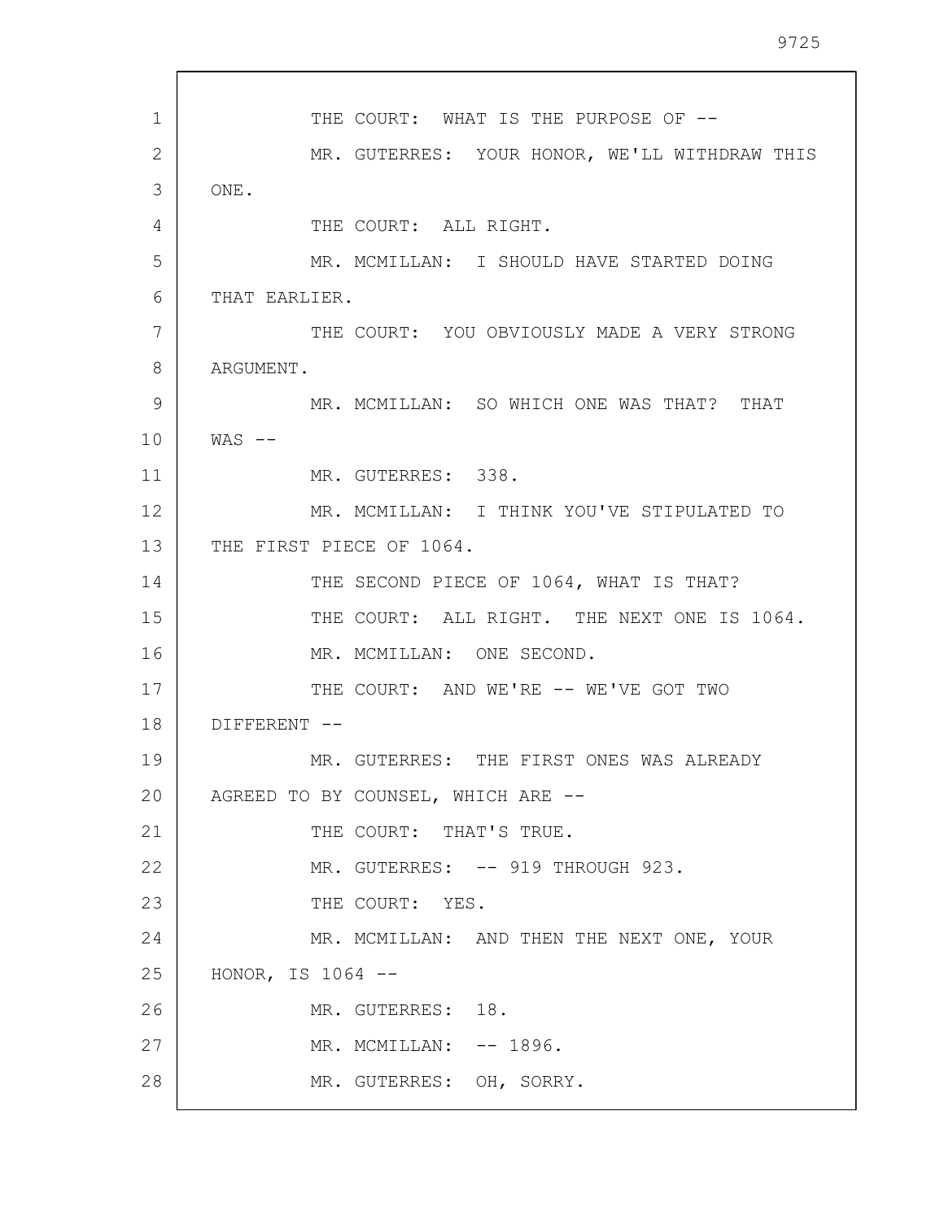THE COURT: WHAT IS THE PURPOSE OF --

MR. GUTERRES: YOUR HONOR, WE'LL WITHDRAW THIS ONE.

THE COURT: ALL RIGHT.

MR. MCMILLAN: I SHOULD HAVE STARTED DOING THAT EARLIER.

THE COURT: YOU OBVIOUSLY MADE A VERY STRONG ARGUMENT.

MR. MCMILLAN: SO WHICH ONE WAS THAT? THAT WAS --

MR. GUTERRES: 338.

MR. MCMILLAN: I THINK YOU'VE STIPULATED TO THE FIRST PIECE OF 1064.

THE SECOND PIECE OF 1064, WHAT IS THAT?

THE COURT: ALL RIGHT. THE NEXT ONE IS 1064.

MR. MCMILLAN: ONE SECOND.

THE COURT: AND WE'RE -- WE'VE GOT TWO DIFFERENT --

MR. GUTERRES: THE FIRST ONES WAS ALREADY AGREED TO BY COUNSEL, WHICH ARE --

THE COURT: THAT'S TRUE.

MR. GUTERRES: -- 919 THROUGH 923.

THE COURT: YES.

MR. MCMILLAN: AND THEN THE NEXT ONE, YOUR HONOR, IS 1064 --

MR. GUTERRES: 18.

MR. MCMILLAN: -- 1896.

MR. GUTERRES: OH, SORRY.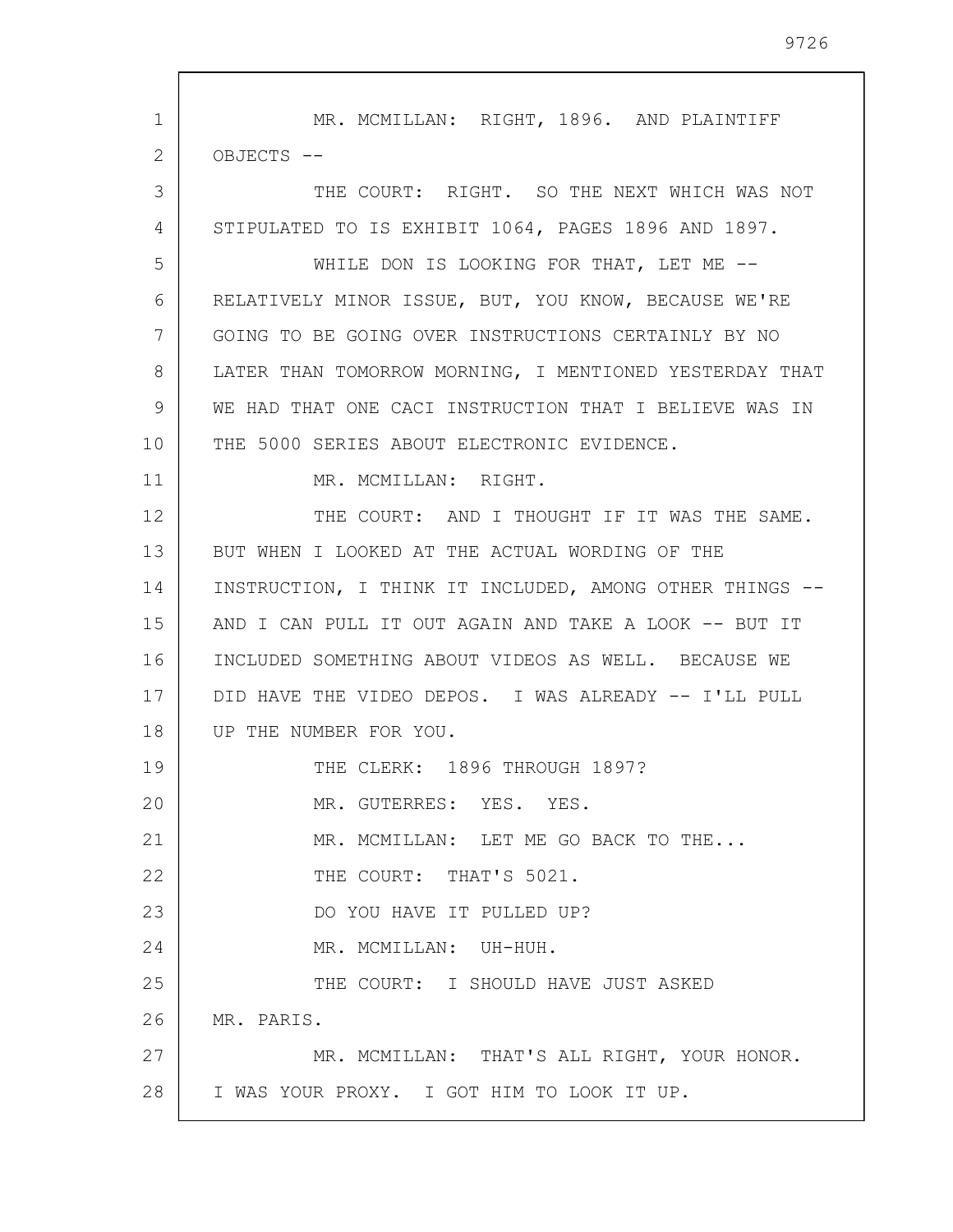MR. MCMILLAN: RIGHT, 1896. AND PLAINTIFF OBJECTS --

THE COURT: RIGHT. SO THE NEXT WHICH WAS NOT STIPULATED TO IS EXHIBIT 1064, PAGES 1896 AND 1897.

WHILE DON IS LOOKING FOR THAT, LET ME -- RELATIVELY MINOR ISSUE, BUT, YOU KNOW, BECAUSE WE'RE GOING TO BE GOING OVER INSTRUCTIONS CERTAINLY BY NO LATER THAN TOMORROW MORNING, I MENTIONED YESTERDAY THAT WE HAD THAT ONE CACI INSTRUCTION THAT I BELIEVE WAS IN THE 5000 SERIES ABOUT ELECTRONIC EVIDENCE.

MR. MCMILLAN: RIGHT.

THE COURT: AND I THOUGHT IF IT WAS THE SAME. BUT WHEN I LOOKED AT THE ACTUAL WORDING OF THE INSTRUCTION, I THINK IT INCLUDED, AMONG OTHER THINGS -- AND I CAN PULL IT OUT AGAIN AND TAKE A LOOK -- BUT IT INCLUDED SOMETHING ABOUT VIDEOS AS WELL. BECAUSE WE DID HAVE THE VIDEO DEPOS. I WAS ALREADY -- I'LL PULL UP THE NUMBER FOR YOU.

THE CLERK: 1896 THROUGH 1897?

MR. GUTERRES: YES. YES.

MR. MCMILLAN: LET ME GO BACK TO THE...

THE COURT: THAT'S 5021.

DO YOU HAVE IT PULLED UP?

MR. MCMILLAN: UH-HUH.

THE COURT: I SHOULD HAVE JUST ASKED MR. PARIS.

MR. MCMILLAN: THAT'S ALL RIGHT, YOUR HONOR. I WAS YOUR PROXY. I GOT HIM TO LOOK IT UP.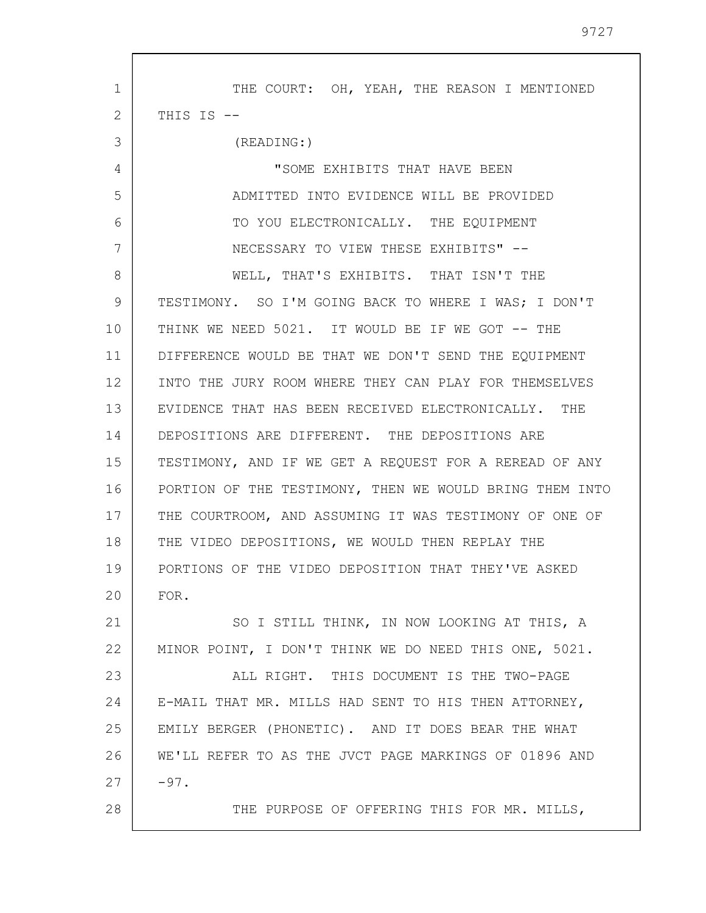THE COURT: OH, YEAH, THE REASON I MENTIONED THIS IS --

(READING:)

"SOME EXHIBITS THAT HAVE BEEN ADMITTED INTO EVIDENCE WILL BE PROVIDED TO YOU ELECTRONICALLY. THE EQUIPMENT NECESSARY TO VIEW THESE EXHIBITS" --

WELL, THAT'S EXHIBITS. THAT ISN'T THE TESTIMONY. SO I'M GOING BACK TO WHERE I WAS; I DON'T THINK WE NEED 5021. IT WOULD BE IF WE GOT -- THE DIFFERENCE WOULD BE THAT WE DON'T SEND THE EQUIPMENT INTO THE JURY ROOM WHERE THEY CAN PLAY FOR THEMSELVES EVIDENCE THAT HAS BEEN RECEIVED ELECTRONICALLY. THE DEPOSITIONS ARE DIFFERENT. THE DEPOSITIONS ARE TESTIMONY, AND IF WE GET A REQUEST FOR A REREAD OF ANY PORTION OF THE TESTIMONY, THEN WE WOULD BRING THEM INTO THE COURTROOM, AND ASSUMING IT WAS TESTIMONY OF ONE OF THE VIDEO DEPOSITIONS, WE WOULD THEN REPLAY THE PORTIONS OF THE VIDEO DEPOSITION THAT THEY'VE ASKED FOR.

SO I STILL THINK, IN NOW LOOKING AT THIS, A MINOR POINT, I DON'T THINK WE DO NEED THIS ONE, 5021.

ALL RIGHT. THIS DOCUMENT IS THE TWO-PAGE E-MAIL THAT MR. MILLS HAD SENT TO HIS THEN ATTORNEY, EMILY BERGER (PHONETIC). AND IT DOES BEAR THE WHAT WE'LL REFER TO AS THE JVCT PAGE MARKINGS OF 01896 AND -97.

THE PURPOSE OF OFFERING THIS FOR MR. MILLS,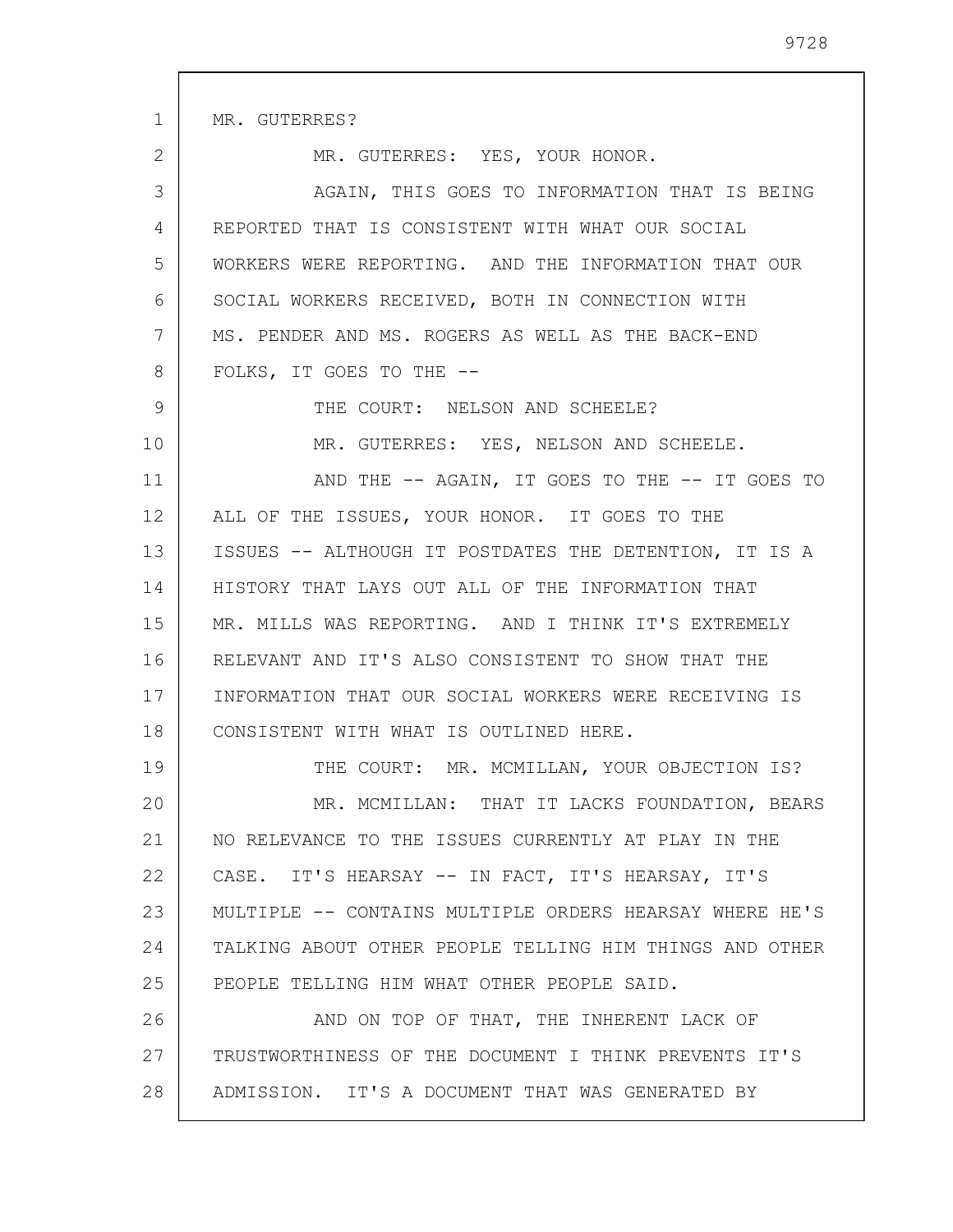MR. GUTERRES?

MR. GUTERRES: YES, YOUR HONOR.

AGAIN, THIS GOES TO INFORMATION THAT IS BEING REPORTED THAT IS CONSISTENT WITH WHAT OUR SOCIAL WORKERS WERE REPORTING. AND THE INFORMATION THAT OUR SOCIAL WORKERS RECEIVED, BOTH IN CONNECTION WITH MS. PENDER AND MS. ROGERS AS WELL AS THE BACK-END FOLKS, IT GOES TO THE --

THE COURT: NELSON AND SCHEELE?

MR. GUTERRES: YES, NELSON AND SCHEELE.

AND THE -- AGAIN, IT GOES TO THE -- IT GOES TO ALL OF THE ISSUES, YOUR HONOR. IT GOES TO THE ISSUES -- ALTHOUGH IT POSTDATES THE DETENTION, IT IS A HISTORY THAT LAYS OUT ALL OF THE INFORMATION THAT MR. MILLS WAS REPORTING. AND I THINK IT'S EXTREMELY RELEVANT AND IT'S ALSO CONSISTENT TO SHOW THAT THE INFORMATION THAT OUR SOCIAL WORKERS WERE RECEIVING IS CONSISTENT WITH WHAT IS OUTLINED HERE.

THE COURT: MR. MCMILLAN, YOUR OBJECTION IS?

MR. MCMILLAN: THAT IT LACKS FOUNDATION, BEARS NO RELEVANCE TO THE ISSUES CURRENTLY AT PLAY IN THE CASE. IT'S HEARSAY -- IN FACT, IT'S HEARSAY, IT'S MULTIPLE -- CONTAINS MULTIPLE ORDERS HEARSAY WHERE HE'S TALKING ABOUT OTHER PEOPLE TELLING HIM THINGS AND OTHER PEOPLE TELLING HIM WHAT OTHER PEOPLE SAID.

AND ON TOP OF THAT, THE INHERENT LACK OF TRUSTWORTHINESS OF THE DOCUMENT I THINK PREVENTS IT'S ADMISSION. IT'S A DOCUMENT THAT WAS GENERATED BY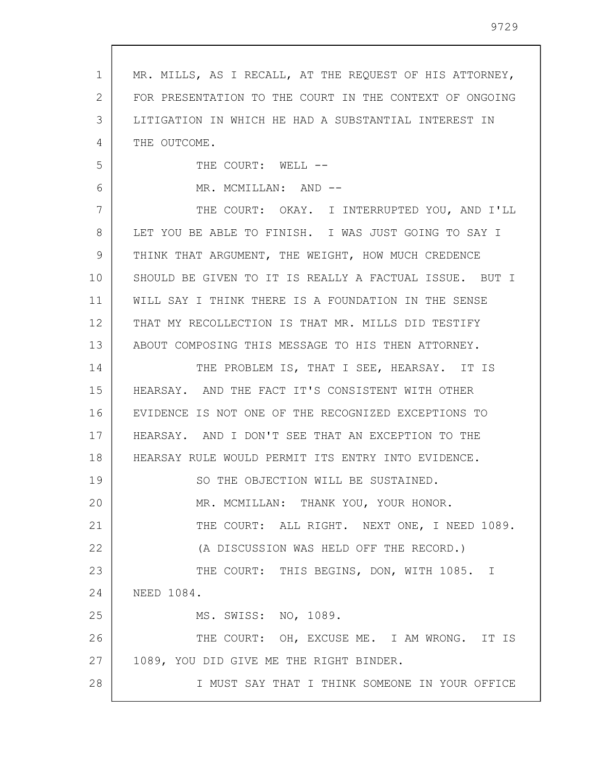MR. MILLS, AS I RECALL, AT THE REQUEST OF HIS ATTORNEY, FOR PRESENTATION TO THE COURT IN THE CONTEXT OF ONGOING LITIGATION IN WHICH HE HAD A SUBSTANTIAL INTEREST IN THE OUTCOME.

THE COURT: WELL --

MR. MCMILLAN: AND --

THE COURT: OKAY. I INTERRUPTED YOU, AND I'LL LET YOU BE ABLE TO FINISH. I WAS JUST GOING TO SAY I THINK THAT ARGUMENT, THE WEIGHT, HOW MUCH CREDENCE SHOULD BE GIVEN TO IT IS REALLY A FACTUAL ISSUE. BUT I WILL SAY I THINK THERE IS A FOUNDATION IN THE SENSE THAT MY RECOLLECTION IS THAT MR. MILLS DID TESTIFY ABOUT COMPOSING THIS MESSAGE TO HIS THEN ATTORNEY.

THE PROBLEM IS, THAT I SEE, HEARSAY. IT IS HEARSAY. AND THE FACT IT'S CONSISTENT WITH OTHER EVIDENCE IS NOT ONE OF THE RECOGNIZED EXCEPTIONS TO HEARSAY. AND I DON'T SEE THAT AN EXCEPTION TO THE HEARSAY RULE WOULD PERMIT ITS ENTRY INTO EVIDENCE.

SO THE OBJECTION WILL BE SUSTAINED.

MR. MCMILLAN: THANK YOU, YOUR HONOR.

THE COURT: ALL RIGHT. NEXT ONE, I NEED 1089.

(A DISCUSSION WAS HELD OFF THE RECORD.)

THE COURT: THIS BEGINS, DON, WITH 1085. I NEED 1084.

MS. SWISS: NO, 1089.

THE COURT: OH, EXCUSE ME. I AM WRONG. IT IS 1089, YOU DID GIVE ME THE RIGHT BINDER.

I MUST SAY THAT I THINK SOMEONE IN YOUR OFFICE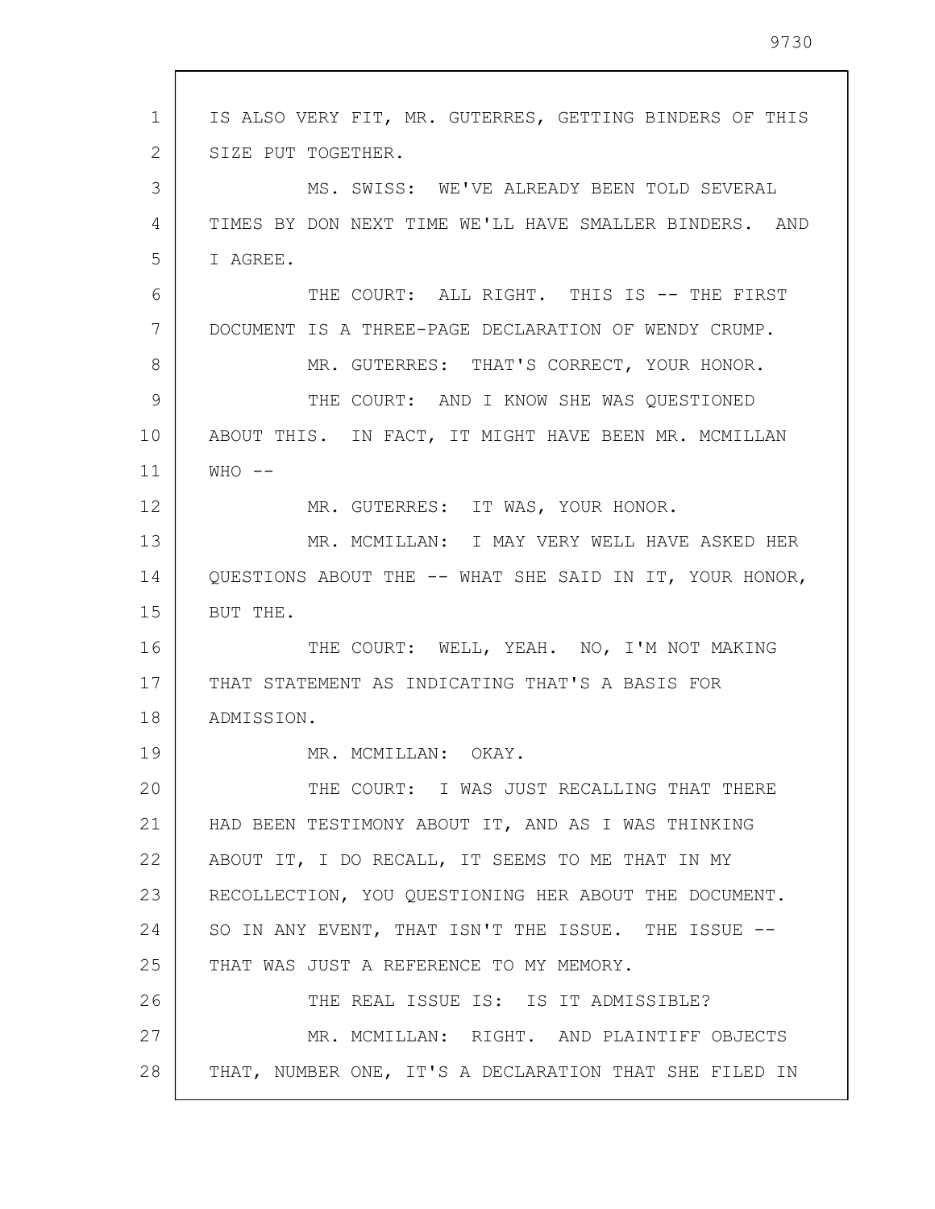IS ALSO VERY FIT, MR. GUTERRES, GETTING BINDERS OF THIS SIZE PUT TOGETHER.

MS. SWISS: WE'VE ALREADY BEEN TOLD SEVERAL TIMES BY DON NEXT TIME WE'LL HAVE SMALLER BINDERS. AND I AGREE.

THE COURT: ALL RIGHT. THIS IS -- THE FIRST DOCUMENT IS A THREE-PAGE DECLARATION OF WENDY CRUMP.

MR. GUTERRES: THAT'S CORRECT, YOUR HONOR.

THE COURT: AND I KNOW SHE WAS QUESTIONED ABOUT THIS. IN FACT, IT MIGHT HAVE BEEN MR. MCMILLAN WHO --

MR. GUTERRES: IT WAS, YOUR HONOR.

MR. MCMILLAN: I MAY VERY WELL HAVE ASKED HER QUESTIONS ABOUT THE -- WHAT SHE SAID IN IT, YOUR HONOR, BUT THE.

THE COURT: WELL, YEAH. NO, I'M NOT MAKING THAT STATEMENT AS INDICATING THAT'S A BASIS FOR ADMISSION.

MR. MCMILLAN: OKAY.

THE COURT: I WAS JUST RECALLING THAT THERE HAD BEEN TESTIMONY ABOUT IT, AND AS I WAS THINKING ABOUT IT, I DO RECALL, IT SEEMS TO ME THAT IN MY RECOLLECTION, YOU QUESTIONING HER ABOUT THE DOCUMENT. SO IN ANY EVENT, THAT ISN'T THE ISSUE. THE ISSUE -- THAT WAS JUST A REFERENCE TO MY MEMORY.

THE REAL ISSUE IS: IS IT ADMISSIBLE?

MR. MCMILLAN: RIGHT. AND PLAINTIFF OBJECTS THAT, NUMBER ONE, IT'S A DECLARATION THAT SHE FILED IN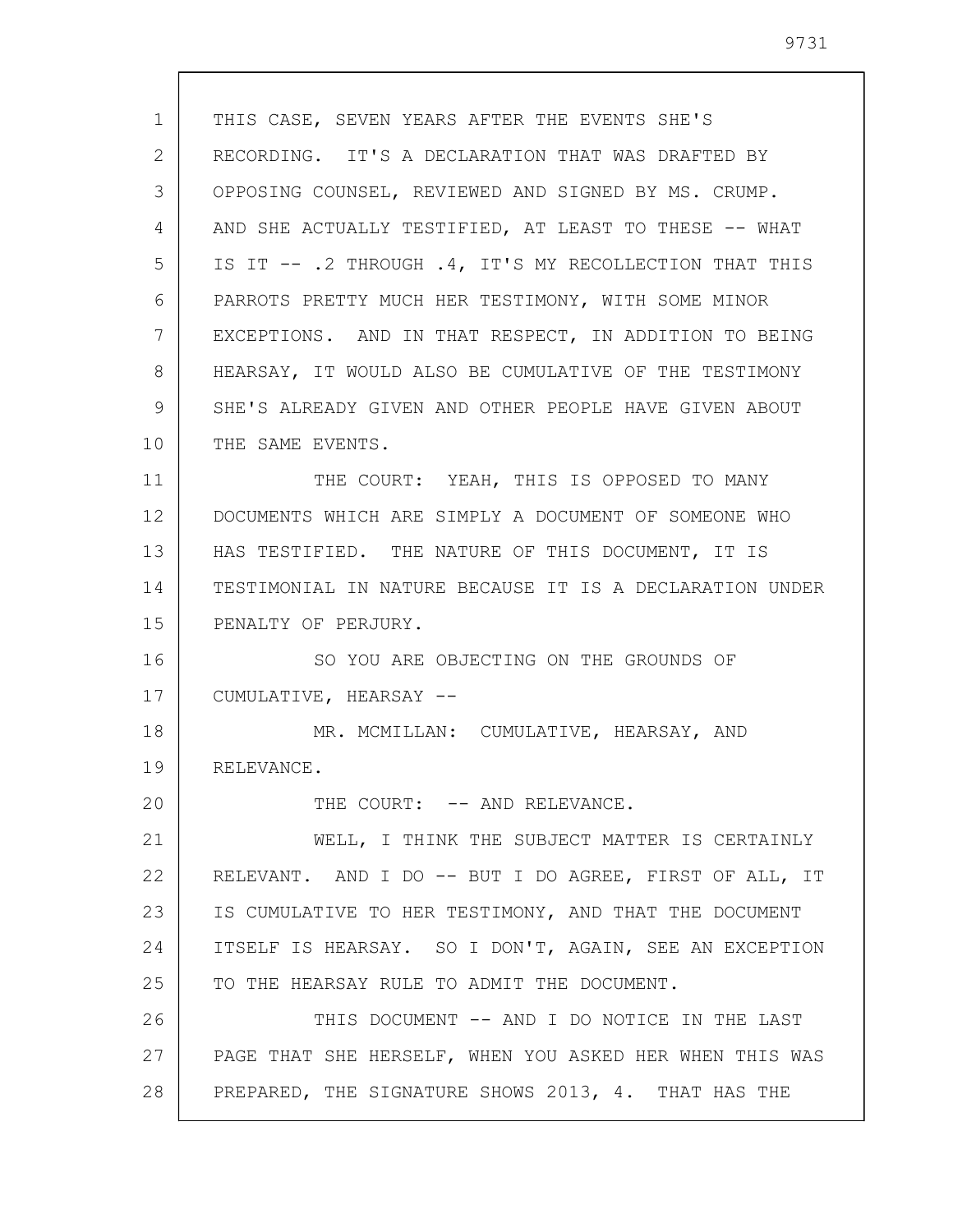THIS CASE, SEVEN YEARS AFTER THE EVENTS SHE'S RECORDING. IT'S A DECLARATION THAT WAS DRAFTED BY OPPOSING COUNSEL, REVIEWED AND SIGNED BY MS. CRUMP. AND SHE ACTUALLY TESTIFIED, AT LEAST TO THESE -- WHAT IS IT -- .2 THROUGH .4, IT'S MY RECOLLECTION THAT THIS PARROTS PRETTY MUCH HER TESTIMONY, WITH SOME MINOR EXCEPTIONS. AND IN THAT RESPECT, IN ADDITION TO BEING HEARSAY, IT WOULD ALSO BE CUMULATIVE OF THE TESTIMONY SHE'S ALREADY GIVEN AND OTHER PEOPLE HAVE GIVEN ABOUT THE SAME EVENTS.

THE COURT: YEAH, THIS IS OPPOSED TO MANY DOCUMENTS WHICH ARE SIMPLY A DOCUMENT OF SOMEONE WHO HAS TESTIFIED. THE NATURE OF THIS DOCUMENT, IT IS TESTIMONIAL IN NATURE BECAUSE IT IS A DECLARATION UNDER PENALTY OF PERJURY.

SO YOU ARE OBJECTING ON THE GROUNDS OF CUMULATIVE, HEARSAY --

MR. MCMILLAN: CUMULATIVE, HEARSAY, AND RELEVANCE.

THE COURT: -- AND RELEVANCE.

WELL, I THINK THE SUBJECT MATTER IS CERTAINLY RELEVANT. AND I DO -- BUT I DO AGREE, FIRST OF ALL, IT IS CUMULATIVE TO HER TESTIMONY, AND THAT THE DOCUMENT ITSELF IS HEARSAY. SO I DON'T, AGAIN, SEE AN EXCEPTION TO THE HEARSAY RULE TO ADMIT THE DOCUMENT.

THIS DOCUMENT -- AND I DO NOTICE IN THE LAST PAGE THAT SHE HERSELF, WHEN YOU ASKED HER WHEN THIS WAS PREPARED, THE SIGNATURE SHOWS 2013, 4. THAT HAS THE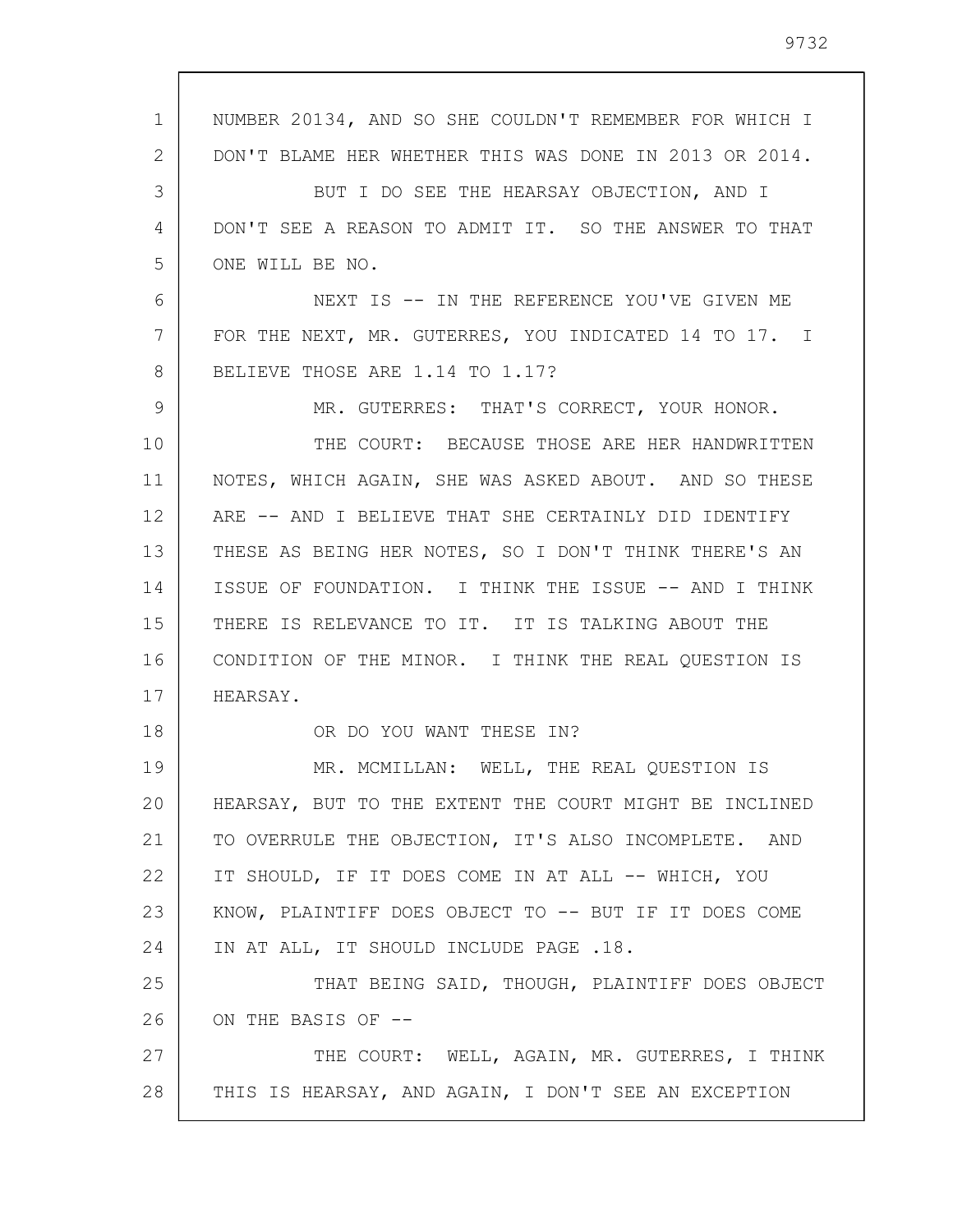NUMBER 20134, AND SO SHE COULDN'T REMEMBER FOR WHICH I DON'T BLAME HER WHETHER THIS WAS DONE IN 2013 OR 2014.

BUT I DO SEE THE HEARSAY OBJECTION, AND I DON'T SEE A REASON TO ADMIT IT. SO THE ANSWER TO THAT ONE WILL BE NO.

NEXT IS -- IN THE REFERENCE YOU'VE GIVEN ME FOR THE NEXT, MR. GUTERRES, YOU INDICATED 14 TO 17. I BELIEVE THOSE ARE 1.14 TO 1.17?

MR. GUTERRES: THAT'S CORRECT, YOUR HONOR.

THE COURT: BECAUSE THOSE ARE HER HANDWRITTEN NOTES, WHICH AGAIN, SHE WAS ASKED ABOUT. AND SO THESE ARE -- AND I BELIEVE THAT SHE CERTAINLY DID IDENTIFY THESE AS BEING HER NOTES, SO I DON'T THINK THERE'S AN ISSUE OF FOUNDATION. I THINK THE ISSUE -- AND I THINK THERE IS RELEVANCE TO IT. IT IS TALKING ABOUT THE CONDITION OF THE MINOR. I THINK THE REAL QUESTION IS HEARSAY.

OR DO YOU WANT THESE IN?

MR. MCMILLAN: WELL, THE REAL QUESTION IS HEARSAY, BUT TO THE EXTENT THE COURT MIGHT BE INCLINED TO OVERRULE THE OBJECTION, IT'S ALSO INCOMPLETE. AND IT SHOULD, IF IT DOES COME IN AT ALL -- WHICH, YOU KNOW, PLAINTIFF DOES OBJECT TO -- BUT IF IT DOES COME IN AT ALL, IT SHOULD INCLUDE PAGE .18.

THAT BEING SAID, THOUGH, PLAINTIFF DOES OBJECT ON THE BASIS OF --

THE COURT: WELL, AGAIN, MR. GUTERRES, I THINK THIS IS HEARSAY, AND AGAIN, I DON'T SEE AN EXCEPTION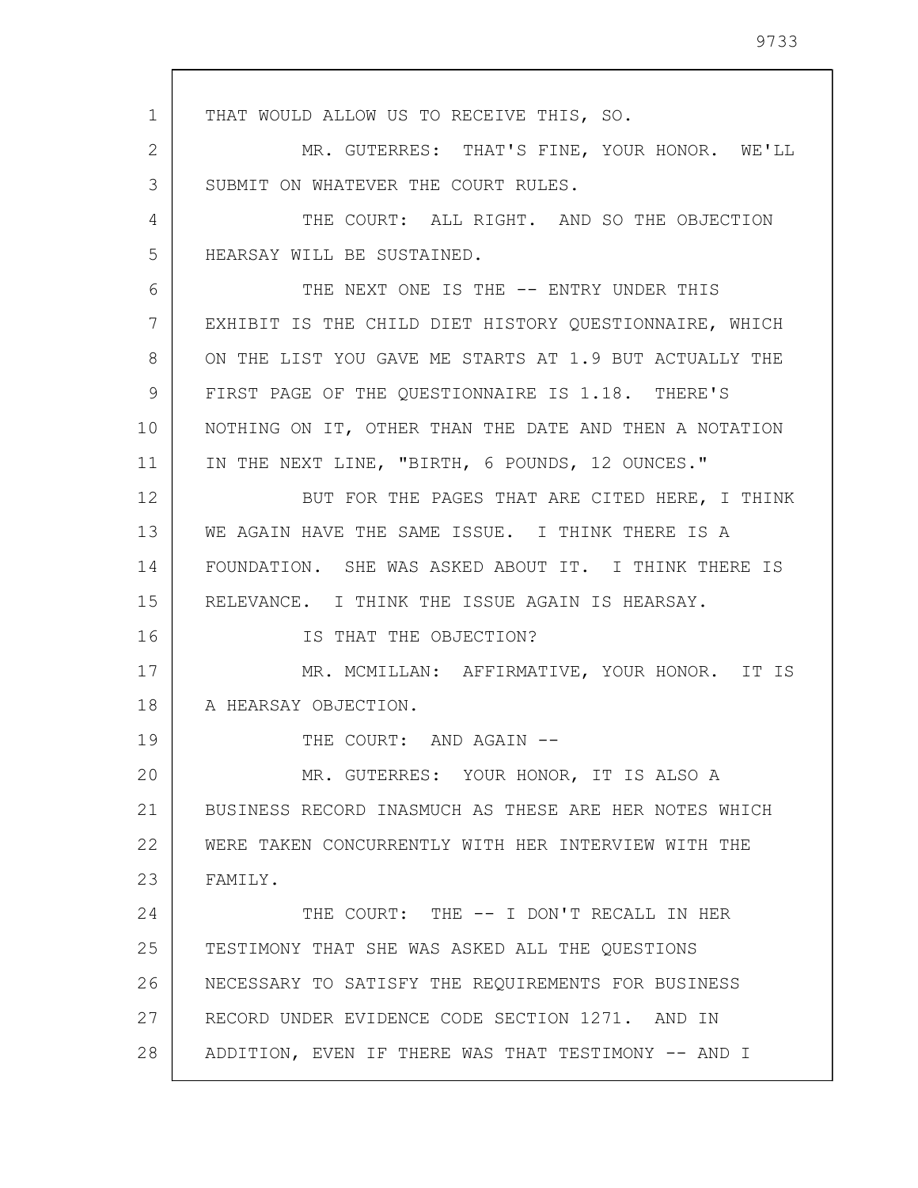THAT WOULD ALLOW US TO RECEIVE THIS, SO.

MR. GUTERRES: THAT'S FINE, YOUR HONOR. WE'LL SUBMIT ON WHATEVER THE COURT RULES.

THE COURT: ALL RIGHT. AND SO THE OBJECTION HEARSAY WILL BE SUSTAINED.

THE NEXT ONE IS THE -- ENTRY UNDER THIS EXHIBIT IS THE CHILD DIET HISTORY QUESTIONNAIRE, WHICH ON THE LIST YOU GAVE ME STARTS AT 1.9 BUT ACTUALLY THE FIRST PAGE OF THE QUESTIONNAIRE IS 1.18. THERE'S NOTHING ON IT, OTHER THAN THE DATE AND THEN A NOTATION IN THE NEXT LINE, "BIRTH, 6 POUNDS, 12 OUNCES."

BUT FOR THE PAGES THAT ARE CITED HERE, I THINK WE AGAIN HAVE THE SAME ISSUE. I THINK THERE IS A FOUNDATION. SHE WAS ASKED ABOUT IT. I THINK THERE IS RELEVANCE. I THINK THE ISSUE AGAIN IS HEARSAY.

IS THAT THE OBJECTION?

MR. MCMILLAN: AFFIRMATIVE, YOUR HONOR. IT IS A HEARSAY OBJECTION.

THE COURT: AND AGAIN --

MR. GUTERRES: YOUR HONOR, IT IS ALSO A BUSINESS RECORD INASMUCH AS THESE ARE HER NOTES WHICH WERE TAKEN CONCURRENTLY WITH HER INTERVIEW WITH THE FAMILY.

THE COURT: THE -- I DON'T RECALL IN HER TESTIMONY THAT SHE WAS ASKED ALL THE QUESTIONS NECESSARY TO SATISFY THE REQUIREMENTS FOR BUSINESS RECORD UNDER EVIDENCE CODE SECTION 1271. AND IN ADDITION, EVEN IF THERE WAS THAT TESTIMONY -- AND I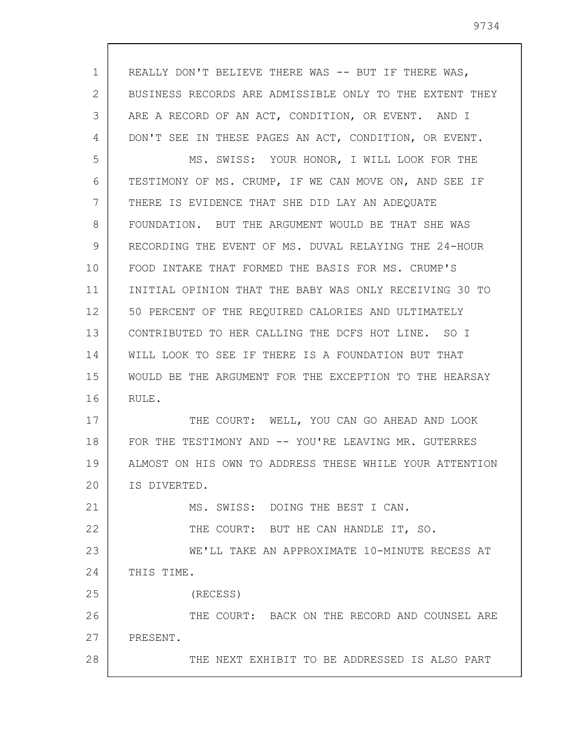REALLY DON'T BELIEVE THERE WAS -- BUT IF THERE WAS, BUSINESS RECORDS ARE ADMISSIBLE ONLY TO THE EXTENT THEY ARE A RECORD OF AN ACT, CONDITION, OR EVENT. AND I DON'T SEE IN THESE PAGES AN ACT, CONDITION, OR EVENT.

MS. SWISS: YOUR HONOR, I WILL LOOK FOR THE TESTIMONY OF MS. CRUMP, IF WE CAN MOVE ON, AND SEE IF THERE IS EVIDENCE THAT SHE DID LAY AN ADEQUATE FOUNDATION. BUT THE ARGUMENT WOULD BE THAT SHE WAS RECORDING THE EVENT OF MS. DUVAL RELAYING THE 24-HOUR FOOD INTAKE THAT FORMED THE BASIS FOR MS. CRUMP'S INITIAL OPINION THAT THE BABY WAS ONLY RECEIVING 30 TO 50 PERCENT OF THE REQUIRED CALORIES AND ULTIMATELY CONTRIBUTED TO HER CALLING THE DCFS HOT LINE. SO I WILL LOOK TO SEE IF THERE IS A FOUNDATION BUT THAT WOULD BE THE ARGUMENT FOR THE EXCEPTION TO THE HEARSAY RULE.

THE COURT: WELL, YOU CAN GO AHEAD AND LOOK FOR THE TESTIMONY AND -- YOU'RE LEAVING MR. GUTERRES ALMOST ON HIS OWN TO ADDRESS THESE WHILE YOUR ATTENTION IS DIVERTED.

MS. SWISS: DOING THE BEST I CAN.

THE COURT: BUT HE CAN HANDLE IT, SO.

WE'LL TAKE AN APPROXIMATE 10-MINUTE RECESS AT THIS TIME.

(RECESS)

THE COURT: BACK ON THE RECORD AND COUNSEL ARE PRESENT.

THE NEXT EXHIBIT TO BE ADDRESSED IS ALSO PART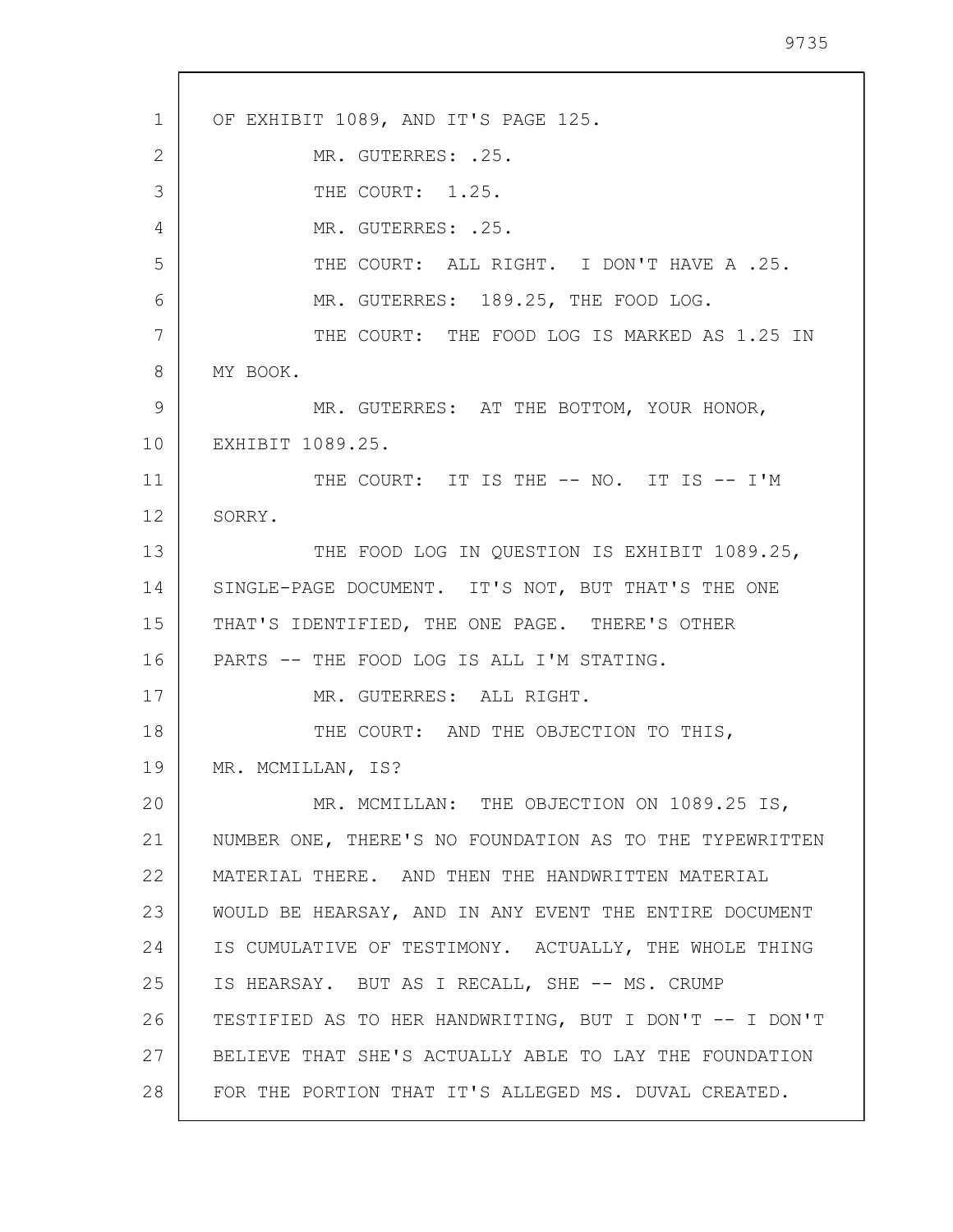OF EXHIBIT 1089, AND IT'S PAGE 125.

MR. GUTERRES: .25.

THE COURT: 1.25.

MR. GUTERRES: .25.

THE COURT: ALL RIGHT. I DON'T HAVE A .25.

MR. GUTERRES: 189.25, THE FOOD LOG.

THE COURT: THE FOOD LOG IS MARKED AS 1.25 IN MY BOOK.

MR. GUTERRES: AT THE BOTTOM, YOUR HONOR, EXHIBIT 1089.25.

THE COURT: IT IS THE -- NO. IT IS -- I'M SORRY.

THE FOOD LOG IN QUESTION IS EXHIBIT 1089.25, SINGLE-PAGE DOCUMENT. IT'S NOT, BUT THAT'S THE ONE THAT'S IDENTIFIED, THE ONE PAGE. THERE'S OTHER PARTS -- THE FOOD LOG IS ALL I'M STATING.

MR. GUTERRES: ALL RIGHT.

THE COURT: AND THE OBJECTION TO THIS, MR. MCMILLAN, IS?

MR. MCMILLAN: THE OBJECTION ON 1089.25 IS, NUMBER ONE, THERE'S NO FOUNDATION AS TO THE TYPEWRITTEN MATERIAL THERE. AND THEN THE HANDWRITTEN MATERIAL WOULD BE HEARSAY, AND IN ANY EVENT THE ENTIRE DOCUMENT IS CUMULATIVE OF TESTIMONY. ACTUALLY, THE WHOLE THING IS HEARSAY. BUT AS I RECALL, SHE -- MS. CRUMP TESTIFIED AS TO HER HANDWRITING, BUT I DON'T -- I DON'T BELIEVE THAT SHE'S ACTUALLY ABLE TO LAY THE FOUNDATION FOR THE PORTION THAT IT'S ALLEGED MS. DUVAL CREATED.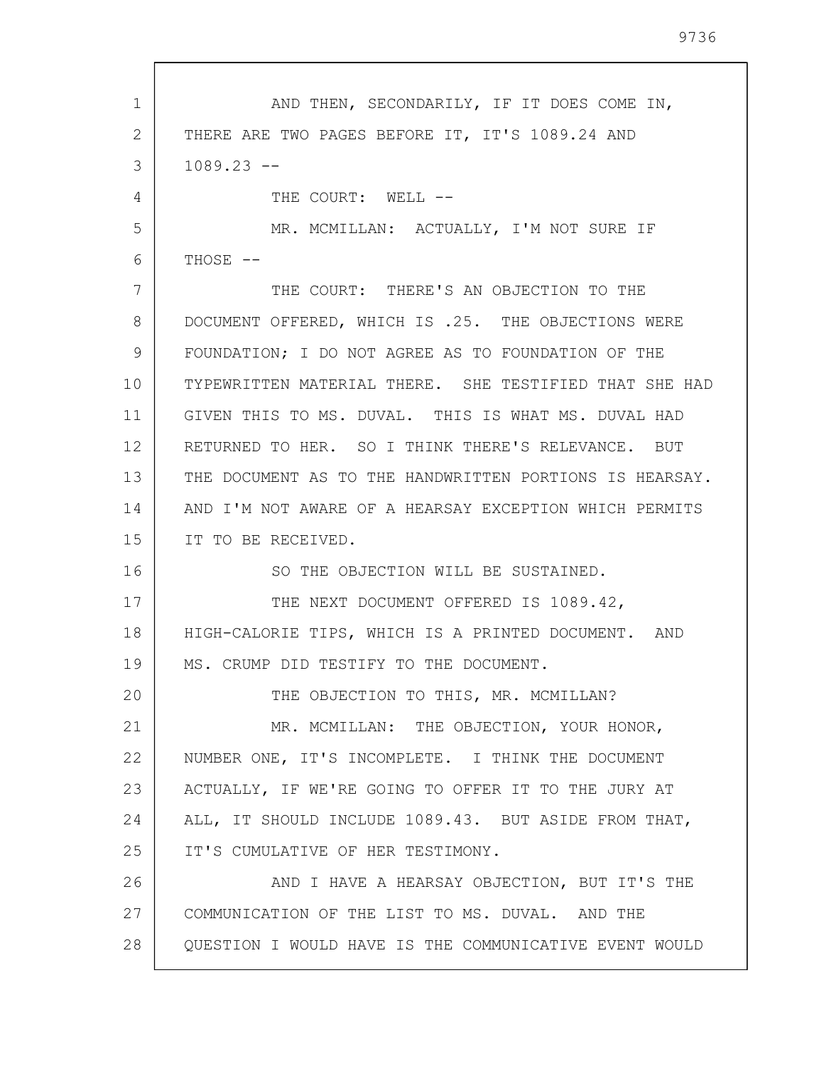AND THEN, SECONDARILY, IF IT DOES COME IN, THERE ARE TWO PAGES BEFORE IT, IT'S 1089.24 AND 1089.23 --

THE COURT: WELL --

MR. MCMILLAN: ACTUALLY, I'M NOT SURE IF THOSE --

THE COURT: THERE'S AN OBJECTION TO THE DOCUMENT OFFERED, WHICH IS .25. THE OBJECTIONS WERE FOUNDATION; I DO NOT AGREE AS TO FOUNDATION OF THE TYPEWRITTEN MATERIAL THERE. SHE TESTIFIED THAT SHE HAD GIVEN THIS TO MS. DUVAL. THIS IS WHAT MS. DUVAL HAD RETURNED TO HER. SO I THINK THERE'S RELEVANCE. BUT THE DOCUMENT AS TO THE HANDWRITTEN PORTIONS IS HEARSAY. AND I'M NOT AWARE OF A HEARSAY EXCEPTION WHICH PERMITS IT TO BE RECEIVED.

SO THE OBJECTION WILL BE SUSTAINED.

THE NEXT DOCUMENT OFFERED IS 1089.42, HIGH-CALORIE TIPS, WHICH IS A PRINTED DOCUMENT. AND MS. CRUMP DID TESTIFY TO THE DOCUMENT.

THE OBJECTION TO THIS, MR. MCMILLAN?

MR. MCMILLAN: THE OBJECTION, YOUR HONOR, NUMBER ONE, IT'S INCOMPLETE. I THINK THE DOCUMENT ACTUALLY, IF WE'RE GOING TO OFFER IT TO THE JURY AT ALL, IT SHOULD INCLUDE 1089.43. BUT ASIDE FROM THAT, IT'S CUMULATIVE OF HER TESTIMONY.

AND I HAVE A HEARSAY OBJECTION, BUT IT'S THE COMMUNICATION OF THE LIST TO MS. DUVAL. AND THE QUESTION I WOULD HAVE IS THE COMMUNICATIVE EVENT WOULD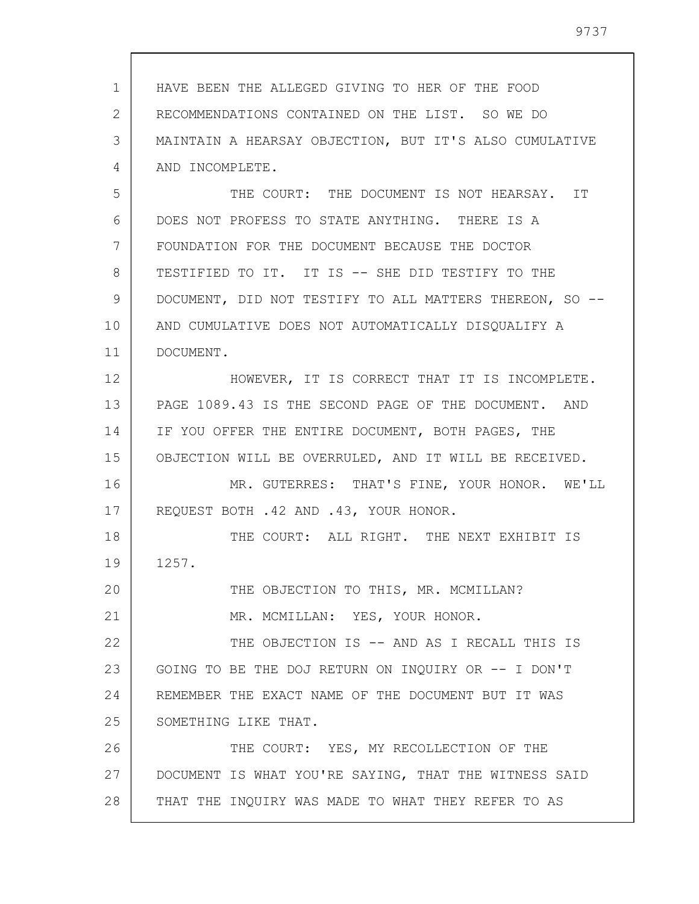HAVE BEEN THE ALLEGED GIVING TO HER OF THE FOOD RECOMMENDATIONS CONTAINED ON THE LIST. SO WE DO MAINTAIN A HEARSAY OBJECTION, BUT IT'S ALSO CUMULATIVE AND INCOMPLETE.

THE COURT: THE DOCUMENT IS NOT HEARSAY. IT DOES NOT PROFESS TO STATE ANYTHING. THERE IS A FOUNDATION FOR THE DOCUMENT BECAUSE THE DOCTOR TESTIFIED TO IT. IT IS -- SHE DID TESTIFY TO THE DOCUMENT, DID NOT TESTIFY TO ALL MATTERS THEREON, SO -- AND CUMULATIVE DOES NOT AUTOMATICALLY DISQUALIFY A DOCUMENT.

HOWEVER, IT IS CORRECT THAT IT IS INCOMPLETE. PAGE 1089.43 IS THE SECOND PAGE OF THE DOCUMENT. AND IF YOU OFFER THE ENTIRE DOCUMENT, BOTH PAGES, THE OBJECTION WILL BE OVERRULED, AND IT WILL BE RECEIVED.

MR. GUTERRES: THAT'S FINE, YOUR HONOR. WE'LL REQUEST BOTH .42 AND .43, YOUR HONOR.

THE COURT: ALL RIGHT. THE NEXT EXHIBIT IS 1257.

THE OBJECTION TO THIS, MR. MCMILLAN?

MR. MCMILLAN: YES, YOUR HONOR.

THE OBJECTION IS -- AND AS I RECALL THIS IS GOING TO BE THE DOJ RETURN ON INQUIRY OR -- I DON'T REMEMBER THE EXACT NAME OF THE DOCUMENT BUT IT WAS SOMETHING LIKE THAT.

THE COURT: YES, MY RECOLLECTION OF THE DOCUMENT IS WHAT YOU'RE SAYING, THAT THE WITNESS SAID THAT THE INQUIRY WAS MADE TO WHAT THEY REFER TO AS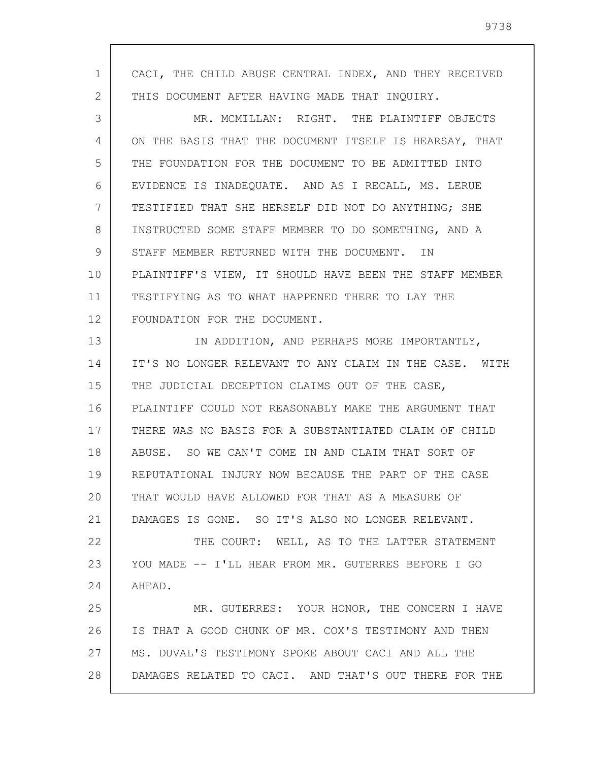CACI, THE CHILD ABUSE CENTRAL INDEX, AND THEY RECEIVED THIS DOCUMENT AFTER HAVING MADE THAT INQUIRY.

MR. MCMILLAN: RIGHT. THE PLAINTIFF OBJECTS ON THE BASIS THAT THE DOCUMENT ITSELF IS HEARSAY, THAT THE FOUNDATION FOR THE DOCUMENT TO BE ADMITTED INTO EVIDENCE IS INADEQUATE. AND AS I RECALL, MS. LERUE TESTIFIED THAT SHE HERSELF DID NOT DO ANYTHING; SHE INSTRUCTED SOME STAFF MEMBER TO DO SOMETHING, AND A STAFF MEMBER RETURNED WITH THE DOCUMENT. IN PLAINTIFF'S VIEW, IT SHOULD HAVE BEEN THE STAFF MEMBER TESTIFYING AS TO WHAT HAPPENED THERE TO LAY THE FOUNDATION FOR THE DOCUMENT.

IN ADDITION, AND PERHAPS MORE IMPORTANTLY, IT'S NO LONGER RELEVANT TO ANY CLAIM IN THE CASE. WITH THE JUDICIAL DECEPTION CLAIMS OUT OF THE CASE, PLAINTIFF COULD NOT REASONABLY MAKE THE ARGUMENT THAT THERE WAS NO BASIS FOR A SUBSTANTIATED CLAIM OF CHILD ABUSE. SO WE CAN'T COME IN AND CLAIM THAT SORT OF REPUTATIONAL INJURY NOW BECAUSE THE PART OF THE CASE THAT WOULD HAVE ALLOWED FOR THAT AS A MEASURE OF DAMAGES IS GONE. SO IT'S ALSO NO LONGER RELEVANT.

THE COURT: WELL, AS TO THE LATTER STATEMENT YOU MADE -- I'LL HEAR FROM MR. GUTERRES BEFORE I GO AHEAD.

MR. GUTERRES: YOUR HONOR, THE CONCERN I HAVE IS THAT A GOOD CHUNK OF MR. COX'S TESTIMONY AND THEN MS. DUVAL'S TESTIMONY SPOKE ABOUT CACI AND ALL THE DAMAGES RELATED TO CACI. AND THAT'S OUT THERE FOR THE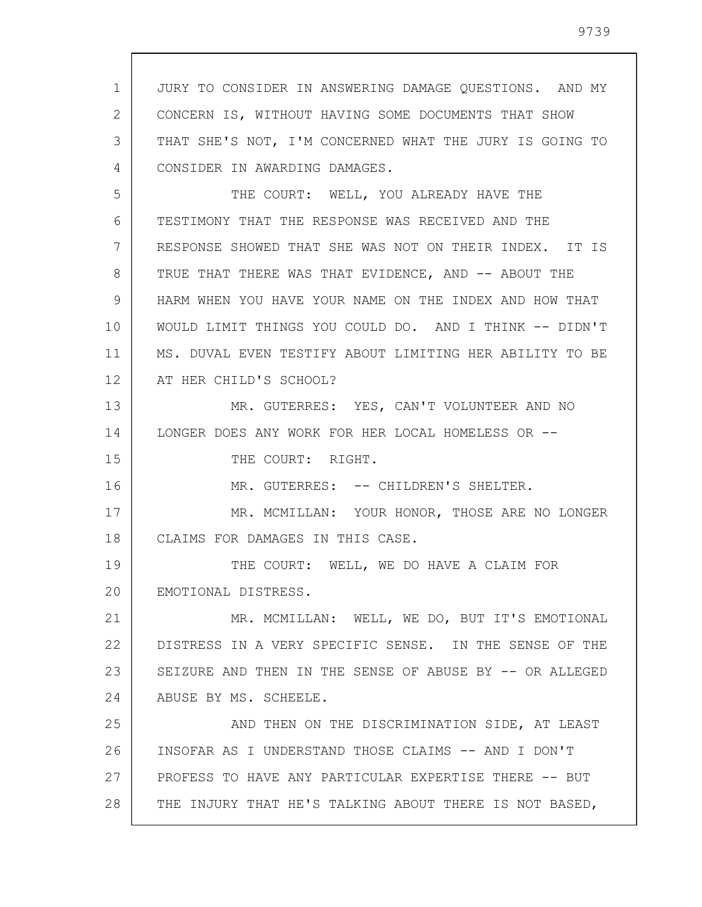JURY TO CONSIDER IN ANSWERING DAMAGE QUESTIONS. AND MY CONCERN IS, WITHOUT HAVING SOME DOCUMENTS THAT SHOW THAT SHE'S NOT, I'M CONCERNED WHAT THE JURY IS GOING TO CONSIDER IN AWARDING DAMAGES.

THE COURT: WELL, YOU ALREADY HAVE THE TESTIMONY THAT THE RESPONSE WAS RECEIVED AND THE RESPONSE SHOWED THAT SHE WAS NOT ON THEIR INDEX. IT IS TRUE THAT THERE WAS THAT EVIDENCE, AND -- ABOUT THE HARM WHEN YOU HAVE YOUR NAME ON THE INDEX AND HOW THAT WOULD LIMIT THINGS YOU COULD DO. AND I THINK -- DIDN'T MS. DUVAL EVEN TESTIFY ABOUT LIMITING HER ABILITY TO BE AT HER CHILD'S SCHOOL?

MR. GUTERRES: YES, CAN'T VOLUNTEER AND NO LONGER DOES ANY WORK FOR HER LOCAL HOMELESS OR --

THE COURT: RIGHT.

MR. GUTERRES: -- CHILDREN'S SHELTER.

MR. MCMILLAN: YOUR HONOR, THOSE ARE NO LONGER CLAIMS FOR DAMAGES IN THIS CASE.

THE COURT: WELL, WE DO HAVE A CLAIM FOR EMOTIONAL DISTRESS.

MR. MCMILLAN: WELL, WE DO, BUT IT'S EMOTIONAL DISTRESS IN A VERY SPECIFIC SENSE. IN THE SENSE OF THE SEIZURE AND THEN IN THE SENSE OF ABUSE BY -- OR ALLEGED ABUSE BY MS. SCHEELE.

AND THEN ON THE DISCRIMINATION SIDE, AT LEAST INSOFAR AS I UNDERSTAND THOSE CLAIMS -- AND I DON'T PROFESS TO HAVE ANY PARTICULAR EXPERTISE THERE -- BUT THE INJURY THAT HE'S TALKING ABOUT THERE IS NOT BASED,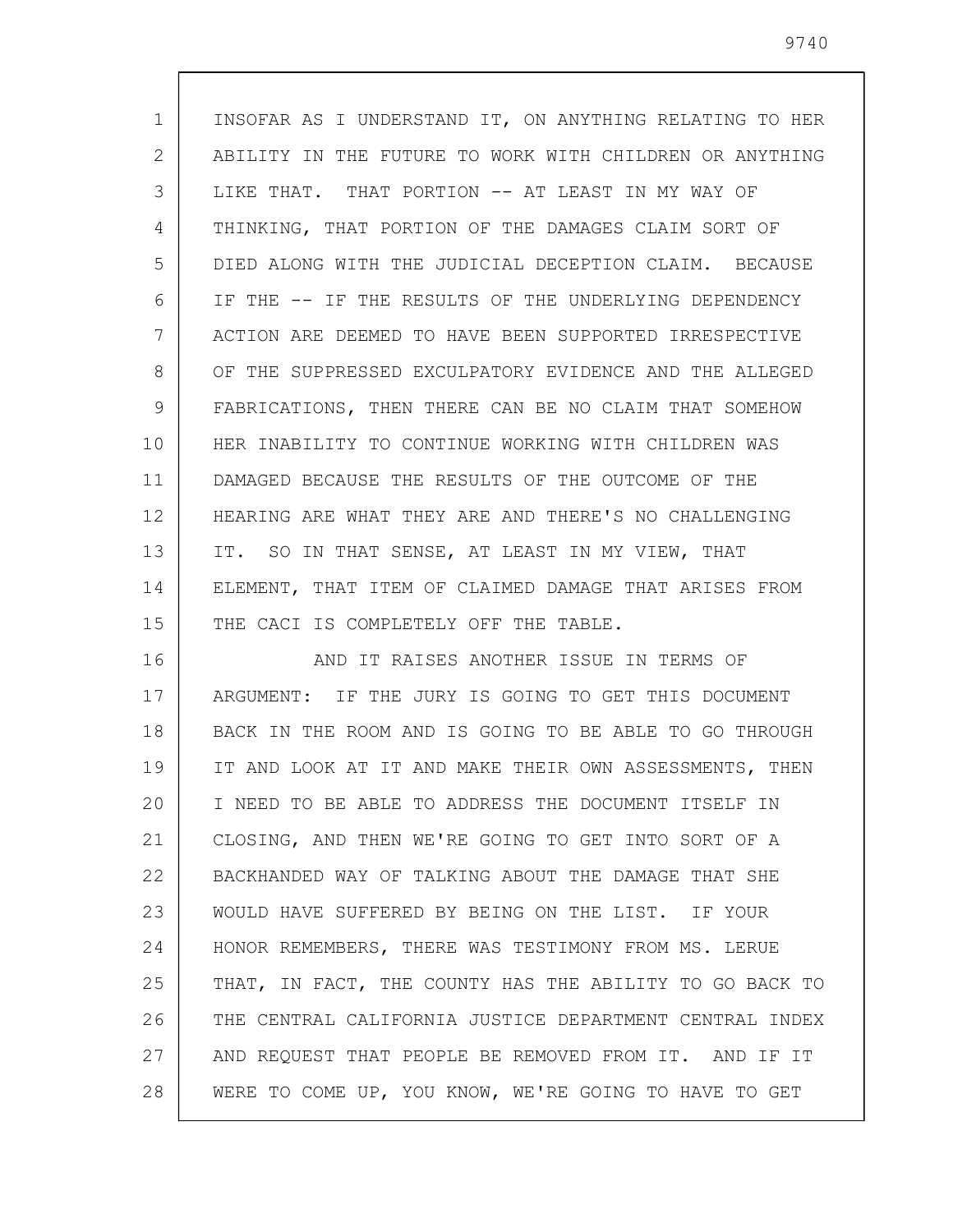INSOFAR AS I UNDERSTAND IT, ON ANYTHING RELATING TO HER ABILITY IN THE FUTURE TO WORK WITH CHILDREN OR ANYTHING LIKE THAT. THAT PORTION -- AT LEAST IN MY WAY OF THINKING, THAT PORTION OF THE DAMAGES CLAIM SORT OF DIED ALONG WITH THE JUDICIAL DECEPTION CLAIM. BECAUSE IF THE -- IF THE RESULTS OF THE UNDERLYING DEPENDENCY ACTION ARE DEEMED TO HAVE BEEN SUPPORTED IRRESPECTIVE OF THE SUPPRESSED EXCULPATORY EVIDENCE AND THE ALLEGED FABRICATIONS, THEN THERE CAN BE NO CLAIM THAT SOMEHOW HER INABILITY TO CONTINUE WORKING WITH CHILDREN WAS DAMAGED BECAUSE THE RESULTS OF THE OUTCOME OF THE HEARING ARE WHAT THEY ARE AND THERE'S NO CHALLENGING IT. SO IN THAT SENSE, AT LEAST IN MY VIEW, THAT ELEMENT, THAT ITEM OF CLAIMED DAMAGE THAT ARISES FROM THE CACI IS COMPLETELY OFF THE TABLE.

AND IT RAISES ANOTHER ISSUE IN TERMS OF ARGUMENT: IF THE JURY IS GOING TO GET THIS DOCUMENT BACK IN THE ROOM AND IS GOING TO BE ABLE TO GO THROUGH IT AND LOOK AT IT AND MAKE THEIR OWN ASSESSMENTS, THEN I NEED TO BE ABLE TO ADDRESS THE DOCUMENT ITSELF IN CLOSING, AND THEN WE'RE GOING TO GET INTO SORT OF A BACKHANDED WAY OF TALKING ABOUT THE DAMAGE THAT SHE WOULD HAVE SUFFERED BY BEING ON THE LIST. IF YOUR HONOR REMEMBERS, THERE WAS TESTIMONY FROM MS. LERUE THAT, IN FACT, THE COUNTY HAS THE ABILITY TO GO BACK TO THE CENTRAL CALIFORNIA JUSTICE DEPARTMENT CENTRAL INDEX AND REQUEST THAT PEOPLE BE REMOVED FROM IT. AND IF IT WERE TO COME UP, YOU KNOW, WE'RE GOING TO HAVE TO GET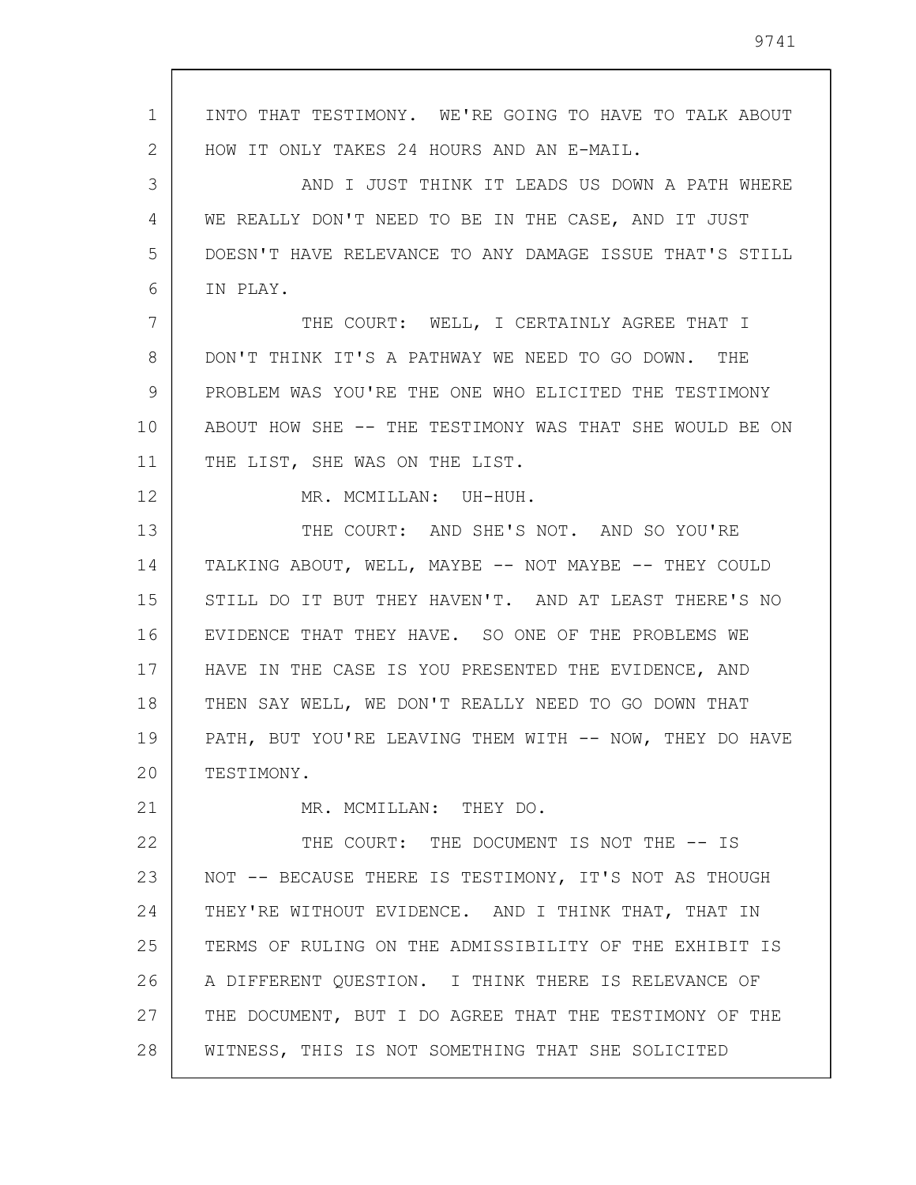INTO THAT TESTIMONY. WE'RE GOING TO HAVE TO TALK ABOUT HOW IT ONLY TAKES 24 HOURS AND AN E-MAIL.

AND I JUST THINK IT LEADS US DOWN A PATH WHERE WE REALLY DON'T NEED TO BE IN THE CASE, AND IT JUST DOESN'T HAVE RELEVANCE TO ANY DAMAGE ISSUE THAT'S STILL IN PLAY.

THE COURT: WELL, I CERTAINLY AGREE THAT I DON'T THINK IT'S A PATHWAY WE NEED TO GO DOWN. THE PROBLEM WAS YOU'RE THE ONE WHO ELICITED THE TESTIMONY ABOUT HOW SHE -- THE TESTIMONY WAS THAT SHE WOULD BE ON THE LIST, SHE WAS ON THE LIST.

MR. MCMILLAN: UH-HUH.

THE COURT: AND SHE'S NOT. AND SO YOU'RE TALKING ABOUT, WELL, MAYBE -- NOT MAYBE -- THEY COULD STILL DO IT BUT THEY HAVEN'T. AND AT LEAST THERE'S NO EVIDENCE THAT THEY HAVE. SO ONE OF THE PROBLEMS WE HAVE IN THE CASE IS YOU PRESENTED THE EVIDENCE, AND THEN SAY WELL, WE DON'T REALLY NEED TO GO DOWN THAT PATH, BUT YOU'RE LEAVING THEM WITH -- NOW, THEY DO HAVE TESTIMONY.

MR. MCMILLAN: THEY DO.

THE COURT: THE DOCUMENT IS NOT THE -- IS NOT -- BECAUSE THERE IS TESTIMONY, IT'S NOT AS THOUGH THEY'RE WITHOUT EVIDENCE. AND I THINK THAT, THAT IN TERMS OF RULING ON THE ADMISSIBILITY OF THE EXHIBIT IS A DIFFERENT QUESTION. I THINK THERE IS RELEVANCE OF THE DOCUMENT, BUT I DO AGREE THAT THE TESTIMONY OF THE WITNESS, THIS IS NOT SOMETHING THAT SHE SOLICITED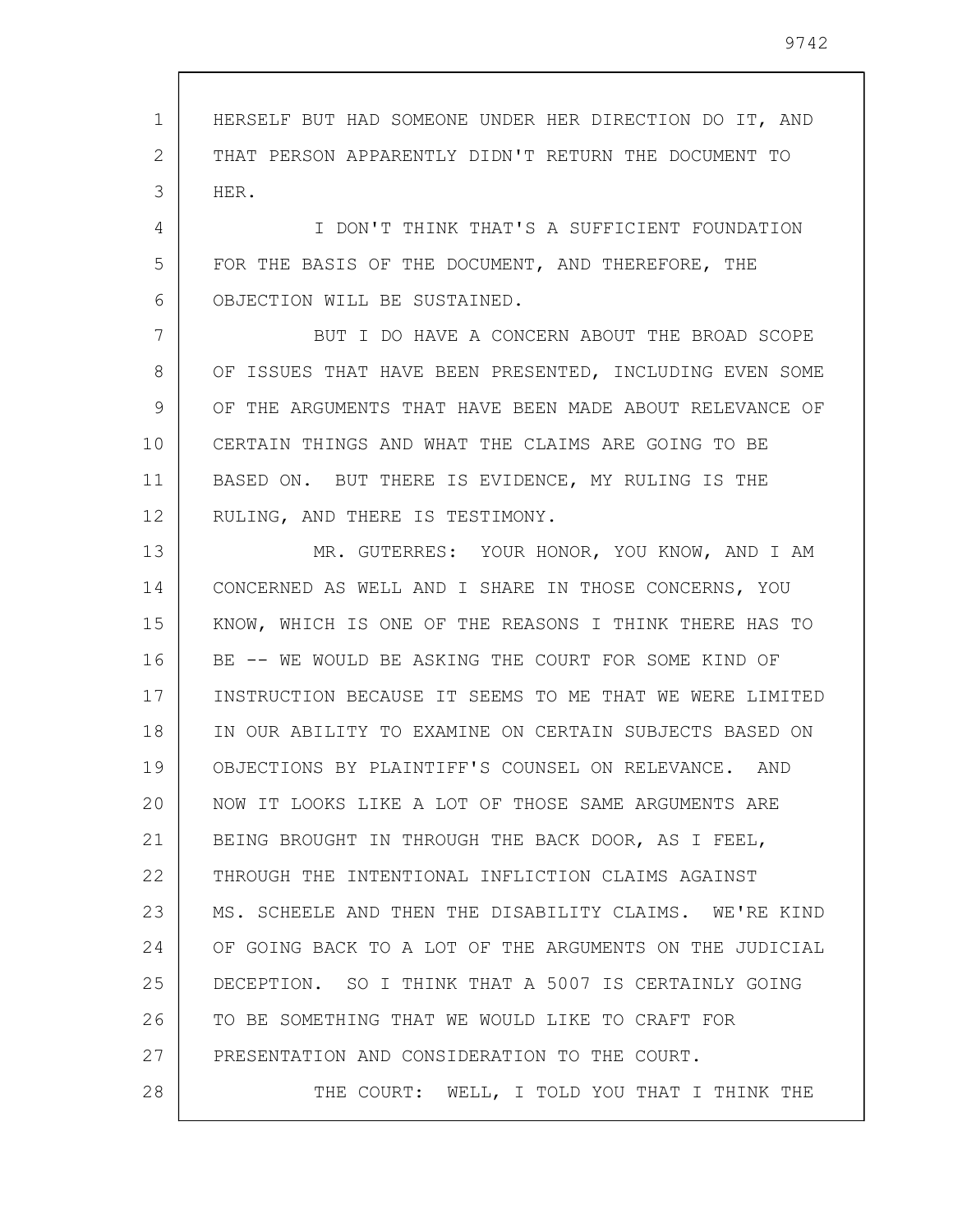HERSELF BUT HAD SOMEONE UNDER HER DIRECTION DO IT, AND THAT PERSON APPARENTLY DIDN'T RETURN THE DOCUMENT TO HER.

I DON'T THINK THAT'S A SUFFICIENT FOUNDATION FOR THE BASIS OF THE DOCUMENT, AND THEREFORE, THE OBJECTION WILL BE SUSTAINED.

BUT I DO HAVE A CONCERN ABOUT THE BROAD SCOPE OF ISSUES THAT HAVE BEEN PRESENTED, INCLUDING EVEN SOME OF THE ARGUMENTS THAT HAVE BEEN MADE ABOUT RELEVANCE OF CERTAIN THINGS AND WHAT THE CLAIMS ARE GOING TO BE BASED ON. BUT THERE IS EVIDENCE, MY RULING IS THE RULING, AND THERE IS TESTIMONY.

MR. GUTERRES: YOUR HONOR, YOU KNOW, AND I AM CONCERNED AS WELL AND I SHARE IN THOSE CONCERNS, YOU KNOW, WHICH IS ONE OF THE REASONS I THINK THERE HAS TO BE -- WE WOULD BE ASKING THE COURT FOR SOME KIND OF INSTRUCTION BECAUSE IT SEEMS TO ME THAT WE WERE LIMITED IN OUR ABILITY TO EXAMINE ON CERTAIN SUBJECTS BASED ON OBJECTIONS BY PLAINTIFF'S COUNSEL ON RELEVANCE. AND NOW IT LOOKS LIKE A LOT OF THOSE SAME ARGUMENTS ARE BEING BROUGHT IN THROUGH THE BACK DOOR, AS I FEEL, THROUGH THE INTENTIONAL INFLICTION CLAIMS AGAINST MS. SCHEELE AND THEN THE DISABILITY CLAIMS. WE'RE KIND OF GOING BACK TO A LOT OF THE ARGUMENTS ON THE JUDICIAL DECEPTION. SO I THINK THAT A 5007 IS CERTAINLY GOING TO BE SOMETHING THAT WE WOULD LIKE TO CRAFT FOR PRESENTATION AND CONSIDERATION TO THE COURT.

THE COURT: WELL, I TOLD YOU THAT I THINK THE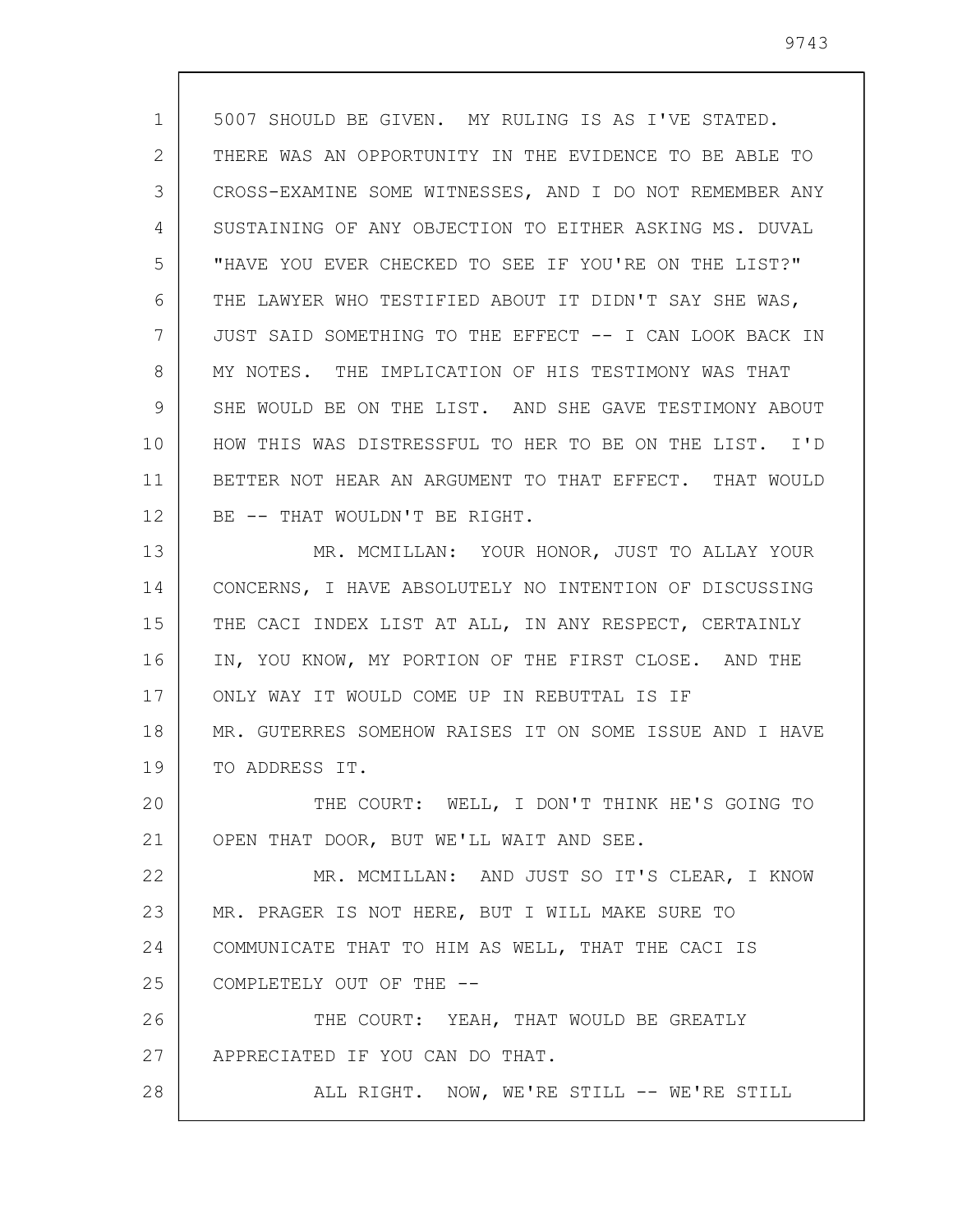5007 SHOULD BE GIVEN. MY RULING IS AS I'VE STATED. THERE WAS AN OPPORTUNITY IN THE EVIDENCE TO BE ABLE TO CROSS-EXAMINE SOME WITNESSES, AND I DO NOT REMEMBER ANY SUSTAINING OF ANY OBJECTION TO EITHER ASKING MS. DUVAL "HAVE YOU EVER CHECKED TO SEE IF YOU'RE ON THE LIST?" THE LAWYER WHO TESTIFIED ABOUT IT DIDN'T SAY SHE WAS, JUST SAID SOMETHING TO THE EFFECT -- I CAN LOOK BACK IN MY NOTES. THE IMPLICATION OF HIS TESTIMONY WAS THAT SHE WOULD BE ON THE LIST. AND SHE GAVE TESTIMONY ABOUT HOW THIS WAS DISTRESSFUL TO HER TO BE ON THE LIST. I'D BETTER NOT HEAR AN ARGUMENT TO THAT EFFECT. THAT WOULD BE -- THAT WOULDN'T BE RIGHT.

MR. MCMILLAN: YOUR HONOR, JUST TO ALLAY YOUR CONCERNS, I HAVE ABSOLUTELY NO INTENTION OF DISCUSSING THE CACI INDEX LIST AT ALL, IN ANY RESPECT, CERTAINLY IN, YOU KNOW, MY PORTION OF THE FIRST CLOSE. AND THE ONLY WAY IT WOULD COME UP IN REBUTTAL IS IF MR. GUTERRES SOMEHOW RAISES IT ON SOME ISSUE AND I HAVE TO ADDRESS IT.

THE COURT: WELL, I DON'T THINK HE'S GOING TO OPEN THAT DOOR, BUT WE'LL WAIT AND SEE.

MR. MCMILLAN: AND JUST SO IT'S CLEAR, I KNOW MR. PRAGER IS NOT HERE, BUT I WILL MAKE SURE TO COMMUNICATE THAT TO HIM AS WELL, THAT THE CACI IS COMPLETELY OUT OF THE --

THE COURT: YEAH, THAT WOULD BE GREATLY APPRECIATED IF YOU CAN DO THAT.

ALL RIGHT. NOW, WE'RE STILL -- WE'RE STILL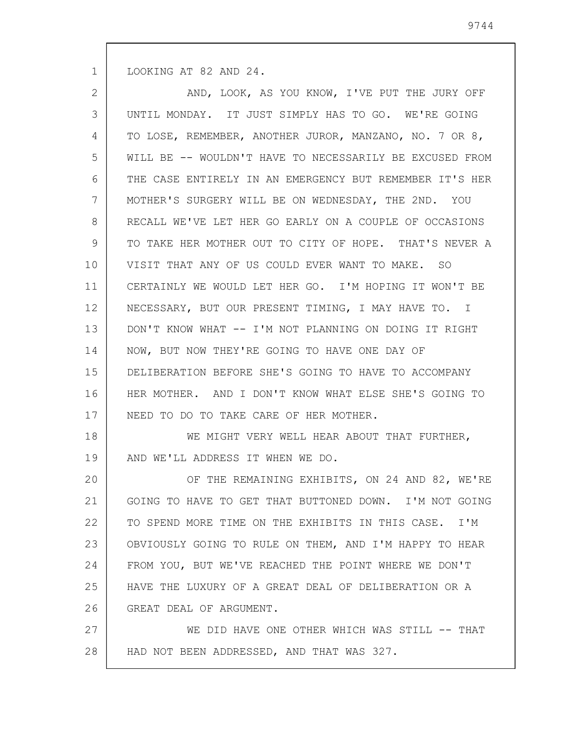LOOKING AT 82 AND 24.

AND, LOOK, AS YOU KNOW, I'VE PUT THE JURY OFF UNTIL MONDAY. IT JUST SIMPLY HAS TO GO. WE'RE GOING TO LOSE, REMEMBER, ANOTHER JUROR, MANZANO, NO. 7 OR 8, WILL BE -- WOULDN'T HAVE TO NECESSARILY BE EXCUSED FROM THE CASE ENTIRELY IN AN EMERGENCY BUT REMEMBER IT'S HER MOTHER'S SURGERY WILL BE ON WEDNESDAY, THE 2ND. YOU RECALL WE'VE LET HER GO EARLY ON A COUPLE OF OCCASIONS TO TAKE HER MOTHER OUT TO CITY OF HOPE. THAT'S NEVER A VISIT THAT ANY OF US COULD EVER WANT TO MAKE. SO CERTAINLY WE WOULD LET HER GO. I'M HOPING IT WON'T BE NECESSARY, BUT OUR PRESENT TIMING, I MAY HAVE TO. I DON'T KNOW WHAT -- I'M NOT PLANNING ON DOING IT RIGHT NOW, BUT NOW THEY'RE GOING TO HAVE ONE DAY OF DELIBERATION BEFORE SHE'S GOING TO HAVE TO ACCOMPANY HER MOTHER. AND I DON'T KNOW WHAT ELSE SHE'S GOING TO NEED TO DO TO TAKE CARE OF HER MOTHER.

WE MIGHT VERY WELL HEAR ABOUT THAT FURTHER, AND WE'LL ADDRESS IT WHEN WE DO.

OF THE REMAINING EXHIBITS, ON 24 AND 82, WE'RE GOING TO HAVE TO GET THAT BUTTONED DOWN. I'M NOT GOING TO SPEND MORE TIME ON THE EXHIBITS IN THIS CASE. I'M OBVIOUSLY GOING TO RULE ON THEM, AND I'M HAPPY TO HEAR FROM YOU, BUT WE'VE REACHED THE POINT WHERE WE DON'T HAVE THE LUXURY OF A GREAT DEAL OF DELIBERATION OR A GREAT DEAL OF ARGUMENT.

WE DID HAVE ONE OTHER WHICH WAS STILL -- THAT HAD NOT BEEN ADDRESSED, AND THAT WAS 327.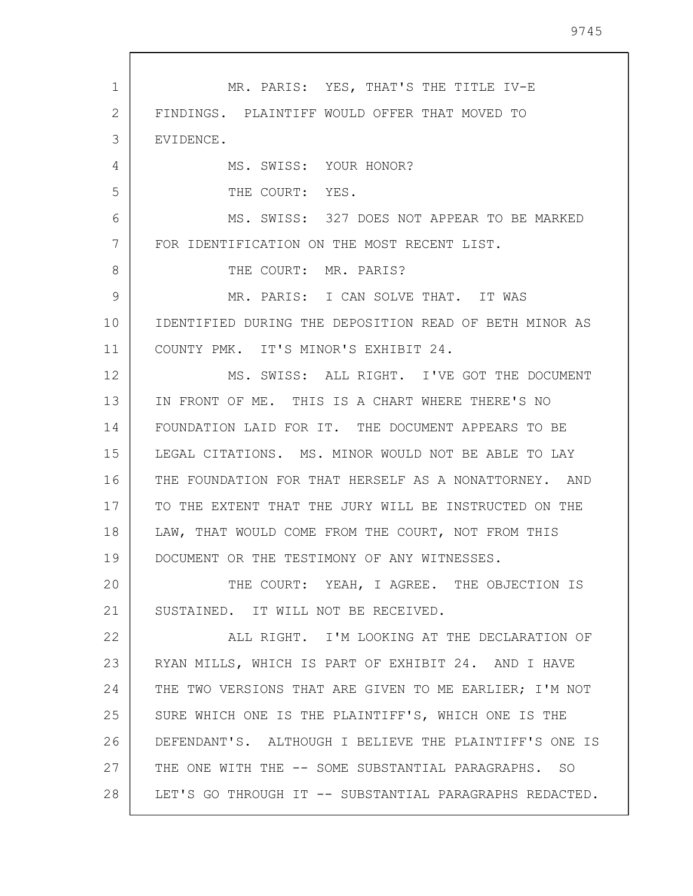MR. PARIS: YES, THAT'S THE TITLE IV-E FINDINGS. PLAINTIFF WOULD OFFER THAT MOVED TO EVIDENCE.

MS. SWISS: YOUR HONOR?

THE COURT: YES.

MS. SWISS: 327 DOES NOT APPEAR TO BE MARKED FOR IDENTIFICATION ON THE MOST RECENT LIST.

THE COURT: MR. PARIS?

MR. PARIS: I CAN SOLVE THAT. IT WAS IDENTIFIED DURING THE DEPOSITION READ OF BETH MINOR AS COUNTY PMK. IT'S MINOR'S EXHIBIT 24.

MS. SWISS: ALL RIGHT. I'VE GOT THE DOCUMENT IN FRONT OF ME. THIS IS A CHART WHERE THERE'S NO FOUNDATION LAID FOR IT. THE DOCUMENT APPEARS TO BE LEGAL CITATIONS. MS. MINOR WOULD NOT BE ABLE TO LAY THE FOUNDATION FOR THAT HERSELF AS A NONATTORNEY. AND TO THE EXTENT THAT THE JURY WILL BE INSTRUCTED ON THE LAW, THAT WOULD COME FROM THE COURT, NOT FROM THIS DOCUMENT OR THE TESTIMONY OF ANY WITNESSES.

THE COURT: YEAH, I AGREE. THE OBJECTION IS SUSTAINED. IT WILL NOT BE RECEIVED.

ALL RIGHT. I'M LOOKING AT THE DECLARATION OF RYAN MILLS, WHICH IS PART OF EXHIBIT 24. AND I HAVE THE TWO VERSIONS THAT ARE GIVEN TO ME EARLIER; I'M NOT SURE WHICH ONE IS THE PLAINTIFF'S, WHICH ONE IS THE DEFENDANT'S. ALTHOUGH I BELIEVE THE PLAINTIFF'S ONE IS THE ONE WITH THE -- SOME SUBSTANTIAL PARAGRAPHS. SO LET'S GO THROUGH IT -- SUBSTANTIAL PARAGRAPHS REDACTED.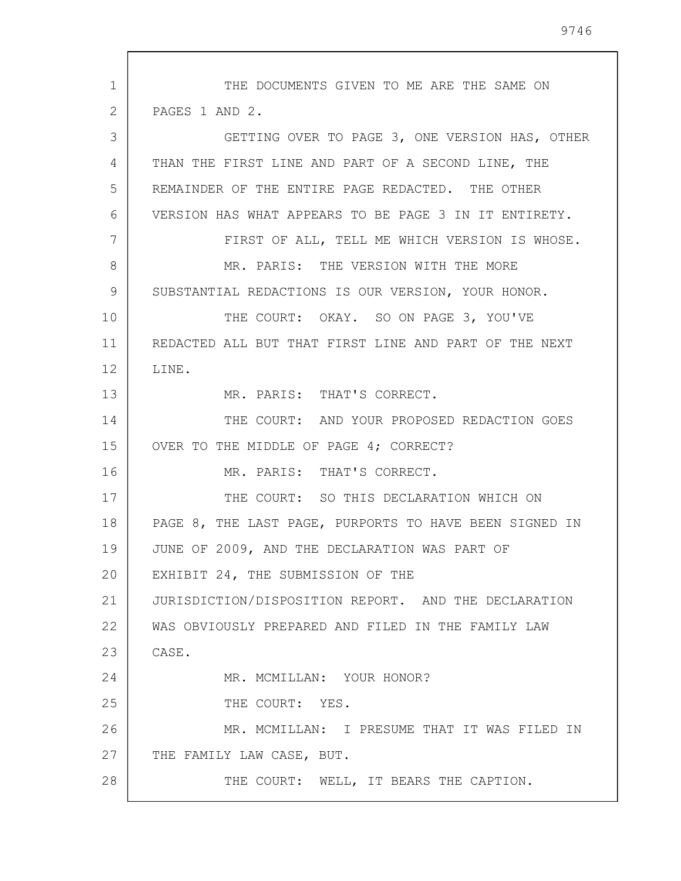THE DOCUMENTS GIVEN TO ME ARE THE SAME ON PAGES 1 AND 2.

GETTING OVER TO PAGE 3, ONE VERSION HAS, OTHER THAN THE FIRST LINE AND PART OF A SECOND LINE, THE REMAINDER OF THE ENTIRE PAGE REDACTED. THE OTHER VERSION HAS WHAT APPEARS TO BE PAGE 3 IN IT ENTIRETY.

FIRST OF ALL, TELL ME WHICH VERSION IS WHOSE.

MR. PARIS: THE VERSION WITH THE MORE SUBSTANTIAL REDACTIONS IS OUR VERSION, YOUR HONOR.

THE COURT: OKAY. SO ON PAGE 3, YOU'VE REDACTED ALL BUT THAT FIRST LINE AND PART OF THE NEXT LINE.

MR. PARIS: THAT'S CORRECT.

THE COURT: AND YOUR PROPOSED REDACTION GOES OVER TO THE MIDDLE OF PAGE 4; CORRECT?

MR. PARIS: THAT'S CORRECT.

THE COURT: SO THIS DECLARATION WHICH ON PAGE 8, THE LAST PAGE, PURPORTS TO HAVE BEEN SIGNED IN JUNE OF 2009, AND THE DECLARATION WAS PART OF EXHIBIT 24, THE SUBMISSION OF THE JURISDICTION/DISPOSITION REPORT. AND THE DECLARATION WAS OBVIOUSLY PREPARED AND FILED IN THE FAMILY LAW CASE.

MR. MCMILLAN: YOUR HONOR?

THE COURT: YES.

MR. MCMILLAN: I PRESUME THAT IT WAS FILED IN THE FAMILY LAW CASE, BUT.

THE COURT: WELL, IT BEARS THE CAPTION.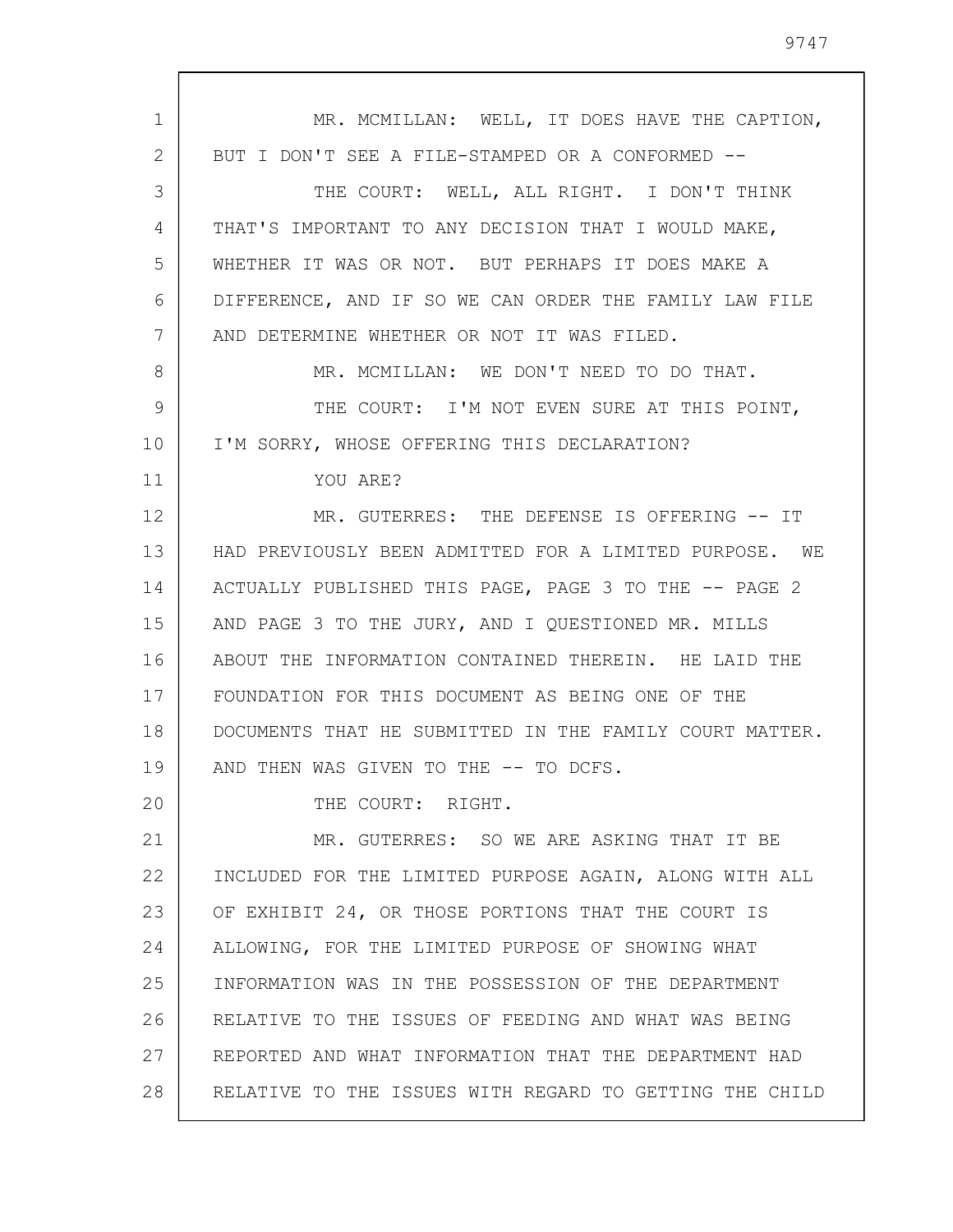MR. MCMILLAN: WELL, IT DOES HAVE THE CAPTION, BUT I DON'T SEE A FILE-STAMPED OR A CONFORMED --

THE COURT: WELL, ALL RIGHT. I DON'T THINK THAT'S IMPORTANT TO ANY DECISION THAT I WOULD MAKE, WHETHER IT WAS OR NOT. BUT PERHAPS IT DOES MAKE A DIFFERENCE, AND IF SO WE CAN ORDER THE FAMILY LAW FILE AND DETERMINE WHETHER OR NOT IT WAS FILED.

MR. MCMILLAN: WE DON'T NEED TO DO THAT.

THE COURT: I'M NOT EVEN SURE AT THIS POINT, I'M SORRY, WHOSE OFFERING THIS DECLARATION?

YOU ARE?

MR. GUTERRES: THE DEFENSE IS OFFERING -- IT HAD PREVIOUSLY BEEN ADMITTED FOR A LIMITED PURPOSE. WE ACTUALLY PUBLISHED THIS PAGE, PAGE 3 TO THE -- PAGE 2 AND PAGE 3 TO THE JURY, AND I QUESTIONED MR. MILLS ABOUT THE INFORMATION CONTAINED THEREIN. HE LAID THE FOUNDATION FOR THIS DOCUMENT AS BEING ONE OF THE DOCUMENTS THAT HE SUBMITTED IN THE FAMILY COURT MATTER. AND THEN WAS GIVEN TO THE -- TO DCFS.

THE COURT: RIGHT.

MR. GUTERRES: SO WE ARE ASKING THAT IT BE INCLUDED FOR THE LIMITED PURPOSE AGAIN, ALONG WITH ALL OF EXHIBIT 24, OR THOSE PORTIONS THAT THE COURT IS ALLOWING, FOR THE LIMITED PURPOSE OF SHOWING WHAT INFORMATION WAS IN THE POSSESSION OF THE DEPARTMENT RELATIVE TO THE ISSUES OF FEEDING AND WHAT WAS BEING REPORTED AND WHAT INFORMATION THAT THE DEPARTMENT HAD RELATIVE TO THE ISSUES WITH REGARD TO GETTING THE CHILD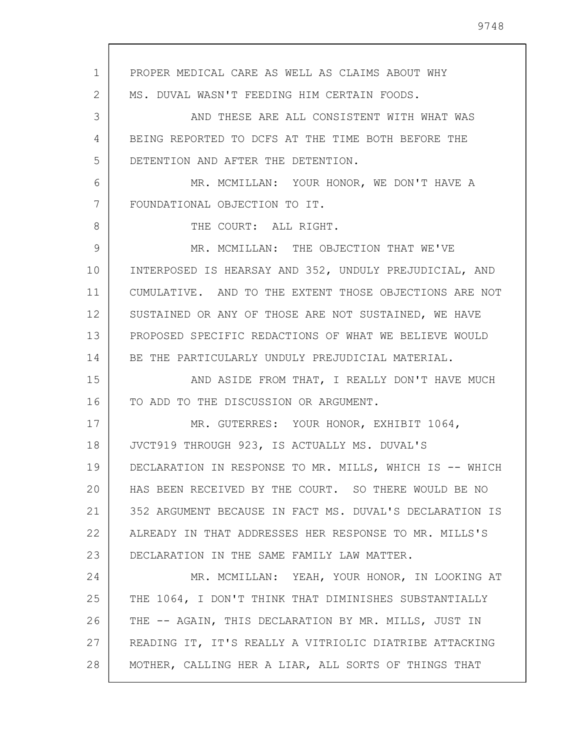PROPER MEDICAL CARE AS WELL AS CLAIMS ABOUT WHY MS. DUVAL WASN'T FEEDING HIM CERTAIN FOODS.

AND THESE ARE ALL CONSISTENT WITH WHAT WAS BEING REPORTED TO DCFS AT THE TIME BOTH BEFORE THE DETENTION AND AFTER THE DETENTION.

MR. MCMILLAN: YOUR HONOR, WE DON'T HAVE A FOUNDATIONAL OBJECTION TO IT.

THE COURT: ALL RIGHT.

MR. MCMILLAN: THE OBJECTION THAT WE'VE INTERPOSED IS HEARSAY AND 352, UNDULY PREJUDICIAL, AND CUMULATIVE. AND TO THE EXTENT THOSE OBJECTIONS ARE NOT SUSTAINED OR ANY OF THOSE ARE NOT SUSTAINED, WE HAVE PROPOSED SPECIFIC REDACTIONS OF WHAT WE BELIEVE WOULD BE THE PARTICULARLY UNDULY PREJUDICIAL MATERIAL.

AND ASIDE FROM THAT, I REALLY DON'T HAVE MUCH TO ADD TO THE DISCUSSION OR ARGUMENT.

MR. GUTERRES: YOUR HONOR, EXHIBIT 1064, JVCT919 THROUGH 923, IS ACTUALLY MS. DUVAL'S DECLARATION IN RESPONSE TO MR. MILLS, WHICH IS -- WHICH HAS BEEN RECEIVED BY THE COURT. SO THERE WOULD BE NO 352 ARGUMENT BECAUSE IN FACT MS. DUVAL'S DECLARATION IS ALREADY IN THAT ADDRESSES HER RESPONSE TO MR. MILLS'S DECLARATION IN THE SAME FAMILY LAW MATTER.

MR. MCMILLAN: YEAH, YOUR HONOR, IN LOOKING AT THE 1064, I DON'T THINK THAT DIMINISHES SUBSTANTIALLY THE -- AGAIN, THIS DECLARATION BY MR. MILLS, JUST IN READING IT, IT'S REALLY A VITRIOLIC DIATRIBE ATTACKING MOTHER, CALLING HER A LIAR, ALL SORTS OF THINGS THAT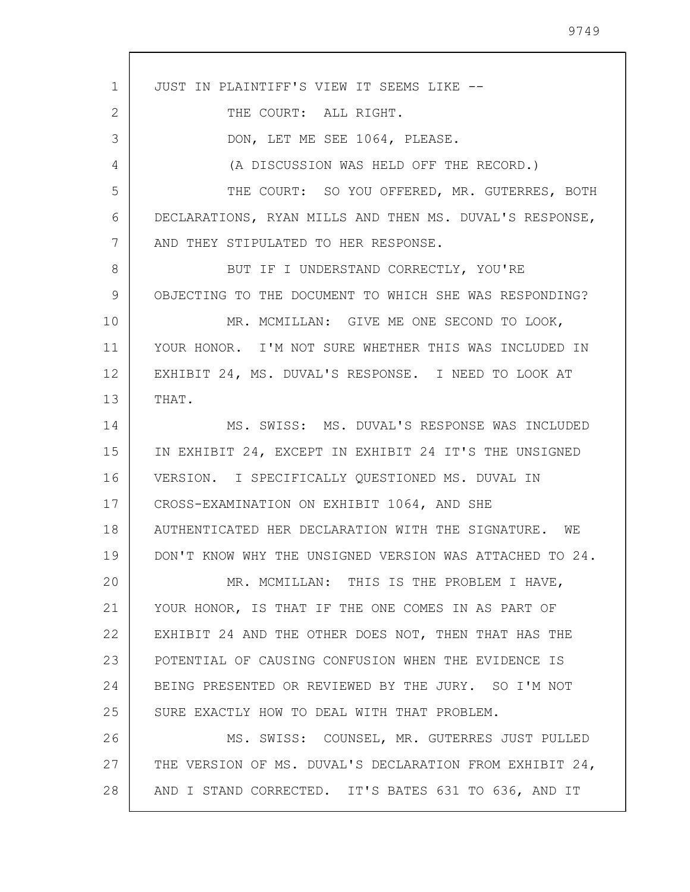JUST IN PLAINTIFF'S VIEW IT SEEMS LIKE --

THE COURT: ALL RIGHT.

DON, LET ME SEE 1064, PLEASE.

(A DISCUSSION WAS HELD OFF THE RECORD.)

THE COURT: SO YOU OFFERED, MR. GUTERRES, BOTH DECLARATIONS, RYAN MILLS AND THEN MS. DUVAL'S RESPONSE, AND THEY STIPULATED TO HER RESPONSE.

BUT IF I UNDERSTAND CORRECTLY, YOU'RE OBJECTING TO THE DOCUMENT TO WHICH SHE WAS RESPONDING?

MR. MCMILLAN: GIVE ME ONE SECOND TO LOOK, YOUR HONOR. I'M NOT SURE WHETHER THIS WAS INCLUDED IN EXHIBIT 24, MS. DUVAL'S RESPONSE. I NEED TO LOOK AT THAT.

MS. SWISS: MS. DUVAL'S RESPONSE WAS INCLUDED IN EXHIBIT 24, EXCEPT IN EXHIBIT 24 IT'S THE UNSIGNED VERSION. I SPECIFICALLY QUESTIONED MS. DUVAL IN CROSS-EXAMINATION ON EXHIBIT 1064, AND SHE AUTHENTICATED HER DECLARATION WITH THE SIGNATURE. WE DON'T KNOW WHY THE UNSIGNED VERSION WAS ATTACHED TO 24.

MR. MCMILLAN: THIS IS THE PROBLEM I HAVE, YOUR HONOR, IS THAT IF THE ONE COMES IN AS PART OF EXHIBIT 24 AND THE OTHER DOES NOT, THEN THAT HAS THE POTENTIAL OF CAUSING CONFUSION WHEN THE EVIDENCE IS BEING PRESENTED OR REVIEWED BY THE JURY. SO I'M NOT SURE EXACTLY HOW TO DEAL WITH THAT PROBLEM.

MS. SWISS: COUNSEL, MR. GUTERRES JUST PULLED THE VERSION OF MS. DUVAL'S DECLARATION FROM EXHIBIT 24, AND I STAND CORRECTED. IT'S BATES 631 TO 636, AND IT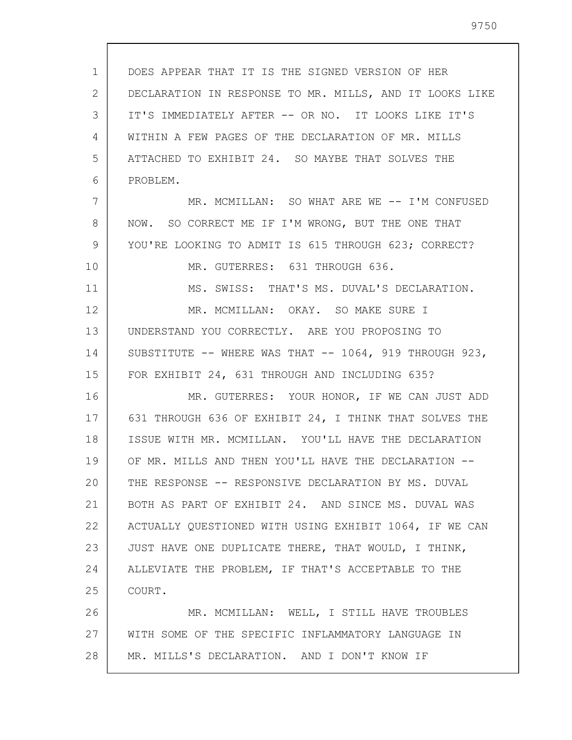DOES APPEAR THAT IT IS THE SIGNED VERSION OF HER DECLARATION IN RESPONSE TO MR. MILLS, AND IT LOOKS LIKE IT'S IMMEDIATELY AFTER -- OR NO. IT LOOKS LIKE IT'S WITHIN A FEW PAGES OF THE DECLARATION OF MR. MILLS ATTACHED TO EXHIBIT 24. SO MAYBE THAT SOLVES THE PROBLEM.

MR. MCMILLAN: SO WHAT ARE WE -- I'M CONFUSED NOW. SO CORRECT ME IF I'M WRONG, BUT THE ONE THAT YOU'RE LOOKING TO ADMIT IS 615 THROUGH 623; CORRECT?

MR. GUTERRES: 631 THROUGH 636.

MS. SWISS: THAT'S MS. DUVAL'S DECLARATION.

MR. MCMILLAN: OKAY. SO MAKE SURE I UNDERSTAND YOU CORRECTLY. ARE YOU PROPOSING TO SUBSTITUTE -- WHERE WAS THAT -- 1064, 919 THROUGH 923, FOR EXHIBIT 24, 631 THROUGH AND INCLUDING 635?

MR. GUTERRES: YOUR HONOR, IF WE CAN JUST ADD 631 THROUGH 636 OF EXHIBIT 24, I THINK THAT SOLVES THE ISSUE WITH MR. MCMILLAN. YOU'LL HAVE THE DECLARATION OF MR. MILLS AND THEN YOU'LL HAVE THE DECLARATION -- THE RESPONSE -- RESPONSIVE DECLARATION BY MS. DUVAL BOTH AS PART OF EXHIBIT 24. AND SINCE MS. DUVAL WAS ACTUALLY QUESTIONED WITH USING EXHIBIT 1064, IF WE CAN JUST HAVE ONE DUPLICATE THERE, THAT WOULD, I THINK, ALLEVIATE THE PROBLEM, IF THAT'S ACCEPTABLE TO THE COURT.

MR. MCMILLAN: WELL, I STILL HAVE TROUBLES WITH SOME OF THE SPECIFIC INFLAMMATORY LANGUAGE IN MR. MILLS'S DECLARATION. AND I DON'T KNOW IF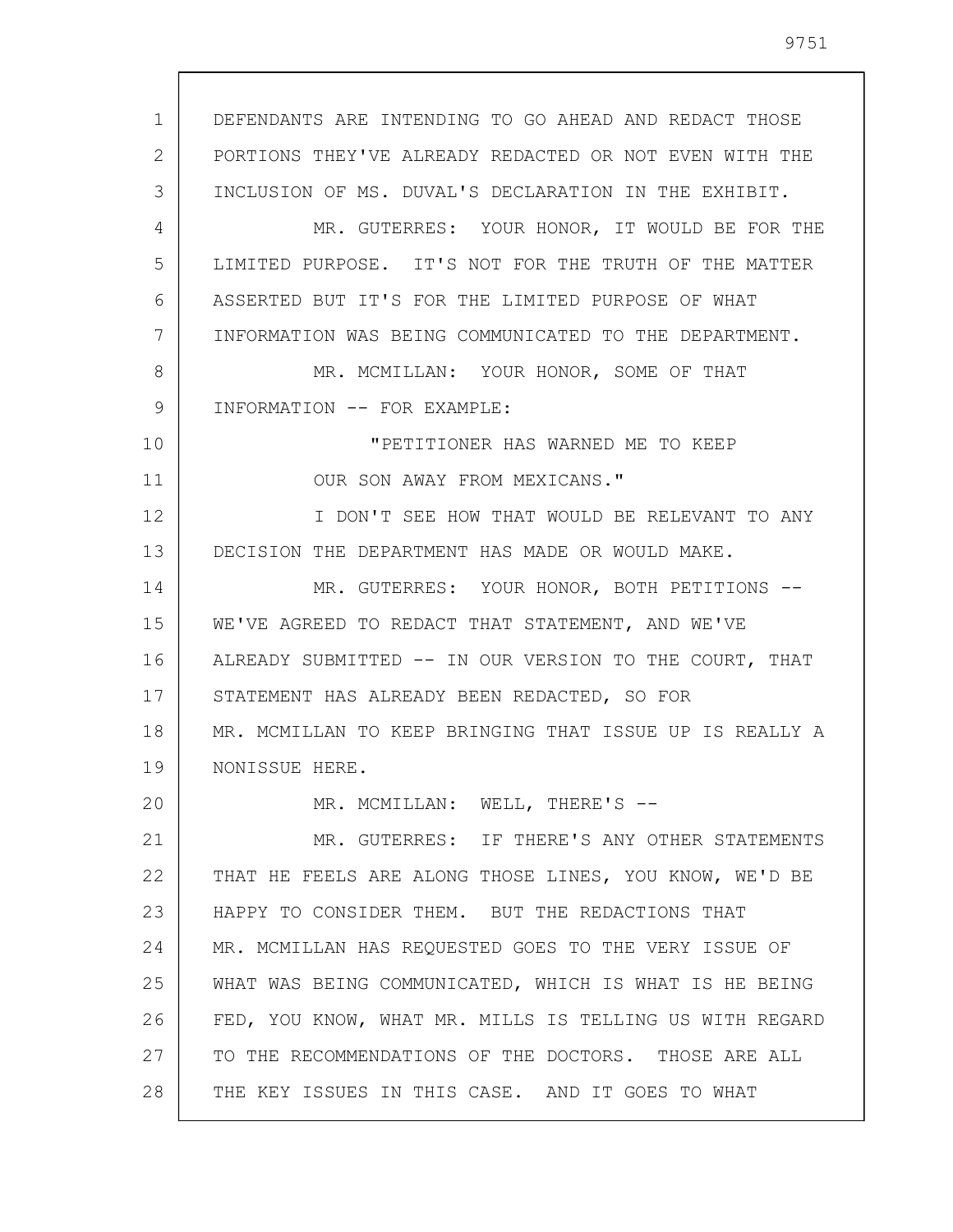DEFENDANTS ARE INTENDING TO GO AHEAD AND REDACT THOSE PORTIONS THEY'VE ALREADY REDACTED OR NOT EVEN WITH THE INCLUSION OF MS. DUVAL'S DECLARATION IN THE EXHIBIT.

MR. GUTERRES: YOUR HONOR, IT WOULD BE FOR THE LIMITED PURPOSE. IT'S NOT FOR THE TRUTH OF THE MATTER ASSERTED BUT IT'S FOR THE LIMITED PURPOSE OF WHAT INFORMATION WAS BEING COMMUNICATED TO THE DEPARTMENT.

MR. MCMILLAN: YOUR HONOR, SOME OF THAT INFORMATION -- FOR EXAMPLE:

"PETITIONER HAS WARNED ME TO KEEP OUR SON AWAY FROM MEXICANS."

I DON'T SEE HOW THAT WOULD BE RELEVANT TO ANY DECISION THE DEPARTMENT HAS MADE OR WOULD MAKE.

MR. GUTERRES: YOUR HONOR, BOTH PETITIONS -- WE'VE AGREED TO REDACT THAT STATEMENT, AND WE'VE ALREADY SUBMITTED -- IN OUR VERSION TO THE COURT, THAT STATEMENT HAS ALREADY BEEN REDACTED, SO FOR MR. MCMILLAN TO KEEP BRINGING THAT ISSUE UP IS REALLY A NONISSUE HERE.

MR. MCMILLAN: WELL, THERE'S --

MR. GUTERRES: IF THERE'S ANY OTHER STATEMENTS THAT HE FEELS ARE ALONG THOSE LINES, YOU KNOW, WE'D BE HAPPY TO CONSIDER THEM. BUT THE REDACTIONS THAT MR. MCMILLAN HAS REQUESTED GOES TO THE VERY ISSUE OF WHAT WAS BEING COMMUNICATED, WHICH IS WHAT IS HE BEING FED, YOU KNOW, WHAT MR. MILLS IS TELLING US WITH REGARD TO THE RECOMMENDATIONS OF THE DOCTORS. THOSE ARE ALL THE KEY ISSUES IN THIS CASE. AND IT GOES TO WHAT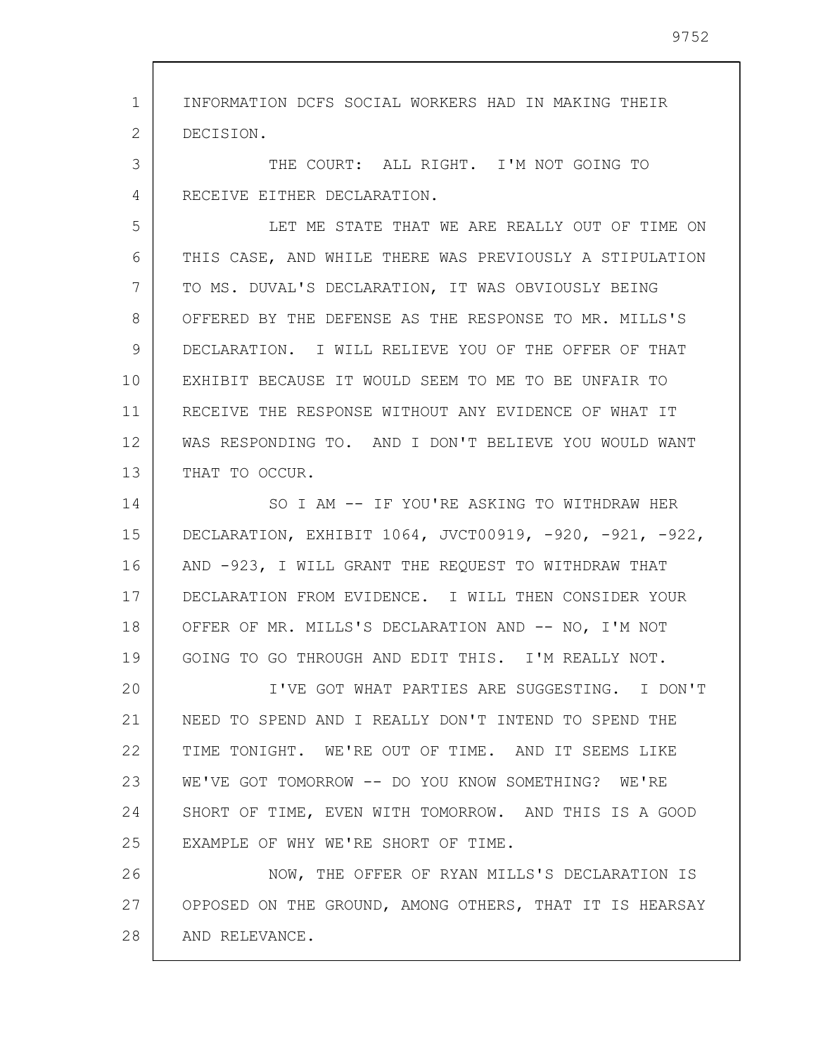INFORMATION DCFS SOCIAL WORKERS HAD IN MAKING THEIR DECISION.

THE COURT: ALL RIGHT. I'M NOT GOING TO RECEIVE EITHER DECLARATION.

LET ME STATE THAT WE ARE REALLY OUT OF TIME ON THIS CASE, AND WHILE THERE WAS PREVIOUSLY A STIPULATION TO MS. DUVAL'S DECLARATION, IT WAS OBVIOUSLY BEING OFFERED BY THE DEFENSE AS THE RESPONSE TO MR. MILLS'S DECLARATION. I WILL RELIEVE YOU OF THE OFFER OF THAT EXHIBIT BECAUSE IT WOULD SEEM TO ME TO BE UNFAIR TO RECEIVE THE RESPONSE WITHOUT ANY EVIDENCE OF WHAT IT WAS RESPONDING TO. AND I DON'T BELIEVE YOU WOULD WANT THAT TO OCCUR.

SO I AM -- IF YOU'RE ASKING TO WITHDRAW HER DECLARATION, EXHIBIT 1064, JVCT00919, -920, -921, -922, AND -923, I WILL GRANT THE REQUEST TO WITHDRAW THAT DECLARATION FROM EVIDENCE. I WILL THEN CONSIDER YOUR OFFER OF MR. MILLS'S DECLARATION AND -- NO, I'M NOT GOING TO GO THROUGH AND EDIT THIS. I'M REALLY NOT.

I'VE GOT WHAT PARTIES ARE SUGGESTING. I DON'T NEED TO SPEND AND I REALLY DON'T INTEND TO SPEND THE TIME TONIGHT. WE'RE OUT OF TIME. AND IT SEEMS LIKE WE'VE GOT TOMORROW -- DO YOU KNOW SOMETHING? WE'RE SHORT OF TIME, EVEN WITH TOMORROW. AND THIS IS A GOOD EXAMPLE OF WHY WE'RE SHORT OF TIME.

NOW, THE OFFER OF RYAN MILLS'S DECLARATION IS OPPOSED ON THE GROUND, AMONG OTHERS, THAT IT IS HEARSAY AND RELEVANCE.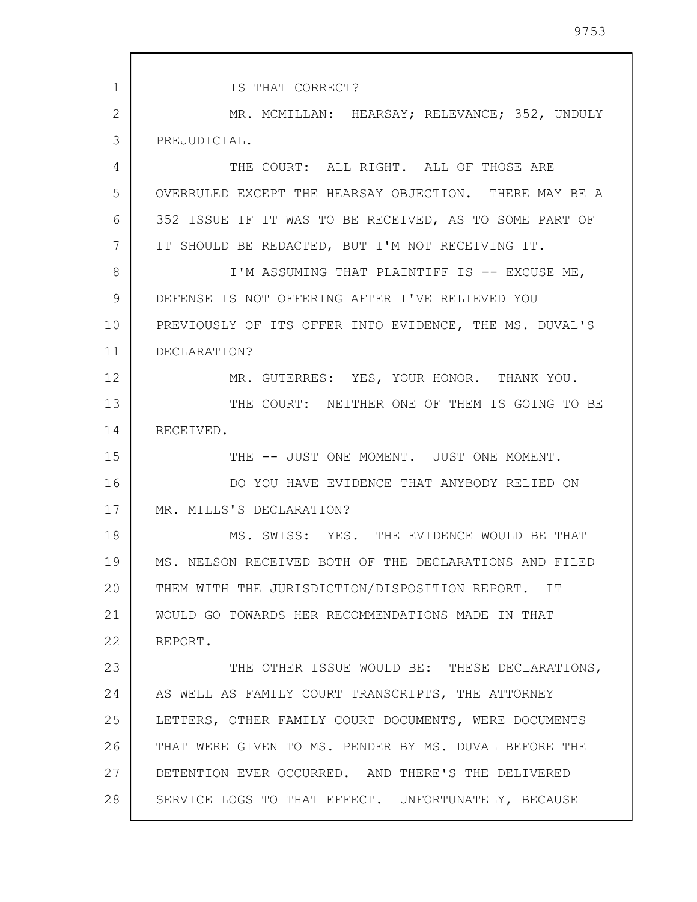IS THAT CORRECT?

MR. MCMILLAN: HEARSAY; RELEVANCE; 352, UNDULY PREJUDICIAL.

THE COURT: ALL RIGHT. ALL OF THOSE ARE OVERRULED EXCEPT THE HEARSAY OBJECTION. THERE MAY BE A 352 ISSUE IF IT WAS TO BE RECEIVED, AS TO SOME PART OF IT SHOULD BE REDACTED, BUT I'M NOT RECEIVING IT.

I'M ASSUMING THAT PLAINTIFF IS -- EXCUSE ME, DEFENSE IS NOT OFFERING AFTER I'VE RELIEVED YOU PREVIOUSLY OF ITS OFFER INTO EVIDENCE, THE MS. DUVAL'S DECLARATION?

MR. GUTERRES: YES, YOUR HONOR. THANK YOU.

THE COURT: NEITHER ONE OF THEM IS GOING TO BE RECEIVED.

THE -- JUST ONE MOMENT. JUST ONE MOMENT.

DO YOU HAVE EVIDENCE THAT ANYBODY RELIED ON MR. MILLS'S DECLARATION?

MS. SWISS: YES. THE EVIDENCE WOULD BE THAT MS. NELSON RECEIVED BOTH OF THE DECLARATIONS AND FILED THEM WITH THE JURISDICTION/DISPOSITION REPORT. IT WOULD GO TOWARDS HER RECOMMENDATIONS MADE IN THAT REPORT.

THE OTHER ISSUE WOULD BE: THESE DECLARATIONS, AS WELL AS FAMILY COURT TRANSCRIPTS, THE ATTORNEY LETTERS, OTHER FAMILY COURT DOCUMENTS, WERE DOCUMENTS THAT WERE GIVEN TO MS. PENDER BY MS. DUVAL BEFORE THE DETENTION EVER OCCURRED. AND THERE'S THE DELIVERED SERVICE LOGS TO THAT EFFECT. UNFORTUNATELY, BECAUSE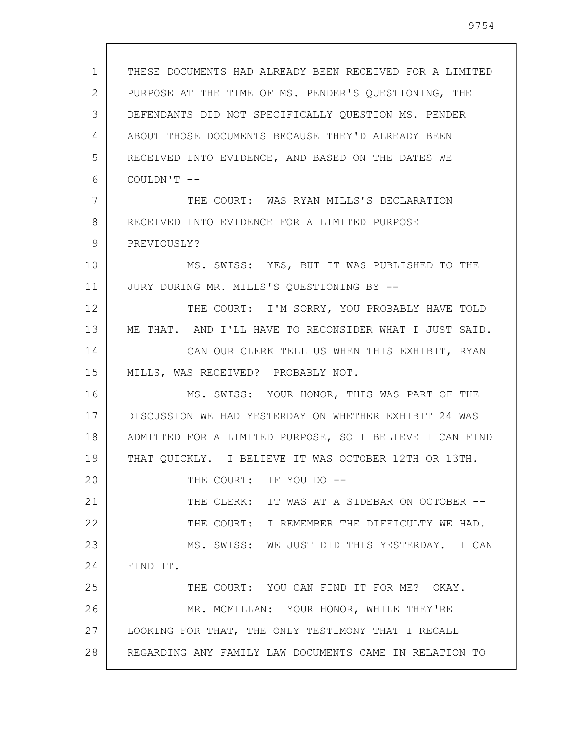THESE DOCUMENTS HAD ALREADY BEEN RECEIVED FOR A LIMITED PURPOSE AT THE TIME OF MS. PENDER'S QUESTIONING, THE DEFENDANTS DID NOT SPECIFICALLY QUESTION MS. PENDER ABOUT THOSE DOCUMENTS BECAUSE THEY'D ALREADY BEEN RECEIVED INTO EVIDENCE, AND BASED ON THE DATES WE COULDN'T --

THE COURT: WAS RYAN MILLS'S DECLARATION RECEIVED INTO EVIDENCE FOR A LIMITED PURPOSE PREVIOUSLY?

MS. SWISS: YES, BUT IT WAS PUBLISHED TO THE JURY DURING MR. MILLS'S QUESTIONING BY --

THE COURT: I'M SORRY, YOU PROBABLY HAVE TOLD ME THAT. AND I'LL HAVE TO RECONSIDER WHAT I JUST SAID.

CAN OUR CLERK TELL US WHEN THIS EXHIBIT, RYAN MILLS, WAS RECEIVED? PROBABLY NOT.

MS. SWISS: YOUR HONOR, THIS WAS PART OF THE DISCUSSION WE HAD YESTERDAY ON WHETHER EXHIBIT 24 WAS ADMITTED FOR A LIMITED PURPOSE, SO I BELIEVE I CAN FIND THAT QUICKLY. I BELIEVE IT WAS OCTOBER 12TH OR 13TH.

THE COURT: IF YOU DO --

THE CLERK: IT WAS AT A SIDEBAR ON OCTOBER --

THE COURT: I REMEMBER THE DIFFICULTY WE HAD.

MS. SWISS: WE JUST DID THIS YESTERDAY. I CAN FIND IT.

THE COURT: YOU CAN FIND IT FOR ME? OKAY.

MR. MCMILLAN: YOUR HONOR, WHILE THEY'RE LOOKING FOR THAT, THE ONLY TESTIMONY THAT I RECALL REGARDING ANY FAMILY LAW DOCUMENTS CAME IN RELATION TO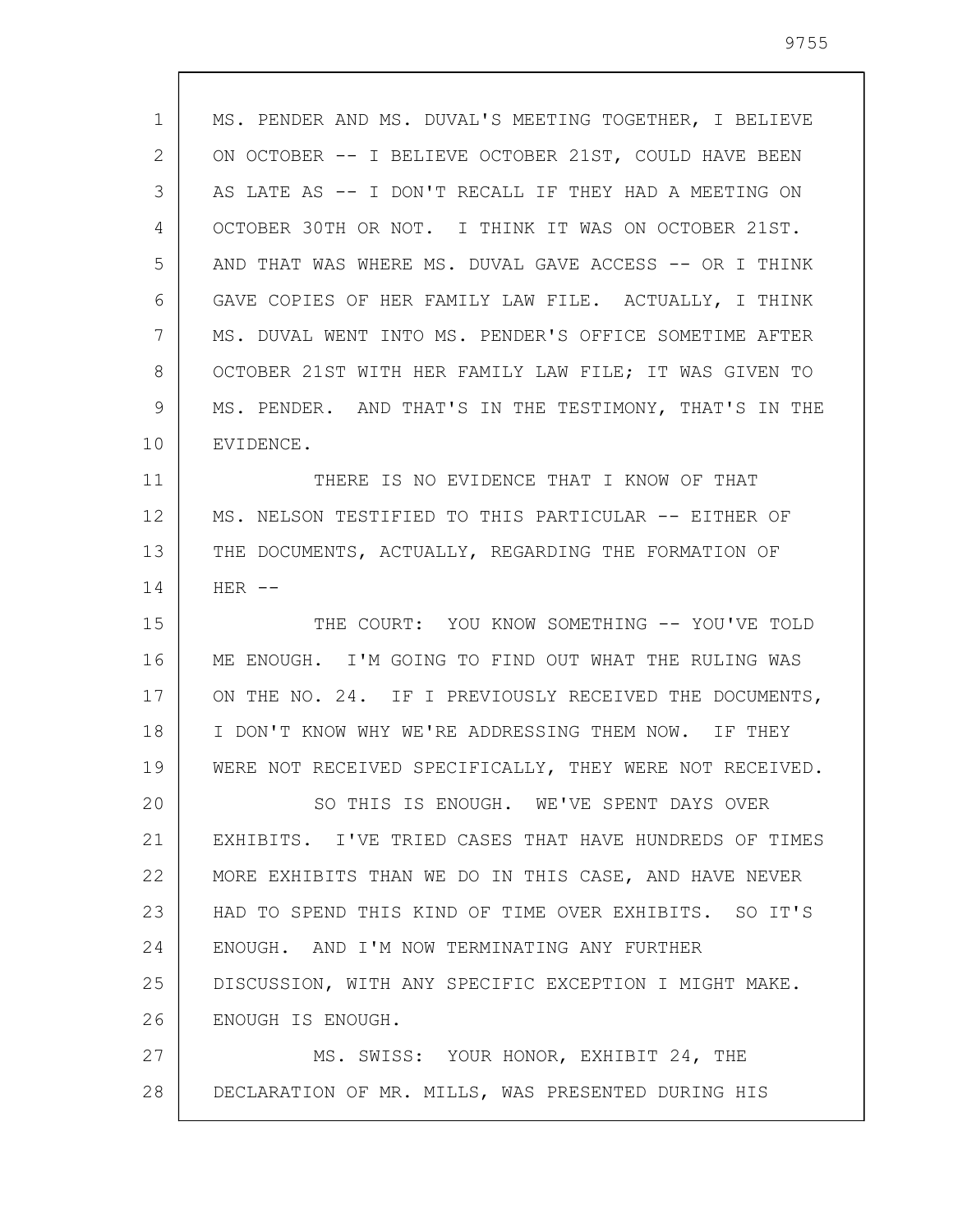MS. PENDER AND MS. DUVAL'S MEETING TOGETHER, I BELIEVE ON OCTOBER -- I BELIEVE OCTOBER 21ST, COULD HAVE BEEN AS LATE AS -- I DON'T RECALL IF THEY HAD A MEETING ON OCTOBER 30TH OR NOT. I THINK IT WAS ON OCTOBER 21ST. AND THAT WAS WHERE MS. DUVAL GAVE ACCESS -- OR I THINK GAVE COPIES OF HER FAMILY LAW FILE. ACTUALLY, I THINK MS. DUVAL WENT INTO MS. PENDER'S OFFICE SOMETIME AFTER OCTOBER 21ST WITH HER FAMILY LAW FILE; IT WAS GIVEN TO MS. PENDER. AND THAT'S IN THE TESTIMONY, THAT'S IN THE EVIDENCE.

THERE IS NO EVIDENCE THAT I KNOW OF THAT MS. NELSON TESTIFIED TO THIS PARTICULAR -- EITHER OF THE DOCUMENTS, ACTUALLY, REGARDING THE FORMATION OF HER --

THE COURT: YOU KNOW SOMETHING -- YOU'VE TOLD ME ENOUGH. I'M GOING TO FIND OUT WHAT THE RULING WAS ON THE NO. 24. IF I PREVIOUSLY RECEIVED THE DOCUMENTS, I DON'T KNOW WHY WE'RE ADDRESSING THEM NOW. IF THEY WERE NOT RECEIVED SPECIFICALLY, THEY WERE NOT RECEIVED.

SO THIS IS ENOUGH. WE'VE SPENT DAYS OVER EXHIBITS. I'VE TRIED CASES THAT HAVE HUNDREDS OF TIMES MORE EXHIBITS THAN WE DO IN THIS CASE, AND HAVE NEVER HAD TO SPEND THIS KIND OF TIME OVER EXHIBITS. SO IT'S ENOUGH. AND I'M NOW TERMINATING ANY FURTHER DISCUSSION, WITH ANY SPECIFIC EXCEPTION I MIGHT MAKE. ENOUGH IS ENOUGH.

MS. SWISS: YOUR HONOR, EXHIBIT 24, THE DECLARATION OF MR. MILLS, WAS PRESENTED DURING HIS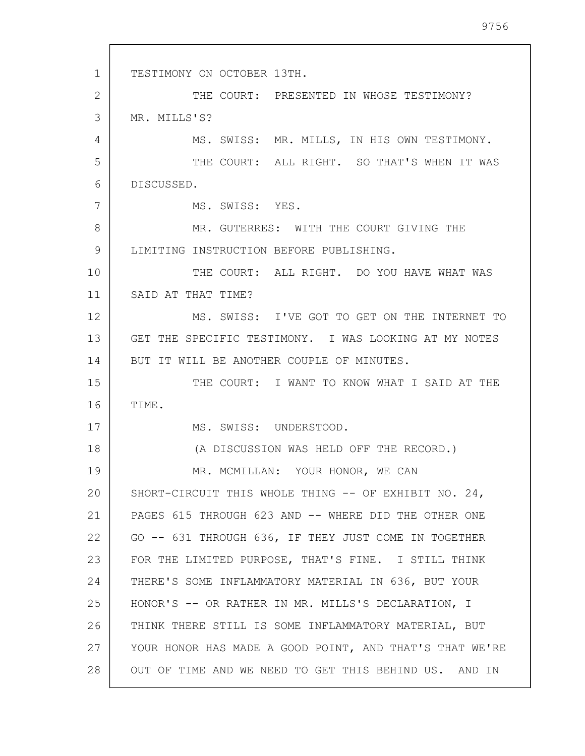TESTIMONY ON OCTOBER 13TH.

THE COURT: PRESENTED IN WHOSE TESTIMONY? MR. MILLS'S?

MS. SWISS: MR. MILLS, IN HIS OWN TESTIMONY.

THE COURT: ALL RIGHT. SO THAT'S WHEN IT WAS DISCUSSED.

MS. SWISS: YES.

MR. GUTERRES: WITH THE COURT GIVING THE LIMITING INSTRUCTION BEFORE PUBLISHING.

THE COURT: ALL RIGHT. DO YOU HAVE WHAT WAS SAID AT THAT TIME?

MS. SWISS: I'VE GOT TO GET ON THE INTERNET TO GET THE SPECIFIC TESTIMONY. I WAS LOOKING AT MY NOTES BUT IT WILL BE ANOTHER COUPLE OF MINUTES.

THE COURT: I WANT TO KNOW WHAT I SAID AT THE TIME.

MS. SWISS: UNDERSTOOD.

(A DISCUSSION WAS HELD OFF THE RECORD.)

MR. MCMILLAN: YOUR HONOR, WE CAN SHORT-CIRCUIT THIS WHOLE THING -- OF EXHIBIT NO. 24, PAGES 615 THROUGH 623 AND -- WHERE DID THE OTHER ONE GO -- 631 THROUGH 636, IF THEY JUST COME IN TOGETHER FOR THE LIMITED PURPOSE, THAT'S FINE. I STILL THINK THERE'S SOME INFLAMMATORY MATERIAL IN 636, BUT YOUR HONOR'S -- OR RATHER IN MR. MILLS'S DECLARATION, I THINK THERE STILL IS SOME INFLAMMATORY MATERIAL, BUT YOUR HONOR HAS MADE A GOOD POINT, AND THAT'S THAT WE'RE OUT OF TIME AND WE NEED TO GET THIS BEHIND US. AND IN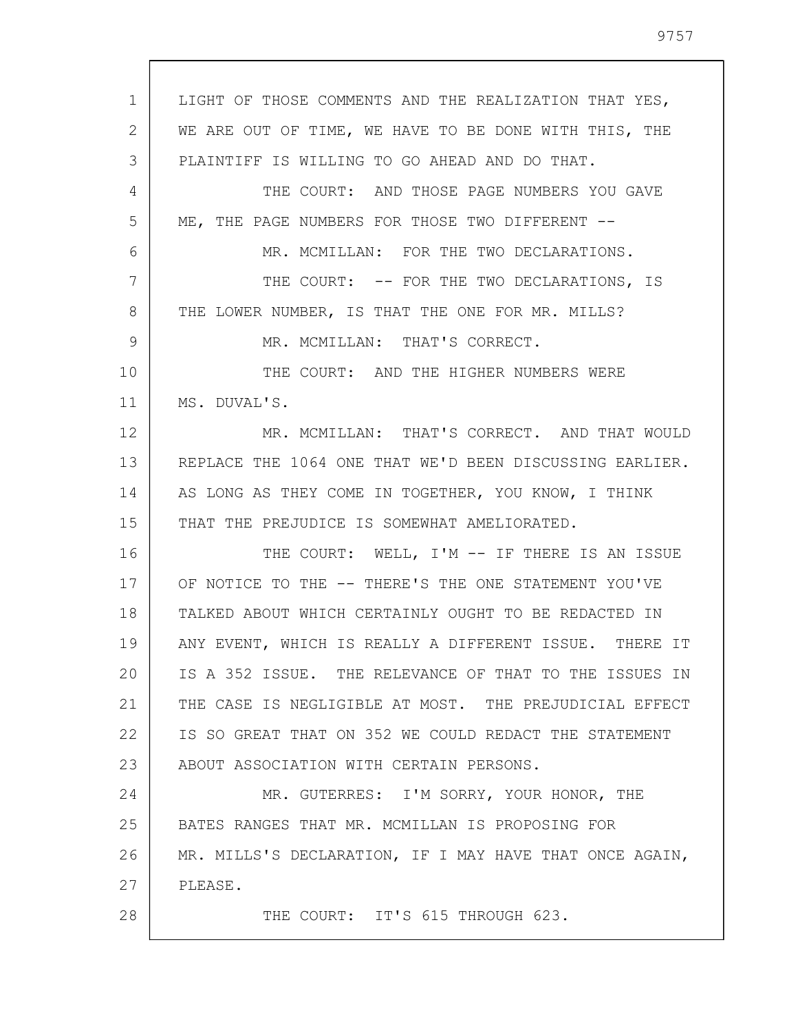LIGHT OF THOSE COMMENTS AND THE REALIZATION THAT YES, WE ARE OUT OF TIME, WE HAVE TO BE DONE WITH THIS, THE PLAINTIFF IS WILLING TO GO AHEAD AND DO THAT.

THE COURT: AND THOSE PAGE NUMBERS YOU GAVE ME, THE PAGE NUMBERS FOR THOSE TWO DIFFERENT --

MR. MCMILLAN: FOR THE TWO DECLARATIONS.

THE COURT: -- FOR THE TWO DECLARATIONS, IS THE LOWER NUMBER, IS THAT THE ONE FOR MR. MILLS?

MR. MCMILLAN: THAT'S CORRECT.

THE COURT: AND THE HIGHER NUMBERS WERE MS. DUVAL'S.

MR. MCMILLAN: THAT'S CORRECT. AND THAT WOULD REPLACE THE 1064 ONE THAT WE'D BEEN DISCUSSING EARLIER. AS LONG AS THEY COME IN TOGETHER, YOU KNOW, I THINK THAT THE PREJUDICE IS SOMEWHAT AMELIORATED.

THE COURT: WELL, I'M -- IF THERE IS AN ISSUE OF NOTICE TO THE -- THERE'S THE ONE STATEMENT YOU'VE TALKED ABOUT WHICH CERTAINLY OUGHT TO BE REDACTED IN ANY EVENT, WHICH IS REALLY A DIFFERENT ISSUE. THERE IT IS A 352 ISSUE. THE RELEVANCE OF THAT TO THE ISSUES IN THE CASE IS NEGLIGIBLE AT MOST. THE PREJUDICIAL EFFECT IS SO GREAT THAT ON 352 WE COULD REDACT THE STATEMENT ABOUT ASSOCIATION WITH CERTAIN PERSONS.

MR. GUTERRES: I'M SORRY, YOUR HONOR, THE BATES RANGES THAT MR. MCMILLAN IS PROPOSING FOR MR. MILLS'S DECLARATION, IF I MAY HAVE THAT ONCE AGAIN, PLEASE.

THE COURT: IT'S 615 THROUGH 623.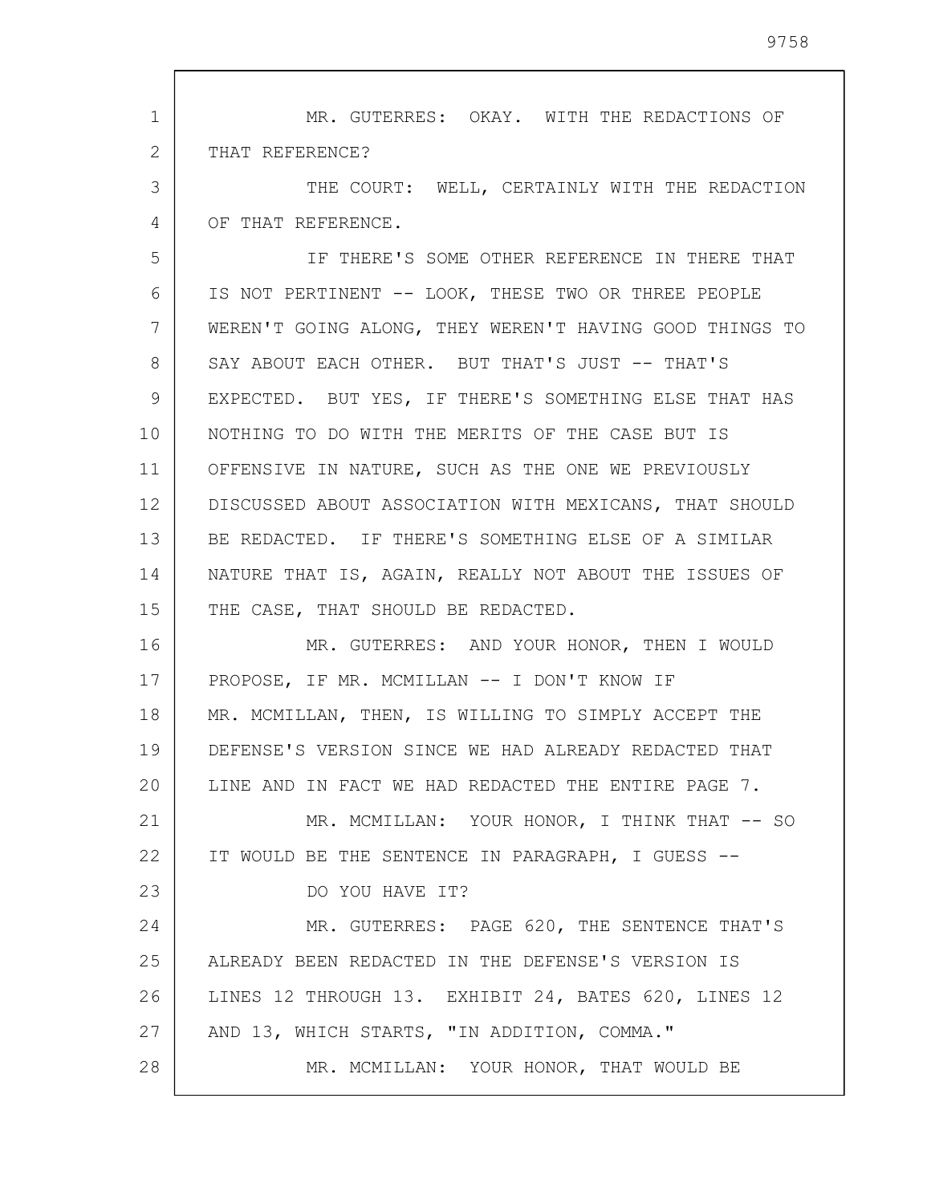MR. GUTERRES: OKAY. WITH THE REDACTIONS OF THAT REFERENCE?

THE COURT: WELL, CERTAINLY WITH THE REDACTION OF THAT REFERENCE.

IF THERE'S SOME OTHER REFERENCE IN THERE THAT IS NOT PERTINENT -- LOOK, THESE TWO OR THREE PEOPLE WEREN'T GOING ALONG, THEY WEREN'T HAVING GOOD THINGS TO SAY ABOUT EACH OTHER. BUT THAT'S JUST -- THAT'S EXPECTED. BUT YES, IF THERE'S SOMETHING ELSE THAT HAS NOTHING TO DO WITH THE MERITS OF THE CASE BUT IS OFFENSIVE IN NATURE, SUCH AS THE ONE WE PREVIOUSLY DISCUSSED ABOUT ASSOCIATION WITH MEXICANS, THAT SHOULD BE REDACTED. IF THERE'S SOMETHING ELSE OF A SIMILAR NATURE THAT IS, AGAIN, REALLY NOT ABOUT THE ISSUES OF THE CASE, THAT SHOULD BE REDACTED.

MR. GUTERRES: AND YOUR HONOR, THEN I WOULD PROPOSE, IF MR. MCMILLAN -- I DON'T KNOW IF MR. MCMILLAN, THEN, IS WILLING TO SIMPLY ACCEPT THE DEFENSE'S VERSION SINCE WE HAD ALREADY REDACTED THAT LINE AND IN FACT WE HAD REDACTED THE ENTIRE PAGE 7.

MR. MCMILLAN: YOUR HONOR, I THINK THAT -- SO IT WOULD BE THE SENTENCE IN PARAGRAPH, I GUESS --

DO YOU HAVE IT?

MR. GUTERRES: PAGE 620, THE SENTENCE THAT'S ALREADY BEEN REDACTED IN THE DEFENSE'S VERSION IS LINES 12 THROUGH 13. EXHIBIT 24, BATES 620, LINES 12 AND 13, WHICH STARTS, "IN ADDITION, COMMA."

MR. MCMILLAN: YOUR HONOR, THAT WOULD BE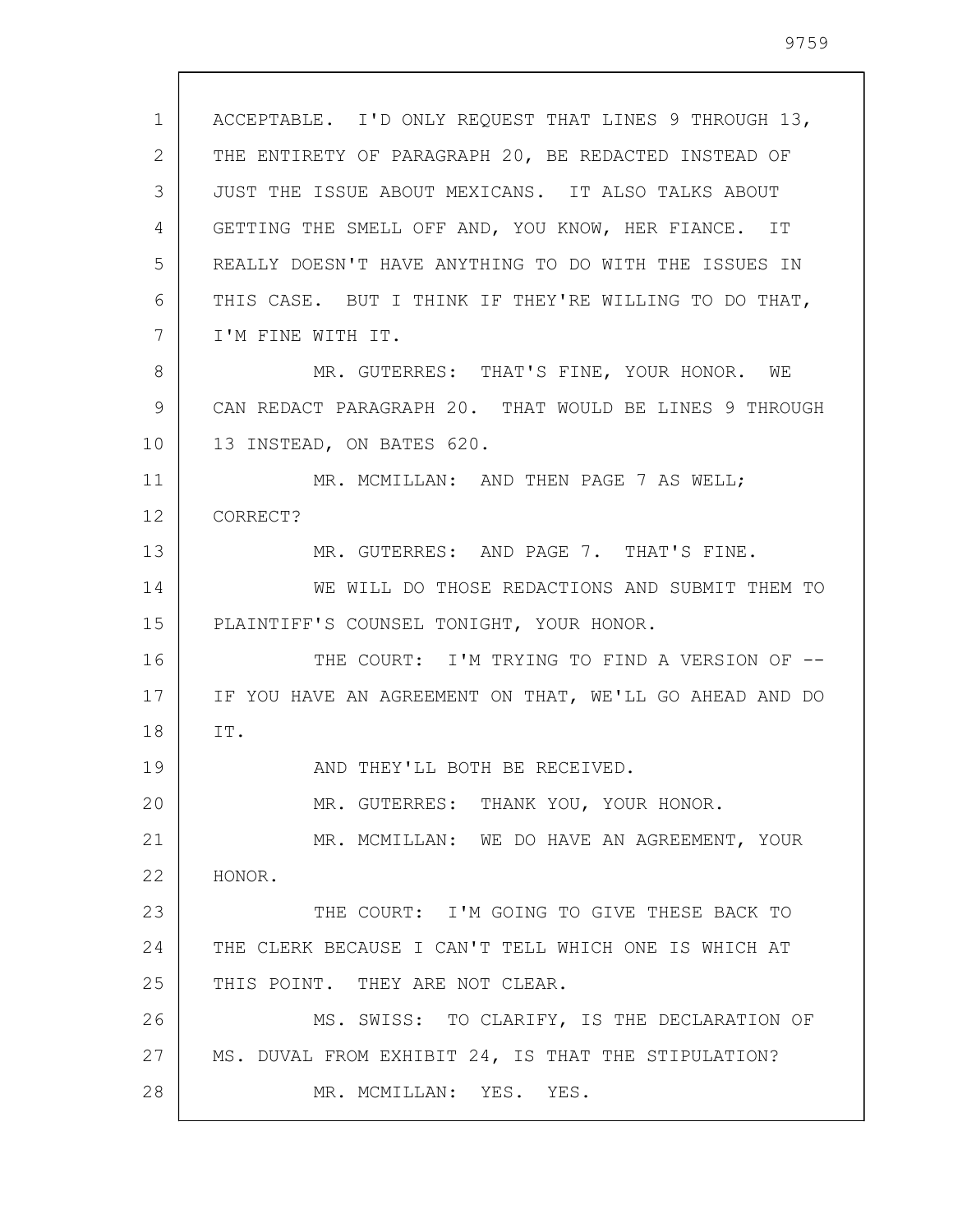ACCEPTABLE. I'D ONLY REQUEST THAT LINES 9 THROUGH 13, THE ENTIRETY OF PARAGRAPH 20, BE REDACTED INSTEAD OF JUST THE ISSUE ABOUT MEXICANS. IT ALSO TALKS ABOUT GETTING THE SMELL OFF AND, YOU KNOW, HER FIANCE. IT REALLY DOESN'T HAVE ANYTHING TO DO WITH THE ISSUES IN THIS CASE. BUT I THINK IF THEY'RE WILLING TO DO THAT, I'M FINE WITH IT.

MR. GUTERRES: THAT'S FINE, YOUR HONOR. WE CAN REDACT PARAGRAPH 20. THAT WOULD BE LINES 9 THROUGH 13 INSTEAD, ON BATES 620.

MR. MCMILLAN: AND THEN PAGE 7 AS WELL; CORRECT?

MR. GUTERRES: AND PAGE 7. THAT'S FINE.

WE WILL DO THOSE REDACTIONS AND SUBMIT THEM TO PLAINTIFF'S COUNSEL TONIGHT, YOUR HONOR.

THE COURT: I'M TRYING TO FIND A VERSION OF -- IF YOU HAVE AN AGREEMENT ON THAT, WE'LL GO AHEAD AND DO IT.

AND THEY'LL BOTH BE RECEIVED.

MR. GUTERRES: THANK YOU, YOUR HONOR.

MR. MCMILLAN: WE DO HAVE AN AGREEMENT, YOUR HONOR.

THE COURT: I'M GOING TO GIVE THESE BACK TO THE CLERK BECAUSE I CAN'T TELL WHICH ONE IS WHICH AT THIS POINT. THEY ARE NOT CLEAR.

MS. SWISS: TO CLARIFY, IS THE DECLARATION OF MS. DUVAL FROM EXHIBIT 24, IS THAT THE STIPULATION?

MR. MCMILLAN: YES. YES.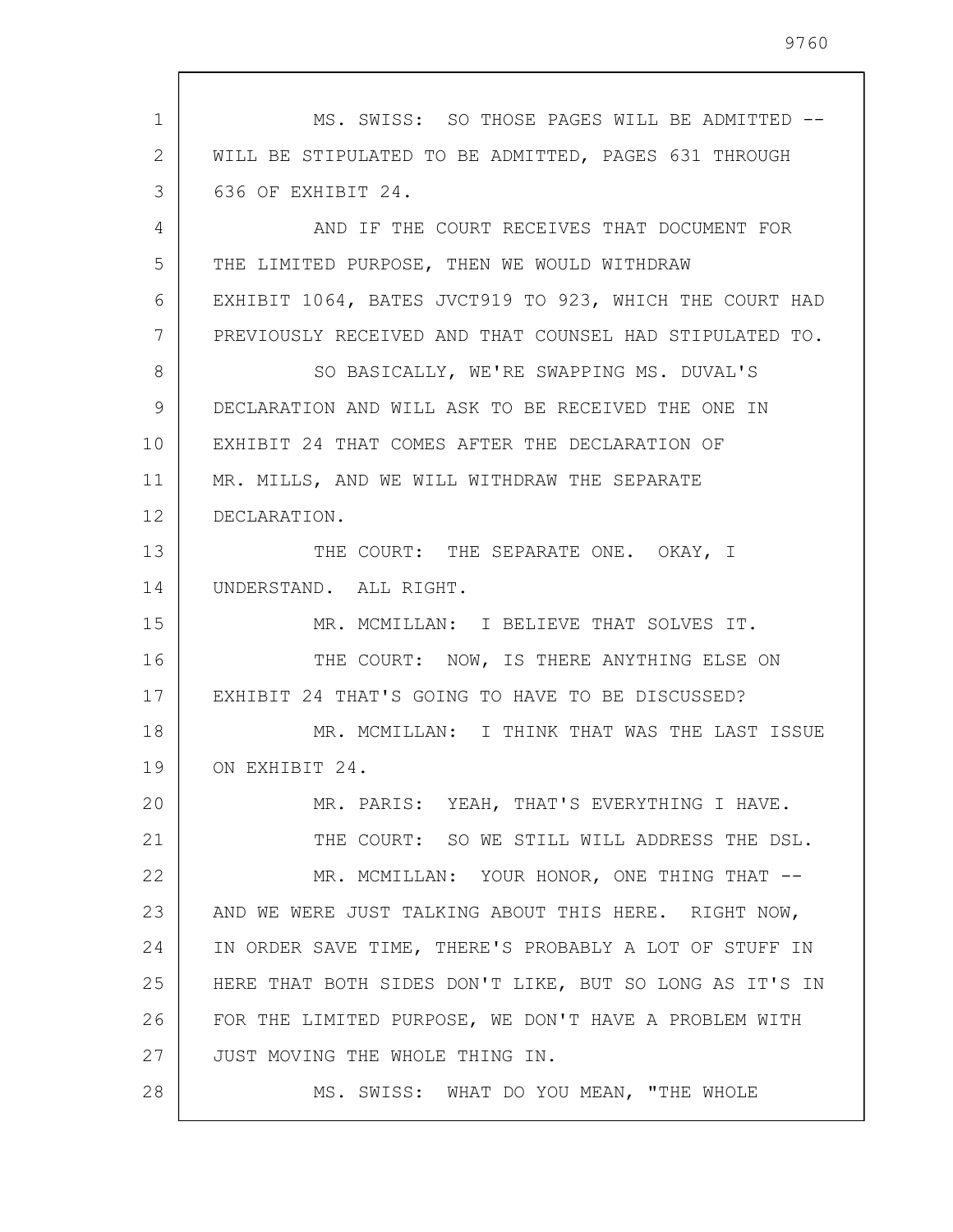MS. SWISS: SO THOSE PAGES WILL BE ADMITTED -- WILL BE STIPULATED TO BE ADMITTED, PAGES 631 THROUGH 636 OF EXHIBIT 24.

AND IF THE COURT RECEIVES THAT DOCUMENT FOR THE LIMITED PURPOSE, THEN WE WOULD WITHDRAW EXHIBIT 1064, BATES JVCT919 TO 923, WHICH THE COURT HAD PREVIOUSLY RECEIVED AND THAT COUNSEL HAD STIPULATED TO.

SO BASICALLY, WE'RE SWAPPING MS. DUVAL'S DECLARATION AND WILL ASK TO BE RECEIVED THE ONE IN EXHIBIT 24 THAT COMES AFTER THE DECLARATION OF MR. MILLS, AND WE WILL WITHDRAW THE SEPARATE DECLARATION.

THE COURT: THE SEPARATE ONE. OKAY, I UNDERSTAND. ALL RIGHT.

MR. MCMILLAN: I BELIEVE THAT SOLVES IT.

THE COURT: NOW, IS THERE ANYTHING ELSE ON EXHIBIT 24 THAT'S GOING TO HAVE TO BE DISCUSSED?

MR. MCMILLAN: I THINK THAT WAS THE LAST ISSUE ON EXHIBIT 24.

MR. PARIS: YEAH, THAT'S EVERYTHING I HAVE.

THE COURT: SO WE STILL WILL ADDRESS THE DSL.

MR. MCMILLAN: YOUR HONOR, ONE THING THAT -- AND WE WERE JUST TALKING ABOUT THIS HERE. RIGHT NOW, IN ORDER SAVE TIME, THERE'S PROBABLY A LOT OF STUFF IN HERE THAT BOTH SIDES DON'T LIKE, BUT SO LONG AS IT'S IN FOR THE LIMITED PURPOSE, WE DON'T HAVE A PROBLEM WITH JUST MOVING THE WHOLE THING IN.

MS. SWISS: WHAT DO YOU MEAN, "THE WHOLE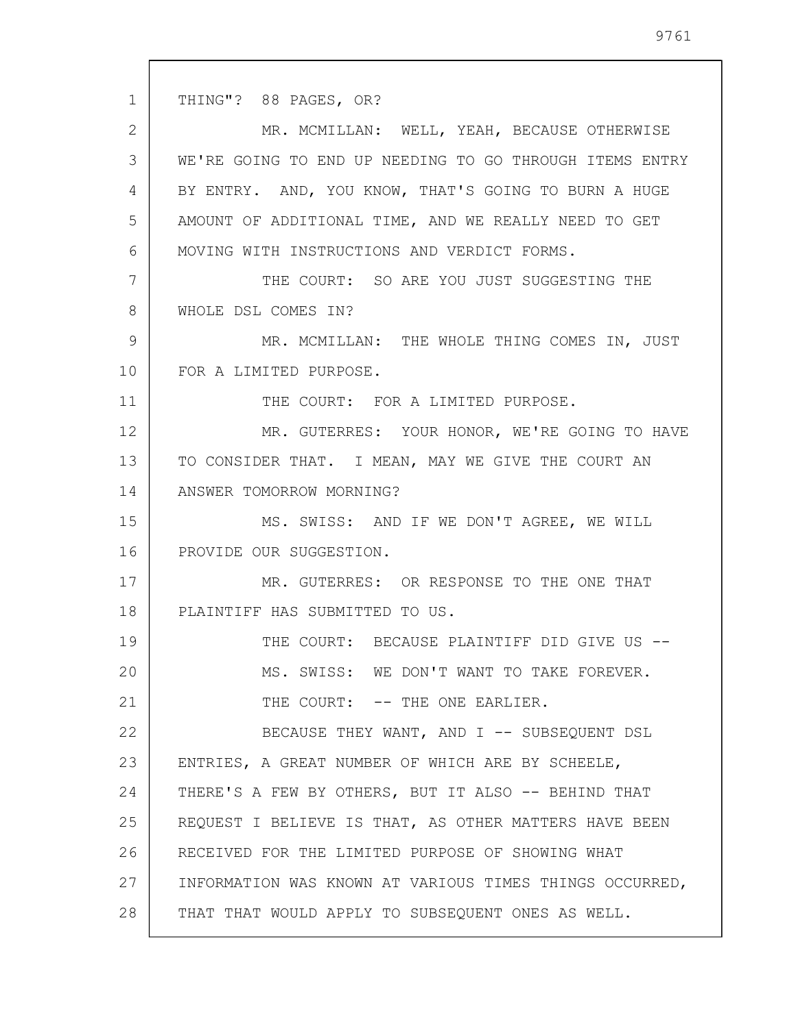THING"? 88 PAGES, OR?

MR. MCMILLAN: WELL, YEAH, BECAUSE OTHERWISE WE'RE GOING TO END UP NEEDING TO GO THROUGH ITEMS ENTRY BY ENTRY. AND, YOU KNOW, THAT'S GOING TO BURN A HUGE AMOUNT OF ADDITIONAL TIME, AND WE REALLY NEED TO GET MOVING WITH INSTRUCTIONS AND VERDICT FORMS.

THE COURT: SO ARE YOU JUST SUGGESTING THE WHOLE DSL COMES IN?

MR. MCMILLAN: THE WHOLE THING COMES IN, JUST FOR A LIMITED PURPOSE.

THE COURT: FOR A LIMITED PURPOSE.

MR. GUTERRES: YOUR HONOR, WE'RE GOING TO HAVE TO CONSIDER THAT. I MEAN, MAY WE GIVE THE COURT AN ANSWER TOMORROW MORNING?

MS. SWISS: AND IF WE DON'T AGREE, WE WILL PROVIDE OUR SUGGESTION.

MR. GUTERRES: OR RESPONSE TO THE ONE THAT PLAINTIFF HAS SUBMITTED TO US.

THE COURT: BECAUSE PLAINTIFF DID GIVE US --

MS. SWISS: WE DON'T WANT TO TAKE FOREVER.

THE COURT: -- THE ONE EARLIER.

BECAUSE THEY WANT, AND I -- SUBSEQUENT DSL ENTRIES, A GREAT NUMBER OF WHICH ARE BY SCHEELE, THERE'S A FEW BY OTHERS, BUT IT ALSO -- BEHIND THAT REQUEST I BELIEVE IS THAT, AS OTHER MATTERS HAVE BEEN RECEIVED FOR THE LIMITED PURPOSE OF SHOWING WHAT INFORMATION WAS KNOWN AT VARIOUS TIMES THINGS OCCURRED, THAT THAT WOULD APPLY TO SUBSEQUENT ONES AS WELL.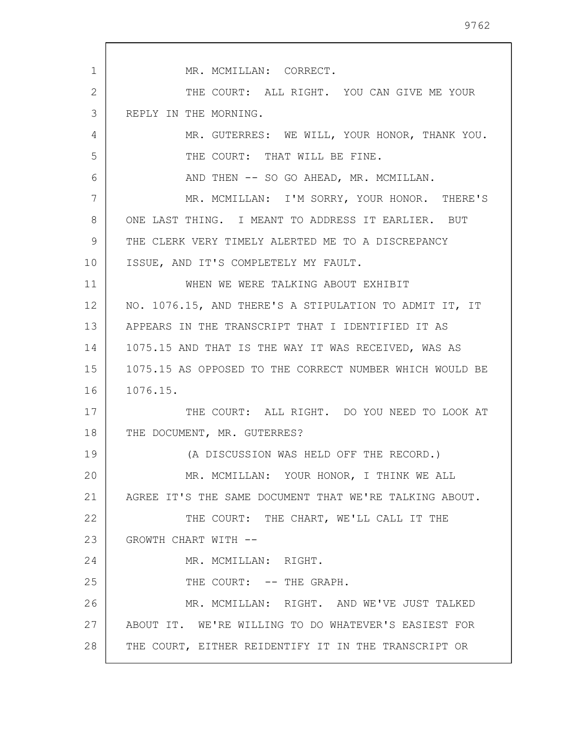MR. MCMILLAN: CORRECT.

THE COURT: ALL RIGHT. YOU CAN GIVE ME YOUR REPLY IN THE MORNING.

MR. GUTERRES: WE WILL, YOUR HONOR, THANK YOU.

THE COURT: THAT WILL BE FINE.

AND THEN -- SO GO AHEAD, MR. MCMILLAN.

MR. MCMILLAN: I'M SORRY, YOUR HONOR. THERE'S ONE LAST THING. I MEANT TO ADDRESS IT EARLIER. BUT THE CLERK VERY TIMELY ALERTED ME TO A DISCREPANCY ISSUE, AND IT'S COMPLETELY MY FAULT.

WHEN WE WERE TALKING ABOUT EXHIBIT NO. 1076.15, AND THERE'S A STIPULATION TO ADMIT IT, IT APPEARS IN THE TRANSCRIPT THAT I IDENTIFIED IT AS 1075.15 AND THAT IS THE WAY IT WAS RECEIVED, WAS AS 1075.15 AS OPPOSED TO THE CORRECT NUMBER WHICH WOULD BE 1076.15.

THE COURT: ALL RIGHT. DO YOU NEED TO LOOK AT THE DOCUMENT, MR. GUTERRES?

(A DISCUSSION WAS HELD OFF THE RECORD.)

MR. MCMILLAN: YOUR HONOR, I THINK WE ALL AGREE IT'S THE SAME DOCUMENT THAT WE'RE TALKING ABOUT.

THE COURT: THE CHART, WE'LL CALL IT THE GROWTH CHART WITH --

MR. MCMILLAN: RIGHT.

THE COURT: -- THE GRAPH.

MR. MCMILLAN: RIGHT. AND WE'VE JUST TALKED ABOUT IT. WE'RE WILLING TO DO WHATEVER'S EASIEST FOR THE COURT, EITHER REIDENTIFY IT IN THE TRANSCRIPT OR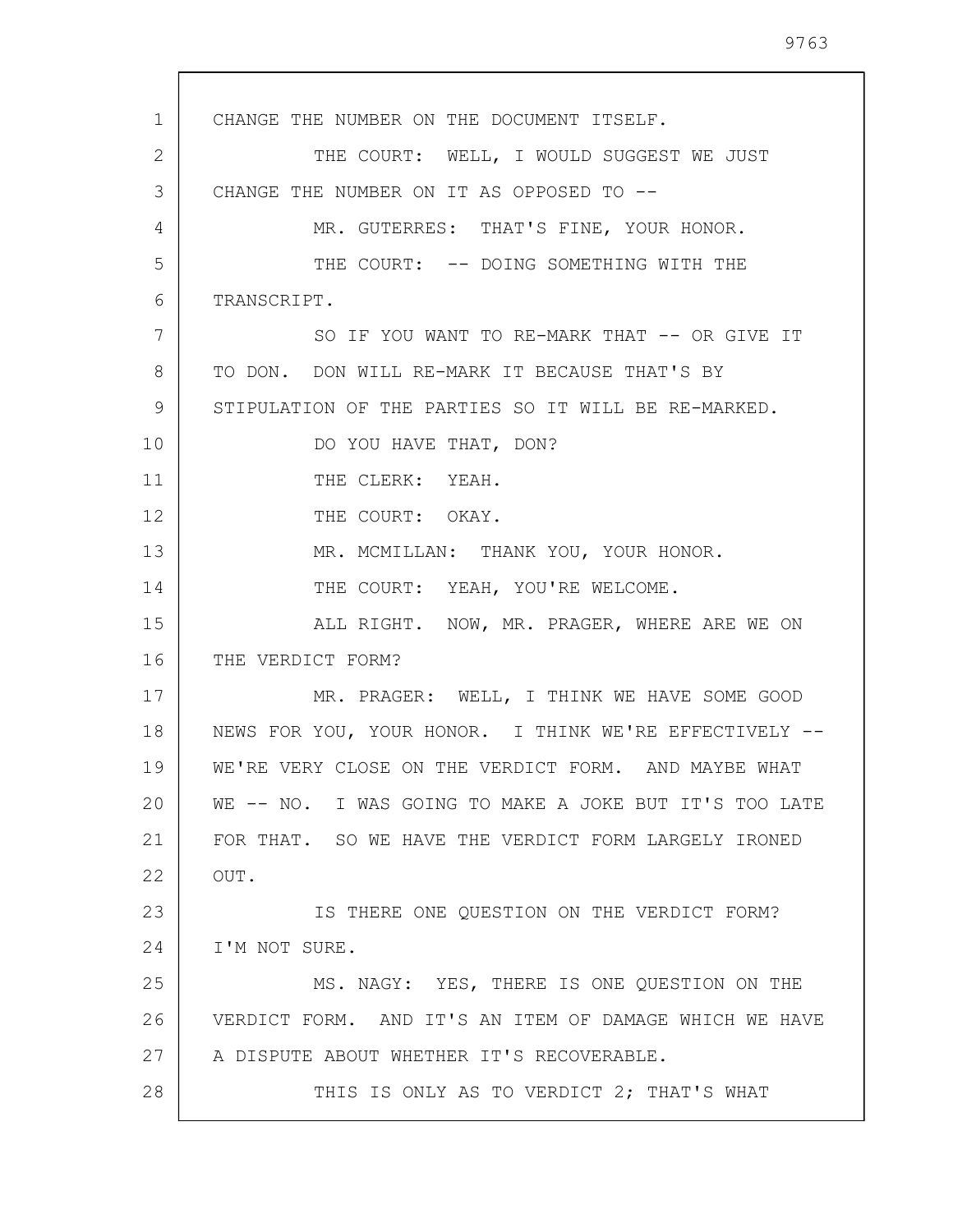CHANGE THE NUMBER ON THE DOCUMENT ITSELF.

THE COURT: WELL, I WOULD SUGGEST WE JUST CHANGE THE NUMBER ON IT AS OPPOSED TO --

MR. GUTERRES: THAT'S FINE, YOUR HONOR.

THE COURT: -- DOING SOMETHING WITH THE TRANSCRIPT.

SO IF YOU WANT TO RE-MARK THAT -- OR GIVE IT TO DON. DON WILL RE-MARK IT BECAUSE THAT'S BY STIPULATION OF THE PARTIES SO IT WILL BE RE-MARKED.

DO YOU HAVE THAT, DON?

THE CLERK: YEAH.

THE COURT: OKAY.

MR. MCMILLAN: THANK YOU, YOUR HONOR.

THE COURT: YEAH, YOU'RE WELCOME.

ALL RIGHT. NOW, MR. PRAGER, WHERE ARE WE ON THE VERDICT FORM?

MR. PRAGER: WELL, I THINK WE HAVE SOME GOOD NEWS FOR YOU, YOUR HONOR. I THINK WE'RE EFFECTIVELY -- WE'RE VERY CLOSE ON THE VERDICT FORM. AND MAYBE WHAT WE -- NO. I WAS GOING TO MAKE A JOKE BUT IT'S TOO LATE FOR THAT. SO WE HAVE THE VERDICT FORM LARGELY IRONED OUT.

IS THERE ONE QUESTION ON THE VERDICT FORM? I'M NOT SURE.

MS. NAGY: YES, THERE IS ONE QUESTION ON THE VERDICT FORM. AND IT'S AN ITEM OF DAMAGE WHICH WE HAVE A DISPUTE ABOUT WHETHER IT'S RECOVERABLE.

THIS IS ONLY AS TO VERDICT 2; THAT'S WHAT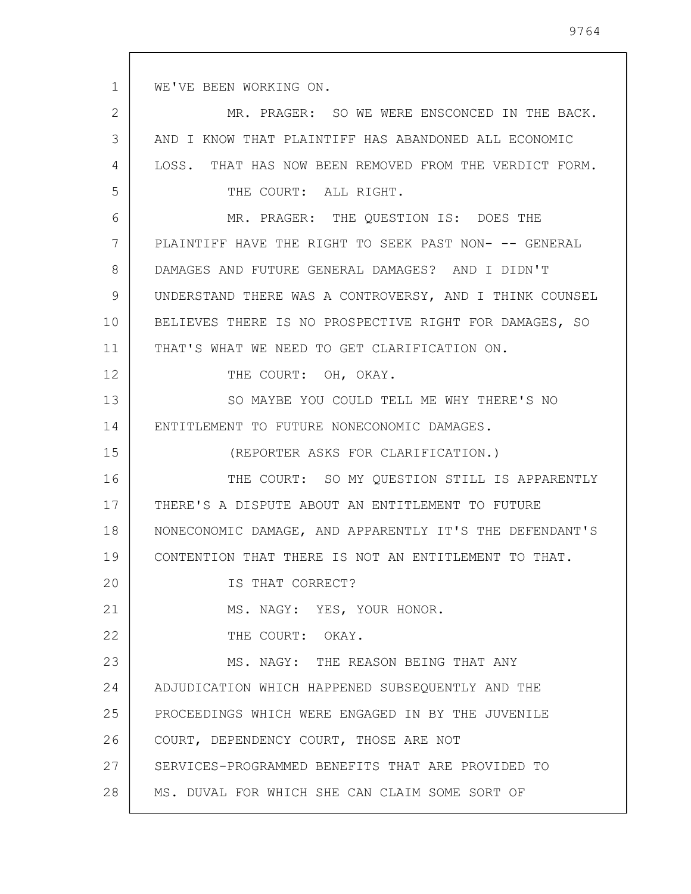WE'VE BEEN WORKING ON.

MR. PRAGER: SO WE WERE ENSCONCED IN THE BACK. AND I KNOW THAT PLAINTIFF HAS ABANDONED ALL ECONOMIC LOSS. THAT HAS NOW BEEN REMOVED FROM THE VERDICT FORM.

THE COURT: ALL RIGHT.

MR. PRAGER: THE QUESTION IS: DOES THE PLAINTIFF HAVE THE RIGHT TO SEEK PAST NON- -- GENERAL DAMAGES AND FUTURE GENERAL DAMAGES? AND I DIDN'T UNDERSTAND THERE WAS A CONTROVERSY, AND I THINK COUNSEL BELIEVES THERE IS NO PROSPECTIVE RIGHT FOR DAMAGES, SO THAT'S WHAT WE NEED TO GET CLARIFICATION ON.

THE COURT: OH, OKAY.

SO MAYBE YOU COULD TELL ME WHY THERE'S NO ENTITLEMENT TO FUTURE NONECONOMIC DAMAGES.

(REPORTER ASKS FOR CLARIFICATION.)

THE COURT: SO MY QUESTION STILL IS APPARENTLY THERE'S A DISPUTE ABOUT AN ENTITLEMENT TO FUTURE NONECONOMIC DAMAGE, AND APPARENTLY IT'S THE DEFENDANT'S CONTENTION THAT THERE IS NOT AN ENTITLEMENT TO THAT.

IS THAT CORRECT?

MS. NAGY: YES, YOUR HONOR.

THE COURT: OKAY.

MS. NAGY: THE REASON BEING THAT ANY ADJUDICATION WHICH HAPPENED SUBSEQUENTLY AND THE PROCEEDINGS WHICH WERE ENGAGED IN BY THE JUVENILE COURT, DEPENDENCY COURT, THOSE ARE NOT SERVICES-PROGRAMMED BENEFITS THAT ARE PROVIDED TO MS. DUVAL FOR WHICH SHE CAN CLAIM SOME SORT OF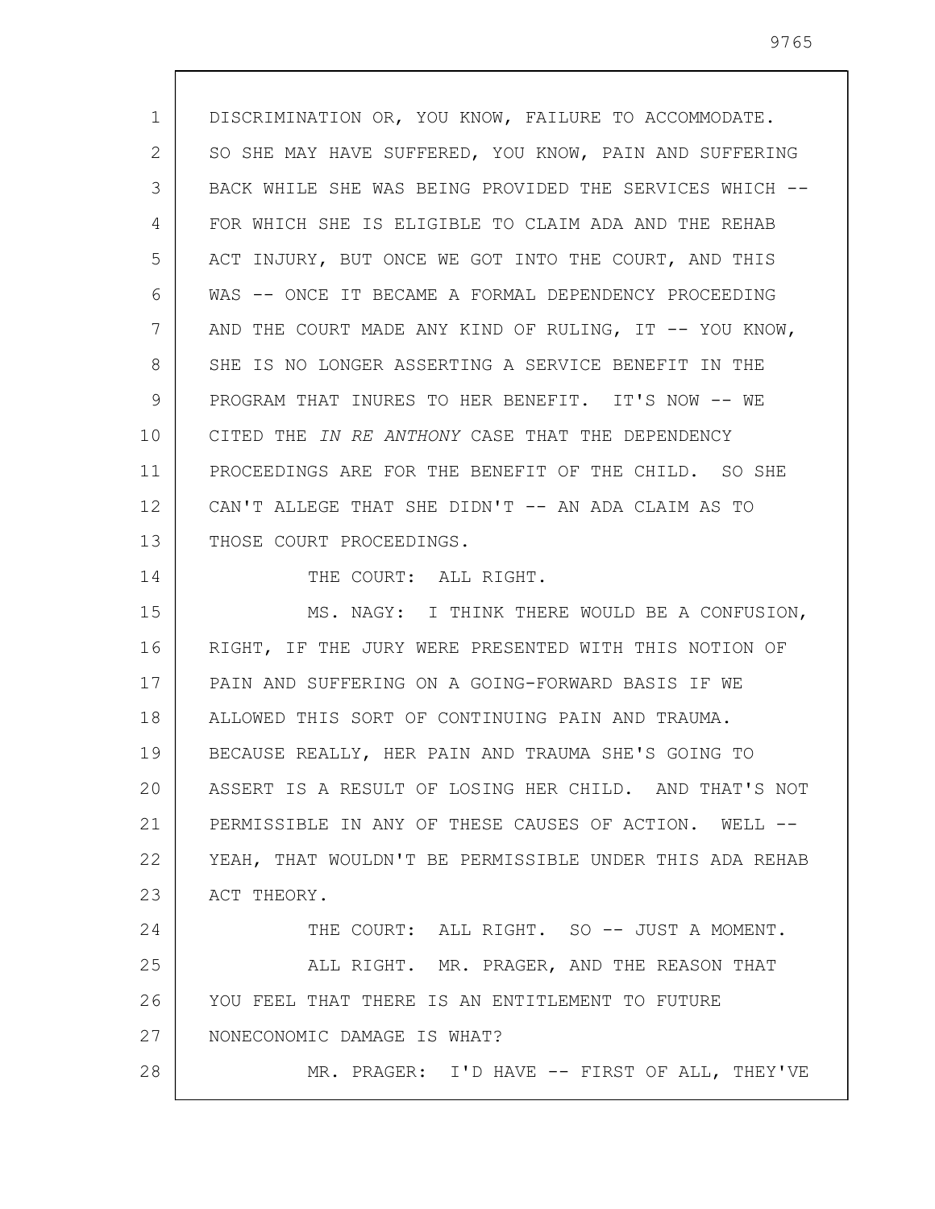DISCRIMINATION OR, YOU KNOW, FAILURE TO ACCOMMODATE. SO SHE MAY HAVE SUFFERED, YOU KNOW, PAIN AND SUFFERING BACK WHILE SHE WAS BEING PROVIDED THE SERVICES WHICH -- FOR WHICH SHE IS ELIGIBLE TO CLAIM ADA AND THE REHAB ACT INJURY, BUT ONCE WE GOT INTO THE COURT, AND THIS WAS -- ONCE IT BECAME A FORMAL DEPENDENCY PROCEEDING AND THE COURT MADE ANY KIND OF RULING, IT -- YOU KNOW, SHE IS NO LONGER ASSERTING A SERVICE BENEFIT IN THE PROGRAM THAT INURES TO HER BENEFIT. IT'S NOW -- WE CITED THE *IN RE ANTHONY* CASE THAT THE DEPENDENCY PROCEEDINGS ARE FOR THE BENEFIT OF THE CHILD. SO SHE CAN'T ALLEGE THAT SHE DIDN'T -- AN ADA CLAIM AS TO THOSE COURT PROCEEDINGS.

THE COURT: ALL RIGHT.

MS. NAGY: I THINK THERE WOULD BE A CONFUSION, RIGHT, IF THE JURY WERE PRESENTED WITH THIS NOTION OF PAIN AND SUFFERING ON A GOING-FORWARD BASIS IF WE ALLOWED THIS SORT OF CONTINUING PAIN AND TRAUMA. BECAUSE REALLY, HER PAIN AND TRAUMA SHE'S GOING TO ASSERT IS A RESULT OF LOSING HER CHILD. AND THAT'S NOT PERMISSIBLE IN ANY OF THESE CAUSES OF ACTION. WELL -- YEAH, THAT WOULDN'T BE PERMISSIBLE UNDER THIS ADA REHAB ACT THEORY.

THE COURT: ALL RIGHT. SO -- JUST A MOMENT.

ALL RIGHT. MR. PRAGER, AND THE REASON THAT YOU FEEL THAT THERE IS AN ENTITLEMENT TO FUTURE NONECONOMIC DAMAGE IS WHAT?

MR. PRAGER: I'D HAVE -- FIRST OF ALL, THEY'VE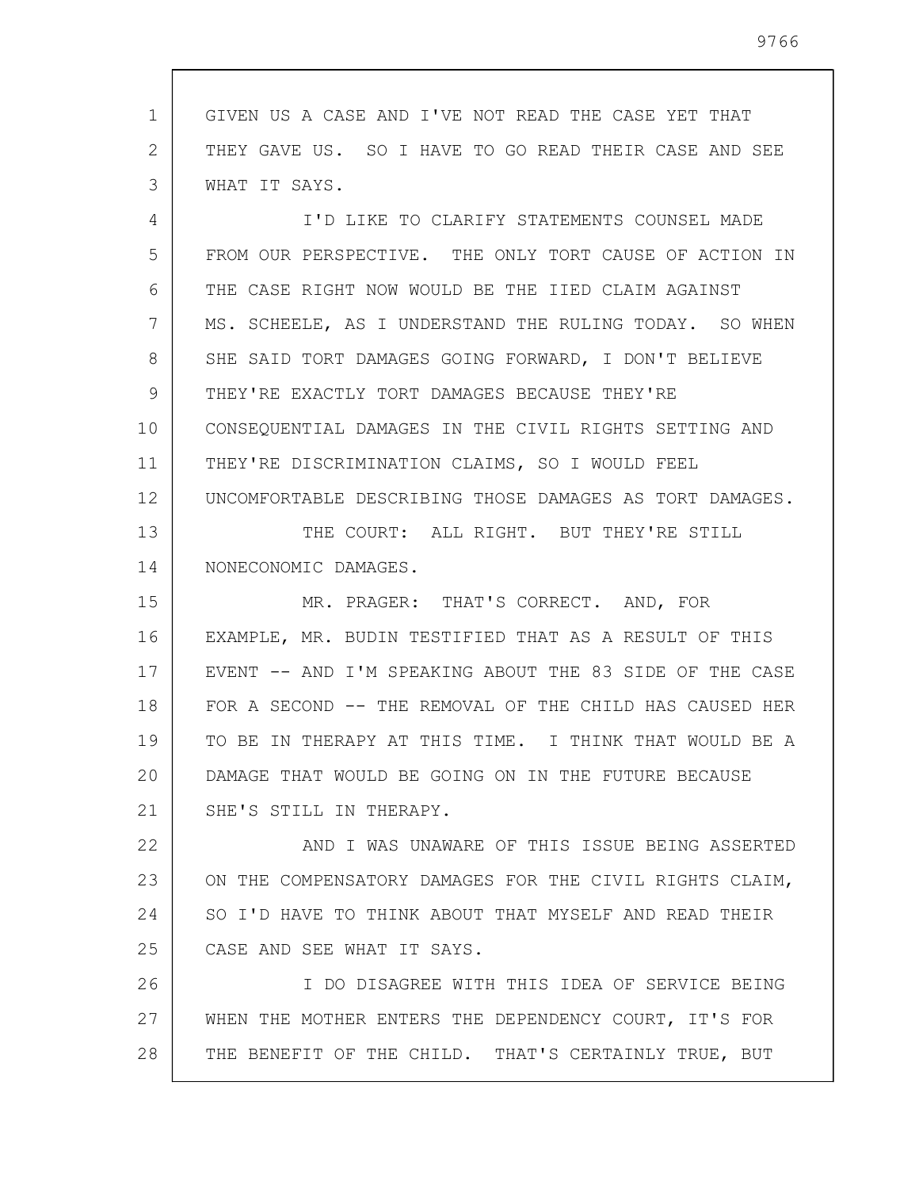GIVEN US A CASE AND I'VE NOT READ THE CASE YET THAT THEY GAVE US. SO I HAVE TO GO READ THEIR CASE AND SEE WHAT IT SAYS.

I'D LIKE TO CLARIFY STATEMENTS COUNSEL MADE FROM OUR PERSPECTIVE. THE ONLY TORT CAUSE OF ACTION IN THE CASE RIGHT NOW WOULD BE THE IIED CLAIM AGAINST MS. SCHEELE, AS I UNDERSTAND THE RULING TODAY. SO WHEN SHE SAID TORT DAMAGES GOING FORWARD, I DON'T BELIEVE THEY'RE EXACTLY TORT DAMAGES BECAUSE THEY'RE CONSEQUENTIAL DAMAGES IN THE CIVIL RIGHTS SETTING AND THEY'RE DISCRIMINATION CLAIMS, SO I WOULD FEEL UNCOMFORTABLE DESCRIBING THOSE DAMAGES AS TORT DAMAGES.

THE COURT: ALL RIGHT. BUT THEY'RE STILL NONECONOMIC DAMAGES.

MR. PRAGER: THAT'S CORRECT. AND, FOR EXAMPLE, MR. BUDIN TESTIFIED THAT AS A RESULT OF THIS EVENT -- AND I'M SPEAKING ABOUT THE 83 SIDE OF THE CASE FOR A SECOND -- THE REMOVAL OF THE CHILD HAS CAUSED HER TO BE IN THERAPY AT THIS TIME. I THINK THAT WOULD BE A DAMAGE THAT WOULD BE GOING ON IN THE FUTURE BECAUSE SHE'S STILL IN THERAPY.

AND I WAS UNAWARE OF THIS ISSUE BEING ASSERTED ON THE COMPENSATORY DAMAGES FOR THE CIVIL RIGHTS CLAIM, SO I'D HAVE TO THINK ABOUT THAT MYSELF AND READ THEIR CASE AND SEE WHAT IT SAYS.

I DO DISAGREE WITH THIS IDEA OF SERVICE BEING WHEN THE MOTHER ENTERS THE DEPENDENCY COURT, IT'S FOR THE BENEFIT OF THE CHILD. THAT'S CERTAINLY TRUE, BUT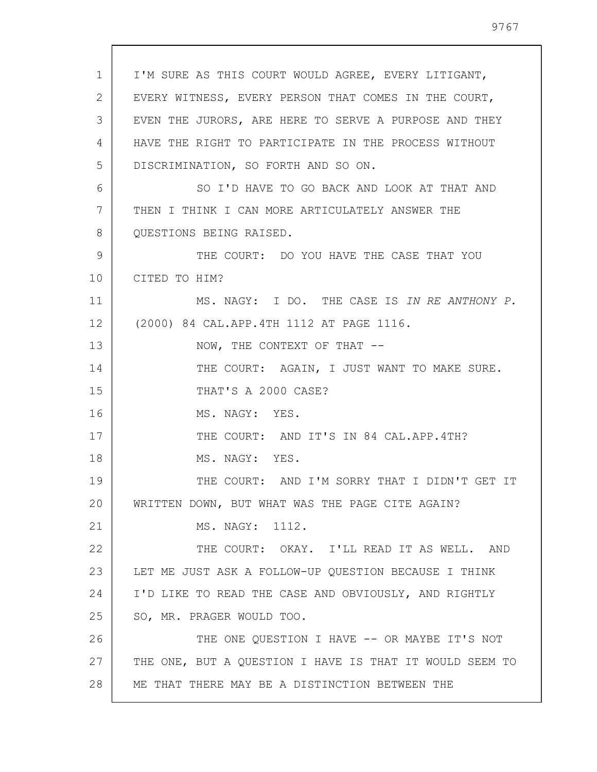I'M SURE AS THIS COURT WOULD AGREE, EVERY LITIGANT, EVERY WITNESS, EVERY PERSON THAT COMES IN THE COURT, EVEN THE JURORS, ARE HERE TO SERVE A PURPOSE AND THEY HAVE THE RIGHT TO PARTICIPATE IN THE PROCESS WITHOUT DISCRIMINATION, SO FORTH AND SO ON.

SO I'D HAVE TO GO BACK AND LOOK AT THAT AND THEN I THINK I CAN MORE ARTICULATELY ANSWER THE QUESTIONS BEING RAISED.

THE COURT: DO YOU HAVE THE CASE THAT YOU CITED TO HIM?

MS. NAGY: I DO. THE CASE IS *IN RE ANTHONY P.* (2000) 84 CAL.APP.4TH 1112 AT PAGE 1116.

NOW, THE CONTEXT OF THAT --

THE COURT: AGAIN, I JUST WANT TO MAKE SURE.

THAT'S A 2000 CASE?

MS. NAGY: YES.

THE COURT: AND IT'S IN 84 CAL.APP.4TH?

MS. NAGY: YES.

THE COURT: AND I'M SORRY THAT I DIDN'T GET IT WRITTEN DOWN, BUT WHAT WAS THE PAGE CITE AGAIN?

MS. NAGY: 1112.

THE COURT: OKAY. I'LL READ IT AS WELL. AND LET ME JUST ASK A FOLLOW-UP QUESTION BECAUSE I THINK I'D LIKE TO READ THE CASE AND OBVIOUSLY, AND RIGHTLY SO, MR. PRAGER WOULD TOO.

THE ONE QUESTION I HAVE -- OR MAYBE IT'S NOT THE ONE, BUT A QUESTION I HAVE IS THAT IT WOULD SEEM TO ME THAT THERE MAY BE A DISTINCTION BETWEEN THE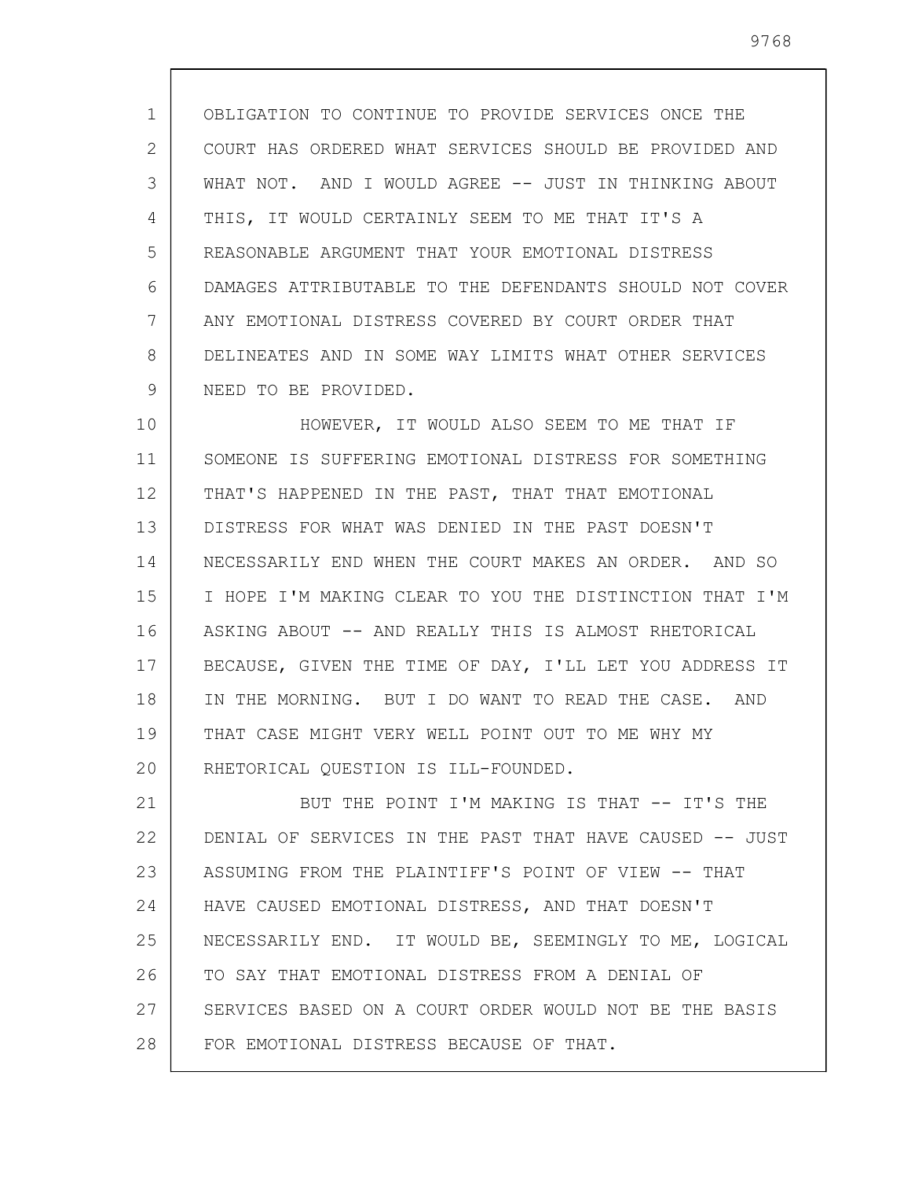OBLIGATION TO CONTINUE TO PROVIDE SERVICES ONCE THE COURT HAS ORDERED WHAT SERVICES SHOULD BE PROVIDED AND WHAT NOT. AND I WOULD AGREE -- JUST IN THINKING ABOUT THIS, IT WOULD CERTAINLY SEEM TO ME THAT IT'S A REASONABLE ARGUMENT THAT YOUR EMOTIONAL DISTRESS DAMAGES ATTRIBUTABLE TO THE DEFENDANTS SHOULD NOT COVER ANY EMOTIONAL DISTRESS COVERED BY COURT ORDER THAT DELINEATES AND IN SOME WAY LIMITS WHAT OTHER SERVICES NEED TO BE PROVIDED.

HOWEVER, IT WOULD ALSO SEEM TO ME THAT IF SOMEONE IS SUFFERING EMOTIONAL DISTRESS FOR SOMETHING THAT'S HAPPENED IN THE PAST, THAT THAT EMOTIONAL DISTRESS FOR WHAT WAS DENIED IN THE PAST DOESN'T NECESSARILY END WHEN THE COURT MAKES AN ORDER. AND SO I HOPE I'M MAKING CLEAR TO YOU THE DISTINCTION THAT I'M ASKING ABOUT -- AND REALLY THIS IS ALMOST RHETORICAL BECAUSE, GIVEN THE TIME OF DAY, I'LL LET YOU ADDRESS IT IN THE MORNING. BUT I DO WANT TO READ THE CASE. AND THAT CASE MIGHT VERY WELL POINT OUT TO ME WHY MY RHETORICAL QUESTION IS ILL-FOUNDED.

BUT THE POINT I'M MAKING IS THAT -- IT'S THE DENIAL OF SERVICES IN THE PAST THAT HAVE CAUSED -- JUST ASSUMING FROM THE PLAINTIFF'S POINT OF VIEW -- THAT HAVE CAUSED EMOTIONAL DISTRESS, AND THAT DOESN'T NECESSARILY END. IT WOULD BE, SEEMINGLY TO ME, LOGICAL TO SAY THAT EMOTIONAL DISTRESS FROM A DENIAL OF SERVICES BASED ON A COURT ORDER WOULD NOT BE THE BASIS FOR EMOTIONAL DISTRESS BECAUSE OF THAT.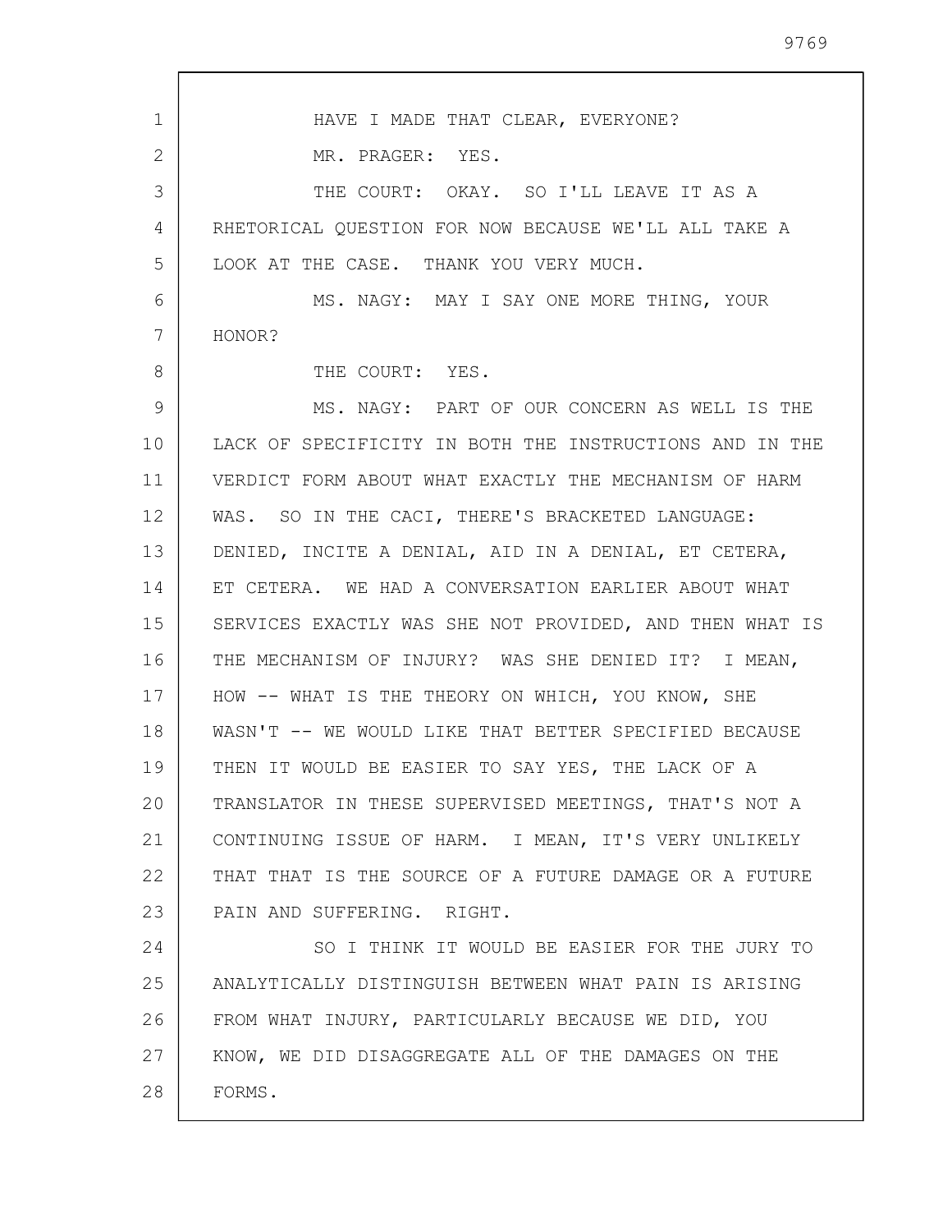HAVE I MADE THAT CLEAR, EVERYONE?

MR. PRAGER: YES.

THE COURT: OKAY. SO I'LL LEAVE IT AS A RHETORICAL QUESTION FOR NOW BECAUSE WE'LL ALL TAKE A LOOK AT THE CASE. THANK YOU VERY MUCH.

MS. NAGY: MAY I SAY ONE MORE THING, YOUR HONOR?

THE COURT: YES.

MS. NAGY: PART OF OUR CONCERN AS WELL IS THE LACK OF SPECIFICITY IN BOTH THE INSTRUCTIONS AND IN THE VERDICT FORM ABOUT WHAT EXACTLY THE MECHANISM OF HARM WAS. SO IN THE CACI, THERE'S BRACKETED LANGUAGE: DENIED, INCITE A DENIAL, AID IN A DENIAL, ET CETERA, ET CETERA. WE HAD A CONVERSATION EARLIER ABOUT WHAT SERVICES EXACTLY WAS SHE NOT PROVIDED, AND THEN WHAT IS THE MECHANISM OF INJURY? WAS SHE DENIED IT? I MEAN, HOW -- WHAT IS THE THEORY ON WHICH, YOU KNOW, SHE WASN'T -- WE WOULD LIKE THAT BETTER SPECIFIED BECAUSE THEN IT WOULD BE EASIER TO SAY YES, THE LACK OF A TRANSLATOR IN THESE SUPERVISED MEETINGS, THAT'S NOT A CONTINUING ISSUE OF HARM. I MEAN, IT'S VERY UNLIKELY THAT THAT IS THE SOURCE OF A FUTURE DAMAGE OR A FUTURE PAIN AND SUFFERING. RIGHT.

SO I THINK IT WOULD BE EASIER FOR THE JURY TO ANALYTICALLY DISTINGUISH BETWEEN WHAT PAIN IS ARISING FROM WHAT INJURY, PARTICULARLY BECAUSE WE DID, YOU KNOW, WE DID DISAGGREGATE ALL OF THE DAMAGES ON THE FORMS.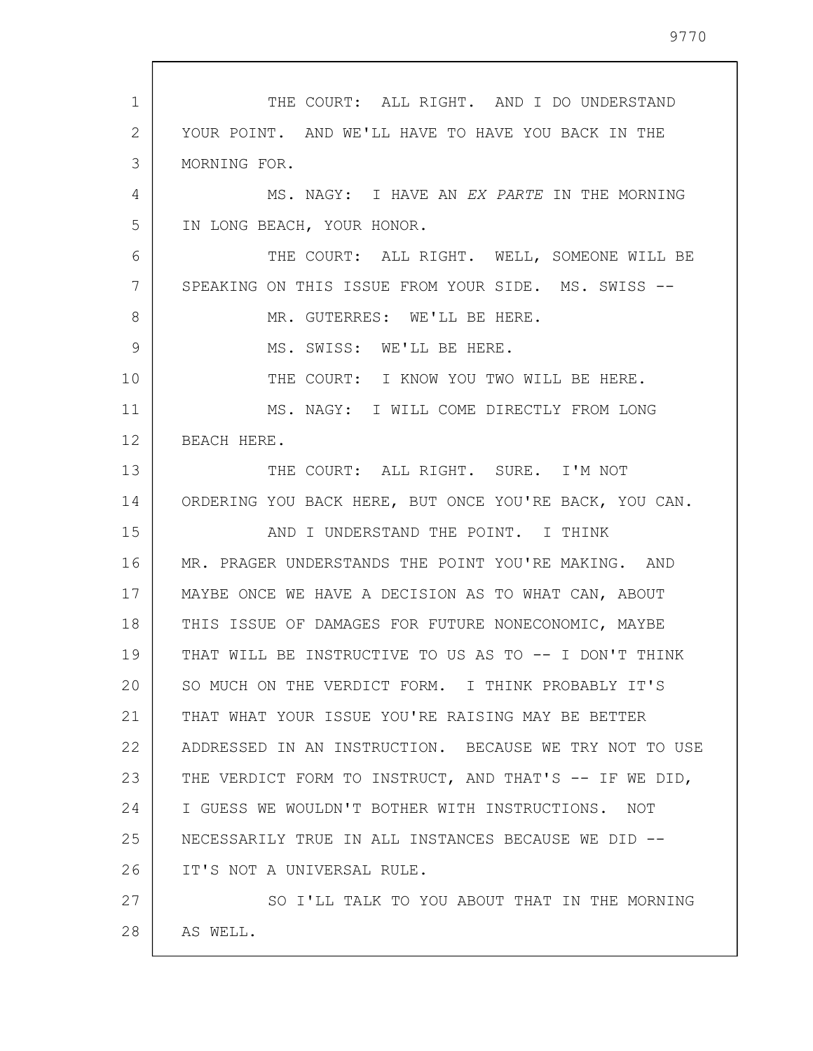THE COURT: ALL RIGHT. AND I DO UNDERSTAND YOUR POINT. AND WE'LL HAVE TO HAVE YOU BACK IN THE MORNING FOR.

MS. NAGY: I HAVE AN *EX PARTE* IN THE MORNING IN LONG BEACH, YOUR HONOR.

THE COURT: ALL RIGHT. WELL, SOMEONE WILL BE SPEAKING ON THIS ISSUE FROM YOUR SIDE. MS. SWISS --

MR. GUTERRES: WE'LL BE HERE.

MS. SWISS: WE'LL BE HERE.

THE COURT: I KNOW YOU TWO WILL BE HERE.

MS. NAGY: I WILL COME DIRECTLY FROM LONG BEACH HERE.

THE COURT: ALL RIGHT. SURE. I'M NOT ORDERING YOU BACK HERE, BUT ONCE YOU'RE BACK, YOU CAN.

AND I UNDERSTAND THE POINT. I THINK MR. PRAGER UNDERSTANDS THE POINT YOU'RE MAKING. AND MAYBE ONCE WE HAVE A DECISION AS TO WHAT CAN, ABOUT THIS ISSUE OF DAMAGES FOR FUTURE NONECONOMIC, MAYBE THAT WILL BE INSTRUCTIVE TO US AS TO -- I DON'T THINK SO MUCH ON THE VERDICT FORM. I THINK PROBABLY IT'S THAT WHAT YOUR ISSUE YOU'RE RAISING MAY BE BETTER ADDRESSED IN AN INSTRUCTION. BECAUSE WE TRY NOT TO USE THE VERDICT FORM TO INSTRUCT, AND THAT'S -- IF WE DID, I GUESS WE WOULDN'T BOTHER WITH INSTRUCTIONS. NOT NECESSARILY TRUE IN ALL INSTANCES BECAUSE WE DID -- IT'S NOT A UNIVERSAL RULE.

SO I'LL TALK TO YOU ABOUT THAT IN THE MORNING AS WELL.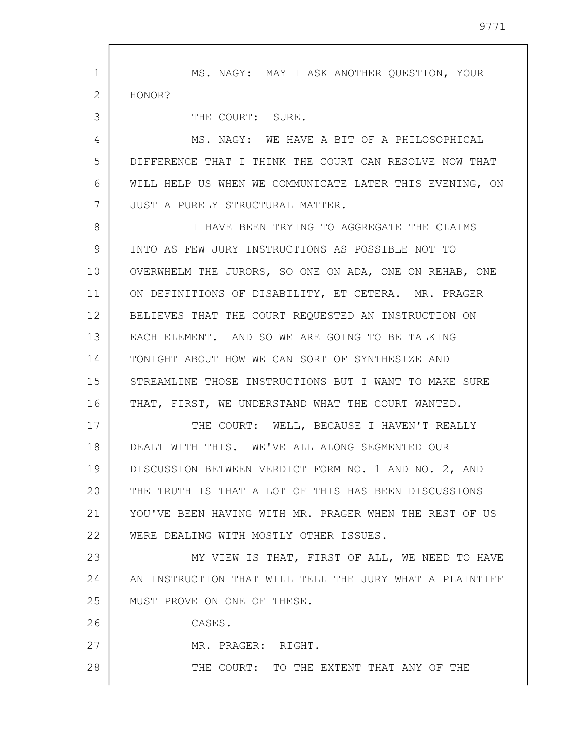MS. NAGY: MAY I ASK ANOTHER QUESTION, YOUR HONOR?

THE COURT: SURE.

MS. NAGY: WE HAVE A BIT OF A PHILOSOPHICAL DIFFERENCE THAT I THINK THE COURT CAN RESOLVE NOW THAT WILL HELP US WHEN WE COMMUNICATE LATER THIS EVENING, ON JUST A PURELY STRUCTURAL MATTER.

I HAVE BEEN TRYING TO AGGREGATE THE CLAIMS INTO AS FEW JURY INSTRUCTIONS AS POSSIBLE NOT TO OVERWHELM THE JURORS, SO ONE ON ADA, ONE ON REHAB, ONE ON DEFINITIONS OF DISABILITY, ET CETERA. MR. PRAGER BELIEVES THAT THE COURT REQUESTED AN INSTRUCTION ON EACH ELEMENT. AND SO WE ARE GOING TO BE TALKING TONIGHT ABOUT HOW WE CAN SORT OF SYNTHESIZE AND STREAMLINE THOSE INSTRUCTIONS BUT I WANT TO MAKE SURE THAT, FIRST, WE UNDERSTAND WHAT THE COURT WANTED.

THE COURT: WELL, BECAUSE I HAVEN'T REALLY DEALT WITH THIS. WE'VE ALL ALONG SEGMENTED OUR DISCUSSION BETWEEN VERDICT FORM NO. 1 AND NO. 2, AND THE TRUTH IS THAT A LOT OF THIS HAS BEEN DISCUSSIONS YOU'VE BEEN HAVING WITH MR. PRAGER WHEN THE REST OF US WERE DEALING WITH MOSTLY OTHER ISSUES.

MY VIEW IS THAT, FIRST OF ALL, WE NEED TO HAVE AN INSTRUCTION THAT WILL TELL THE JURY WHAT A PLAINTIFF MUST PROVE ON ONE OF THESE.

CASES.

MR. PRAGER: RIGHT.

THE COURT: TO THE EXTENT THAT ANY OF THE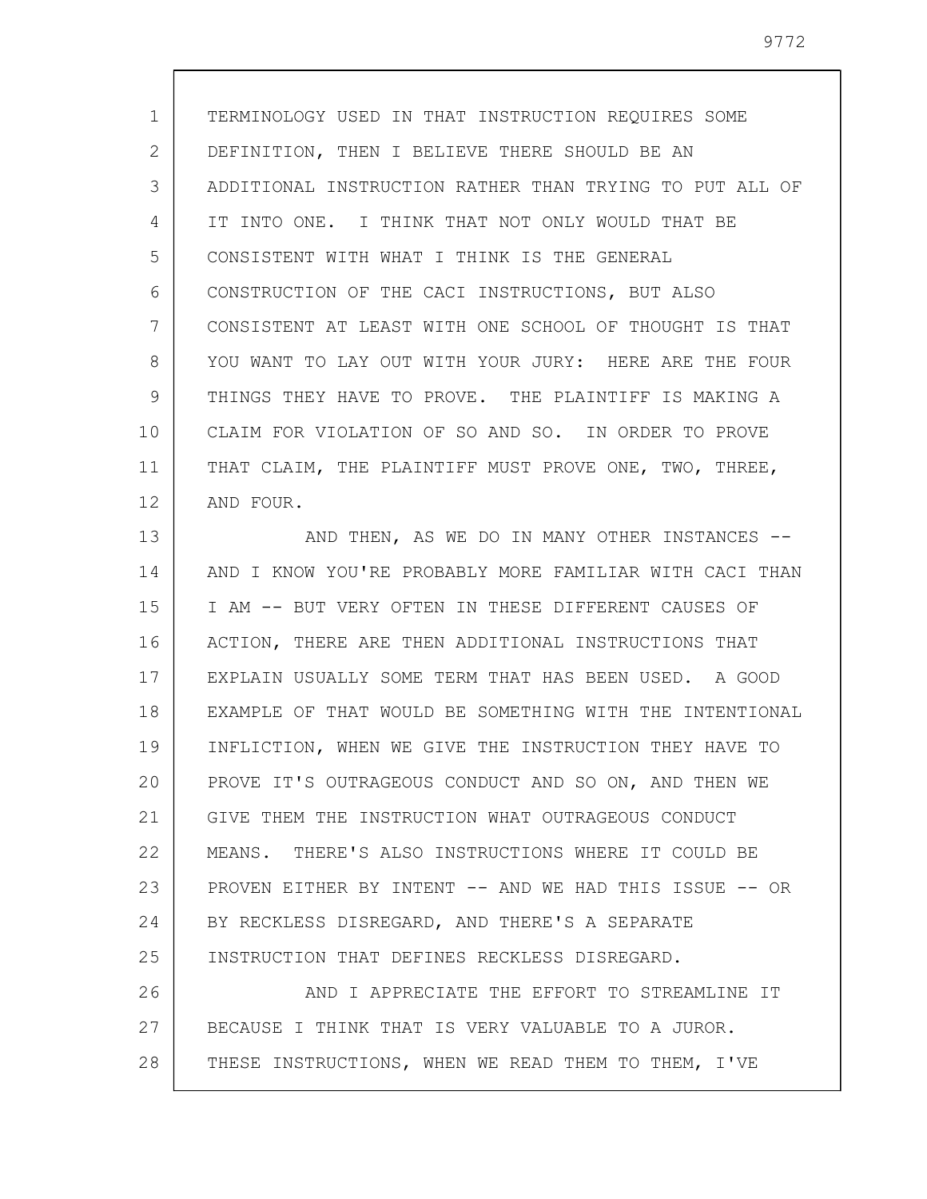TERMINOLOGY USED IN THAT INSTRUCTION REQUIRES SOME DEFINITION, THEN I BELIEVE THERE SHOULD BE AN ADDITIONAL INSTRUCTION RATHER THAN TRYING TO PUT ALL OF IT INTO ONE. I THINK THAT NOT ONLY WOULD THAT BE CONSISTENT WITH WHAT I THINK IS THE GENERAL CONSTRUCTION OF THE CACI INSTRUCTIONS, BUT ALSO CONSISTENT AT LEAST WITH ONE SCHOOL OF THOUGHT IS THAT YOU WANT TO LAY OUT WITH YOUR JURY: HERE ARE THE FOUR THINGS THEY HAVE TO PROVE. THE PLAINTIFF IS MAKING A CLAIM FOR VIOLATION OF SO AND SO. IN ORDER TO PROVE THAT CLAIM, THE PLAINTIFF MUST PROVE ONE, TWO, THREE, AND FOUR.

AND THEN, AS WE DO IN MANY OTHER INSTANCES -- AND I KNOW YOU'RE PROBABLY MORE FAMILIAR WITH CACI THAN I AM -- BUT VERY OFTEN IN THESE DIFFERENT CAUSES OF ACTION, THERE ARE THEN ADDITIONAL INSTRUCTIONS THAT EXPLAIN USUALLY SOME TERM THAT HAS BEEN USED. A GOOD EXAMPLE OF THAT WOULD BE SOMETHING WITH THE INTENTIONAL INFLICTION, WHEN WE GIVE THE INSTRUCTION THEY HAVE TO PROVE IT'S OUTRAGEOUS CONDUCT AND SO ON, AND THEN WE GIVE THEM THE INSTRUCTION WHAT OUTRAGEOUS CONDUCT MEANS. THERE'S ALSO INSTRUCTIONS WHERE IT COULD BE PROVEN EITHER BY INTENT -- AND WE HAD THIS ISSUE -- OR BY RECKLESS DISREGARD, AND THERE'S A SEPARATE INSTRUCTION THAT DEFINES RECKLESS DISREGARD.

AND I APPRECIATE THE EFFORT TO STREAMLINE IT BECAUSE I THINK THAT IS VERY VALUABLE TO A JUROR. THESE INSTRUCTIONS, WHEN WE READ THEM TO THEM, I'VE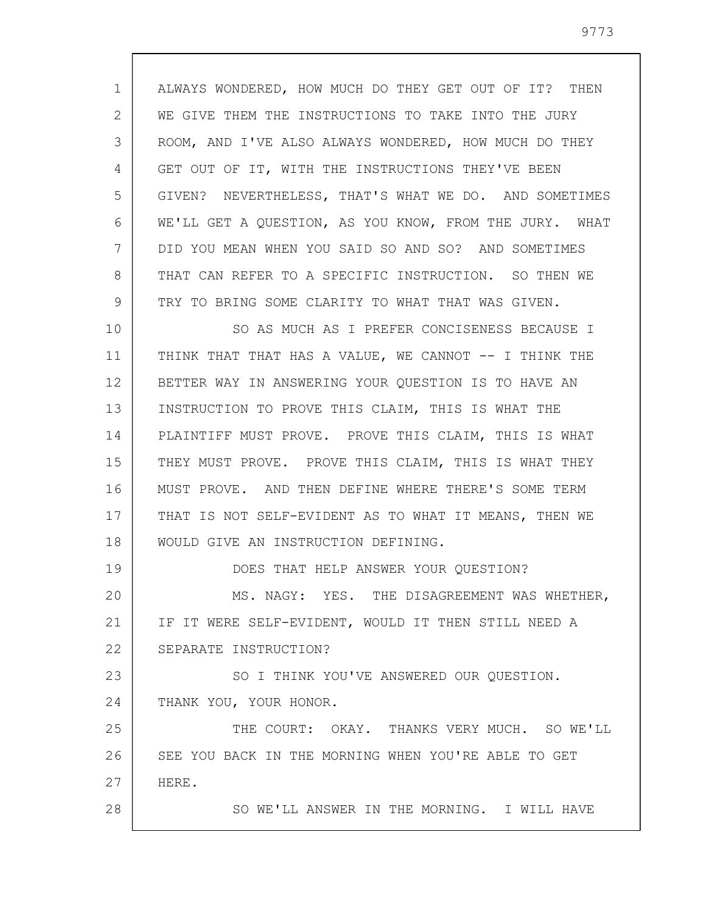ALWAYS WONDERED, HOW MUCH DO THEY GET OUT OF IT? THEN WE GIVE THEM THE INSTRUCTIONS TO TAKE INTO THE JURY ROOM, AND I'VE ALSO ALWAYS WONDERED, HOW MUCH DO THEY GET OUT OF IT, WITH THE INSTRUCTIONS THEY'VE BEEN GIVEN? NEVERTHELESS, THAT'S WHAT WE DO. AND SOMETIMES WE'LL GET A QUESTION, AS YOU KNOW, FROM THE JURY. WHAT DID YOU MEAN WHEN YOU SAID SO AND SO? AND SOMETIMES THAT CAN REFER TO A SPECIFIC INSTRUCTION. SO THEN WE TRY TO BRING SOME CLARITY TO WHAT THAT WAS GIVEN.

SO AS MUCH AS I PREFER CONCISENESS BECAUSE I THINK THAT THAT HAS A VALUE, WE CANNOT -- I THINK THE BETTER WAY IN ANSWERING YOUR QUESTION IS TO HAVE AN INSTRUCTION TO PROVE THIS CLAIM, THIS IS WHAT THE PLAINTIFF MUST PROVE. PROVE THIS CLAIM, THIS IS WHAT THEY MUST PROVE. PROVE THIS CLAIM, THIS IS WHAT THEY MUST PROVE. AND THEN DEFINE WHERE THERE'S SOME TERM THAT IS NOT SELF-EVIDENT AS TO WHAT IT MEANS, THEN WE WOULD GIVE AN INSTRUCTION DEFINING.

DOES THAT HELP ANSWER YOUR QUESTION?

MS. NAGY: YES. THE DISAGREEMENT WAS WHETHER, IF IT WERE SELF-EVIDENT, WOULD IT THEN STILL NEED A SEPARATE INSTRUCTION?

SO I THINK YOU'VE ANSWERED OUR QUESTION. THANK YOU, YOUR HONOR.

THE COURT: OKAY. THANKS VERY MUCH. SO WE'LL SEE YOU BACK IN THE MORNING WHEN YOU'RE ABLE TO GET HERE.

SO WE'LL ANSWER IN THE MORNING. I WILL HAVE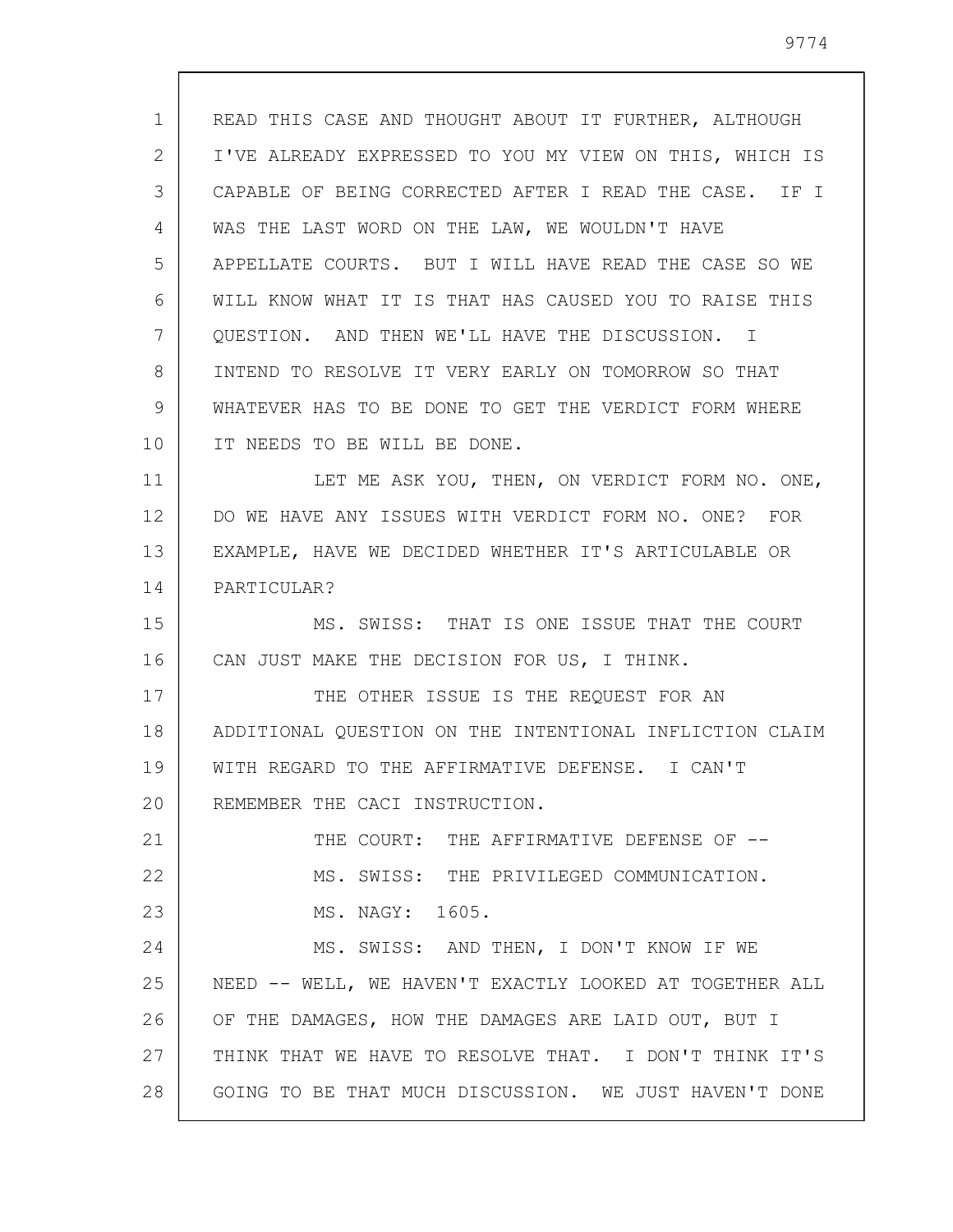READ THIS CASE AND THOUGHT ABOUT IT FURTHER, ALTHOUGH I'VE ALREADY EXPRESSED TO YOU MY VIEW ON THIS, WHICH IS CAPABLE OF BEING CORRECTED AFTER I READ THE CASE. IF I WAS THE LAST WORD ON THE LAW, WE WOULDN'T HAVE APPELLATE COURTS. BUT I WILL HAVE READ THE CASE SO WE WILL KNOW WHAT IT IS THAT HAS CAUSED YOU TO RAISE THIS QUESTION. AND THEN WE'LL HAVE THE DISCUSSION. I INTEND TO RESOLVE IT VERY EARLY ON TOMORROW SO THAT WHATEVER HAS TO BE DONE TO GET THE VERDICT FORM WHERE IT NEEDS TO BE WILL BE DONE.

LET ME ASK YOU, THEN, ON VERDICT FORM NO. ONE, DO WE HAVE ANY ISSUES WITH VERDICT FORM NO. ONE? FOR EXAMPLE, HAVE WE DECIDED WHETHER IT'S ARTICULABLE OR PARTICULAR?

MS. SWISS: THAT IS ONE ISSUE THAT THE COURT CAN JUST MAKE THE DECISION FOR US, I THINK.

THE OTHER ISSUE IS THE REQUEST FOR AN ADDITIONAL QUESTION ON THE INTENTIONAL INFLICTION CLAIM WITH REGARD TO THE AFFIRMATIVE DEFENSE. I CAN'T REMEMBER THE CACI INSTRUCTION.

THE COURT: THE AFFIRMATIVE DEFENSE OF --

MS. SWISS: THE PRIVILEGED COMMUNICATION.

MS. NAGY: 1605.

MS. SWISS: AND THEN, I DON'T KNOW IF WE NEED -- WELL, WE HAVEN'T EXACTLY LOOKED AT TOGETHER ALL OF THE DAMAGES, HOW THE DAMAGES ARE LAID OUT, BUT I THINK THAT WE HAVE TO RESOLVE THAT. I DON'T THINK IT'S GOING TO BE THAT MUCH DISCUSSION. WE JUST HAVEN'T DONE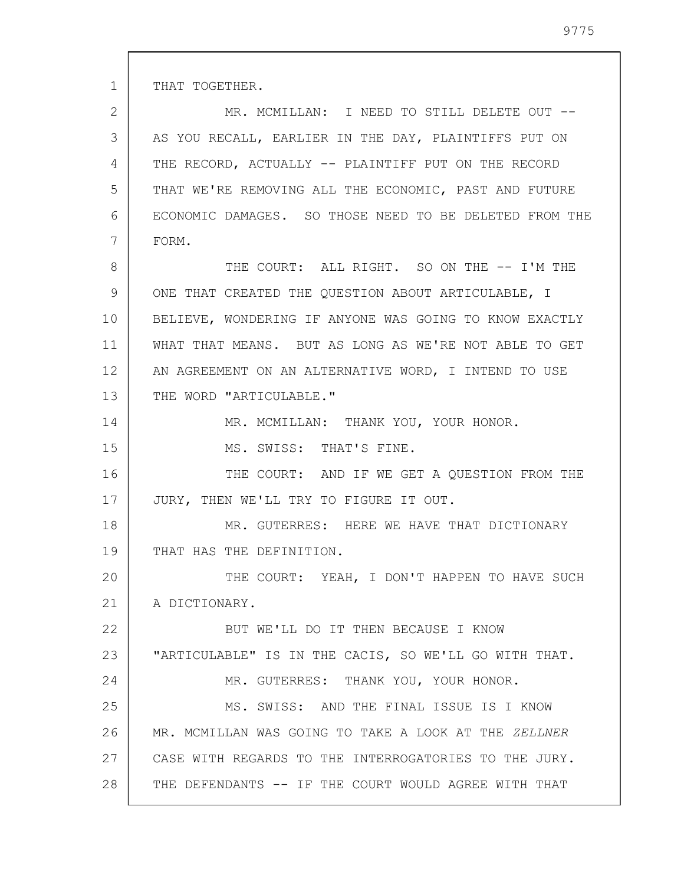THAT TOGETHER.

MR. MCMILLAN: I NEED TO STILL DELETE OUT -- AS YOU RECALL, EARLIER IN THE DAY, PLAINTIFFS PUT ON THE RECORD, ACTUALLY -- PLAINTIFF PUT ON THE RECORD THAT WE'RE REMOVING ALL THE ECONOMIC, PAST AND FUTURE ECONOMIC DAMAGES. SO THOSE NEED TO BE DELETED FROM THE FORM.

THE COURT: ALL RIGHT. SO ON THE -- I'M THE ONE THAT CREATED THE QUESTION ABOUT ARTICULABLE, I BELIEVE, WONDERING IF ANYONE WAS GOING TO KNOW EXACTLY WHAT THAT MEANS. BUT AS LONG AS WE'RE NOT ABLE TO GET AN AGREEMENT ON AN ALTERNATIVE WORD, I INTEND TO USE THE WORD "ARTICULABLE."

MR. MCMILLAN: THANK YOU, YOUR HONOR.

MS. SWISS: THAT'S FINE.

THE COURT: AND IF WE GET A QUESTION FROM THE JURY, THEN WE'LL TRY TO FIGURE IT OUT.

MR. GUTERRES: HERE WE HAVE THAT DICTIONARY THAT HAS THE DEFINITION.

THE COURT: YEAH, I DON'T HAPPEN TO HAVE SUCH A DICTIONARY.

BUT WE'LL DO IT THEN BECAUSE I KNOW "ARTICULABLE" IS IN THE CACIS, SO WE'LL GO WITH THAT.

MR. GUTERRES: THANK YOU, YOUR HONOR.

MS. SWISS: AND THE FINAL ISSUE IS I KNOW MR. MCMILLAN WAS GOING TO TAKE A LOOK AT THE *ZELLNER* CASE WITH REGARDS TO THE INTERROGATORIES TO THE JURY. THE DEFENDANTS -- IF THE COURT WOULD AGREE WITH THAT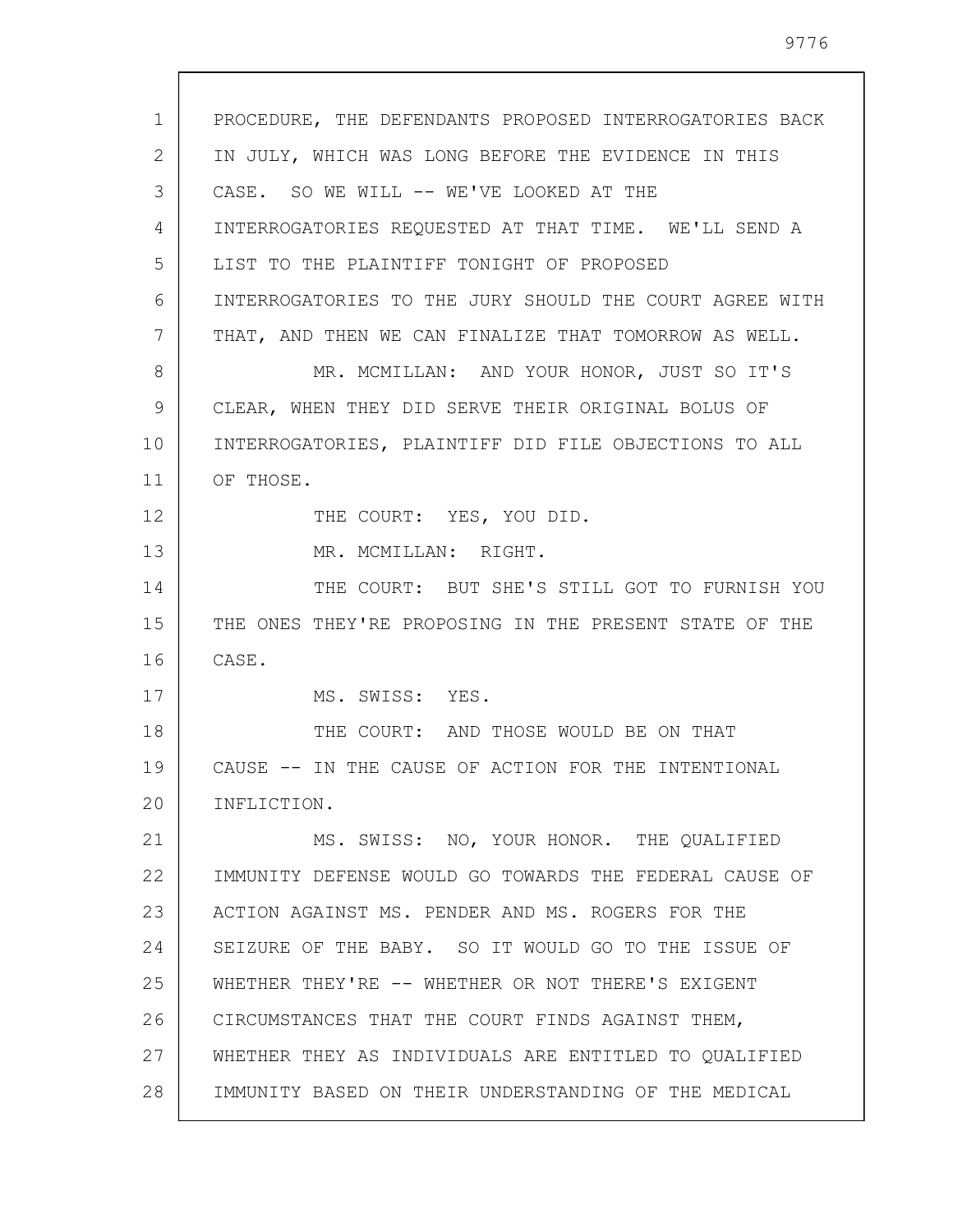PROCEDURE, THE DEFENDANTS PROPOSED INTERROGATORIES BACK IN JULY, WHICH WAS LONG BEFORE THE EVIDENCE IN THIS CASE. SO WE WILL -- WE'VE LOOKED AT THE INTERROGATORIES REQUESTED AT THAT TIME. WE'LL SEND A LIST TO THE PLAINTIFF TONIGHT OF PROPOSED INTERROGATORIES TO THE JURY SHOULD THE COURT AGREE WITH THAT, AND THEN WE CAN FINALIZE THAT TOMORROW AS WELL.

MR. MCMILLAN: AND YOUR HONOR, JUST SO IT'S CLEAR, WHEN THEY DID SERVE THEIR ORIGINAL BOLUS OF INTERROGATORIES, PLAINTIFF DID FILE OBJECTIONS TO ALL OF THOSE.

THE COURT: YES, YOU DID.

MR. MCMILLAN: RIGHT.

THE COURT: BUT SHE'S STILL GOT TO FURNISH YOU THE ONES THEY'RE PROPOSING IN THE PRESENT STATE OF THE CASE.

MS. SWISS: YES.

THE COURT: AND THOSE WOULD BE ON THAT CAUSE -- IN THE CAUSE OF ACTION FOR THE INTENTIONAL INFLICTION.

MS. SWISS: NO, YOUR HONOR. THE QUALIFIED IMMUNITY DEFENSE WOULD GO TOWARDS THE FEDERAL CAUSE OF ACTION AGAINST MS. PENDER AND MS. ROGERS FOR THE SEIZURE OF THE BABY. SO IT WOULD GO TO THE ISSUE OF WHETHER THEY'RE -- WHETHER OR NOT THERE'S EXIGENT CIRCUMSTANCES THAT THE COURT FINDS AGAINST THEM, WHETHER THEY AS INDIVIDUALS ARE ENTITLED TO QUALIFIED IMMUNITY BASED ON THEIR UNDERSTANDING OF THE MEDICAL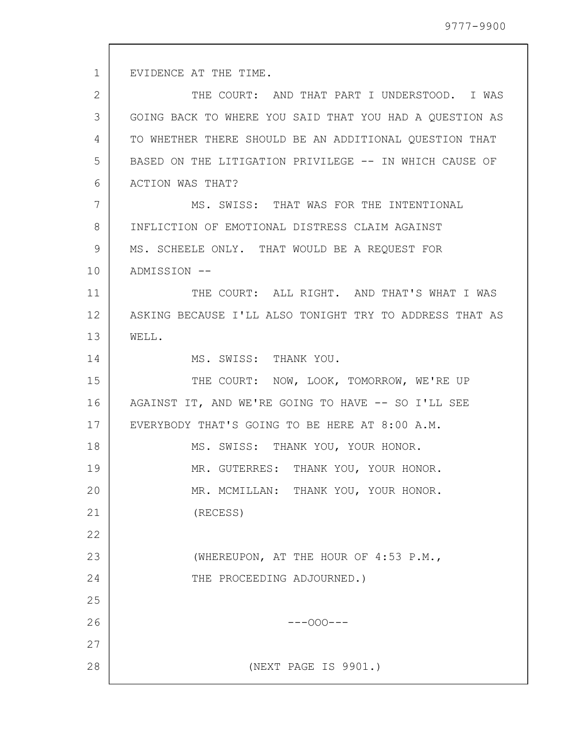EVIDENCE AT THE TIME.

THE COURT: AND THAT PART I UNDERSTOOD. I WAS GOING BACK TO WHERE YOU SAID THAT YOU HAD A QUESTION AS TO WHETHER THERE SHOULD BE AN ADDITIONAL QUESTION THAT BASED ON THE LITIGATION PRIVILEGE -- IN WHICH CAUSE OF ACTION WAS THAT?

MS. SWISS: THAT WAS FOR THE INTENTIONAL INFLICTION OF EMOTIONAL DISTRESS CLAIM AGAINST MS. SCHEELE ONLY. THAT WOULD BE A REQUEST FOR ADMISSION --

THE COURT: ALL RIGHT. AND THAT'S WHAT I WAS ASKING BECAUSE I'LL ALSO TONIGHT TRY TO ADDRESS THAT AS WELL.

MS. SWISS: THANK YOU.

THE COURT: NOW, LOOK, TOMORROW, WE'RE UP AGAINST IT, AND WE'RE GOING TO HAVE -- SO I'LL SEE EVERYBODY THAT'S GOING TO BE HERE AT 8:00 A.M.

MS. SWISS: THANK YOU, YOUR HONOR.

MR. GUTERRES: THANK YOU, YOUR HONOR.

MR. MCMILLAN: THANK YOU, YOUR HONOR.

(RECESS)

(WHEREUPON, AT THE HOUR OF 4:53 P.M., THE PROCEEDING ADJOURNED.)

---OOO---

(NEXT PAGE IS 9901.)